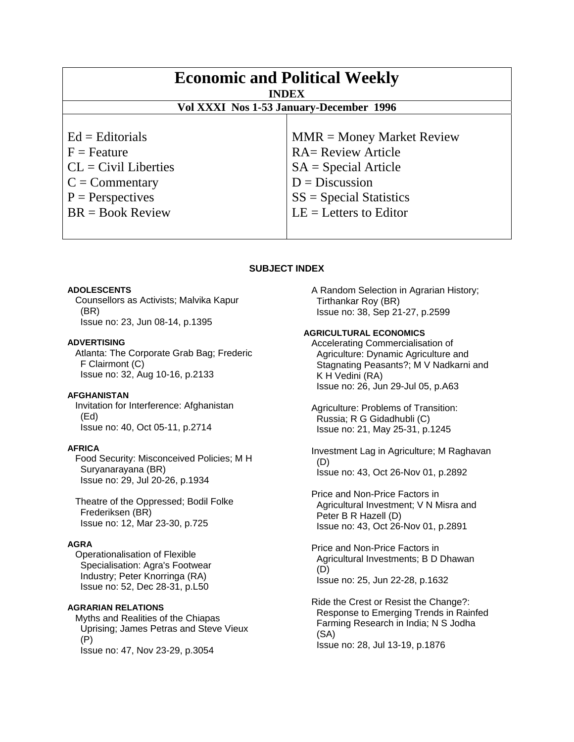# Economic and Political Weekly

**INDEX**

**Vol XXXI Nos 1-53 January-December 1996**

| | |
|---|---|
| Ed = Editorials | MMR = Money Market Review |
| F = Feature | RA= Review Article |
| CL = Civil Liberties | SA = Special Article |
| C = Commentary | D = Discussion |
| P = Perspectives | SS = Special Statistics |
| BR = Book Review | LE = Letters to Editor |

## SUBJECT INDEX

**ADOLESCENTS**

Counsellors as Activists; Malvika Kapur (BR)
Issue no: 23, Jun 08-14, p.1395

**ADVERTISING**

Atlanta: The Corporate Grab Bag; Frederic F Clairmont (C)
Issue no: 32, Aug 10-16, p.2133

**AFGHANISTAN**

Invitation for Interference: Afghanistan (Ed)
Issue no: 40, Oct 05-11, p.2714

**AFRICA**

Food Security: Misconceived Policies; M H Suryanarayana (BR)
Issue no: 29, Jul 20-26, p.1934

Theatre of the Oppressed; Bodil Folke Frederiksen (BR)
Issue no: 12, Mar 23-30, p.725

**AGRA**

Operationalisation of Flexible Specialisation: Agra's Footwear Industry; Peter Knorringa (RA)
Issue no: 52, Dec 28-31, p.L50

**AGRARIAN RELATIONS**

Myths and Realities of the Chiapas Uprising; James Petras and Steve Vieux (P)
Issue no: 47, Nov 23-29, p.3054

A Random Selection in Agrarian History; Tirthankar Roy (BR)
Issue no: 38, Sep 21-27, p.2599

**AGRICULTURAL ECONOMICS**

Accelerating Commercialisation of Agriculture: Dynamic Agriculture and Stagnating Peasants?; M V Nadkarni and K H Vedini (RA)
Issue no: 26, Jun 29-Jul 05, p.A63

Agriculture: Problems of Transition: Russia; R G Gidadhubli (C)
Issue no: 21, May 25-31, p.1245

Investment Lag in Agriculture; M Raghavan (D)
Issue no: 43, Oct 26-Nov 01, p.2892

Price and Non-Price Factors in Agricultural Investment; V N Misra and Peter B R Hazell (D)
Issue no: 43, Oct 26-Nov 01, p.2891

Price and Non-Price Factors in Agricultural Investments; B D Dhawan (D)
Issue no: 25, Jun 22-28, p.1632

Ride the Crest or Resist the Change?: Response to Emerging Trends in Rainfed Farming Research in India; N S Jodha (SA)
Issue no: 28, Jul 13-19, p.1876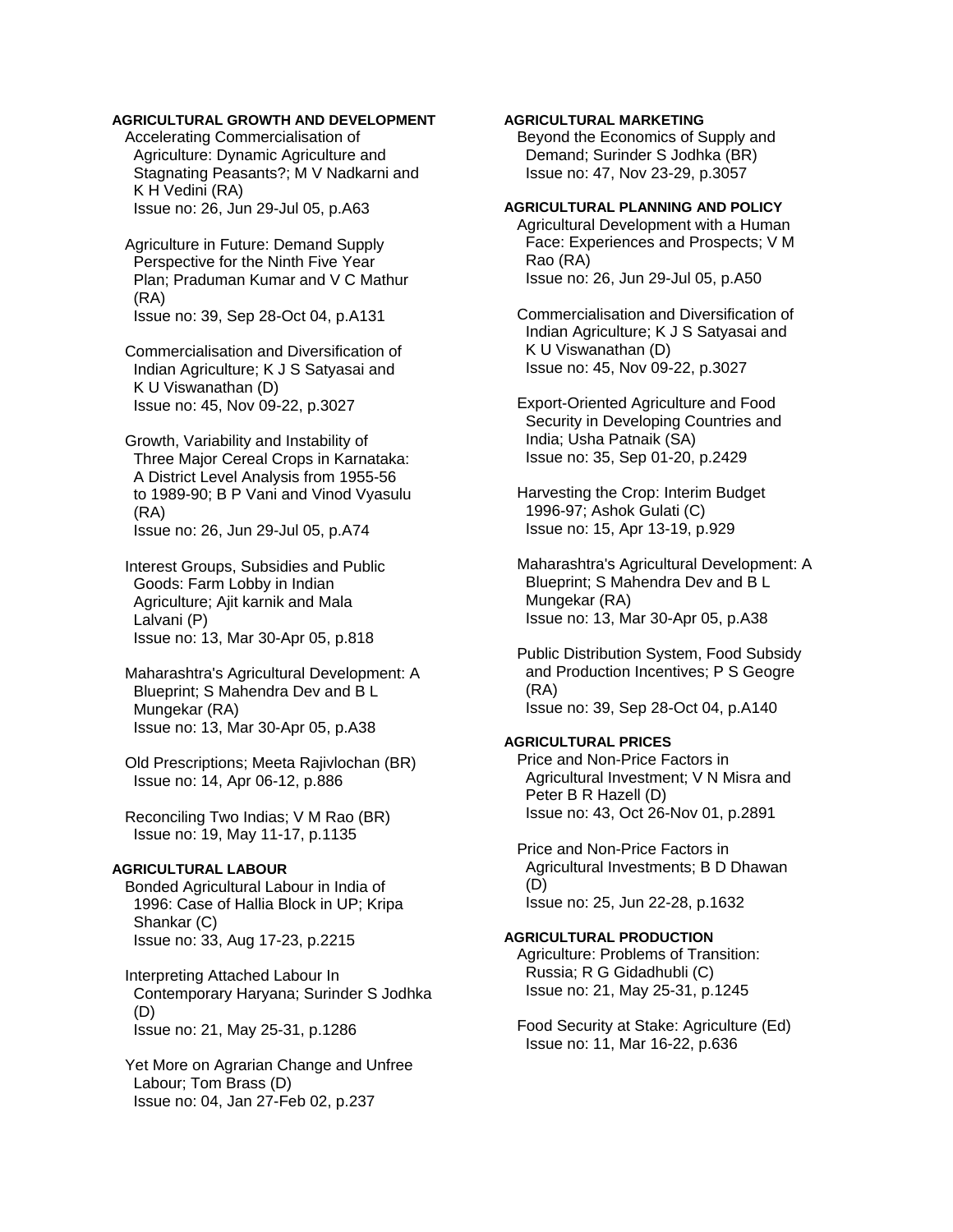**AGRICULTURAL GROWTH AND DEVELOPMENT**

Accelerating Commercialisation of Agriculture: Dynamic Agriculture and Stagnating Peasants?; M V Nadkarni and K H Vedini (RA)
Issue no: 26, Jun 29-Jul 05, p.A63

Agriculture in Future: Demand Supply Perspective for the Ninth Five Year Plan; Praduman Kumar and V C Mathur (RA)
Issue no: 39, Sep 28-Oct 04, p.A131

Commercialisation and Diversification of Indian Agriculture; K J S Satyasai and K U Viswanathan (D)
Issue no: 45, Nov 09-22, p.3027

Growth, Variability and Instability of Three Major Cereal Crops in Karnataka: A District Level Analysis from 1955-56 to 1989-90; B P Vani and Vinod Vyasulu (RA)
Issue no: 26, Jun 29-Jul 05, p.A74

Interest Groups, Subsidies and Public Goods: Farm Lobby in Indian Agriculture; Ajit karnik and Mala Lalvani (P)
Issue no: 13, Mar 30-Apr 05, p.818

Maharashtra's Agricultural Development: A Blueprint; S Mahendra Dev and B L Mungekar (RA)
Issue no: 13, Mar 30-Apr 05, p.A38

Old Prescriptions; Meeta Rajivlochan (BR)
Issue no: 14, Apr 06-12, p.886

Reconciling Two Indias; V M Rao (BR)
Issue no: 19, May 11-17, p.1135

**AGRICULTURAL LABOUR**

Bonded Agricultural Labour in India of 1996: Case of Hallia Block in UP; Kripa Shankar (C)
Issue no: 33, Aug 17-23, p.2215

Interpreting Attached Labour In Contemporary Haryana; Surinder S Jodhka (D)
Issue no: 21, May 25-31, p.1286

Yet More on Agrarian Change and Unfree Labour; Tom Brass (D)
Issue no: 04, Jan 27-Feb 02, p.237

**AGRICULTURAL MARKETING**

Beyond the Economics of Supply and Demand; Surinder S Jodhka (BR)
Issue no: 47, Nov 23-29, p.3057

**AGRICULTURAL PLANNING AND POLICY**

Agricultural Development with a Human Face: Experiences and Prospects; V M Rao (RA)
Issue no: 26, Jun 29-Jul 05, p.A50

Commercialisation and Diversification of Indian Agriculture; K J S Satyasai and K U Viswanathan (D)
Issue no: 45, Nov 09-22, p.3027

Export-Oriented Agriculture and Food Security in Developing Countries and India; Usha Patnaik (SA)
Issue no: 35, Sep 01-20, p.2429

Harvesting the Crop: Interim Budget 1996-97; Ashok Gulati (C)
Issue no: 15, Apr 13-19, p.929

Maharashtra's Agricultural Development: A Blueprint; S Mahendra Dev and B L Mungekar (RA)
Issue no: 13, Mar 30-Apr 05, p.A38

Public Distribution System, Food Subsidy and Production Incentives; P S Geogre (RA)
Issue no: 39, Sep 28-Oct 04, p.A140

**AGRICULTURAL PRICES**

Price and Non-Price Factors in Agricultural Investment; V N Misra and Peter B R Hazell (D)
Issue no: 43, Oct 26-Nov 01, p.2891

Price and Non-Price Factors in Agricultural Investments; B D Dhawan (D)
Issue no: 25, Jun 22-28, p.1632

**AGRICULTURAL PRODUCTION**

Agriculture: Problems of Transition: Russia; R G Gidadhubli (C)
Issue no: 21, May 25-31, p.1245

Food Security at Stake: Agriculture (Ed)
Issue no: 11, Mar 16-22, p.636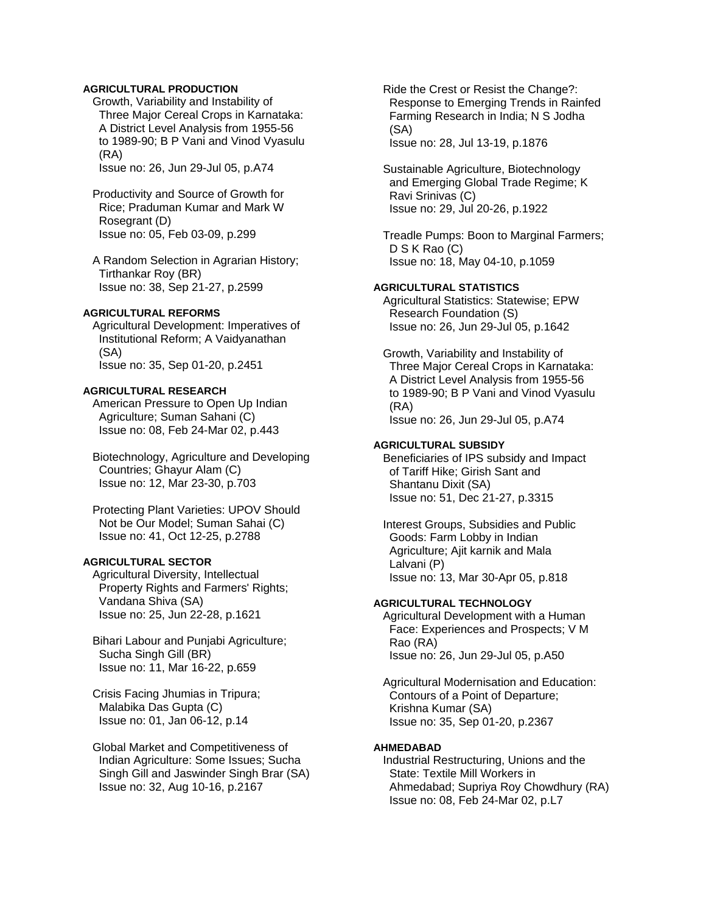**AGRICULTURAL PRODUCTION**

Growth, Variability and Instability of Three Major Cereal Crops in Karnataka: A District Level Analysis from 1955-56 to 1989-90; B P Vani and Vinod Vyasulu (RA)
Issue no: 26, Jun 29-Jul 05, p.A74

Productivity and Source of Growth for Rice; Praduman Kumar and Mark W Rosegrant (D)
Issue no: 05, Feb 03-09, p.299

A Random Selection in Agrarian History; Tirthankar Roy (BR)
Issue no: 38, Sep 21-27, p.2599

**AGRICULTURAL REFORMS**

Agricultural Development: Imperatives of Institutional Reform; A Vaidyanathan (SA)
Issue no: 35, Sep 01-20, p.2451

**AGRICULTURAL RESEARCH**

American Pressure to Open Up Indian Agriculture; Suman Sahani (C)
Issue no: 08, Feb 24-Mar 02, p.443

Biotechnology, Agriculture and Developing Countries; Ghayur Alam (C)
Issue no: 12, Mar 23-30, p.703

Protecting Plant Varieties: UPOV Should Not be Our Model; Suman Sahai (C)
Issue no: 41, Oct 12-25, p.2788

**AGRICULTURAL SECTOR**

Agricultural Diversity, Intellectual Property Rights and Farmers' Rights; Vandana Shiva (SA)
Issue no: 25, Jun 22-28, p.1621

Bihari Labour and Punjabi Agriculture; Sucha Singh Gill (BR)
Issue no: 11, Mar 16-22, p.659

Crisis Facing Jhumias in Tripura; Malabika Das Gupta (C)
Issue no: 01, Jan 06-12, p.14

Global Market and Competitiveness of Indian Agriculture: Some Issues; Sucha Singh Gill and Jaswinder Singh Brar (SA)
Issue no: 32, Aug 10-16, p.2167

Ride the Crest or Resist the Change?: Response to Emerging Trends in Rainfed Farming Research in India; N S Jodha (SA)
Issue no: 28, Jul 13-19, p.1876

Sustainable Agriculture, Biotechnology and Emerging Global Trade Regime; K Ravi Srinivas (C)
Issue no: 29, Jul 20-26, p.1922

Treadle Pumps: Boon to Marginal Farmers; D S K Rao (C)
Issue no: 18, May 04-10, p.1059

**AGRICULTURAL STATISTICS**

Agricultural Statistics: Statewise; EPW Research Foundation (S)
Issue no: 26, Jun 29-Jul 05, p.1642

Growth, Variability and Instability of Three Major Cereal Crops in Karnataka: A District Level Analysis from 1955-56 to 1989-90; B P Vani and Vinod Vyasulu (RA)
Issue no: 26, Jun 29-Jul 05, p.A74

**AGRICULTURAL SUBSIDY**

Beneficiaries of IPS subsidy and Impact of Tariff Hike; Girish Sant and Shantanu Dixit (SA)
Issue no: 51, Dec 21-27, p.3315

Interest Groups, Subsidies and Public Goods: Farm Lobby in Indian Agriculture; Ajit karnik and Mala Lalvani (P)
Issue no: 13, Mar 30-Apr 05, p.818

**AGRICULTURAL TECHNOLOGY**

Agricultural Development with a Human Face: Experiences and Prospects; V M Rao (RA)
Issue no: 26, Jun 29-Jul 05, p.A50

Agricultural Modernisation and Education: Contours of a Point of Departure; Krishna Kumar (SA)
Issue no: 35, Sep 01-20, p.2367

**AHMEDABAD**

Industrial Restructuring, Unions and the State: Textile Mill Workers in Ahmedabad; Supriya Roy Chowdhury (RA)
Issue no: 08, Feb 24-Mar 02, p.L7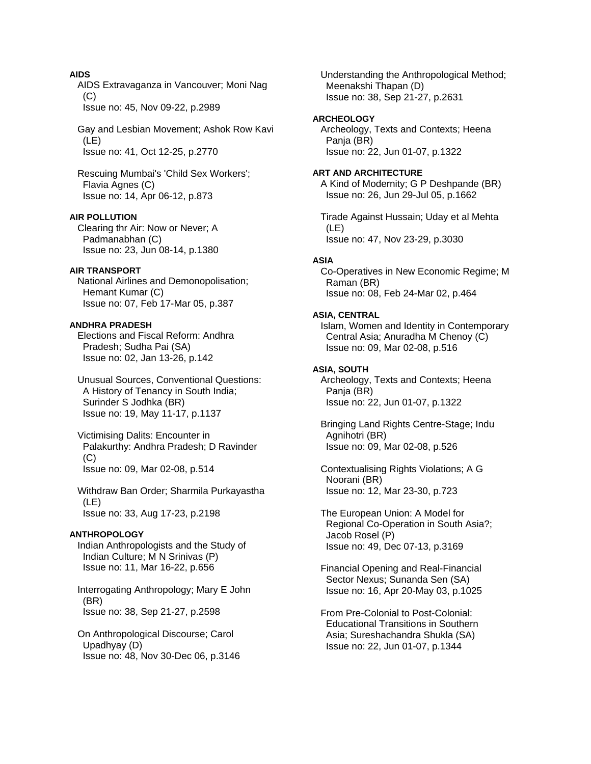**AIDS**

AIDS Extravaganza in Vancouver; Moni Nag (C)
Issue no: 45, Nov 09-22, p.2989

Gay and Lesbian Movement; Ashok Row Kavi (LE)
Issue no: 41, Oct 12-25, p.2770

Rescuing Mumbai's 'Child Sex Workers'; Flavia Agnes (C)
Issue no: 14, Apr 06-12, p.873

**AIR POLLUTION**

Clearing thr Air: Now or Never; A Padmanabhan (C)
Issue no: 23, Jun 08-14, p.1380

**AIR TRANSPORT**

National Airlines and Demonopolisation; Hemant Kumar (C)
Issue no: 07, Feb 17-Mar 05, p.387

**ANDHRA PRADESH**

Elections and Fiscal Reform: Andhra Pradesh; Sudha Pai (SA)
Issue no: 02, Jan 13-26, p.142

Unusual Sources, Conventional Questions: A History of Tenancy in South India; Surinder S Jodhka (BR)
Issue no: 19, May 11-17, p.1137

Victimising Dalits: Encounter in Palakurthy: Andhra Pradesh; D Ravinder (C)
Issue no: 09, Mar 02-08, p.514

Withdraw Ban Order; Sharmila Purkayastha (LE)
Issue no: 33, Aug 17-23, p.2198

**ANTHROPOLOGY**

Indian Anthropologists and the Study of Indian Culture; M N Srinivas (P)
Issue no: 11, Mar 16-22, p.656

Interrogating Anthropology; Mary E John (BR)
Issue no: 38, Sep 21-27, p.2598

On Anthropological Discourse; Carol Upadhyay (D)
Issue no: 48, Nov 30-Dec 06, p.3146

Understanding the Anthropological Method; Meenakshi Thapan (D)
Issue no: 38, Sep 21-27, p.2631

**ARCHEOLOGY**

Archeology, Texts and Contexts; Heena Panja (BR)
Issue no: 22, Jun 01-07, p.1322

**ART AND ARCHITECTURE**

A Kind of Modernity; G P Deshpande (BR)
Issue no: 26, Jun 29-Jul 05, p.1662

Tirade Against Hussain; Uday et al Mehta (LE)
Issue no: 47, Nov 23-29, p.3030

**ASIA**

Co-Operatives in New Economic Regime; M Raman (BR)
Issue no: 08, Feb 24-Mar 02, p.464

**ASIA, CENTRAL**

Islam, Women and Identity in Contemporary Central Asia; Anuradha M Chenoy (C)
Issue no: 09, Mar 02-08, p.516

**ASIA, SOUTH**

Archeology, Texts and Contexts; Heena Panja (BR)
Issue no: 22, Jun 01-07, p.1322

Bringing Land Rights Centre-Stage; Indu Agnihotri (BR)
Issue no: 09, Mar 02-08, p.526

Contextualising Rights Violations; A G Noorani (BR)
Issue no: 12, Mar 23-30, p.723

The European Union: A Model for Regional Co-Operation in South Asia?; Jacob Rosel (P)
Issue no: 49, Dec 07-13, p.3169

Financial Opening and Real-Financial Sector Nexus; Sunanda Sen (SA)
Issue no: 16, Apr 20-May 03, p.1025

From Pre-Colonial to Post-Colonial: Educational Transitions in Southern Asia; Sureshachandra Shukla (SA)
Issue no: 22, Jun 01-07, p.1344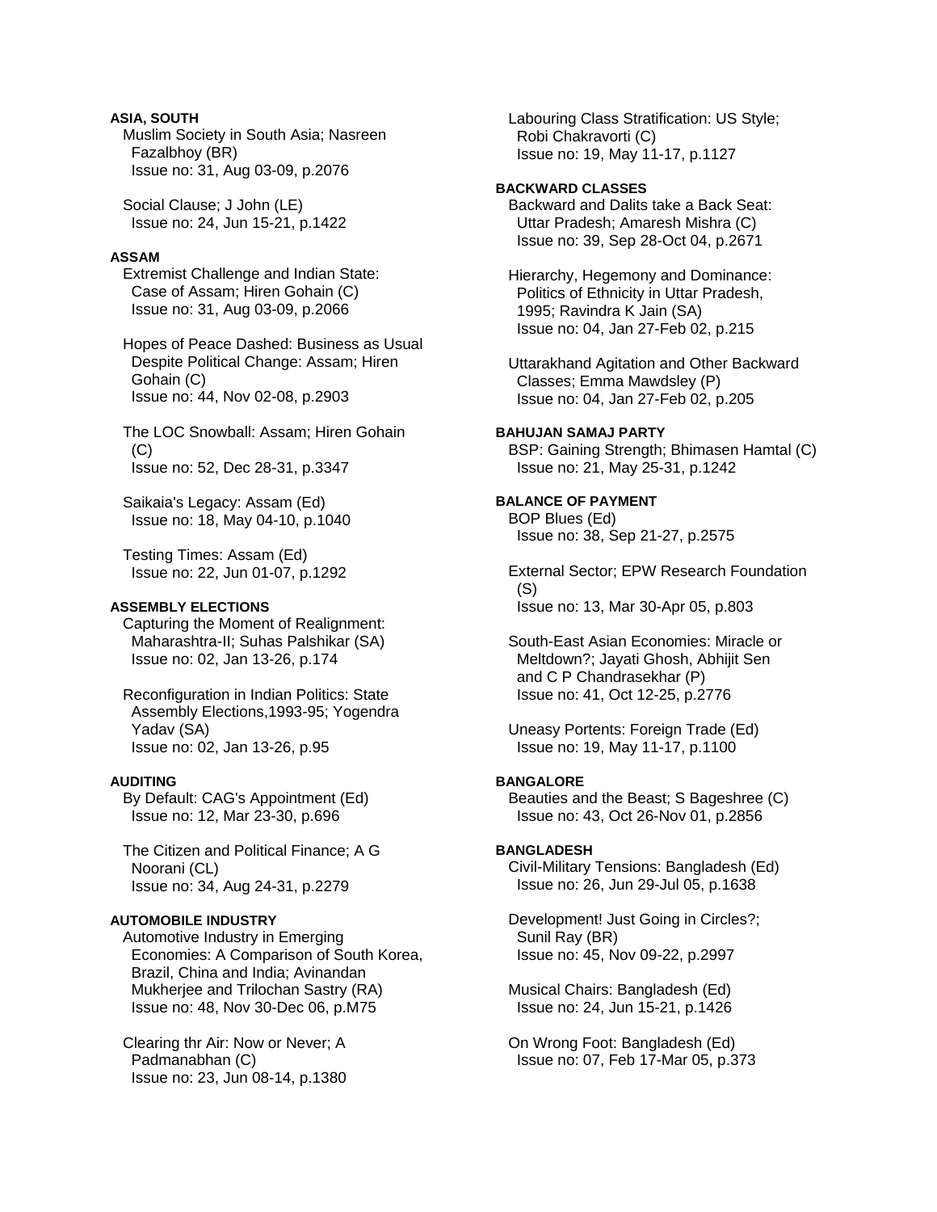**ASIA, SOUTH**

Muslim Society in South Asia; Nasreen Fazalbhoy (BR)
Issue no: 31, Aug 03-09, p.2076

Social Clause; J John (LE)
Issue no: 24, Jun 15-21, p.1422

**ASSAM**

Extremist Challenge and Indian State: Case of Assam; Hiren Gohain (C)
Issue no: 31, Aug 03-09, p.2066

Hopes of Peace Dashed: Business as Usual Despite Political Change: Assam; Hiren Gohain (C)
Issue no: 44, Nov 02-08, p.2903

The LOC Snowball: Assam; Hiren Gohain (C)
Issue no: 52, Dec 28-31, p.3347

Saikaia's Legacy: Assam (Ed)
Issue no: 18, May 04-10, p.1040

Testing Times: Assam (Ed)
Issue no: 22, Jun 01-07, p.1292

**ASSEMBLY ELECTIONS**

Capturing the Moment of Realignment: Maharashtra-II; Suhas Palshikar (SA)
Issue no: 02, Jan 13-26, p.174

Reconfiguration in Indian Politics: State Assembly Elections,1993-95; Yogendra Yadav (SA)
Issue no: 02, Jan 13-26, p.95

**AUDITING**

By Default: CAG's Appointment (Ed)
Issue no: 12, Mar 23-30, p.696

The Citizen and Political Finance; A G Noorani (CL)
Issue no: 34, Aug 24-31, p.2279

**AUTOMOBILE INDUSTRY**

Automotive Industry in Emerging Economies: A Comparison of South Korea, Brazil, China and India; Avinandan Mukherjee and Trilochan Sastry (RA)
Issue no: 48, Nov 30-Dec 06, p.M75

Clearing thr Air: Now or Never; A Padmanabhan (C)
Issue no: 23, Jun 08-14, p.1380

Labouring Class Stratification: US Style; Robi Chakravorti (C)
Issue no: 19, May 11-17, p.1127

**BACKWARD CLASSES**

Backward and Dalits take a Back Seat: Uttar Pradesh; Amaresh Mishra (C)
Issue no: 39, Sep 28-Oct 04, p.2671

Hierarchy, Hegemony and Dominance: Politics of Ethnicity in Uttar Pradesh, 1995; Ravindra K Jain (SA)
Issue no: 04, Jan 27-Feb 02, p.215

Uttarakhand Agitation and Other Backward Classes; Emma Mawdsley (P)
Issue no: 04, Jan 27-Feb 02, p.205

**BAHUJAN SAMAJ PARTY**

BSP: Gaining Strength; Bhimasen Hamtal (C)
Issue no: 21, May 25-31, p.1242

**BALANCE OF PAYMENT**

BOP Blues (Ed)
Issue no: 38, Sep 21-27, p.2575

External Sector; EPW Research Foundation (S)
Issue no: 13, Mar 30-Apr 05, p.803

South-East Asian Economies: Miracle or Meltdown?; Jayati Ghosh, Abhijit Sen and C P Chandrasekhar (P)
Issue no: 41, Oct 12-25, p.2776

Uneasy Portents: Foreign Trade (Ed)
Issue no: 19, May 11-17, p.1100

**BANGALORE**

Beauties and the Beast; S Bageshree (C)
Issue no: 43, Oct 26-Nov 01, p.2856

**BANGLADESH**

Civil-Military Tensions: Bangladesh (Ed)
Issue no: 26, Jun 29-Jul 05, p.1638

Development! Just Going in Circles?; Sunil Ray (BR)
Issue no: 45, Nov 09-22, p.2997

Musical Chairs: Bangladesh (Ed)
Issue no: 24, Jun 15-21, p.1426

On Wrong Foot: Bangladesh (Ed)
Issue no: 07, Feb 17-Mar 05, p.373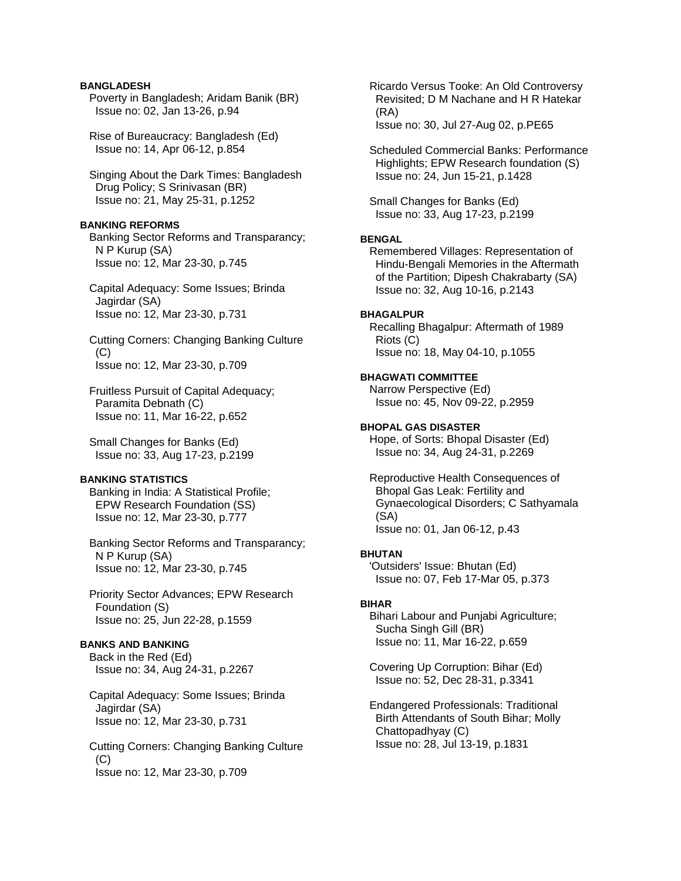**BANGLADESH**

Poverty in Bangladesh; Aridam Banik (BR)
Issue no: 02, Jan 13-26, p.94

Rise of Bureaucracy: Bangladesh (Ed)
Issue no: 14, Apr 06-12, p.854

Singing About the Dark Times: Bangladesh Drug Policy; S Srinivasan (BR)
Issue no: 21, May 25-31, p.1252

**BANKING REFORMS**

Banking Sector Reforms and Transparancy; N P Kurup (SA)
Issue no: 12, Mar 23-30, p.745

Capital Adequacy: Some Issues; Brinda Jagirdar (SA)
Issue no: 12, Mar 23-30, p.731

Cutting Corners: Changing Banking Culture (C)
Issue no: 12, Mar 23-30, p.709

Fruitless Pursuit of Capital Adequacy; Paramita Debnath (C)
Issue no: 11, Mar 16-22, p.652

Small Changes for Banks (Ed)
Issue no: 33, Aug 17-23, p.2199

**BANKING STATISTICS**

Banking in India: A Statistical Profile; EPW Research Foundation (SS)
Issue no: 12, Mar 23-30, p.777

Banking Sector Reforms and Transparancy; N P Kurup (SA)
Issue no: 12, Mar 23-30, p.745

Priority Sector Advances; EPW Research Foundation (S)
Issue no: 25, Jun 22-28, p.1559

**BANKS AND BANKING**

Back in the Red (Ed)
Issue no: 34, Aug 24-31, p.2267

Capital Adequacy: Some Issues; Brinda Jagirdar (SA)
Issue no: 12, Mar 23-30, p.731

Cutting Corners: Changing Banking Culture (C)
Issue no: 12, Mar 23-30, p.709

Ricardo Versus Tooke: An Old Controversy Revisited; D M Nachane and H R Hatekar (RA)
Issue no: 30, Jul 27-Aug 02, p.PE65

Scheduled Commercial Banks: Performance Highlights; EPW Research foundation (S)
Issue no: 24, Jun 15-21, p.1428

Small Changes for Banks (Ed)
Issue no: 33, Aug 17-23, p.2199

**BENGAL**

Remembered Villages: Representation of Hindu-Bengali Memories in the Aftermath of the Partition; Dipesh Chakrabarty (SA)
Issue no: 32, Aug 10-16, p.2143

**BHAGALPUR**

Recalling Bhagalpur: Aftermath of 1989 Riots (C)
Issue no: 18, May 04-10, p.1055

**BHAGWATI COMMITTEE**

Narrow Perspective (Ed)
Issue no: 45, Nov 09-22, p.2959

**BHOPAL GAS DISASTER**

Hope, of Sorts: Bhopal Disaster (Ed)
Issue no: 34, Aug 24-31, p.2269

Reproductive Health Consequences of Bhopal Gas Leak: Fertility and Gynaecological Disorders; C Sathyamala (SA)
Issue no: 01, Jan 06-12, p.43

**BHUTAN**

'Outsiders' Issue: Bhutan (Ed)
Issue no: 07, Feb 17-Mar 05, p.373

**BIHAR**

Bihari Labour and Punjabi Agriculture; Sucha Singh Gill (BR)
Issue no: 11, Mar 16-22, p.659

Covering Up Corruption: Bihar (Ed)
Issue no: 52, Dec 28-31, p.3341

Endangered Professionals: Traditional Birth Attendants of South Bihar; Molly Chattopadhyay (C)
Issue no: 28, Jul 13-19, p.1831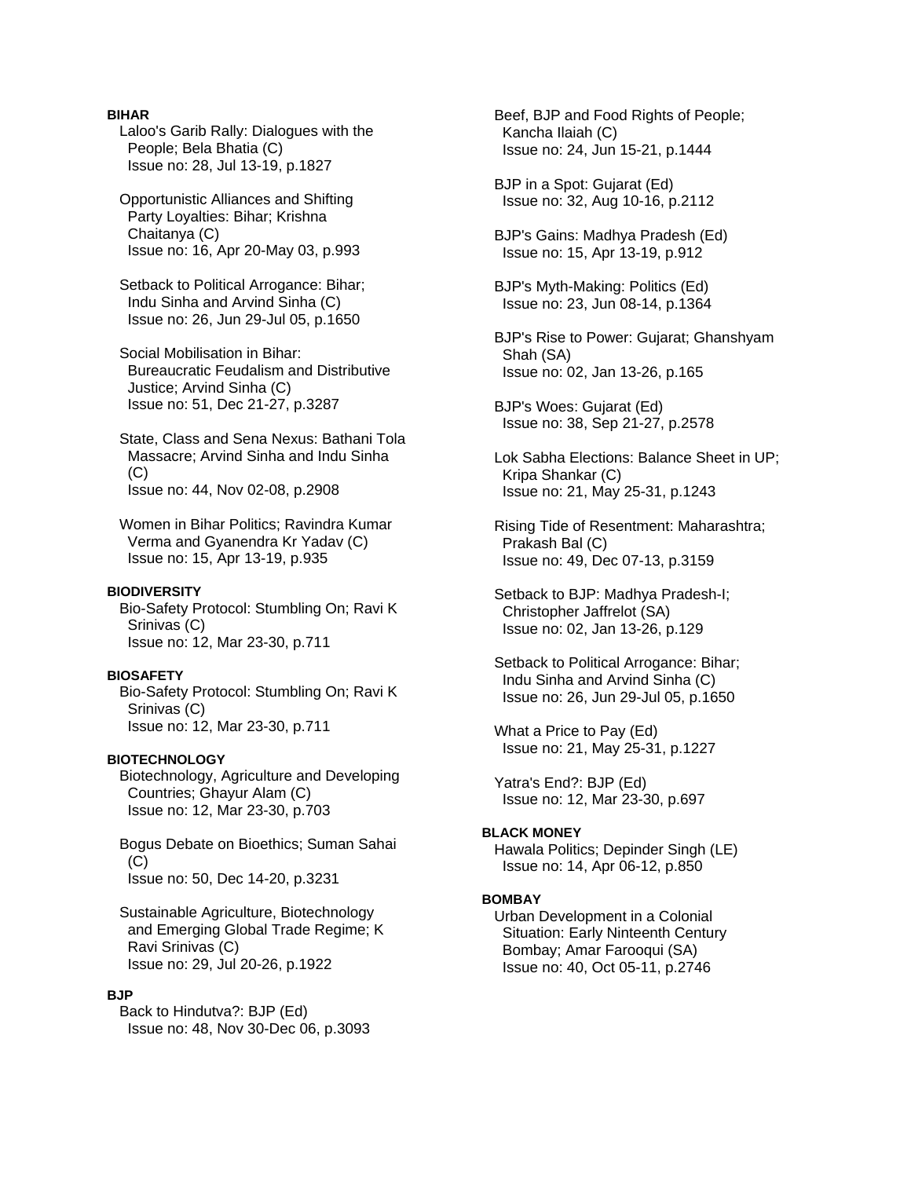**BIHAR**

Laloo's Garib Rally: Dialogues with the People; Bela Bhatia (C)
Issue no: 28, Jul 13-19, p.1827

Opportunistic Alliances and Shifting Party Loyalties: Bihar; Krishna Chaitanya (C)
Issue no: 16, Apr 20-May 03, p.993

Setback to Political Arrogance: Bihar; Indu Sinha and Arvind Sinha (C)
Issue no: 26, Jun 29-Jul 05, p.1650

Social Mobilisation in Bihar: Bureaucratic Feudalism and Distributive Justice; Arvind Sinha (C)
Issue no: 51, Dec 21-27, p.3287

State, Class and Sena Nexus: Bathani Tola Massacre; Arvind Sinha and Indu Sinha (C)
Issue no: 44, Nov 02-08, p.2908

Women in Bihar Politics; Ravindra Kumar Verma and Gyanendra Kr Yadav (C)
Issue no: 15, Apr 13-19, p.935

**BIODIVERSITY**

Bio-Safety Protocol: Stumbling On; Ravi K Srinivas (C)
Issue no: 12, Mar 23-30, p.711

**BIOSAFETY**

Bio-Safety Protocol: Stumbling On; Ravi K Srinivas (C)
Issue no: 12, Mar 23-30, p.711

**BIOTECHNOLOGY**

Biotechnology, Agriculture and Developing Countries; Ghayur Alam (C)
Issue no: 12, Mar 23-30, p.703

Bogus Debate on Bioethics; Suman Sahai (C)
Issue no: 50, Dec 14-20, p.3231

Sustainable Agriculture, Biotechnology and Emerging Global Trade Regime; K Ravi Srinivas (C)
Issue no: 29, Jul 20-26, p.1922

**BJP**

Back to Hindutva?: BJP (Ed)
Issue no: 48, Nov 30-Dec 06, p.3093

Beef, BJP and Food Rights of People; Kancha Ilaiah (C)
Issue no: 24, Jun 15-21, p.1444

BJP in a Spot: Gujarat (Ed)
Issue no: 32, Aug 10-16, p.2112

BJP's Gains: Madhya Pradesh (Ed)
Issue no: 15, Apr 13-19, p.912

BJP's Myth-Making: Politics (Ed)
Issue no: 23, Jun 08-14, p.1364

BJP's Rise to Power: Gujarat; Ghanshyam Shah (SA)
Issue no: 02, Jan 13-26, p.165

BJP's Woes: Gujarat (Ed)
Issue no: 38, Sep 21-27, p.2578

Lok Sabha Elections: Balance Sheet in UP; Kripa Shankar (C)
Issue no: 21, May 25-31, p.1243

Rising Tide of Resentment: Maharashtra; Prakash Bal (C)
Issue no: 49, Dec 07-13, p.3159

Setback to BJP: Madhya Pradesh-I; Christopher Jaffrelot (SA)
Issue no: 02, Jan 13-26, p.129

Setback to Political Arrogance: Bihar; Indu Sinha and Arvind Sinha (C)
Issue no: 26, Jun 29-Jul 05, p.1650

What a Price to Pay (Ed)
Issue no: 21, May 25-31, p.1227

Yatra's End?: BJP (Ed)
Issue no: 12, Mar 23-30, p.697

**BLACK MONEY**

Hawala Politics; Depinder Singh (LE)
Issue no: 14, Apr 06-12, p.850

**BOMBAY**

Urban Development in a Colonial Situation: Early Ninteenth Century Bombay; Amar Farooqui (SA)
Issue no: 40, Oct 05-11, p.2746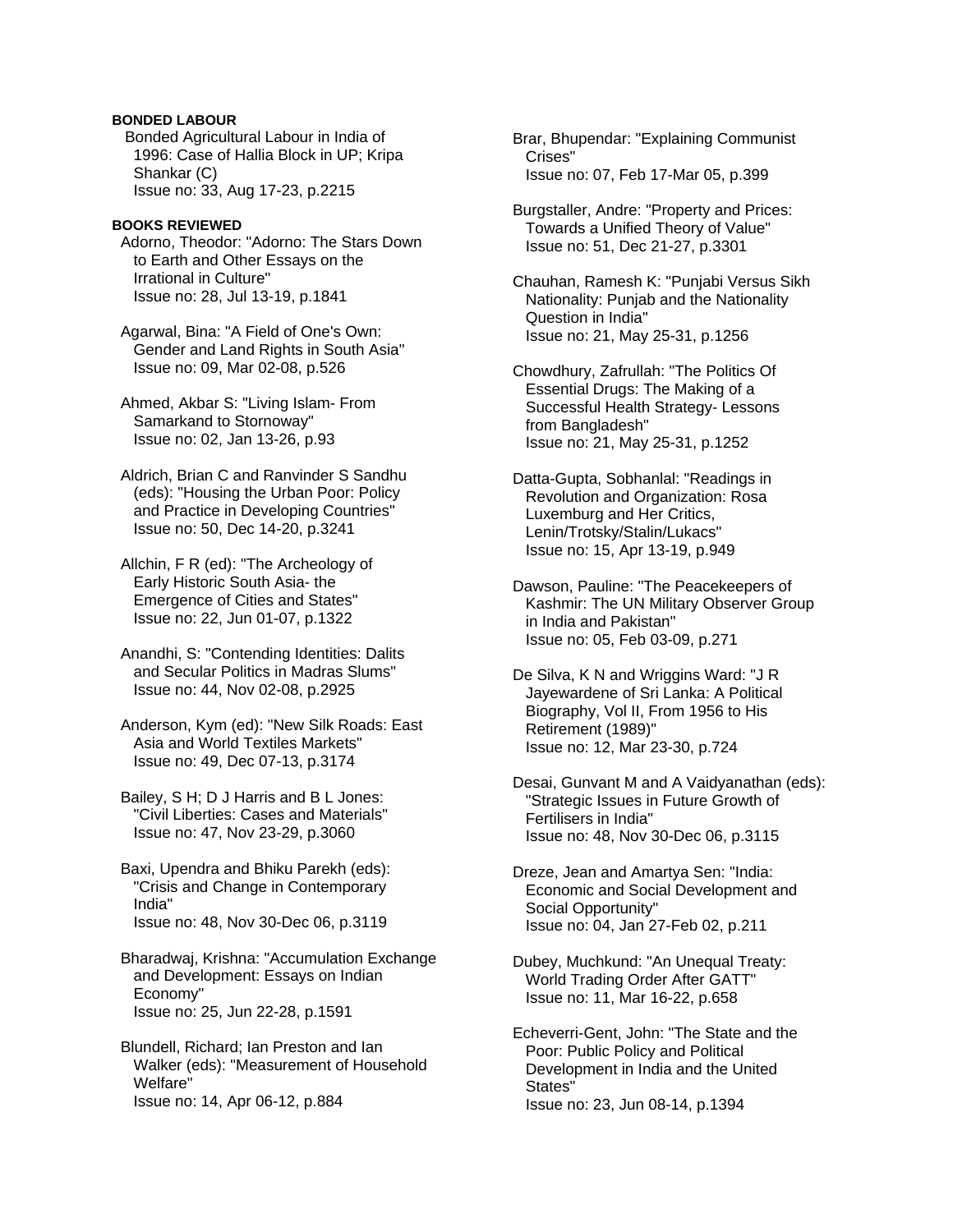**BONDED LABOUR**

Bonded Agricultural Labour in India of 1996: Case of Hallia Block in UP; Kripa Shankar (C)
Issue no: 33, Aug 17-23, p.2215

**BOOKS REVIEWED**

Adorno, Theodor: "Adorno: The Stars Down to Earth and Other Essays on the Irrational in Culture"
Issue no: 28, Jul 13-19, p.1841

Agarwal, Bina: "A Field of One's Own: Gender and Land Rights in South Asia"
Issue no: 09, Mar 02-08, p.526

Ahmed, Akbar S: "Living Islam- From Samarkand to Stornoway"
Issue no: 02, Jan 13-26, p.93

Aldrich, Brian C and Ranvinder S Sandhu (eds): "Housing the Urban Poor: Policy and Practice in Developing Countries"
Issue no: 50, Dec 14-20, p.3241

Allchin, F R (ed): "The Archeology of Early Historic South Asia- the Emergence of Cities and States"
Issue no: 22, Jun 01-07, p.1322

Anandhi, S: "Contending Identities: Dalits and Secular Politics in Madras Slums"
Issue no: 44, Nov 02-08, p.2925

Anderson, Kym (ed): "New Silk Roads: East Asia and World Textiles Markets"
Issue no: 49, Dec 07-13, p.3174

Bailey, S H; D J Harris and B L Jones: "Civil Liberties: Cases and Materials"
Issue no: 47, Nov 23-29, p.3060

Baxi, Upendra and Bhiku Parekh (eds): "Crisis and Change in Contemporary India"
Issue no: 48, Nov 30-Dec 06, p.3119

Bharadwaj, Krishna: "Accumulation Exchange and Development: Essays on Indian Economy"
Issue no: 25, Jun 22-28, p.1591

Blundell, Richard; Ian Preston and Ian Walker (eds): "Measurement of Household Welfare"
Issue no: 14, Apr 06-12, p.884

Brar, Bhupendar: "Explaining Communist Crises"
Issue no: 07, Feb 17-Mar 05, p.399

Burgstaller, Andre: "Property and Prices: Towards a Unified Theory of Value"
Issue no: 51, Dec 21-27, p.3301

Chauhan, Ramesh K: "Punjabi Versus Sikh Nationality: Punjab and the Nationality Question in India"
Issue no: 21, May 25-31, p.1256

Chowdhury, Zafrullah: "The Politics Of Essential Drugs: The Making of a Successful Health Strategy- Lessons from Bangladesh"
Issue no: 21, May 25-31, p.1252

Datta-Gupta, Sobhanlal: "Readings in Revolution and Organization: Rosa Luxemburg and Her Critics, Lenin/Trotsky/Stalin/Lukacs"
Issue no: 15, Apr 13-19, p.949

Dawson, Pauline: "The Peacekeepers of Kashmir: The UN Military Observer Group in India and Pakistan"
Issue no: 05, Feb 03-09, p.271

De Silva, K N and Wriggins Ward: "J R Jayewardene of Sri Lanka: A Political Biography, Vol II, From 1956 to His Retirement (1989)"
Issue no: 12, Mar 23-30, p.724

Desai, Gunvant M and A Vaidyanathan (eds): "Strategic Issues in Future Growth of Fertilisers in India"
Issue no: 48, Nov 30-Dec 06, p.3115

Dreze, Jean and Amartya Sen: "India: Economic and Social Development and Social Opportunity"
Issue no: 04, Jan 27-Feb 02, p.211

Dubey, Muchkund: "An Unequal Treaty: World Trading Order After GATT"
Issue no: 11, Mar 16-22, p.658

Echeverri-Gent, John: "The State and the Poor: Public Policy and Political Development in India and the United States"
Issue no: 23, Jun 08-14, p.1394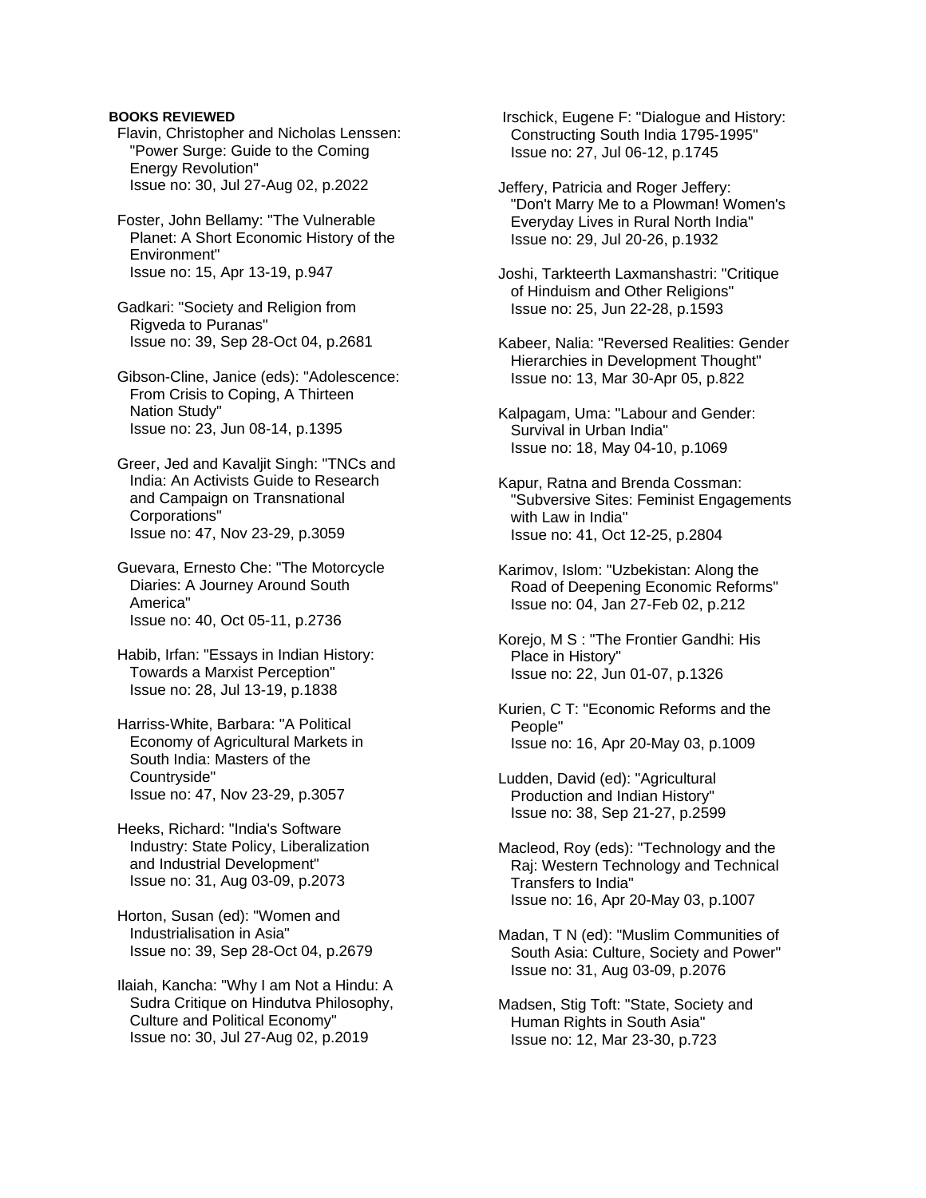**BOOKS REVIEWED**

Flavin, Christopher and Nicholas Lenssen: "Power Surge: Guide to the Coming Energy Revolution"
Issue no: 30, Jul 27-Aug 02, p.2022

Foster, John Bellamy: "The Vulnerable Planet: A Short Economic History of the Environment"
Issue no: 15, Apr 13-19, p.947

Gadkari: "Society and Religion from Rigveda to Puranas"
Issue no: 39, Sep 28-Oct 04, p.2681

Gibson-Cline, Janice (eds): "Adolescence: From Crisis to Coping, A Thirteen Nation Study"
Issue no: 23, Jun 08-14, p.1395

Greer, Jed and Kavaljit Singh: "TNCs and India: An Activists Guide to Research and Campaign on Transnational Corporations"
Issue no: 47, Nov 23-29, p.3059

Guevara, Ernesto Che: "The Motorcycle Diaries: A Journey Around South America"
Issue no: 40, Oct 05-11, p.2736

Habib, Irfan: "Essays in Indian History: Towards a Marxist Perception"
Issue no: 28, Jul 13-19, p.1838

Harriss-White, Barbara: "A Political Economy of Agricultural Markets in South India: Masters of the Countryside"
Issue no: 47, Nov 23-29, p.3057

Heeks, Richard: "India's Software Industry: State Policy, Liberalization and Industrial Development"
Issue no: 31, Aug 03-09, p.2073

Horton, Susan (ed): "Women and Industrialisation in Asia"
Issue no: 39, Sep 28-Oct 04, p.2679

Ilaiah, Kancha: "Why I am Not a Hindu: A Sudra Critique on Hindutva Philosophy, Culture and Political Economy"
Issue no: 30, Jul 27-Aug 02, p.2019

Irschick, Eugene F: "Dialogue and History: Constructing South India 1795-1995"
Issue no: 27, Jul 06-12, p.1745

Jeffery, Patricia and Roger Jeffery: "Don't Marry Me to a Plowman! Women's Everyday Lives in Rural North India"
Issue no: 29, Jul 20-26, p.1932

Joshi, Tarkteerth Laxmanshastri: "Critique of Hinduism and Other Religions"
Issue no: 25, Jun 22-28, p.1593

Kabeer, Nalia: "Reversed Realities: Gender Hierarchies in Development Thought"
Issue no: 13, Mar 30-Apr 05, p.822

Kalpagam, Uma: "Labour and Gender: Survival in Urban India"
Issue no: 18, May 04-10, p.1069

Kapur, Ratna and Brenda Cossman: "Subversive Sites: Feminist Engagements with Law in India"
Issue no: 41, Oct 12-25, p.2804

Karimov, Islom: "Uzbekistan: Along the Road of Deepening Economic Reforms"
Issue no: 04, Jan 27-Feb 02, p.212

Korejo, M S : "The Frontier Gandhi: His Place in History"
Issue no: 22, Jun 01-07, p.1326

Kurien, C T: "Economic Reforms and the People"
Issue no: 16, Apr 20-May 03, p.1009

Ludden, David (ed): "Agricultural Production and Indian History"
Issue no: 38, Sep 21-27, p.2599

Macleod, Roy (eds): "Technology and the Raj: Western Technology and Technical Transfers to India"
Issue no: 16, Apr 20-May 03, p.1007

Madan, T N (ed): "Muslim Communities of South Asia: Culture, Society and Power"
Issue no: 31, Aug 03-09, p.2076

Madsen, Stig Toft: "State, Society and Human Rights in South Asia"
Issue no: 12, Mar 23-30, p.723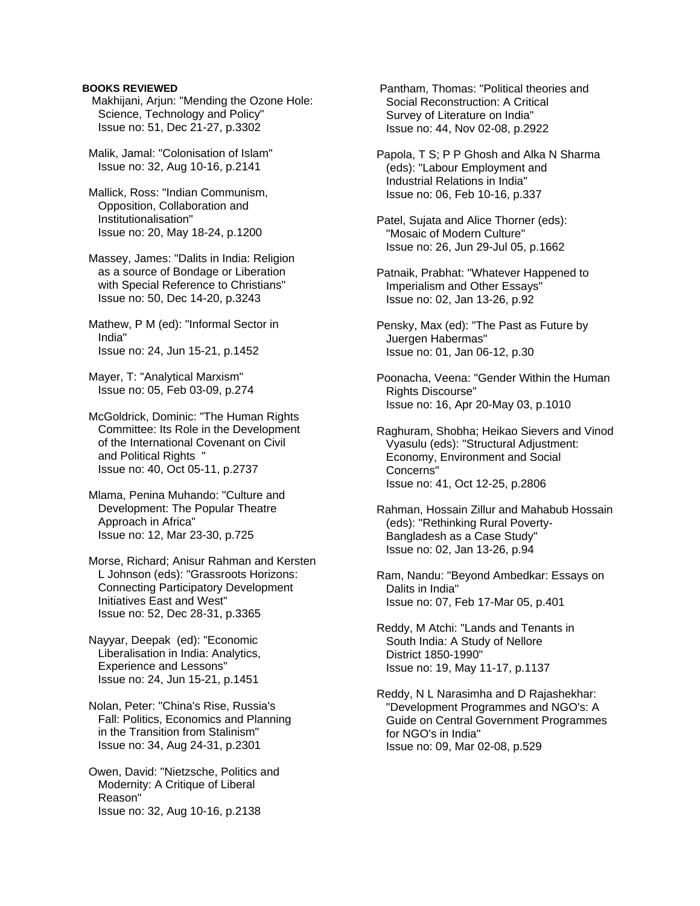**BOOKS REVIEWED**

Makhijani, Arjun: "Mending the Ozone Hole: Science, Technology and Policy"
Issue no: 51, Dec 21-27, p.3302

Malik, Jamal: "Colonisation of Islam"
Issue no: 32, Aug 10-16, p.2141

Mallick, Ross: "Indian Communism, Opposition, Collaboration and Institutionalisation"
Issue no: 20, May 18-24, p.1200

Massey, James: "Dalits in India: Religion as a source of Bondage or Liberation with Special Reference to Christians"
Issue no: 50, Dec 14-20, p.3243

Mathew, P M (ed): "Informal Sector in India"
Issue no: 24, Jun 15-21, p.1452

Mayer, T: "Analytical Marxism"
Issue no: 05, Feb 03-09, p.274

McGoldrick, Dominic: "The Human Rights Committee: Its Role in the Development of the International Covenant on Civil and Political Rights "
Issue no: 40, Oct 05-11, p.2737

Mlama, Penina Muhando: "Culture and Development: The Popular Theatre Approach in Africa"
Issue no: 12, Mar 23-30, p.725

Morse, Richard; Anisur Rahman and Kersten L Johnson (eds): "Grassroots Horizons: Connecting Participatory Development Initiatives East and West"
Issue no: 52, Dec 28-31, p.3365

Nayyar, Deepak (ed): "Economic Liberalisation in India: Analytics, Experience and Lessons"
Issue no: 24, Jun 15-21, p.1451

Nolan, Peter: "China's Rise, Russia's Fall: Politics, Economics and Planning in the Transition from Stalinism"
Issue no: 34, Aug 24-31, p.2301

Owen, David: "Nietzsche, Politics and Modernity: A Critique of Liberal Reason"
Issue no: 32, Aug 10-16, p.2138

Pantham, Thomas: "Political theories and Social Reconstruction: A Critical Survey of Literature on India"
Issue no: 44, Nov 02-08, p.2922

Papola, T S; P P Ghosh and Alka N Sharma (eds): "Labour Employment and Industrial Relations in India"
Issue no: 06, Feb 10-16, p.337

Patel, Sujata and Alice Thorner (eds): "Mosaic of Modern Culture"
Issue no: 26, Jun 29-Jul 05, p.1662

Patnaik, Prabhat: "Whatever Happened to Imperialism and Other Essays"
Issue no: 02, Jan 13-26, p.92

Pensky, Max (ed): "The Past as Future by Juergen Habermas"
Issue no: 01, Jan 06-12, p.30

Poonacha, Veena: "Gender Within the Human Rights Discourse"
Issue no: 16, Apr 20-May 03, p.1010

Raghuram, Shobha; Heikao Sievers and Vinod Vyasulu (eds): "Structural Adjustment: Economy, Environment and Social Concerns"
Issue no: 41, Oct 12-25, p.2806

Rahman, Hossain Zillur and Mahabub Hossain (eds): "Rethinking Rural Poverty- Bangladesh as a Case Study"
Issue no: 02, Jan 13-26, p.94

Ram, Nandu: "Beyond Ambedkar: Essays on Dalits in India"
Issue no: 07, Feb 17-Mar 05, p.401

Reddy, M Atchi: "Lands and Tenants in South India: A Study of Nellore District 1850-1990"
Issue no: 19, May 11-17, p.1137

Reddy, N L Narasimha and D Rajashekhar: "Development Programmes and NGO's: A Guide on Central Government Programmes for NGO's in India"
Issue no: 09, Mar 02-08, p.529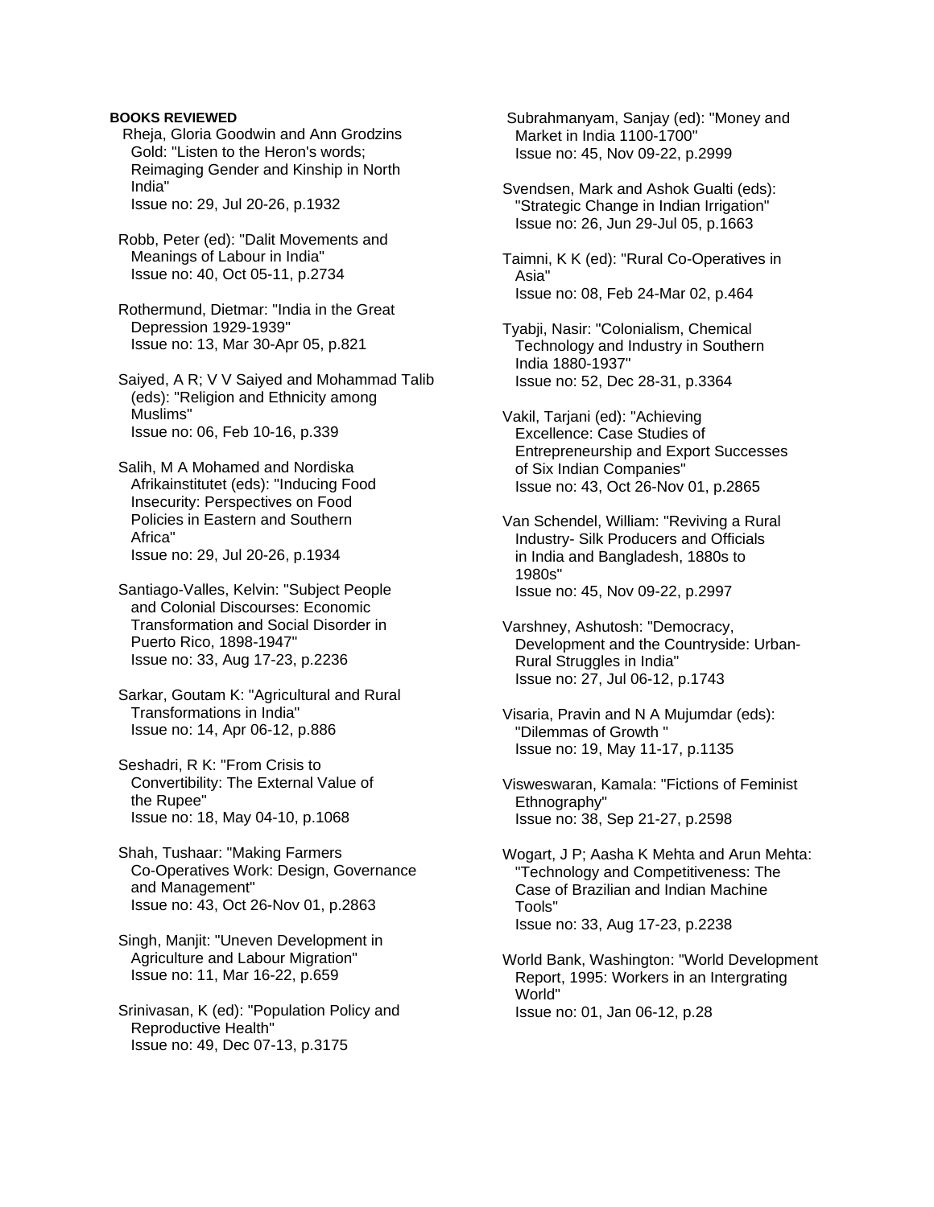**BOOKS REVIEWED**

Rheja, Gloria Goodwin and Ann Grodzins Gold: "Listen to the Heron's words; Reimaging Gender and Kinship in North India"
Issue no: 29, Jul 20-26, p.1932

Robb, Peter (ed): "Dalit Movements and Meanings of Labour in India"
Issue no: 40, Oct 05-11, p.2734

Rothermund, Dietmar: "India in the Great Depression 1929-1939"
Issue no: 13, Mar 30-Apr 05, p.821

Saiyed, A R; V V Saiyed and Mohammad Talib (eds): "Religion and Ethnicity among Muslims"
Issue no: 06, Feb 10-16, p.339

Salih, M A Mohamed and Nordiska Afrikainstitutet (eds): "Inducing Food Insecurity: Perspectives on Food Policies in Eastern and Southern Africa"
Issue no: 29, Jul 20-26, p.1934

Santiago-Valles, Kelvin: "Subject People and Colonial Discourses: Economic Transformation and Social Disorder in Puerto Rico, 1898-1947"
Issue no: 33, Aug 17-23, p.2236

Sarkar, Goutam K: "Agricultural and Rural Transformations in India"
Issue no: 14, Apr 06-12, p.886

Seshadri, R K: "From Crisis to Convertibility: The External Value of the Rupee"
Issue no: 18, May 04-10, p.1068

Shah, Tushaar: "Making Farmers Co-Operatives Work: Design, Governance and Management"
Issue no: 43, Oct 26-Nov 01, p.2863

Singh, Manjit: "Uneven Development in Agriculture and Labour Migration"
Issue no: 11, Mar 16-22, p.659

Srinivasan, K (ed): "Population Policy and Reproductive Health"
Issue no: 49, Dec 07-13, p.3175

Subrahmanyam, Sanjay (ed): "Money and Market in India 1100-1700"
Issue no: 45, Nov 09-22, p.2999

Svendsen, Mark and Ashok Gualti (eds): "Strategic Change in Indian Irrigation"
Issue no: 26, Jun 29-Jul 05, p.1663

Taimni, K K (ed): "Rural Co-Operatives in Asia"
Issue no: 08, Feb 24-Mar 02, p.464

Tyabji, Nasir: "Colonialism, Chemical Technology and Industry in Southern India 1880-1937"
Issue no: 52, Dec 28-31, p.3364

Vakil, Tarjani (ed): "Achieving Excellence: Case Studies of Entrepreneurship and Export Successes of Six Indian Companies"
Issue no: 43, Oct 26-Nov 01, p.2865

Van Schendel, William: "Reviving a Rural Industry- Silk Producers and Officials in India and Bangladesh, 1880s to 1980s"
Issue no: 45, Nov 09-22, p.2997

Varshney, Ashutosh: "Democracy, Development and the Countryside: Urban-Rural Struggles in India"
Issue no: 27, Jul 06-12, p.1743

Visaria, Pravin and N A Mujumdar (eds): "Dilemmas of Growth "
Issue no: 19, May 11-17, p.1135

Visweswaran, Kamala: "Fictions of Feminist Ethnography"
Issue no: 38, Sep 21-27, p.2598

Wogart, J P; Aasha K Mehta and Arun Mehta: "Technology and Competitiveness: The Case of Brazilian and Indian Machine Tools"
Issue no: 33, Aug 17-23, p.2238

World Bank, Washington: "World Development Report, 1995: Workers in an Intergrating World"
Issue no: 01, Jan 06-12, p.28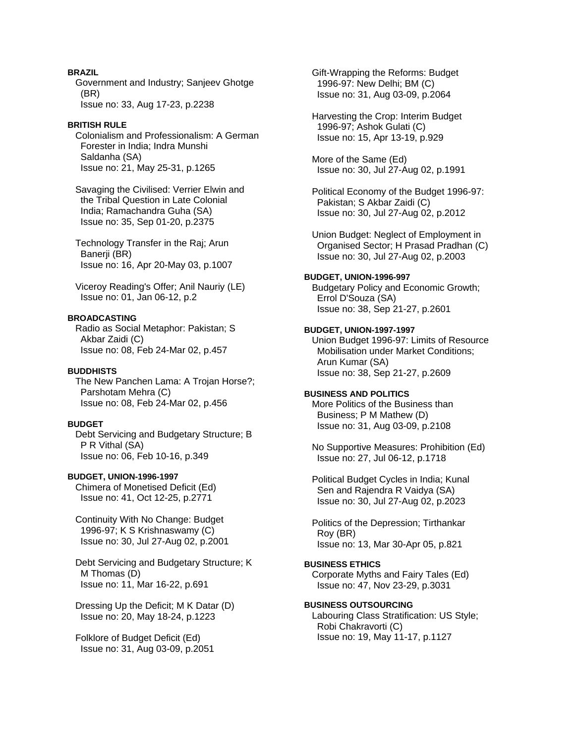**BRAZIL**

Government and Industry; Sanjeev Ghotge (BR)
Issue no: 33, Aug 17-23, p.2238

**BRITISH RULE**

Colonialism and Professionalism: A German Forester in India; Indra Munshi Saldanha (SA)
Issue no: 21, May 25-31, p.1265

Savaging the Civilised: Verrier Elwin and the Tribal Question in Late Colonial India; Ramachandra Guha (SA)
Issue no: 35, Sep 01-20, p.2375

Technology Transfer in the Raj; Arun Banerji (BR)
Issue no: 16, Apr 20-May 03, p.1007

Viceroy Reading's Offer; Anil Nauriy (LE)
Issue no: 01, Jan 06-12, p.2

**BROADCASTING**

Radio as Social Metaphor: Pakistan; S Akbar Zaidi (C)
Issue no: 08, Feb 24-Mar 02, p.457

**BUDDHISTS**

The New Panchen Lama: A Trojan Horse?; Parshotam Mehra (C)
Issue no: 08, Feb 24-Mar 02, p.456

**BUDGET**

Debt Servicing and Budgetary Structure; B P R Vithal (SA)
Issue no: 06, Feb 10-16, p.349

**BUDGET, UNION-1996-1997**

Chimera of Monetised Deficit (Ed)
Issue no: 41, Oct 12-25, p.2771

Continuity With No Change: Budget 1996-97; K S Krishnaswamy (C)
Issue no: 30, Jul 27-Aug 02, p.2001

Debt Servicing and Budgetary Structure; K M Thomas (D)
Issue no: 11, Mar 16-22, p.691

Dressing Up the Deficit; M K Datar (D)
Issue no: 20, May 18-24, p.1223

Folklore of Budget Deficit (Ed)
Issue no: 31, Aug 03-09, p.2051

Gift-Wrapping the Reforms: Budget 1996-97: New Delhi; BM (C)
Issue no: 31, Aug 03-09, p.2064

Harvesting the Crop: Interim Budget 1996-97; Ashok Gulati (C)
Issue no: 15, Apr 13-19, p.929

More of the Same (Ed)
Issue no: 30, Jul 27-Aug 02, p.1991

Political Economy of the Budget 1996-97: Pakistan; S Akbar Zaidi (C)
Issue no: 30, Jul 27-Aug 02, p.2012

Union Budget: Neglect of Employment in Organised Sector; H Prasad Pradhan (C)
Issue no: 30, Jul 27-Aug 02, p.2003

**BUDGET, UNION-1996-997**

Budgetary Policy and Economic Growth; Errol D'Souza (SA)
Issue no: 38, Sep 21-27, p.2601

**BUDGET, UNION-1997-1997**

Union Budget 1996-97: Limits of Resource Mobilisation under Market Conditions; Arun Kumar (SA)
Issue no: 38, Sep 21-27, p.2609

**BUSINESS AND POLITICS**

More Politics of the Business than Business; P M Mathew (D)
Issue no: 31, Aug 03-09, p.2108

No Supportive Measures: Prohibition (Ed)
Issue no: 27, Jul 06-12, p.1718

Political Budget Cycles in India; Kunal Sen and Rajendra R Vaidya (SA)
Issue no: 30, Jul 27-Aug 02, p.2023

Politics of the Depression; Tirthankar Roy (BR)
Issue no: 13, Mar 30-Apr 05, p.821

**BUSINESS ETHICS**

Corporate Myths and Fairy Tales (Ed)
Issue no: 47, Nov 23-29, p.3031

**BUSINESS OUTSOURCING**

Labouring Class Stratification: US Style; Robi Chakravorti (C)
Issue no: 19, May 11-17, p.1127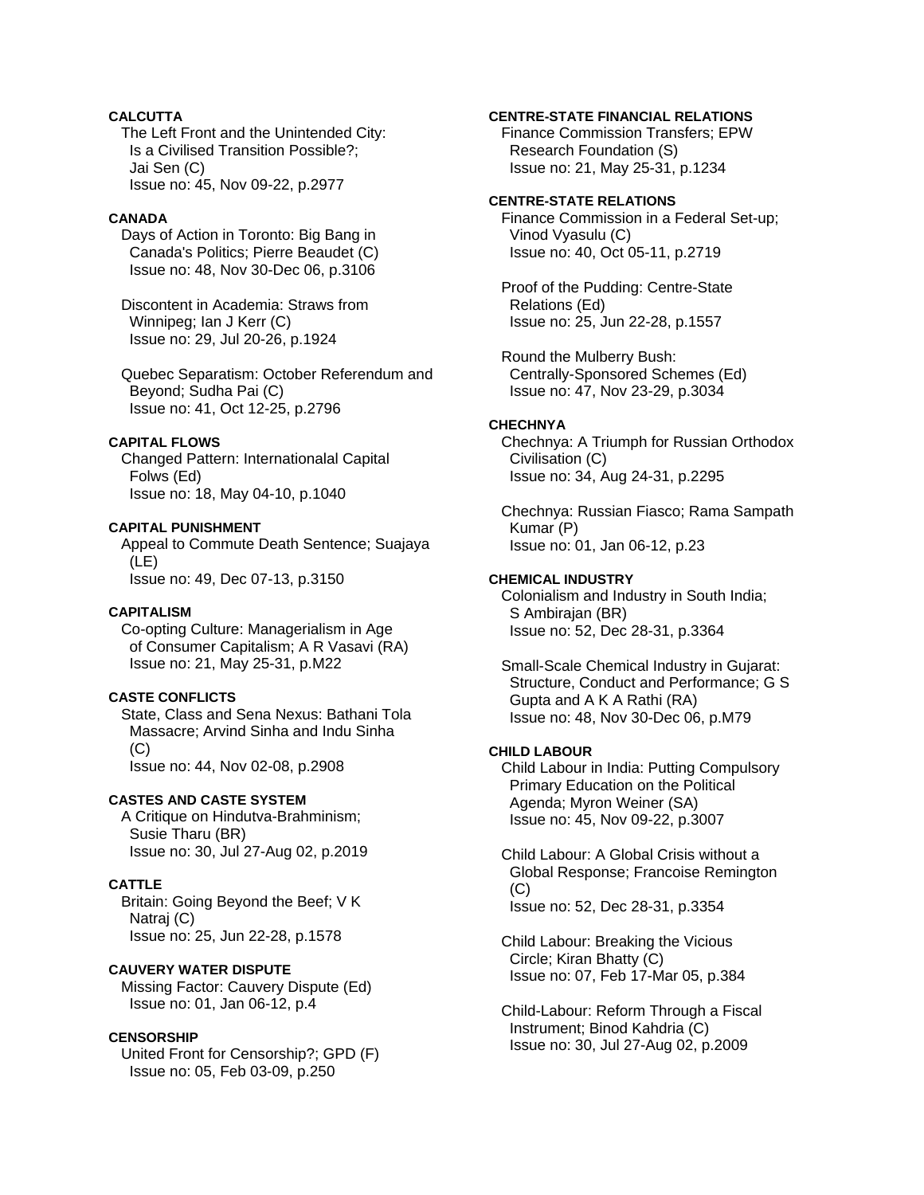**CALCUTTA**

The Left Front and the Unintended City: Is a Civilised Transition Possible?; Jai Sen (C)
Issue no: 45, Nov 09-22, p.2977

**CANADA**

Days of Action in Toronto: Big Bang in Canada's Politics; Pierre Beaudet (C)
Issue no: 48, Nov 30-Dec 06, p.3106

Discontent in Academia: Straws from Winnipeg; Ian J Kerr (C)
Issue no: 29, Jul 20-26, p.1924

Quebec Separatism: October Referendum and Beyond; Sudha Pai (C)
Issue no: 41, Oct 12-25, p.2796

**CAPITAL FLOWS**

Changed Pattern: Internationalal Capital Folws (Ed)
Issue no: 18, May 04-10, p.1040

**CAPITAL PUNISHMENT**

Appeal to Commute Death Sentence; Suajaya (LE)
Issue no: 49, Dec 07-13, p.3150

**CAPITALISM**

Co-opting Culture: Managerialism in Age of Consumer Capitalism; A R Vasavi (RA)
Issue no: 21, May 25-31, p.M22

**CASTE CONFLICTS**

State, Class and Sena Nexus: Bathani Tola Massacre; Arvind Sinha and Indu Sinha (C)
Issue no: 44, Nov 02-08, p.2908

**CASTES AND CASTE SYSTEM**

A Critique on Hindutva-Brahminism; Susie Tharu (BR)
Issue no: 30, Jul 27-Aug 02, p.2019

**CATTLE**

Britain: Going Beyond the Beef; V K Natraj (C)
Issue no: 25, Jun 22-28, p.1578

**CAUVERY WATER DISPUTE**

Missing Factor: Cauvery Dispute (Ed)
Issue no: 01, Jan 06-12, p.4

**CENSORSHIP**

United Front for Censorship?; GPD (F)
Issue no: 05, Feb 03-09, p.250

**CENTRE-STATE FINANCIAL RELATIONS**

Finance Commission Transfers; EPW Research Foundation (S)
Issue no: 21, May 25-31, p.1234

**CENTRE-STATE RELATIONS**

Finance Commission in a Federal Set-up; Vinod Vyasulu (C)
Issue no: 40, Oct 05-11, p.2719

Proof of the Pudding: Centre-State Relations (Ed)
Issue no: 25, Jun 22-28, p.1557

Round the Mulberry Bush: Centrally-Sponsored Schemes (Ed)
Issue no: 47, Nov 23-29, p.3034

**CHECHNYA**

Chechnya: A Triumph for Russian Orthodox Civilisation (C)
Issue no: 34, Aug 24-31, p.2295

Chechnya: Russian Fiasco; Rama Sampath Kumar (P)
Issue no: 01, Jan 06-12, p.23

**CHEMICAL INDUSTRY**

Colonialism and Industry in South India; S Ambirajan (BR)
Issue no: 52, Dec 28-31, p.3364

Small-Scale Chemical Industry in Gujarat: Structure, Conduct and Performance; G S Gupta and A K A Rathi (RA)
Issue no: 48, Nov 30-Dec 06, p.M79

**CHILD LABOUR**

Child Labour in India: Putting Compulsory Primary Education on the Political Agenda; Myron Weiner (SA)
Issue no: 45, Nov 09-22, p.3007

Child Labour: A Global Crisis without a Global Response; Francoise Remington (C)
Issue no: 52, Dec 28-31, p.3354

Child Labour: Breaking the Vicious Circle; Kiran Bhatty (C)
Issue no: 07, Feb 17-Mar 05, p.384

Child-Labour: Reform Through a Fiscal Instrument; Binod Kahdria (C)
Issue no: 30, Jul 27-Aug 02, p.2009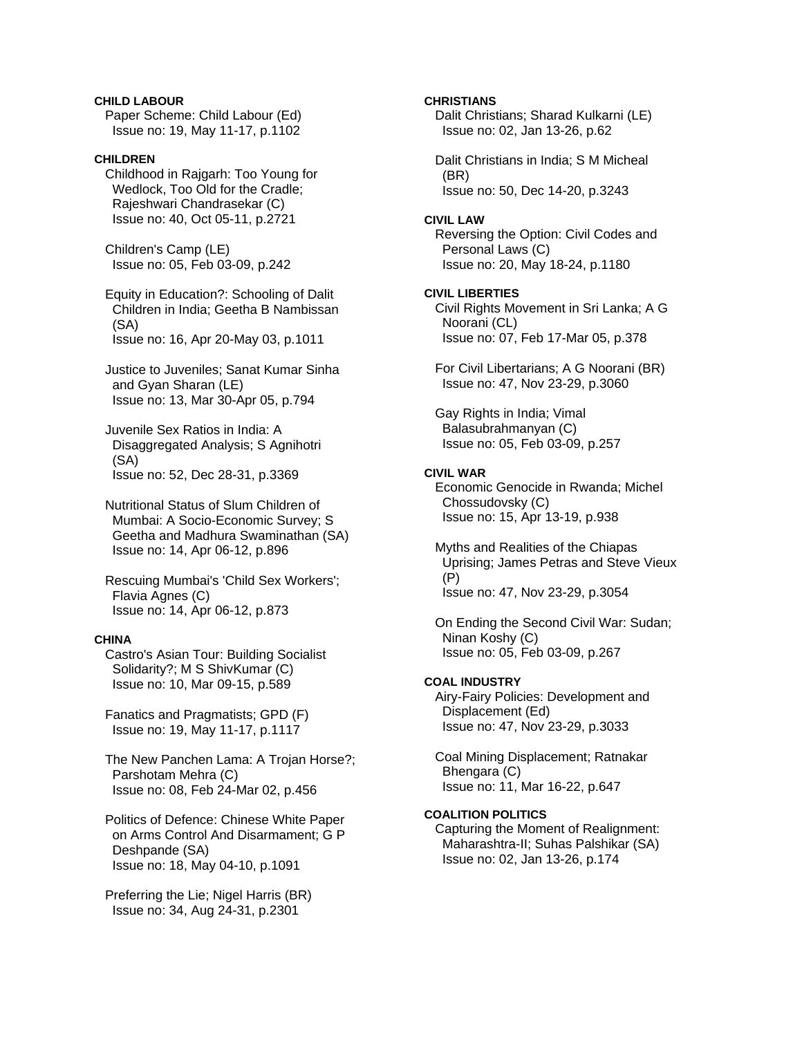**CHILD LABOUR**

Paper Scheme: Child Labour (Ed)
Issue no: 19, May 11-17, p.1102

**CHILDREN**

Childhood in Rajgarh: Too Young for Wedlock, Too Old for the Cradle; Rajeshwari Chandrasekar (C)
Issue no: 40, Oct 05-11, p.2721

Children's Camp (LE)
Issue no: 05, Feb 03-09, p.242

Equity in Education?: Schooling of Dalit Children in India; Geetha B Nambissan (SA)
Issue no: 16, Apr 20-May 03, p.1011

Justice to Juveniles; Sanat Kumar Sinha and Gyan Sharan (LE)
Issue no: 13, Mar 30-Apr 05, p.794

Juvenile Sex Ratios in India: A Disaggregated Analysis; S Agnihotri (SA)
Issue no: 52, Dec 28-31, p.3369

Nutritional Status of Slum Children of Mumbai: A Socio-Economic Survey; S Geetha and Madhura Swaminathan (SA)
Issue no: 14, Apr 06-12, p.896

Rescuing Mumbai's 'Child Sex Workers'; Flavia Agnes (C)
Issue no: 14, Apr 06-12, p.873

**CHINA**

Castro's Asian Tour: Building Socialist Solidarity?; M S ShivKumar (C)
Issue no: 10, Mar 09-15, p.589

Fanatics and Pragmatists; GPD (F)
Issue no: 19, May 11-17, p.1117

The New Panchen Lama: A Trojan Horse?; Parshotam Mehra (C)
Issue no: 08, Feb 24-Mar 02, p.456

Politics of Defence: Chinese White Paper on Arms Control And Disarmament; G P Deshpande (SA)
Issue no: 18, May 04-10, p.1091

Preferring the Lie; Nigel Harris (BR)
Issue no: 34, Aug 24-31, p.2301

**CHRISTIANS**

Dalit Christians; Sharad Kulkarni (LE)
Issue no: 02, Jan 13-26, p.62

Dalit Christians in India; S M Micheal (BR)
Issue no: 50, Dec 14-20, p.3243

**CIVIL LAW**

Reversing the Option: Civil Codes and Personal Laws (C)
Issue no: 20, May 18-24, p.1180

**CIVIL LIBERTIES**

Civil Rights Movement in Sri Lanka; A G Noorani (CL)
Issue no: 07, Feb 17-Mar 05, p.378

For Civil Libertarians; A G Noorani (BR)
Issue no: 47, Nov 23-29, p.3060

Gay Rights in India; Vimal Balasubrahmanyan (C)
Issue no: 05, Feb 03-09, p.257

**CIVIL WAR**

Economic Genocide in Rwanda; Michel Chossudovsky (C)
Issue no: 15, Apr 13-19, p.938

Myths and Realities of the Chiapas Uprising; James Petras and Steve Vieux (P)
Issue no: 47, Nov 23-29, p.3054

On Ending the Second Civil War: Sudan; Ninan Koshy (C)
Issue no: 05, Feb 03-09, p.267

**COAL INDUSTRY**

Airy-Fairy Policies: Development and Displacement (Ed)
Issue no: 47, Nov 23-29, p.3033

Coal Mining Displacement; Ratnakar Bhengara (C)
Issue no: 11, Mar 16-22, p.647

**COALITION POLITICS**

Capturing the Moment of Realignment: Maharashtra-II; Suhas Palshikar (SA)
Issue no: 02, Jan 13-26, p.174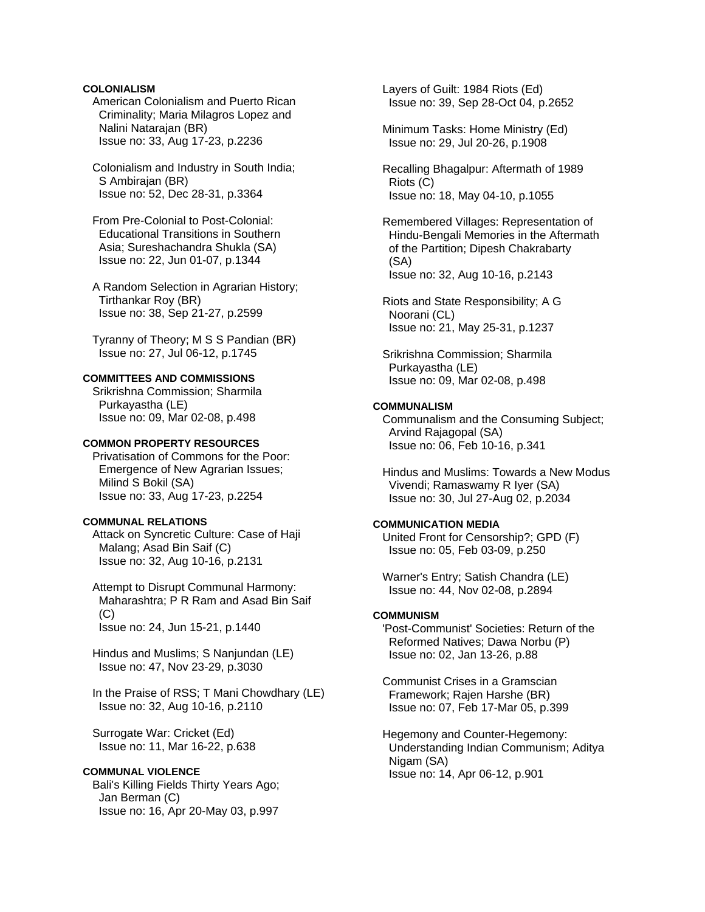**COLONIALISM**

American Colonialism and Puerto Rican Criminality; Maria Milagros Lopez and Nalini Natarajan (BR)
Issue no: 33, Aug 17-23, p.2236

Colonialism and Industry in South India; S Ambirajan (BR)
Issue no: 52, Dec 28-31, p.3364

From Pre-Colonial to Post-Colonial: Educational Transitions in Southern Asia; Sureshachandra Shukla (SA)
Issue no: 22, Jun 01-07, p.1344

A Random Selection in Agrarian History; Tirthankar Roy (BR)
Issue no: 38, Sep 21-27, p.2599

Tyranny of Theory; M S S Pandian (BR)
Issue no: 27, Jul 06-12, p.1745

**COMMITTEES AND COMMISSIONS**

Srikrishna Commission; Sharmila Purkayastha (LE)
Issue no: 09, Mar 02-08, p.498

**COMMON PROPERTY RESOURCES**

Privatisation of Commons for the Poor: Emergence of New Agrarian Issues; Milind S Bokil (SA)
Issue no: 33, Aug 17-23, p.2254

**COMMUNAL RELATIONS**

Attack on Syncretic Culture: Case of Haji Malang; Asad Bin Saif (C)
Issue no: 32, Aug 10-16, p.2131

Attempt to Disrupt Communal Harmony: Maharashtra; P R Ram and Asad Bin Saif (C)
Issue no: 24, Jun 15-21, p.1440

Hindus and Muslims; S Nanjundan (LE)
Issue no: 47, Nov 23-29, p.3030

In the Praise of RSS; T Mani Chowdhary (LE)
Issue no: 32, Aug 10-16, p.2110

Surrogate War: Cricket (Ed)
Issue no: 11, Mar 16-22, p.638

**COMMUNAL VIOLENCE**

Bali's Killing Fields Thirty Years Ago; Jan Berman (C)
Issue no: 16, Apr 20-May 03, p.997

Layers of Guilt: 1984 Riots (Ed)
Issue no: 39, Sep 28-Oct 04, p.2652

Minimum Tasks: Home Ministry (Ed)
Issue no: 29, Jul 20-26, p.1908

Recalling Bhagalpur: Aftermath of 1989 Riots (C)
Issue no: 18, May 04-10, p.1055

Remembered Villages: Representation of Hindu-Bengali Memories in the Aftermath of the Partition; Dipesh Chakrabarty (SA)
Issue no: 32, Aug 10-16, p.2143

Riots and State Responsibility; A G Noorani (CL)
Issue no: 21, May 25-31, p.1237

Srikrishna Commission; Sharmila Purkayastha (LE)
Issue no: 09, Mar 02-08, p.498

**COMMUNALISM**

Communalism and the Consuming Subject; Arvind Rajagopal (SA)
Issue no: 06, Feb 10-16, p.341

Hindus and Muslims: Towards a New Modus Vivendi; Ramaswamy R Iyer (SA)
Issue no: 30, Jul 27-Aug 02, p.2034

**COMMUNICATION MEDIA**

United Front for Censorship?; GPD (F)
Issue no: 05, Feb 03-09, p.250

Warner's Entry; Satish Chandra (LE)
Issue no: 44, Nov 02-08, p.2894

**COMMUNISM**

'Post-Communist' Societies: Return of the Reformed Natives; Dawa Norbu (P)
Issue no: 02, Jan 13-26, p.88

Communist Crises in a Gramscian Framework; Rajen Harshe (BR)
Issue no: 07, Feb 17-Mar 05, p.399

Hegemony and Counter-Hegemony: Understanding Indian Communism; Aditya Nigam (SA)
Issue no: 14, Apr 06-12, p.901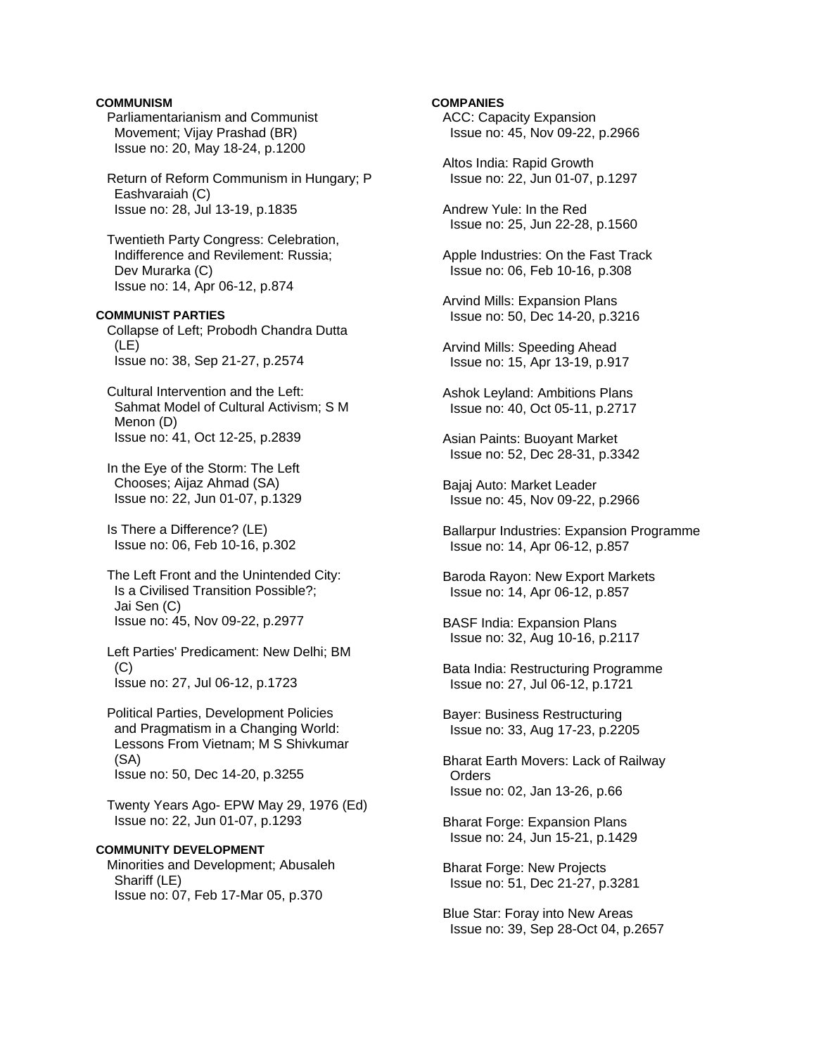**COMMUNISM**

Parliamentarianism and Communist Movement; Vijay Prashad (BR)
Issue no: 20, May 18-24, p.1200

Return of Reform Communism in Hungary; P Eashvaraiah (C)
Issue no: 28, Jul 13-19, p.1835

Twentieth Party Congress: Celebration, Indifference and Revilement: Russia; Dev Murarka (C)
Issue no: 14, Apr 06-12, p.874

**COMMUNIST PARTIES**

Collapse of Left; Probodh Chandra Dutta (LE)
Issue no: 38, Sep 21-27, p.2574

Cultural Intervention and the Left: Sahmat Model of Cultural Activism; S M Menon (D)
Issue no: 41, Oct 12-25, p.2839

In the Eye of the Storm: The Left Chooses; Aijaz Ahmad (SA)
Issue no: 22, Jun 01-07, p.1329

Is There a Difference? (LE)
Issue no: 06, Feb 10-16, p.302

The Left Front and the Unintended City: Is a Civilised Transition Possible?; Jai Sen (C)
Issue no: 45, Nov 09-22, p.2977

Left Parties' Predicament: New Delhi; BM (C)
Issue no: 27, Jul 06-12, p.1723

Political Parties, Development Policies and Pragmatism in a Changing World: Lessons From Vietnam; M S Shivkumar (SA)
Issue no: 50, Dec 14-20, p.3255

Twenty Years Ago- EPW May 29, 1976 (Ed)
Issue no: 22, Jun 01-07, p.1293

**COMMUNITY DEVELOPMENT**

Minorities and Development; Abusaleh Shariff (LE)
Issue no: 07, Feb 17-Mar 05, p.370

**COMPANIES**

ACC: Capacity Expansion
Issue no: 45, Nov 09-22, p.2966

Altos India: Rapid Growth
Issue no: 22, Jun 01-07, p.1297

Andrew Yule: In the Red
Issue no: 25, Jun 22-28, p.1560

Apple Industries: On the Fast Track
Issue no: 06, Feb 10-16, p.308

Arvind Mills: Expansion Plans
Issue no: 50, Dec 14-20, p.3216

Arvind Mills: Speeding Ahead
Issue no: 15, Apr 13-19, p.917

Ashok Leyland: Ambitions Plans
Issue no: 40, Oct 05-11, p.2717

Asian Paints: Buoyant Market
Issue no: 52, Dec 28-31, p.3342

Bajaj Auto: Market Leader
Issue no: 45, Nov 09-22, p.2966

Ballarpur Industries: Expansion Programme
Issue no: 14, Apr 06-12, p.857

Baroda Rayon: New Export Markets
Issue no: 14, Apr 06-12, p.857

BASF India: Expansion Plans
Issue no: 32, Aug 10-16, p.2117

Bata India: Restructuring Programme
Issue no: 27, Jul 06-12, p.1721

Bayer: Business Restructuring
Issue no: 33, Aug 17-23, p.2205

Bharat Earth Movers: Lack of Railway Orders
Issue no: 02, Jan 13-26, p.66

Bharat Forge: Expansion Plans
Issue no: 24, Jun 15-21, p.1429

Bharat Forge: New Projects
Issue no: 51, Dec 21-27, p.3281

Blue Star: Foray into New Areas
Issue no: 39, Sep 28-Oct 04, p.2657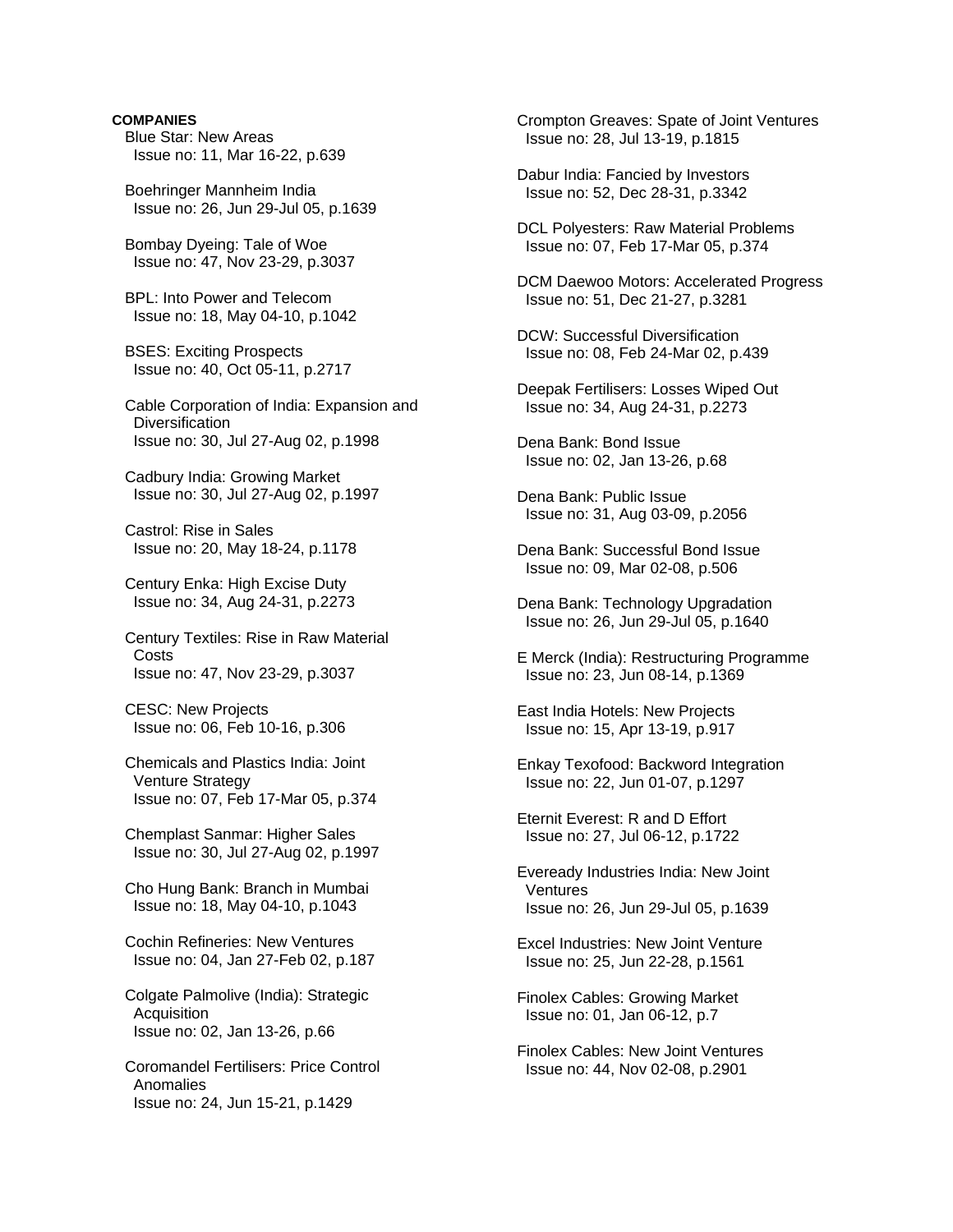**COMPANIES**

Blue Star: New Areas
Issue no: 11, Mar 16-22, p.639

Boehringer Mannheim India
Issue no: 26, Jun 29-Jul 05, p.1639

Bombay Dyeing: Tale of Woe
Issue no: 47, Nov 23-29, p.3037

BPL: Into Power and Telecom
Issue no: 18, May 04-10, p.1042

BSES: Exciting Prospects
Issue no: 40, Oct 05-11, p.2717

Cable Corporation of India: Expansion and Diversification
Issue no: 30, Jul 27-Aug 02, p.1998

Cadbury India: Growing Market
Issue no: 30, Jul 27-Aug 02, p.1997

Castrol: Rise in Sales
Issue no: 20, May 18-24, p.1178

Century Enka: High Excise Duty
Issue no: 34, Aug 24-31, p.2273

Century Textiles: Rise in Raw Material Costs
Issue no: 47, Nov 23-29, p.3037

CESC: New Projects
Issue no: 06, Feb 10-16, p.306

Chemicals and Plastics India: Joint Venture Strategy
Issue no: 07, Feb 17-Mar 05, p.374

Chemplast Sanmar: Higher Sales
Issue no: 30, Jul 27-Aug 02, p.1997

Cho Hung Bank: Branch in Mumbai
Issue no: 18, May 04-10, p.1043

Cochin Refineries: New Ventures
Issue no: 04, Jan 27-Feb 02, p.187

Colgate Palmolive (India): Strategic Acquisition
Issue no: 02, Jan 13-26, p.66

Coromandel Fertilisers: Price Control Anomalies
Issue no: 24, Jun 15-21, p.1429

Crompton Greaves: Spate of Joint Ventures
Issue no: 28, Jul 13-19, p.1815

Dabur India: Fancied by Investors
Issue no: 52, Dec 28-31, p.3342

DCL Polyesters: Raw Material Problems
Issue no: 07, Feb 17-Mar 05, p.374

DCM Daewoo Motors: Accelerated Progress
Issue no: 51, Dec 21-27, p.3281

DCW: Successful Diversification
Issue no: 08, Feb 24-Mar 02, p.439

Deepak Fertilisers: Losses Wiped Out
Issue no: 34, Aug 24-31, p.2273

Dena Bank: Bond Issue
Issue no: 02, Jan 13-26, p.68

Dena Bank: Public Issue
Issue no: 31, Aug 03-09, p.2056

Dena Bank: Successful Bond Issue
Issue no: 09, Mar 02-08, p.506

Dena Bank: Technology Upgradation
Issue no: 26, Jun 29-Jul 05, p.1640

E Merck (India): Restructuring Programme
Issue no: 23, Jun 08-14, p.1369

East India Hotels: New Projects
Issue no: 15, Apr 13-19, p.917

Enkay Texofood: Backword Integration
Issue no: 22, Jun 01-07, p.1297

Eternit Everest: R and D Effort
Issue no: 27, Jul 06-12, p.1722

Eveready Industries India: New Joint Ventures
Issue no: 26, Jun 29-Jul 05, p.1639

Excel Industries: New Joint Venture
Issue no: 25, Jun 22-28, p.1561

Finolex Cables: Growing Market
Issue no: 01, Jan 06-12, p.7

Finolex Cables: New Joint Ventures
Issue no: 44, Nov 02-08, p.2901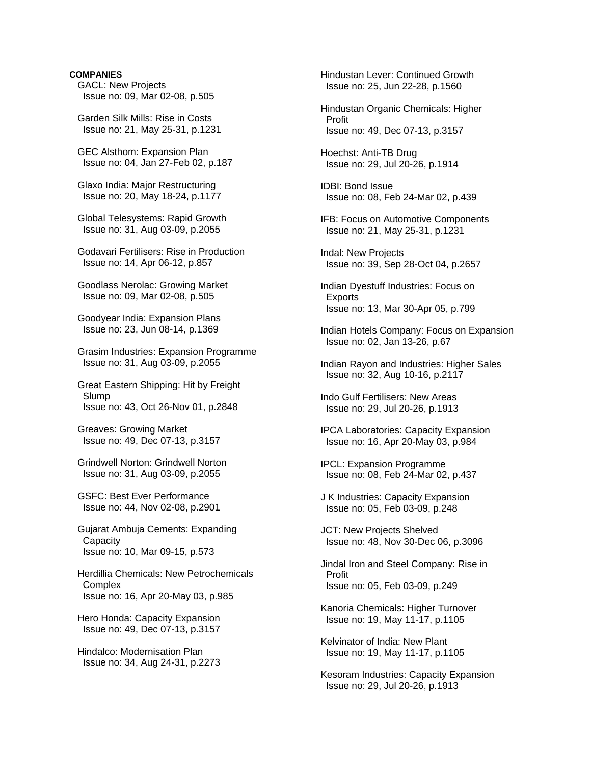**COMPANIES**

GACL: New Projects
Issue no: 09, Mar 02-08, p.505

Garden Silk Mills: Rise in Costs
Issue no: 21, May 25-31, p.1231

GEC Alsthom: Expansion Plan
Issue no: 04, Jan 27-Feb 02, p.187

Glaxo India: Major Restructuring
Issue no: 20, May 18-24, p.1177

Global Telesystems: Rapid Growth
Issue no: 31, Aug 03-09, p.2055

Godavari Fertilisers: Rise in Production
Issue no: 14, Apr 06-12, p.857

Goodlass Nerolac: Growing Market
Issue no: 09, Mar 02-08, p.505

Goodyear India: Expansion Plans
Issue no: 23, Jun 08-14, p.1369

Grasim Industries: Expansion Programme
Issue no: 31, Aug 03-09, p.2055

Great Eastern Shipping: Hit by Freight Slump
Issue no: 43, Oct 26-Nov 01, p.2848

Greaves: Growing Market
Issue no: 49, Dec 07-13, p.3157

Grindwell Norton: Grindwell Norton
Issue no: 31, Aug 03-09, p.2055

GSFC: Best Ever Performance
Issue no: 44, Nov 02-08, p.2901

Gujarat Ambuja Cements: Expanding Capacity
Issue no: 10, Mar 09-15, p.573

Herdillia Chemicals: New Petrochemicals Complex
Issue no: 16, Apr 20-May 03, p.985

Hero Honda: Capacity Expansion
Issue no: 49, Dec 07-13, p.3157

Hindalco: Modernisation Plan
Issue no: 34, Aug 24-31, p.2273

Hindustan Lever: Continued Growth
Issue no: 25, Jun 22-28, p.1560

Hindustan Organic Chemicals: Higher Profit
Issue no: 49, Dec 07-13, p.3157

Hoechst: Anti-TB Drug
Issue no: 29, Jul 20-26, p.1914

IDBI: Bond Issue
Issue no: 08, Feb 24-Mar 02, p.439

IFB: Focus on Automotive Components
Issue no: 21, May 25-31, p.1231

Indal: New Projects
Issue no: 39, Sep 28-Oct 04, p.2657

Indian Dyestuff Industries: Focus on Exports
Issue no: 13, Mar 30-Apr 05, p.799

Indian Hotels Company: Focus on Expansion
Issue no: 02, Jan 13-26, p.67

Indian Rayon and Industries: Higher Sales
Issue no: 32, Aug 10-16, p.2117

Indo Gulf Fertilisers: New Areas
Issue no: 29, Jul 20-26, p.1913

IPCA Laboratories: Capacity Expansion
Issue no: 16, Apr 20-May 03, p.984

IPCL: Expansion Programme
Issue no: 08, Feb 24-Mar 02, p.437

J K Industries: Capacity Expansion
Issue no: 05, Feb 03-09, p.248

JCT: New Projects Shelved
Issue no: 48, Nov 30-Dec 06, p.3096

Jindal Iron and Steel Company: Rise in Profit
Issue no: 05, Feb 03-09, p.249

Kanoria Chemicals: Higher Turnover
Issue no: 19, May 11-17, p.1105

Kelvinator of India: New Plant
Issue no: 19, May 11-17, p.1105

Kesoram Industries: Capacity Expansion
Issue no: 29, Jul 20-26, p.1913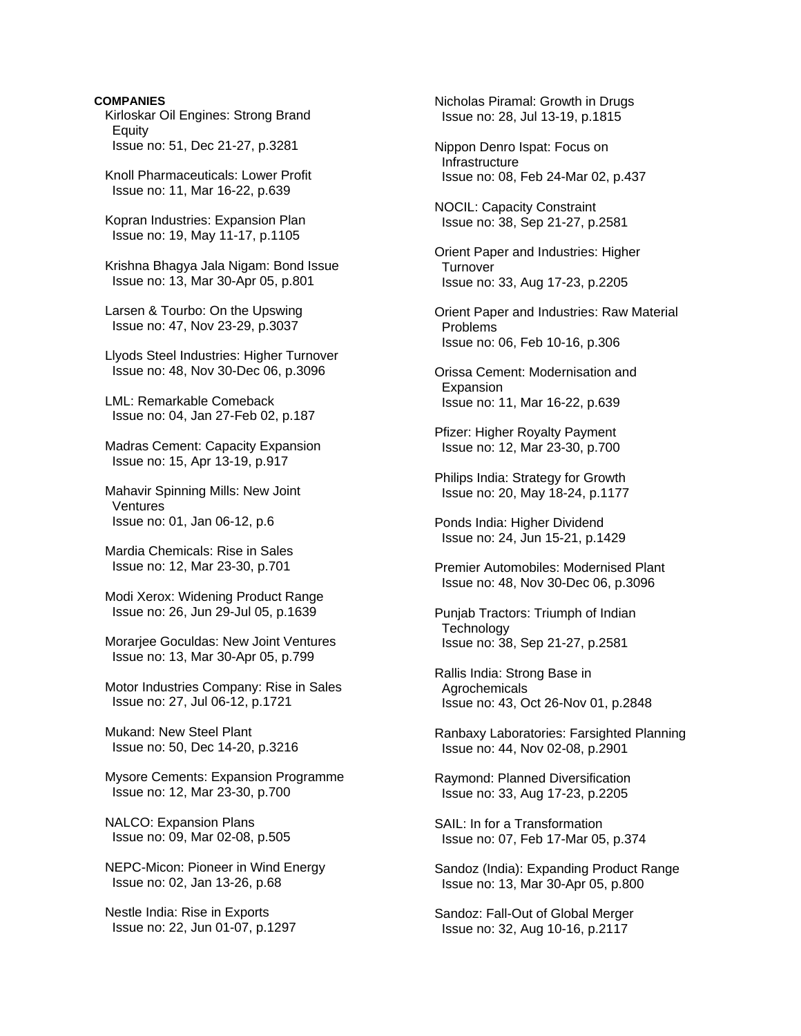**COMPANIES**

Kirloskar Oil Engines: Strong Brand Equity
Issue no: 51, Dec 21-27, p.3281

Knoll Pharmaceuticals: Lower Profit
Issue no: 11, Mar 16-22, p.639

Kopran Industries: Expansion Plan
Issue no: 19, May 11-17, p.1105

Krishna Bhagya Jala Nigam: Bond Issue
Issue no: 13, Mar 30-Apr 05, p.801

Larsen & Tourbo: On the Upswing
Issue no: 47, Nov 23-29, p.3037

Llyods Steel Industries: Higher Turnover
Issue no: 48, Nov 30-Dec 06, p.3096

LML: Remarkable Comeback
Issue no: 04, Jan 27-Feb 02, p.187

Madras Cement: Capacity Expansion
Issue no: 15, Apr 13-19, p.917

Mahavir Spinning Mills: New Joint Ventures
Issue no: 01, Jan 06-12, p.6

Mardia Chemicals: Rise in Sales
Issue no: 12, Mar 23-30, p.701

Modi Xerox: Widening Product Range
Issue no: 26, Jun 29-Jul 05, p.1639

Morarjee Goculdas: New Joint Ventures
Issue no: 13, Mar 30-Apr 05, p.799

Motor Industries Company: Rise in Sales
Issue no: 27, Jul 06-12, p.1721

Mukand: New Steel Plant
Issue no: 50, Dec 14-20, p.3216

Mysore Cements: Expansion Programme
Issue no: 12, Mar 23-30, p.700

NALCO: Expansion Plans
Issue no: 09, Mar 02-08, p.505

NEPC-Micon: Pioneer in Wind Energy
Issue no: 02, Jan 13-26, p.68

Nestle India: Rise in Exports
Issue no: 22, Jun 01-07, p.1297

Nicholas Piramal: Growth in Drugs
Issue no: 28, Jul 13-19, p.1815

Nippon Denro Ispat: Focus on Infrastructure
Issue no: 08, Feb 24-Mar 02, p.437

NOCIL: Capacity Constraint
Issue no: 38, Sep 21-27, p.2581

Orient Paper and Industries: Higher Turnover
Issue no: 33, Aug 17-23, p.2205

Orient Paper and Industries: Raw Material Problems
Issue no: 06, Feb 10-16, p.306

Orissa Cement: Modernisation and Expansion
Issue no: 11, Mar 16-22, p.639

Pfizer: Higher Royalty Payment
Issue no: 12, Mar 23-30, p.700

Philips India: Strategy for Growth
Issue no: 20, May 18-24, p.1177

Ponds India: Higher Dividend
Issue no: 24, Jun 15-21, p.1429

Premier Automobiles: Modernised Plant
Issue no: 48, Nov 30-Dec 06, p.3096

Punjab Tractors: Triumph of Indian Technology
Issue no: 38, Sep 21-27, p.2581

Rallis India: Strong Base in Agrochemicals
Issue no: 43, Oct 26-Nov 01, p.2848

Ranbaxy Laboratories: Farsighted Planning
Issue no: 44, Nov 02-08, p.2901

Raymond: Planned Diversification
Issue no: 33, Aug 17-23, p.2205

SAIL: In for a Transformation
Issue no: 07, Feb 17-Mar 05, p.374

Sandoz (India): Expanding Product Range
Issue no: 13, Mar 30-Apr 05, p.800

Sandoz: Fall-Out of Global Merger
Issue no: 32, Aug 10-16, p.2117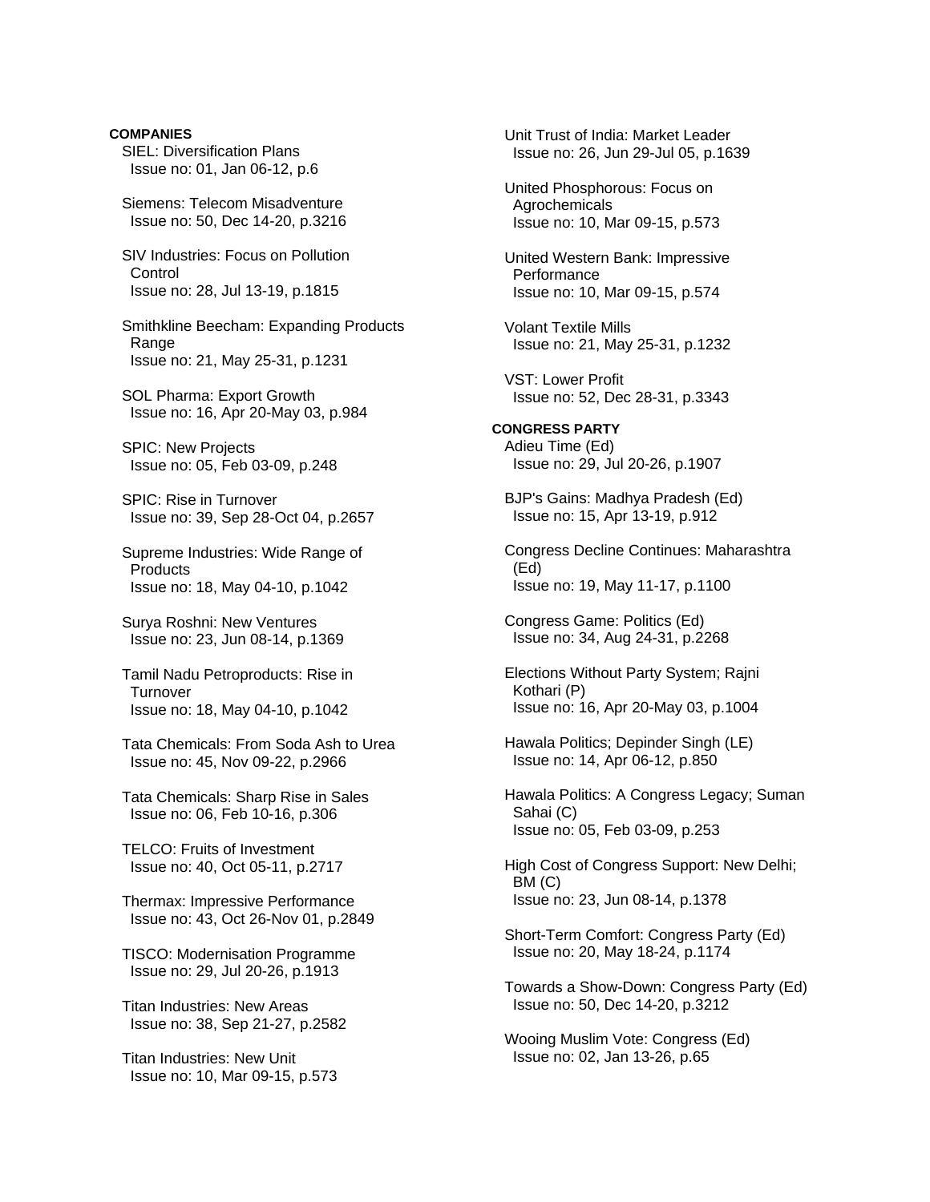**COMPANIES**

SIEL: Diversification Plans
Issue no: 01, Jan 06-12, p.6

Siemens: Telecom Misadventure
Issue no: 50, Dec 14-20, p.3216

SIV Industries: Focus on Pollution Control
Issue no: 28, Jul 13-19, p.1815

Smithkline Beecham: Expanding Products Range
Issue no: 21, May 25-31, p.1231

SOL Pharma: Export Growth
Issue no: 16, Apr 20-May 03, p.984

SPIC: New Projects
Issue no: 05, Feb 03-09, p.248

SPIC: Rise in Turnover
Issue no: 39, Sep 28-Oct 04, p.2657

Supreme Industries: Wide Range of Products
Issue no: 18, May 04-10, p.1042

Surya Roshni: New Ventures
Issue no: 23, Jun 08-14, p.1369

Tamil Nadu Petroproducts: Rise in Turnover
Issue no: 18, May 04-10, p.1042

Tata Chemicals: From Soda Ash to Urea
Issue no: 45, Nov 09-22, p.2966

Tata Chemicals: Sharp Rise in Sales
Issue no: 06, Feb 10-16, p.306

TELCO: Fruits of Investment
Issue no: 40, Oct 05-11, p.2717

Thermax: Impressive Performance
Issue no: 43, Oct 26-Nov 01, p.2849

TISCO: Modernisation Programme
Issue no: 29, Jul 20-26, p.1913

Titan Industries: New Areas
Issue no: 38, Sep 21-27, p.2582

Titan Industries: New Unit
Issue no: 10, Mar 09-15, p.573

Unit Trust of India: Market Leader
Issue no: 26, Jun 29-Jul 05, p.1639

United Phosphorous: Focus on Agrochemicals
Issue no: 10, Mar 09-15, p.573

United Western Bank: Impressive Performance
Issue no: 10, Mar 09-15, p.574

Volant Textile Mills
Issue no: 21, May 25-31, p.1232

VST: Lower Profit
Issue no: 52, Dec 28-31, p.3343

**CONGRESS PARTY**

Adieu Time (Ed)
Issue no: 29, Jul 20-26, p.1907

BJP's Gains: Madhya Pradesh (Ed)
Issue no: 15, Apr 13-19, p.912

Congress Decline Continues: Maharashtra (Ed)
Issue no: 19, May 11-17, p.1100

Congress Game: Politics (Ed)
Issue no: 34, Aug 24-31, p.2268

Elections Without Party System; Rajni Kothari (P)
Issue no: 16, Apr 20-May 03, p.1004

Hawala Politics; Depinder Singh (LE)
Issue no: 14, Apr 06-12, p.850

Hawala Politics: A Congress Legacy; Suman Sahai (C)
Issue no: 05, Feb 03-09, p.253

High Cost of Congress Support: New Delhi; BM (C)
Issue no: 23, Jun 08-14, p.1378

Short-Term Comfort: Congress Party (Ed)
Issue no: 20, May 18-24, p.1174

Towards a Show-Down: Congress Party (Ed)
Issue no: 50, Dec 14-20, p.3212

Wooing Muslim Vote: Congress (Ed)
Issue no: 02, Jan 13-26, p.65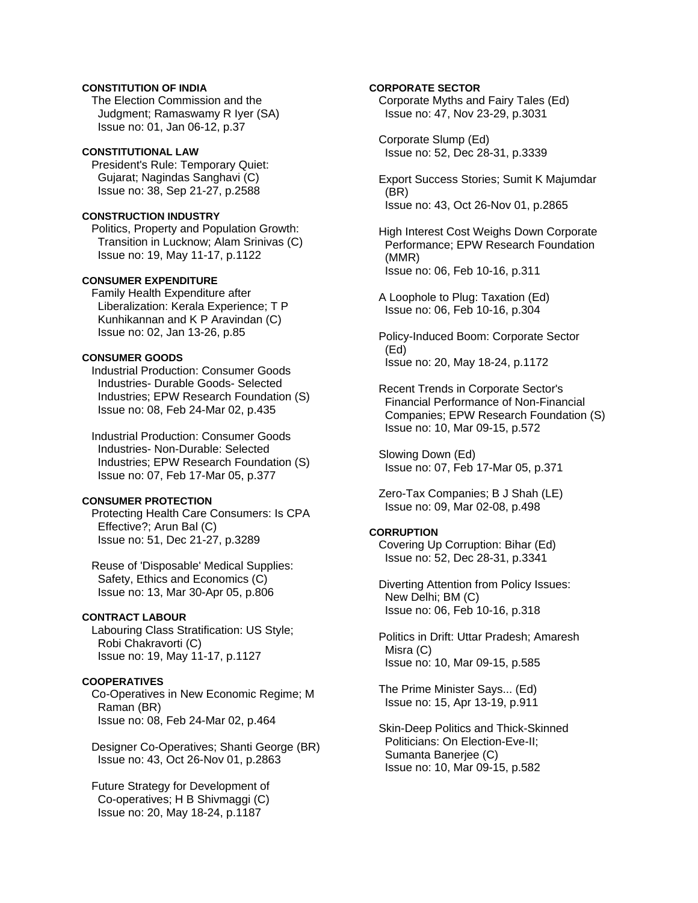**CONSTITUTION OF INDIA**

The Election Commission and the Judgment; Ramaswamy R Iyer (SA)
Issue no: 01, Jan 06-12, p.37

**CONSTITUTIONAL LAW**

President's Rule: Temporary Quiet: Gujarat; Nagindas Sanghavi (C)
Issue no: 38, Sep 21-27, p.2588

**CONSTRUCTION INDUSTRY**

Politics, Property and Population Growth: Transition in Lucknow; Alam Srinivas (C)
Issue no: 19, May 11-17, p.1122

**CONSUMER EXPENDITURE**

Family Health Expenditure after Liberalization: Kerala Experience; T P Kunhikannan and K P Aravindan (C)
Issue no: 02, Jan 13-26, p.85

**CONSUMER GOODS**

Industrial Production: Consumer Goods Industries- Durable Goods- Selected Industries; EPW Research Foundation (S)
Issue no: 08, Feb 24-Mar 02, p.435

Industrial Production: Consumer Goods Industries- Non-Durable: Selected Industries; EPW Research Foundation (S)
Issue no: 07, Feb 17-Mar 05, p.377

**CONSUMER PROTECTION**

Protecting Health Care Consumers: Is CPA Effective?; Arun Bal (C)
Issue no: 51, Dec 21-27, p.3289

Reuse of 'Disposable' Medical Supplies: Safety, Ethics and Economics (C)
Issue no: 13, Mar 30-Apr 05, p.806

**CONTRACT LABOUR**

Labouring Class Stratification: US Style; Robi Chakravorti (C)
Issue no: 19, May 11-17, p.1127

**COOPERATIVES**

Co-Operatives in New Economic Regime; M Raman (BR)
Issue no: 08, Feb 24-Mar 02, p.464

Designer Co-Operatives; Shanti George (BR)
Issue no: 43, Oct 26-Nov 01, p.2863

Future Strategy for Development of Co-operatives; H B Shivmaggi (C)
Issue no: 20, May 18-24, p.1187

**CORPORATE SECTOR**

Corporate Myths and Fairy Tales (Ed)
Issue no: 47, Nov 23-29, p.3031

Corporate Slump (Ed)
Issue no: 52, Dec 28-31, p.3339

Export Success Stories; Sumit K Majumdar (BR)
Issue no: 43, Oct 26-Nov 01, p.2865

High Interest Cost Weighs Down Corporate Performance; EPW Research Foundation (MMR)
Issue no: 06, Feb 10-16, p.311

A Loophole to Plug: Taxation (Ed)
Issue no: 06, Feb 10-16, p.304

Policy-Induced Boom: Corporate Sector (Ed)
Issue no: 20, May 18-24, p.1172

Recent Trends in Corporate Sector's Financial Performance of Non-Financial Companies; EPW Research Foundation (S)
Issue no: 10, Mar 09-15, p.572

Slowing Down (Ed)
Issue no: 07, Feb 17-Mar 05, p.371

Zero-Tax Companies; B J Shah (LE)
Issue no: 09, Mar 02-08, p.498

**CORRUPTION**

Covering Up Corruption: Bihar (Ed)
Issue no: 52, Dec 28-31, p.3341

Diverting Attention from Policy Issues: New Delhi; BM (C)
Issue no: 06, Feb 10-16, p.318

Politics in Drift: Uttar Pradesh; Amaresh Misra (C)
Issue no: 10, Mar 09-15, p.585

The Prime Minister Says... (Ed)
Issue no: 15, Apr 13-19, p.911

Skin-Deep Politics and Thick-Skinned Politicians: On Election-Eve-II; Sumanta Banerjee (C)
Issue no: 10, Mar 09-15, p.582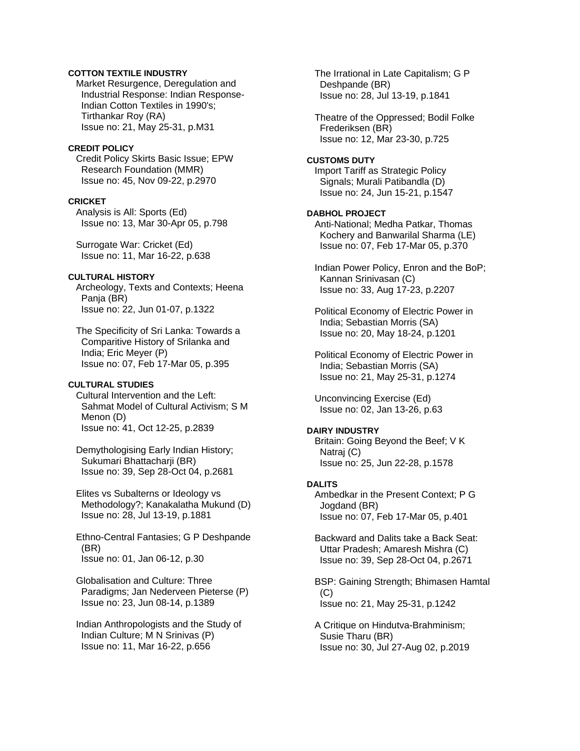**COTTON TEXTILE INDUSTRY**

Market Resurgence, Deregulation and Industrial Response: Indian Response-Indian Cotton Textiles in 1990's; Tirthankar Roy (RA)
Issue no: 21, May 25-31, p.M31

**CREDIT POLICY**

Credit Policy Skirts Basic Issue; EPW Research Foundation (MMR)
Issue no: 45, Nov 09-22, p.2970

**CRICKET**

Analysis is All: Sports (Ed)
Issue no: 13, Mar 30-Apr 05, p.798

Surrogate War: Cricket (Ed)
Issue no: 11, Mar 16-22, p.638

**CULTURAL HISTORY**

Archeology, Texts and Contexts; Heena Panja (BR)
Issue no: 22, Jun 01-07, p.1322

The Specificity of Sri Lanka: Towards a Comparitive History of Srilanka and India; Eric Meyer (P)
Issue no: 07, Feb 17-Mar 05, p.395

**CULTURAL STUDIES**

Cultural Intervention and the Left: Sahmat Model of Cultural Activism; S M Menon (D)
Issue no: 41, Oct 12-25, p.2839

Demythologising Early Indian History; Sukumari Bhattacharji (BR)
Issue no: 39, Sep 28-Oct 04, p.2681

Elites vs Subalterns or Ideology vs Methodology?; Kanakalatha Mukund (D)
Issue no: 28, Jul 13-19, p.1881

Ethno-Central Fantasies; G P Deshpande (BR)
Issue no: 01, Jan 06-12, p.30

Globalisation and Culture: Three Paradigms; Jan Nederveen Pieterse (P)
Issue no: 23, Jun 08-14, p.1389

Indian Anthropologists and the Study of Indian Culture; M N Srinivas (P)
Issue no: 11, Mar 16-22, p.656

The Irrational in Late Capitalism; G P Deshpande (BR)
Issue no: 28, Jul 13-19, p.1841

Theatre of the Oppressed; Bodil Folke Frederiksen (BR)
Issue no: 12, Mar 23-30, p.725

**CUSTOMS DUTY**

Import Tariff as Strategic Policy Signals; Murali Patibandla (D)
Issue no: 24, Jun 15-21, p.1547

**DABHOL PROJECT**

Anti-National; Medha Patkar, Thomas Kochery and Banwarilal Sharma (LE)
Issue no: 07, Feb 17-Mar 05, p.370

Indian Power Policy, Enron and the BoP; Kannan Srinivasan (C)
Issue no: 33, Aug 17-23, p.2207

Political Economy of Electric Power in India; Sebastian Morris (SA)
Issue no: 20, May 18-24, p.1201

Political Economy of Electric Power in India; Sebastian Morris (SA)
Issue no: 21, May 25-31, p.1274

Unconvincing Exercise (Ed)
Issue no: 02, Jan 13-26, p.63

**DAIRY INDUSTRY**

Britain: Going Beyond the Beef; V K Natraj (C)
Issue no: 25, Jun 22-28, p.1578

**DALITS**

Ambedkar in the Present Context; P G Jogdand (BR)
Issue no: 07, Feb 17-Mar 05, p.401

Backward and Dalits take a Back Seat: Uttar Pradesh; Amaresh Mishra (C)
Issue no: 39, Sep 28-Oct 04, p.2671

BSP: Gaining Strength; Bhimasen Hamtal (C)
Issue no: 21, May 25-31, p.1242

A Critique on Hindutva-Brahminism; Susie Tharu (BR)
Issue no: 30, Jul 27-Aug 02, p.2019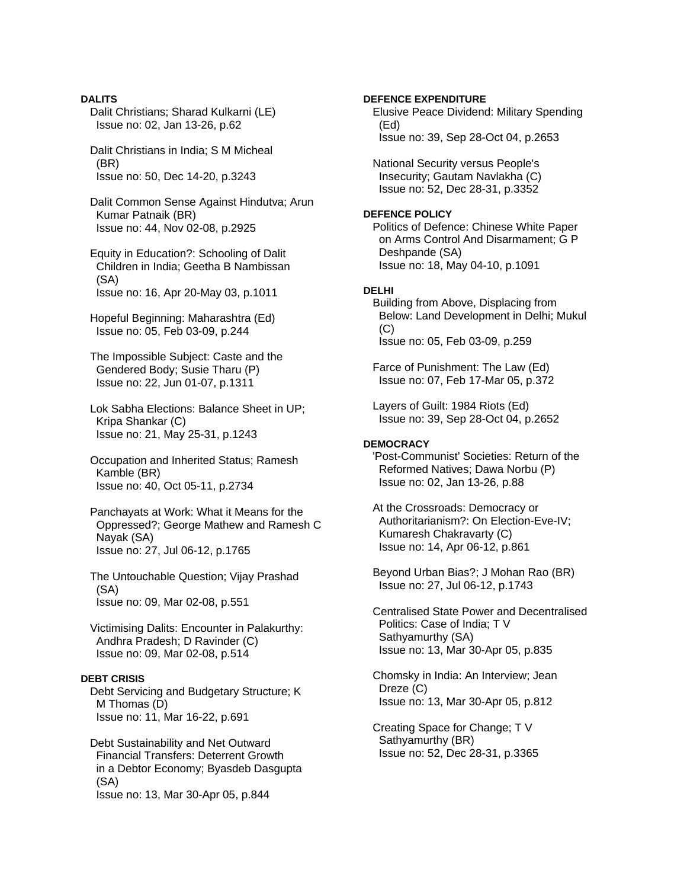**DALITS**

Dalit Christians; Sharad Kulkarni (LE)
Issue no: 02, Jan 13-26, p.62

Dalit Christians in India; S M Micheal (BR)
Issue no: 50, Dec 14-20, p.3243

Dalit Common Sense Against Hindutva; Arun Kumar Patnaik (BR)
Issue no: 44, Nov 02-08, p.2925

Equity in Education?: Schooling of Dalit Children in India; Geetha B Nambissan (SA)
Issue no: 16, Apr 20-May 03, p.1011

Hopeful Beginning: Maharashtra (Ed)
Issue no: 05, Feb 03-09, p.244

The Impossible Subject: Caste and the Gendered Body; Susie Tharu (P)
Issue no: 22, Jun 01-07, p.1311

Lok Sabha Elections: Balance Sheet in UP; Kripa Shankar (C)
Issue no: 21, May 25-31, p.1243

Occupation and Inherited Status; Ramesh Kamble (BR)
Issue no: 40, Oct 05-11, p.2734

Panchayats at Work: What it Means for the Oppressed?; George Mathew and Ramesh C Nayak (SA)
Issue no: 27, Jul 06-12, p.1765

The Untouchable Question; Vijay Prashad (SA)
Issue no: 09, Mar 02-08, p.551

Victimising Dalits: Encounter in Palakurthy: Andhra Pradesh; D Ravinder (C)
Issue no: 09, Mar 02-08, p.514

**DEBT CRISIS**

Debt Servicing and Budgetary Structure; K M Thomas (D)
Issue no: 11, Mar 16-22, p.691

Debt Sustainability and Net Outward Financial Transfers: Deterrent Growth in a Debtor Economy; Byasdeb Dasgupta (SA)
Issue no: 13, Mar 30-Apr 05, p.844

**DEFENCE EXPENDITURE**

Elusive Peace Dividend: Military Spending (Ed)
Issue no: 39, Sep 28-Oct 04, p.2653

National Security versus People's Insecurity; Gautam Navlakha (C)
Issue no: 52, Dec 28-31, p.3352

**DEFENCE POLICY**

Politics of Defence: Chinese White Paper on Arms Control And Disarmament; G P Deshpande (SA)
Issue no: 18, May 04-10, p.1091

**DELHI**

Building from Above, Displacing from Below: Land Development in Delhi; Mukul (C)
Issue no: 05, Feb 03-09, p.259

Farce of Punishment: The Law (Ed)
Issue no: 07, Feb 17-Mar 05, p.372

Layers of Guilt: 1984 Riots (Ed)
Issue no: 39, Sep 28-Oct 04, p.2652

**DEMOCRACY**

'Post-Communist' Societies: Return of the Reformed Natives; Dawa Norbu (P)
Issue no: 02, Jan 13-26, p.88

At the Crossroads: Democracy or Authoritarianism?: On Election-Eve-IV; Kumaresh Chakravarty (C)
Issue no: 14, Apr 06-12, p.861

Beyond Urban Bias?; J Mohan Rao (BR)
Issue no: 27, Jul 06-12, p.1743

Centralised State Power and Decentralised Politics: Case of India; T V Sathyamurthy (SA)
Issue no: 13, Mar 30-Apr 05, p.835

Chomsky in India: An Interview; Jean Dreze (C)
Issue no: 13, Mar 30-Apr 05, p.812

Creating Space for Change; T V Sathyamurthy (BR)
Issue no: 52, Dec 28-31, p.3365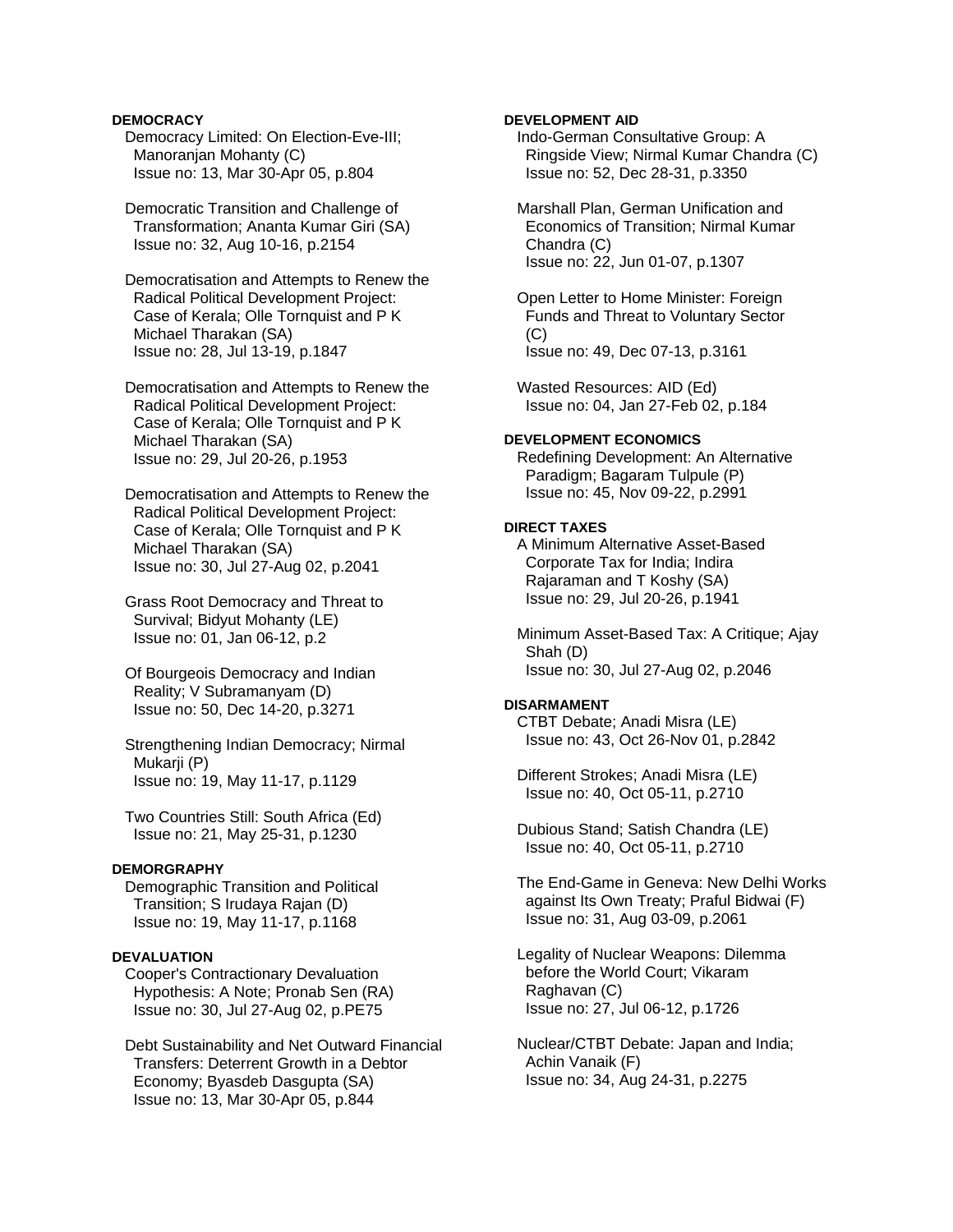**DEMOCRACY**

Democracy Limited: On Election-Eve-III; Manoranjan Mohanty (C)
Issue no: 13, Mar 30-Apr 05, p.804

Democratic Transition and Challenge of Transformation; Ananta Kumar Giri (SA)
Issue no: 32, Aug 10-16, p.2154

Democratisation and Attempts to Renew the Radical Political Development Project: Case of Kerala; Olle Tornquist and P K Michael Tharakan (SA)
Issue no: 28, Jul 13-19, p.1847

Democratisation and Attempts to Renew the Radical Political Development Project: Case of Kerala; Olle Tornquist and P K Michael Tharakan (SA)
Issue no: 29, Jul 20-26, p.1953

Democratisation and Attempts to Renew the Radical Political Development Project: Case of Kerala; Olle Tornquist and P K Michael Tharakan (SA)
Issue no: 30, Jul 27-Aug 02, p.2041

Grass Root Democracy and Threat to Survival; Bidyut Mohanty (LE)
Issue no: 01, Jan 06-12, p.2

Of Bourgeois Democracy and Indian Reality; V Subramanyam (D)
Issue no: 50, Dec 14-20, p.3271

Strengthening Indian Democracy; Nirmal Mukarji (P)
Issue no: 19, May 11-17, p.1129

Two Countries Still: South Africa (Ed)
Issue no: 21, May 25-31, p.1230

**DEMORGRAPHY**

Demographic Transition and Political Transition; S Irudaya Rajan (D)
Issue no: 19, May 11-17, p.1168

**DEVALUATION**

Cooper's Contractionary Devaluation Hypothesis: A Note; Pronab Sen (RA)
Issue no: 30, Jul 27-Aug 02, p.PE75

Debt Sustainability and Net Outward Financial Transfers: Deterrent Growth in a Debtor Economy; Byasdeb Dasgupta (SA)
Issue no: 13, Mar 30-Apr 05, p.844

**DEVELOPMENT AID**

Indo-German Consultative Group: A Ringside View; Nirmal Kumar Chandra (C)
Issue no: 52, Dec 28-31, p.3350

Marshall Plan, German Unification and Economics of Transition; Nirmal Kumar Chandra (C)
Issue no: 22, Jun 01-07, p.1307

Open Letter to Home Minister: Foreign Funds and Threat to Voluntary Sector (C)
Issue no: 49, Dec 07-13, p.3161

Wasted Resources: AID (Ed)
Issue no: 04, Jan 27-Feb 02, p.184

**DEVELOPMENT ECONOMICS**

Redefining Development: An Alternative Paradigm; Bagaram Tulpule (P)
Issue no: 45, Nov 09-22, p.2991

**DIRECT TAXES**

A Minimum Alternative Asset-Based Corporate Tax for India; Indira Rajaraman and T Koshy (SA)
Issue no: 29, Jul 20-26, p.1941

Minimum Asset-Based Tax: A Critique; Ajay Shah (D)
Issue no: 30, Jul 27-Aug 02, p.2046

**DISARMAMENT**

CTBT Debate; Anadi Misra (LE)
Issue no: 43, Oct 26-Nov 01, p.2842

Different Strokes; Anadi Misra (LE)
Issue no: 40, Oct 05-11, p.2710

Dubious Stand; Satish Chandra (LE)
Issue no: 40, Oct 05-11, p.2710

The End-Game in Geneva: New Delhi Works against Its Own Treaty; Praful Bidwai (F)
Issue no: 31, Aug 03-09, p.2061

Legality of Nuclear Weapons: Dilemma before the World Court; Vikaram Raghavan (C)
Issue no: 27, Jul 06-12, p.1726

Nuclear/CTBT Debate: Japan and India; Achin Vanaik (F)
Issue no: 34, Aug 24-31, p.2275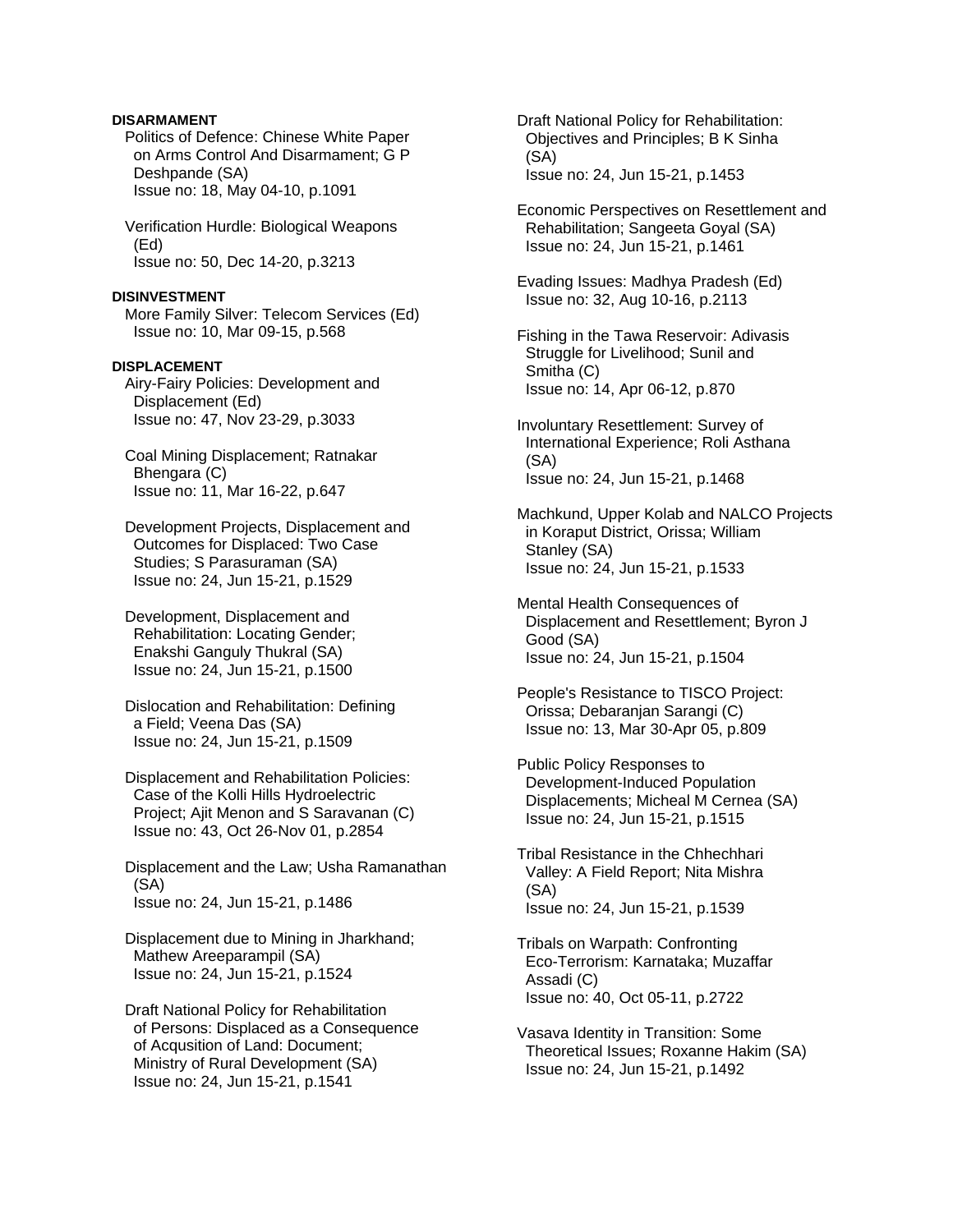**DISARMAMENT**

Politics of Defence: Chinese White Paper on Arms Control And Disarmament; G P Deshpande (SA)
Issue no: 18, May 04-10, p.1091

Verification Hurdle: Biological Weapons (Ed)
Issue no: 50, Dec 14-20, p.3213

**DISINVESTMENT**

More Family Silver: Telecom Services (Ed)
Issue no: 10, Mar 09-15, p.568

**DISPLACEMENT**

Airy-Fairy Policies: Development and Displacement (Ed)
Issue no: 47, Nov 23-29, p.3033

Coal Mining Displacement; Ratnakar Bhengara (C)
Issue no: 11, Mar 16-22, p.647

Development Projects, Displacement and Outcomes for Displaced: Two Case Studies; S Parasuraman (SA)
Issue no: 24, Jun 15-21, p.1529

Development, Displacement and Rehabilitation: Locating Gender; Enakshi Ganguly Thukral (SA)
Issue no: 24, Jun 15-21, p.1500

Dislocation and Rehabilitation: Defining a Field; Veena Das (SA)
Issue no: 24, Jun 15-21, p.1509

Displacement and Rehabilitation Policies: Case of the Kolli Hills Hydroelectric Project; Ajit Menon and S Saravanan (C)
Issue no: 43, Oct 26-Nov 01, p.2854

Displacement and the Law; Usha Ramanathan (SA)
Issue no: 24, Jun 15-21, p.1486

Displacement due to Mining in Jharkhand; Mathew Areeparampil (SA)
Issue no: 24, Jun 15-21, p.1524

Draft National Policy for Rehabilitation of Persons: Displaced as a Consequence of Acqusition of Land: Document; Ministry of Rural Development (SA)
Issue no: 24, Jun 15-21, p.1541

Draft National Policy for Rehabilitation: Objectives and Principles; B K Sinha (SA)
Issue no: 24, Jun 15-21, p.1453

Economic Perspectives on Resettlement and Rehabilitation; Sangeeta Goyal (SA)
Issue no: 24, Jun 15-21, p.1461

Evading Issues: Madhya Pradesh (Ed)
Issue no: 32, Aug 10-16, p.2113

Fishing in the Tawa Reservoir: Adivasis Struggle for Livelihood; Sunil and Smitha (C)
Issue no: 14, Apr 06-12, p.870

Involuntary Resettlement: Survey of International Experience; Roli Asthana (SA)
Issue no: 24, Jun 15-21, p.1468

Machkund, Upper Kolab and NALCO Projects in Koraput District, Orissa; William Stanley (SA)
Issue no: 24, Jun 15-21, p.1533

Mental Health Consequences of Displacement and Resettlement; Byron J Good (SA)
Issue no: 24, Jun 15-21, p.1504

People's Resistance to TISCO Project: Orissa; Debaranjan Sarangi (C)
Issue no: 13, Mar 30-Apr 05, p.809

Public Policy Responses to Development-Induced Population Displacements; Micheal M Cernea (SA)
Issue no: 24, Jun 15-21, p.1515

Tribal Resistance in the Chhechhari Valley: A Field Report; Nita Mishra (SA)
Issue no: 24, Jun 15-21, p.1539

Tribals on Warpath: Confronting Eco-Terrorism: Karnataka; Muzaffar Assadi (C)
Issue no: 40, Oct 05-11, p.2722

Vasava Identity in Transition: Some Theoretical Issues; Roxanne Hakim (SA)
Issue no: 24, Jun 15-21, p.1492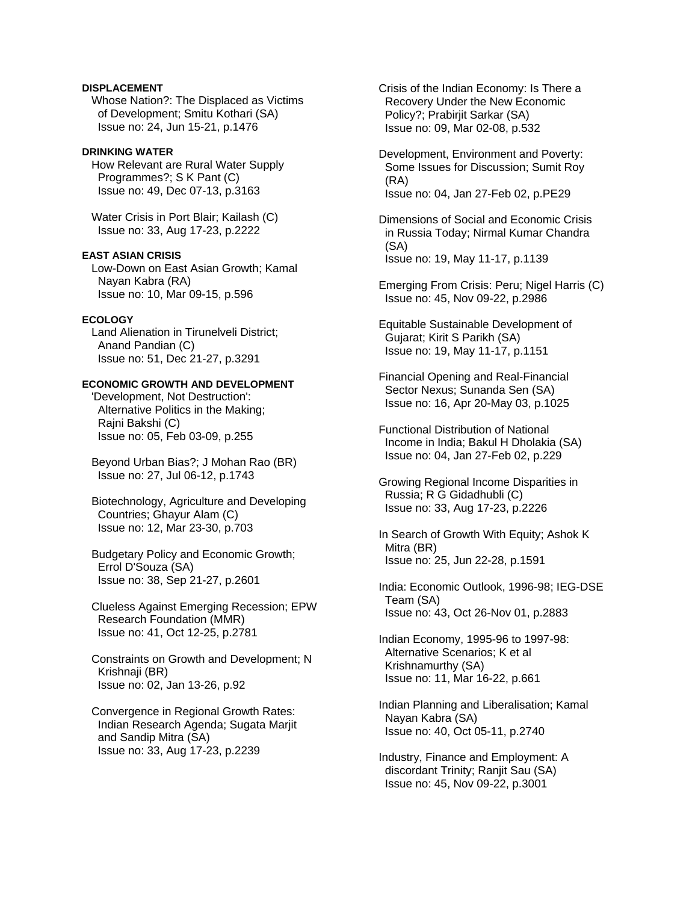**DISPLACEMENT**

Whose Nation?: The Displaced as Victims of Development; Smitu Kothari (SA)
Issue no: 24, Jun 15-21, p.1476

**DRINKING WATER**

How Relevant are Rural Water Supply Programmes?; S K Pant (C)
Issue no: 49, Dec 07-13, p.3163

Water Crisis in Port Blair; Kailash (C)
Issue no: 33, Aug 17-23, p.2222

**EAST ASIAN CRISIS**

Low-Down on East Asian Growth; Kamal Nayan Kabra (RA)
Issue no: 10, Mar 09-15, p.596

**ECOLOGY**

Land Alienation in Tirunelveli District; Anand Pandian (C)
Issue no: 51, Dec 21-27, p.3291

**ECONOMIC GROWTH AND DEVELOPMENT**

'Development, Not Destruction': Alternative Politics in the Making; Rajni Bakshi (C)
Issue no: 05, Feb 03-09, p.255

Beyond Urban Bias?; J Mohan Rao (BR)
Issue no: 27, Jul 06-12, p.1743

Biotechnology, Agriculture and Developing Countries; Ghayur Alam (C)
Issue no: 12, Mar 23-30, p.703

Budgetary Policy and Economic Growth; Errol D'Souza (SA)
Issue no: 38, Sep 21-27, p.2601

Clueless Against Emerging Recession; EPW Research Foundation (MMR)
Issue no: 41, Oct 12-25, p.2781

Constraints on Growth and Development; N Krishnaji (BR)
Issue no: 02, Jan 13-26, p.92

Convergence in Regional Growth Rates: Indian Research Agenda; Sugata Marjit and Sandip Mitra (SA)
Issue no: 33, Aug 17-23, p.2239

Crisis of the Indian Economy: Is There a Recovery Under the New Economic Policy?; Prabirjit Sarkar (SA)
Issue no: 09, Mar 02-08, p.532

Development, Environment and Poverty: Some Issues for Discussion; Sumit Roy (RA)
Issue no: 04, Jan 27-Feb 02, p.PE29

Dimensions of Social and Economic Crisis in Russia Today; Nirmal Kumar Chandra (SA)
Issue no: 19, May 11-17, p.1139

Emerging From Crisis: Peru; Nigel Harris (C)
Issue no: 45, Nov 09-22, p.2986

Equitable Sustainable Development of Gujarat; Kirit S Parikh (SA)
Issue no: 19, May 11-17, p.1151

Financial Opening and Real-Financial Sector Nexus; Sunanda Sen (SA)
Issue no: 16, Apr 20-May 03, p.1025

Functional Distribution of National Income in India; Bakul H Dholakia (SA)
Issue no: 04, Jan 27-Feb 02, p.229

Growing Regional Income Disparities in Russia; R G Gidadhubli (C)
Issue no: 33, Aug 17-23, p.2226

In Search of Growth With Equity; Ashok K Mitra (BR)
Issue no: 25, Jun 22-28, p.1591

India: Economic Outlook, 1996-98; IEG-DSE Team (SA)
Issue no: 43, Oct 26-Nov 01, p.2883

Indian Economy, 1995-96 to 1997-98: Alternative Scenarios; K et al Krishnamurthy (SA)
Issue no: 11, Mar 16-22, p.661

Indian Planning and Liberalisation; Kamal Nayan Kabra (SA)
Issue no: 40, Oct 05-11, p.2740

Industry, Finance and Employment: A discordant Trinity; Ranjit Sau (SA)
Issue no: 45, Nov 09-22, p.3001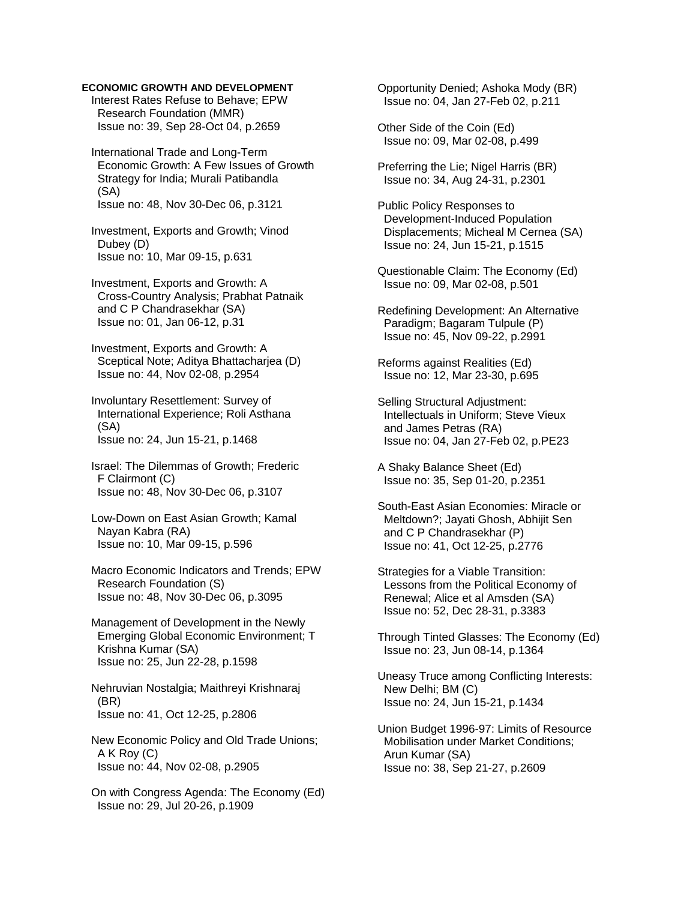**ECONOMIC GROWTH AND DEVELOPMENT**

Interest Rates Refuse to Behave; EPW Research Foundation (MMR)
Issue no: 39, Sep 28-Oct 04, p.2659

International Trade and Long-Term Economic Growth: A Few Issues of Growth Strategy for India; Murali Patibandla (SA)
Issue no: 48, Nov 30-Dec 06, p.3121

Investment, Exports and Growth; Vinod Dubey (D)
Issue no: 10, Mar 09-15, p.631

Investment, Exports and Growth: A Cross-Country Analysis; Prabhat Patnaik and C P Chandrasekhar (SA)
Issue no: 01, Jan 06-12, p.31

Investment, Exports and Growth: A Sceptical Note; Aditya Bhattacharjea (D)
Issue no: 44, Nov 02-08, p.2954

Involuntary Resettlement: Survey of International Experience; Roli Asthana (SA)
Issue no: 24, Jun 15-21, p.1468

Israel: The Dilemmas of Growth; Frederic F Clairmont (C)
Issue no: 48, Nov 30-Dec 06, p.3107

Low-Down on East Asian Growth; Kamal Nayan Kabra (RA)
Issue no: 10, Mar 09-15, p.596

Macro Economic Indicators and Trends; EPW Research Foundation (S)
Issue no: 48, Nov 30-Dec 06, p.3095

Management of Development in the Newly Emerging Global Economic Environment; T Krishna Kumar (SA)
Issue no: 25, Jun 22-28, p.1598

Nehruvian Nostalgia; Maithreyi Krishnaraj (BR)
Issue no: 41, Oct 12-25, p.2806

New Economic Policy and Old Trade Unions; A K Roy (C)
Issue no: 44, Nov 02-08, p.2905

On with Congress Agenda: The Economy (Ed)
Issue no: 29, Jul 20-26, p.1909

Opportunity Denied; Ashoka Mody (BR)
Issue no: 04, Jan 27-Feb 02, p.211

Other Side of the Coin (Ed)
Issue no: 09, Mar 02-08, p.499

Preferring the Lie; Nigel Harris (BR)
Issue no: 34, Aug 24-31, p.2301

Public Policy Responses to Development-Induced Population Displacements; Micheal M Cernea (SA)
Issue no: 24, Jun 15-21, p.1515

Questionable Claim: The Economy (Ed)
Issue no: 09, Mar 02-08, p.501

Redefining Development: An Alternative Paradigm; Bagaram Tulpule (P)
Issue no: 45, Nov 09-22, p.2991

Reforms against Realities (Ed)
Issue no: 12, Mar 23-30, p.695

Selling Structural Adjustment: Intellectuals in Uniform; Steve Vieux and James Petras (RA)
Issue no: 04, Jan 27-Feb 02, p.PE23

A Shaky Balance Sheet (Ed)
Issue no: 35, Sep 01-20, p.2351

South-East Asian Economies: Miracle or Meltdown?; Jayati Ghosh, Abhijit Sen and C P Chandrasekhar (P)
Issue no: 41, Oct 12-25, p.2776

Strategies for a Viable Transition: Lessons from the Political Economy of Renewal; Alice et al Amsden (SA)
Issue no: 52, Dec 28-31, p.3383

Through Tinted Glasses: The Economy (Ed)
Issue no: 23, Jun 08-14, p.1364

Uneasy Truce among Conflicting Interests: New Delhi; BM (C)
Issue no: 24, Jun 15-21, p.1434

Union Budget 1996-97: Limits of Resource Mobilisation under Market Conditions; Arun Kumar (SA)
Issue no: 38, Sep 21-27, p.2609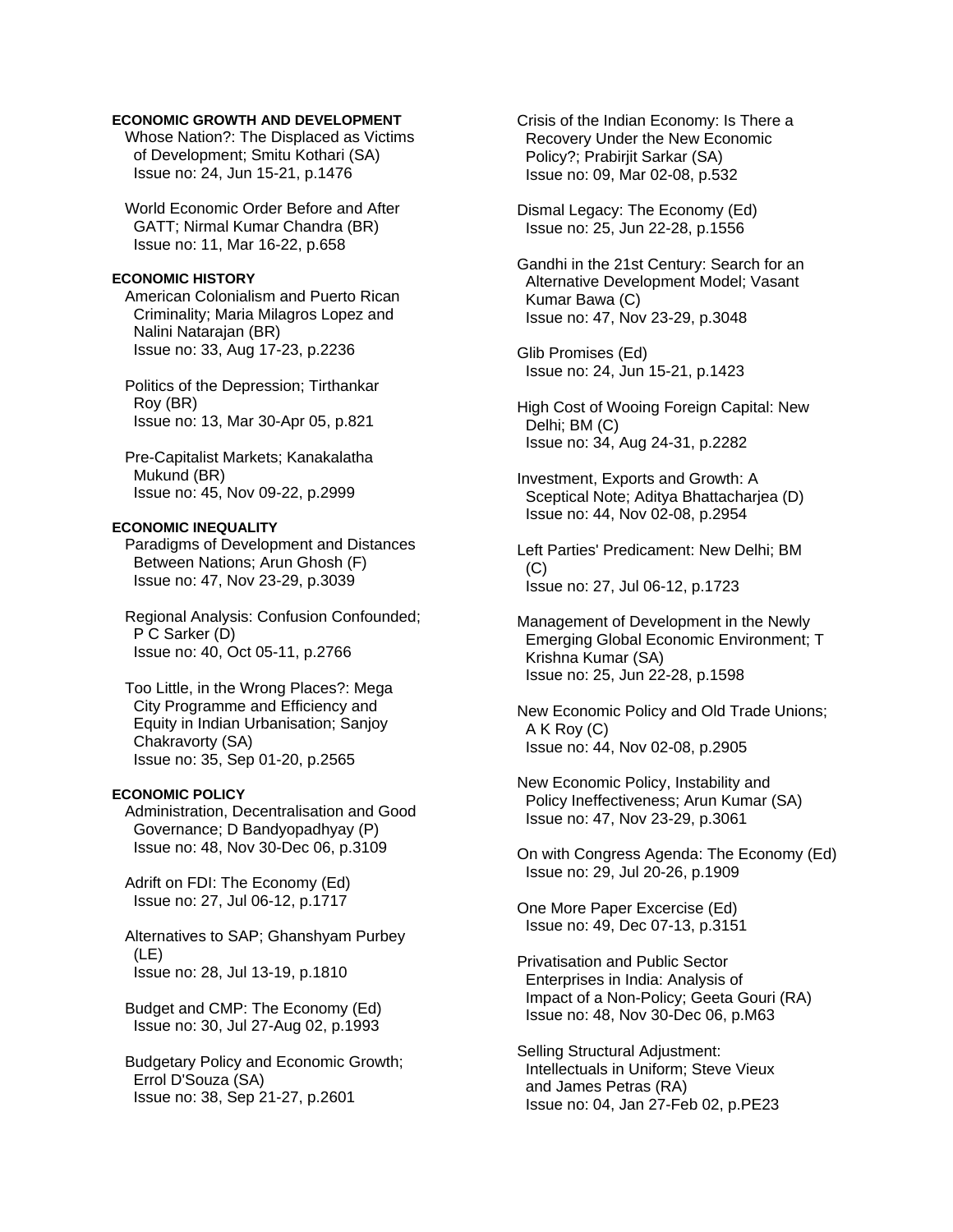**ECONOMIC GROWTH AND DEVELOPMENT**

Whose Nation?: The Displaced as Victims of Development; Smitu Kothari (SA)
Issue no: 24, Jun 15-21, p.1476

World Economic Order Before and After GATT; Nirmal Kumar Chandra (BR)
Issue no: 11, Mar 16-22, p.658

**ECONOMIC HISTORY**

American Colonialism and Puerto Rican Criminality; Maria Milagros Lopez and Nalini Natarajan (BR)
Issue no: 33, Aug 17-23, p.2236

Politics of the Depression; Tirthankar Roy (BR)
Issue no: 13, Mar 30-Apr 05, p.821

Pre-Capitalist Markets; Kanakalatha Mukund (BR)
Issue no: 45, Nov 09-22, p.2999

**ECONOMIC INEQUALITY**

Paradigms of Development and Distances Between Nations; Arun Ghosh (F)
Issue no: 47, Nov 23-29, p.3039

Regional Analysis: Confusion Confounded; P C Sarker (D)
Issue no: 40, Oct 05-11, p.2766

Too Little, in the Wrong Places?: Mega City Programme and Efficiency and Equity in Indian Urbanisation; Sanjoy Chakravorty (SA)
Issue no: 35, Sep 01-20, p.2565

**ECONOMIC POLICY**

Administration, Decentralisation and Good Governance; D Bandyopadhyay (P)
Issue no: 48, Nov 30-Dec 06, p.3109

Adrift on FDI: The Economy (Ed)
Issue no: 27, Jul 06-12, p.1717

Alternatives to SAP; Ghanshyam Purbey (LE)
Issue no: 28, Jul 13-19, p.1810

Budget and CMP: The Economy (Ed)
Issue no: 30, Jul 27-Aug 02, p.1993

Budgetary Policy and Economic Growth; Errol D'Souza (SA)
Issue no: 38, Sep 21-27, p.2601

Crisis of the Indian Economy: Is There a Recovery Under the New Economic Policy?; Prabirjit Sarkar (SA)
Issue no: 09, Mar 02-08, p.532

Dismal Legacy: The Economy (Ed)
Issue no: 25, Jun 22-28, p.1556

Gandhi in the 21st Century: Search for an Alternative Development Model; Vasant Kumar Bawa (C)
Issue no: 47, Nov 23-29, p.3048

Glib Promises (Ed)
Issue no: 24, Jun 15-21, p.1423

High Cost of Wooing Foreign Capital: New Delhi; BM (C)
Issue no: 34, Aug 24-31, p.2282

Investment, Exports and Growth: A Sceptical Note; Aditya Bhattacharjea (D)
Issue no: 44, Nov 02-08, p.2954

Left Parties' Predicament: New Delhi; BM (C)
Issue no: 27, Jul 06-12, p.1723

Management of Development in the Newly Emerging Global Economic Environment; T Krishna Kumar (SA)
Issue no: 25, Jun 22-28, p.1598

New Economic Policy and Old Trade Unions; A K Roy (C)
Issue no: 44, Nov 02-08, p.2905

New Economic Policy, Instability and Policy Ineffectiveness; Arun Kumar (SA)
Issue no: 47, Nov 23-29, p.3061

On with Congress Agenda: The Economy (Ed)
Issue no: 29, Jul 20-26, p.1909

One More Paper Excercise (Ed)
Issue no: 49, Dec 07-13, p.3151

Privatisation and Public Sector Enterprises in India: Analysis of Impact of a Non-Policy; Geeta Gouri (RA)
Issue no: 48, Nov 30-Dec 06, p.M63

Selling Structural Adjustment: Intellectuals in Uniform; Steve Vieux and James Petras (RA)
Issue no: 04, Jan 27-Feb 02, p.PE23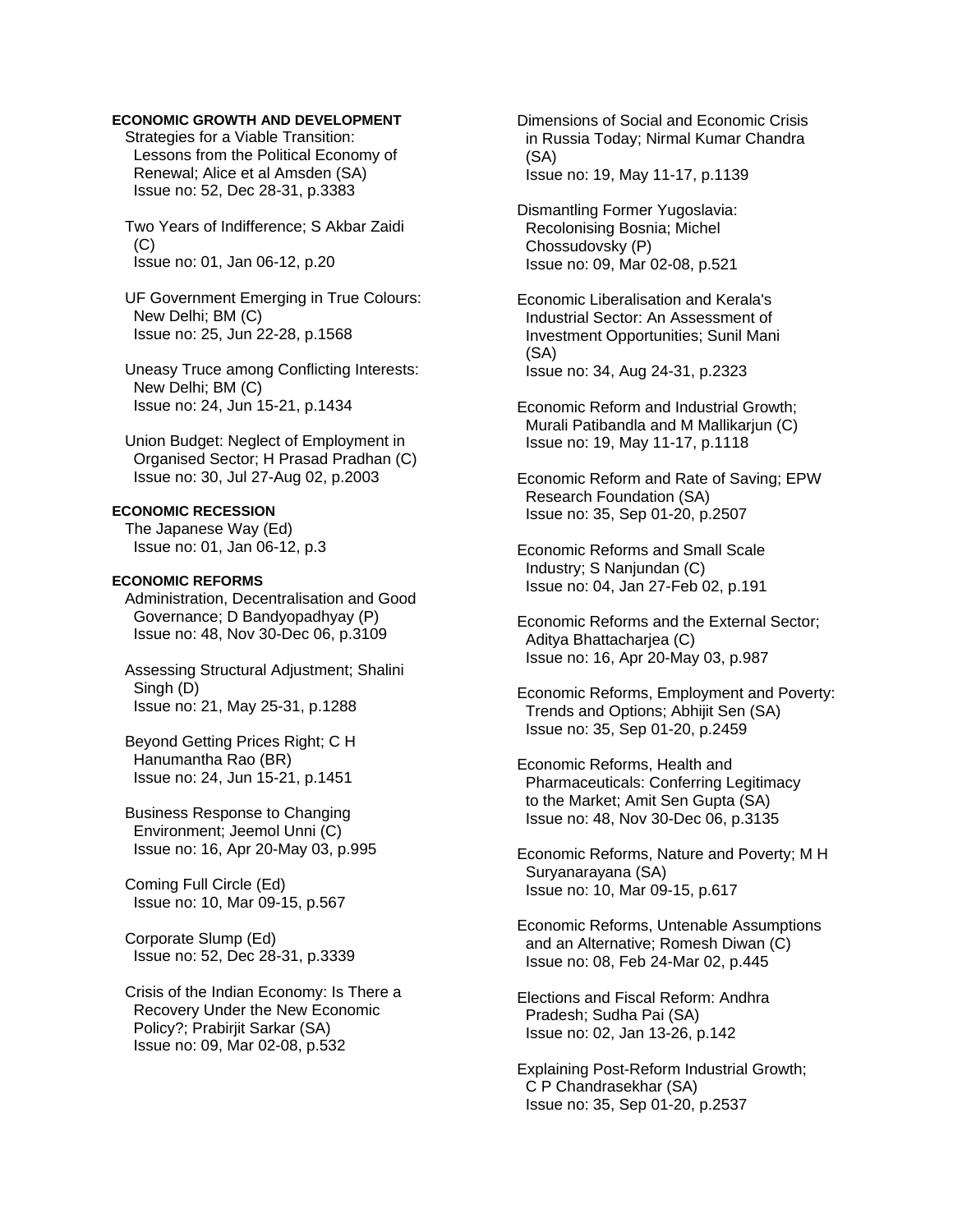**ECONOMIC GROWTH AND DEVELOPMENT**

Strategies for a Viable Transition: Lessons from the Political Economy of Renewal; Alice et al Amsden (SA)
Issue no: 52, Dec 28-31, p.3383

Two Years of Indifference; S Akbar Zaidi (C)
Issue no: 01, Jan 06-12, p.20

UF Government Emerging in True Colours: New Delhi; BM (C)
Issue no: 25, Jun 22-28, p.1568

Uneasy Truce among Conflicting Interests: New Delhi; BM (C)
Issue no: 24, Jun 15-21, p.1434

Union Budget: Neglect of Employment in Organised Sector; H Prasad Pradhan (C)
Issue no: 30, Jul 27-Aug 02, p.2003

**ECONOMIC RECESSION**

The Japanese Way (Ed)
Issue no: 01, Jan 06-12, p.3

**ECONOMIC REFORMS**

Administration, Decentralisation and Good Governance; D Bandyopadhyay (P)
Issue no: 48, Nov 30-Dec 06, p.3109

Assessing Structural Adjustment; Shalini Singh (D)
Issue no: 21, May 25-31, p.1288

Beyond Getting Prices Right; C H Hanumantha Rao (BR)
Issue no: 24, Jun 15-21, p.1451

Business Response to Changing Environment; Jeemol Unni (C)
Issue no: 16, Apr 20-May 03, p.995

Coming Full Circle (Ed)
Issue no: 10, Mar 09-15, p.567

Corporate Slump (Ed)
Issue no: 52, Dec 28-31, p.3339

Crisis of the Indian Economy: Is There a Recovery Under the New Economic Policy?; Prabirjit Sarkar (SA)
Issue no: 09, Mar 02-08, p.532

Dimensions of Social and Economic Crisis in Russia Today; Nirmal Kumar Chandra (SA)
Issue no: 19, May 11-17, p.1139

Dismantling Former Yugoslavia: Recolonising Bosnia; Michel Chossudovsky (P)
Issue no: 09, Mar 02-08, p.521

Economic Liberalisation and Kerala's Industrial Sector: An Assessment of Investment Opportunities; Sunil Mani (SA)
Issue no: 34, Aug 24-31, p.2323

Economic Reform and Industrial Growth; Murali Patibandla and M Mallikarjun (C)
Issue no: 19, May 11-17, p.1118

Economic Reform and Rate of Saving; EPW Research Foundation (SA)
Issue no: 35, Sep 01-20, p.2507

Economic Reforms and Small Scale Industry; S Nanjundan (C)
Issue no: 04, Jan 27-Feb 02, p.191

Economic Reforms and the External Sector; Aditya Bhattacharjea (C)
Issue no: 16, Apr 20-May 03, p.987

Economic Reforms, Employment and Poverty: Trends and Options; Abhijit Sen (SA)
Issue no: 35, Sep 01-20, p.2459

Economic Reforms, Health and Pharmaceuticals: Conferring Legitimacy to the Market; Amit Sen Gupta (SA)
Issue no: 48, Nov 30-Dec 06, p.3135

Economic Reforms, Nature and Poverty; M H Suryanarayana (SA)
Issue no: 10, Mar 09-15, p.617

Economic Reforms, Untenable Assumptions and an Alternative; Romesh Diwan (C)
Issue no: 08, Feb 24-Mar 02, p.445

Elections and Fiscal Reform: Andhra Pradesh; Sudha Pai (SA)
Issue no: 02, Jan 13-26, p.142

Explaining Post-Reform Industrial Growth; C P Chandrasekhar (SA)
Issue no: 35, Sep 01-20, p.2537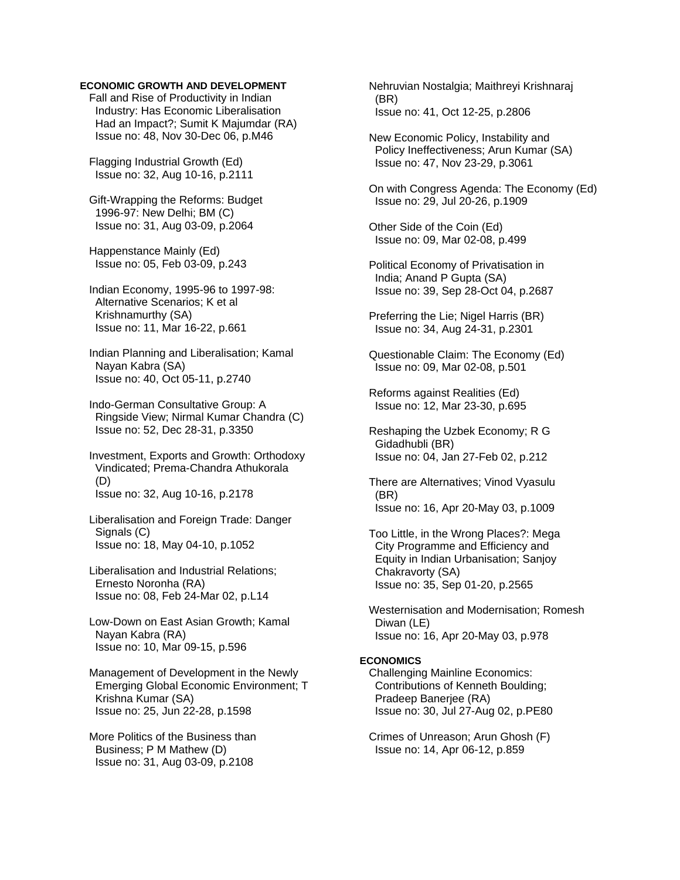**ECONOMIC GROWTH AND DEVELOPMENT**

Fall and Rise of Productivity in Indian Industry: Has Economic Liberalisation Had an Impact?; Sumit K Majumdar (RA)
Issue no: 48, Nov 30-Dec 06, p.M46

Flagging Industrial Growth (Ed)
Issue no: 32, Aug 10-16, p.2111

Gift-Wrapping the Reforms: Budget 1996-97: New Delhi; BM (C)
Issue no: 31, Aug 03-09, p.2064

Happenstance Mainly (Ed)
Issue no: 05, Feb 03-09, p.243

Indian Economy, 1995-96 to 1997-98: Alternative Scenarios; K et al Krishnamurthy (SA)
Issue no: 11, Mar 16-22, p.661

Indian Planning and Liberalisation; Kamal Nayan Kabra (SA)
Issue no: 40, Oct 05-11, p.2740

Indo-German Consultative Group: A Ringside View; Nirmal Kumar Chandra (C)
Issue no: 52, Dec 28-31, p.3350

Investment, Exports and Growth: Orthodoxy Vindicated; Prema-Chandra Athukorala (D)
Issue no: 32, Aug 10-16, p.2178

Liberalisation and Foreign Trade: Danger Signals (C)
Issue no: 18, May 04-10, p.1052

Liberalisation and Industrial Relations; Ernesto Noronha (RA)
Issue no: 08, Feb 24-Mar 02, p.L14

Low-Down on East Asian Growth; Kamal Nayan Kabra (RA)
Issue no: 10, Mar 09-15, p.596

Management of Development in the Newly Emerging Global Economic Environment; T Krishna Kumar (SA)
Issue no: 25, Jun 22-28, p.1598

More Politics of the Business than Business; P M Mathew (D)
Issue no: 31, Aug 03-09, p.2108

Nehruvian Nostalgia; Maithreyi Krishnaraj (BR)
Issue no: 41, Oct 12-25, p.2806

New Economic Policy, Instability and Policy Ineffectiveness; Arun Kumar (SA)
Issue no: 47, Nov 23-29, p.3061

On with Congress Agenda: The Economy (Ed)
Issue no: 29, Jul 20-26, p.1909

Other Side of the Coin (Ed)
Issue no: 09, Mar 02-08, p.499

Political Economy of Privatisation in India; Anand P Gupta (SA)
Issue no: 39, Sep 28-Oct 04, p.2687

Preferring the Lie; Nigel Harris (BR)
Issue no: 34, Aug 24-31, p.2301

Questionable Claim: The Economy (Ed)
Issue no: 09, Mar 02-08, p.501

Reforms against Realities (Ed)
Issue no: 12, Mar 23-30, p.695

Reshaping the Uzbek Economy; R G Gidadhubli (BR)
Issue no: 04, Jan 27-Feb 02, p.212

There are Alternatives; Vinod Vyasulu (BR)
Issue no: 16, Apr 20-May 03, p.1009

Too Little, in the Wrong Places?: Mega City Programme and Efficiency and Equity in Indian Urbanisation; Sanjoy Chakravorty (SA)
Issue no: 35, Sep 01-20, p.2565

Westernisation and Modernisation; Romesh Diwan (LE)
Issue no: 16, Apr 20-May 03, p.978

**ECONOMICS**

Challenging Mainline Economics: Contributions of Kenneth Boulding; Pradeep Banerjee (RA)
Issue no: 30, Jul 27-Aug 02, p.PE80

Crimes of Unreason; Arun Ghosh (F)
Issue no: 14, Apr 06-12, p.859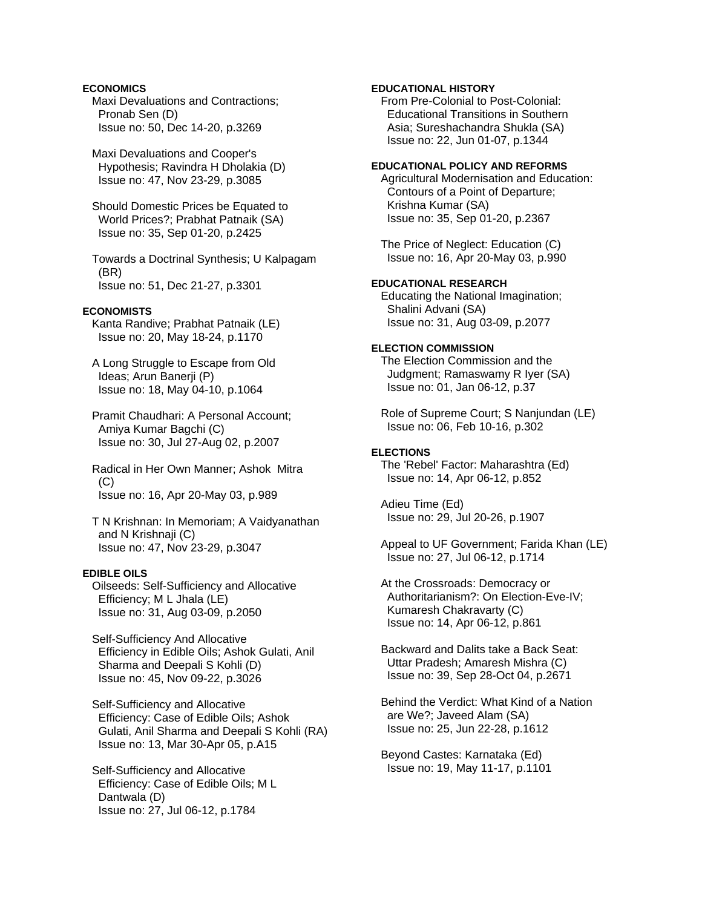**ECONOMICS**

Maxi Devaluations and Contractions; Pronab Sen (D)
Issue no: 50, Dec 14-20, p.3269

Maxi Devaluations and Cooper's Hypothesis; Ravindra H Dholakia (D)
Issue no: 47, Nov 23-29, p.3085

Should Domestic Prices be Equated to World Prices?; Prabhat Patnaik (SA)
Issue no: 35, Sep 01-20, p.2425

Towards a Doctrinal Synthesis; U Kalpagam (BR)
Issue no: 51, Dec 21-27, p.3301

**ECONOMISTS**

Kanta Randive; Prabhat Patnaik (LE)
Issue no: 20, May 18-24, p.1170

A Long Struggle to Escape from Old Ideas; Arun Banerji (P)
Issue no: 18, May 04-10, p.1064

Pramit Chaudhari: A Personal Account; Amiya Kumar Bagchi (C)
Issue no: 30, Jul 27-Aug 02, p.2007

Radical in Her Own Manner; Ashok Mitra (C)
Issue no: 16, Apr 20-May 03, p.989

T N Krishnan: In Memoriam; A Vaidyanathan and N Krishnaji (C)
Issue no: 47, Nov 23-29, p.3047

**EDIBLE OILS**

Oilseeds: Self-Sufficiency and Allocative Efficiency; M L Jhala (LE)
Issue no: 31, Aug 03-09, p.2050

Self-Sufficiency And Allocative Efficiency in Edible Oils; Ashok Gulati, Anil Sharma and Deepali S Kohli (D)
Issue no: 45, Nov 09-22, p.3026

Self-Sufficiency and Allocative Efficiency: Case of Edible Oils; Ashok Gulati, Anil Sharma and Deepali S Kohli (RA)
Issue no: 13, Mar 30-Apr 05, p.A15

Self-Sufficiency and Allocative Efficiency: Case of Edible Oils; M L Dantwala (D)
Issue no: 27, Jul 06-12, p.1784

**EDUCATIONAL HISTORY**

From Pre-Colonial to Post-Colonial: Educational Transitions in Southern Asia; Sureshachandra Shukla (SA)
Issue no: 22, Jun 01-07, p.1344

**EDUCATIONAL POLICY AND REFORMS**

Agricultural Modernisation and Education: Contours of a Point of Departure; Krishna Kumar (SA)
Issue no: 35, Sep 01-20, p.2367

The Price of Neglect: Education (C)
Issue no: 16, Apr 20-May 03, p.990

**EDUCATIONAL RESEARCH**

Educating the National Imagination; Shalini Advani (SA)
Issue no: 31, Aug 03-09, p.2077

**ELECTION COMMISSION**

The Election Commission and the Judgment; Ramaswamy R Iyer (SA)
Issue no: 01, Jan 06-12, p.37

Role of Supreme Court; S Nanjundan (LE)
Issue no: 06, Feb 10-16, p.302

**ELECTIONS**

The 'Rebel' Factor: Maharashtra (Ed)
Issue no: 14, Apr 06-12, p.852

Adieu Time (Ed)
Issue no: 29, Jul 20-26, p.1907

Appeal to UF Government; Farida Khan (LE)
Issue no: 27, Jul 06-12, p.1714

At the Crossroads: Democracy or Authoritarianism?: On Election-Eve-IV; Kumaresh Chakravarty (C)
Issue no: 14, Apr 06-12, p.861

Backward and Dalits take a Back Seat: Uttar Pradesh; Amaresh Mishra (C)
Issue no: 39, Sep 28-Oct 04, p.2671

Behind the Verdict: What Kind of a Nation are We?; Javeed Alam (SA)
Issue no: 25, Jun 22-28, p.1612

Beyond Castes: Karnataka (Ed)
Issue no: 19, May 11-17, p.1101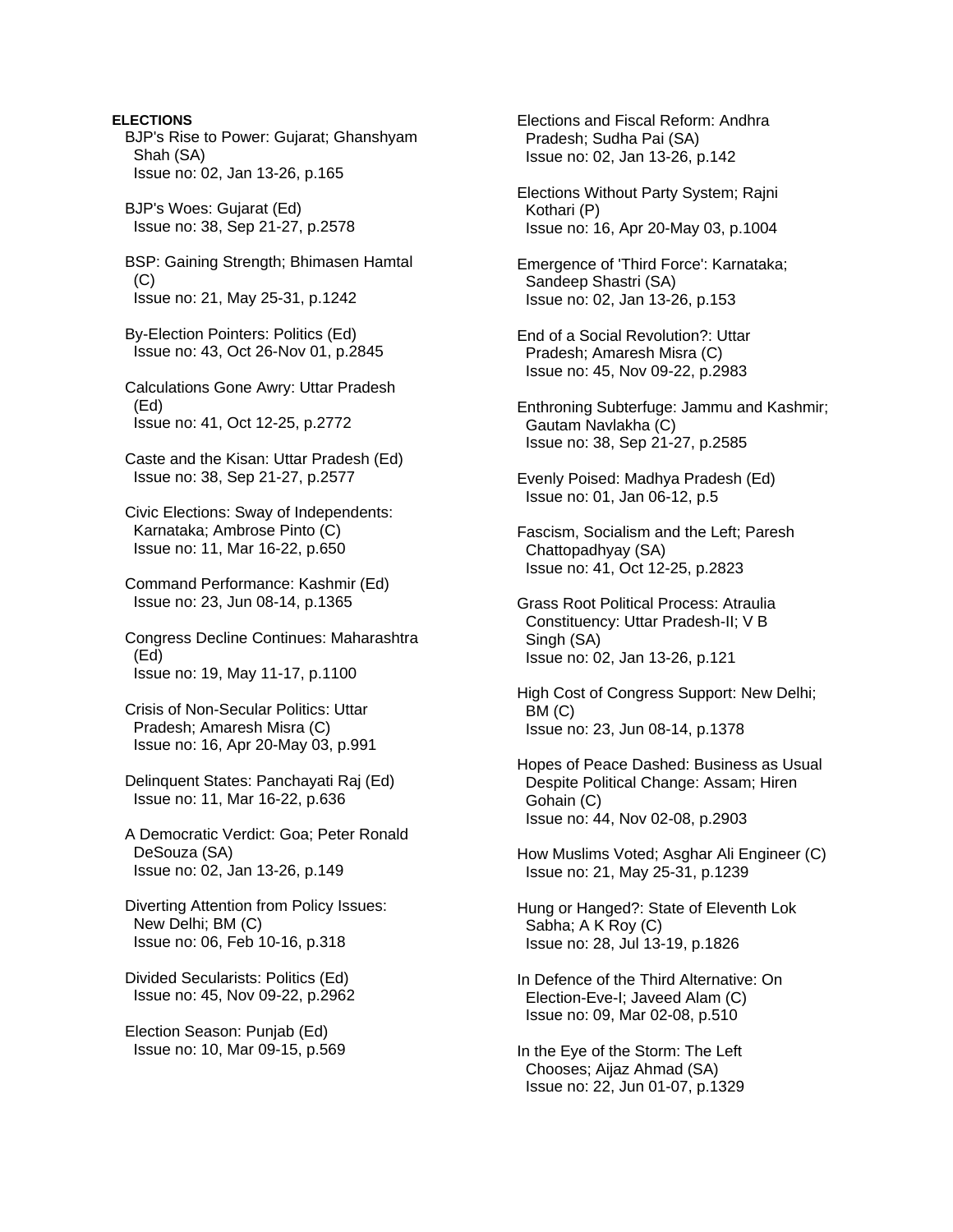**ELECTIONS**

BJP's Rise to Power: Gujarat; Ghanshyam Shah (SA)
Issue no: 02, Jan 13-26, p.165

BJP's Woes: Gujarat (Ed)
Issue no: 38, Sep 21-27, p.2578

BSP: Gaining Strength; Bhimasen Hamtal (C)
Issue no: 21, May 25-31, p.1242

By-Election Pointers: Politics (Ed)
Issue no: 43, Oct 26-Nov 01, p.2845

Calculations Gone Awry: Uttar Pradesh (Ed)
Issue no: 41, Oct 12-25, p.2772

Caste and the Kisan: Uttar Pradesh (Ed)
Issue no: 38, Sep 21-27, p.2577

Civic Elections: Sway of Independents: Karnataka; Ambrose Pinto (C)
Issue no: 11, Mar 16-22, p.650

Command Performance: Kashmir (Ed)
Issue no: 23, Jun 08-14, p.1365

Congress Decline Continues: Maharashtra (Ed)
Issue no: 19, May 11-17, p.1100

Crisis of Non-Secular Politics: Uttar Pradesh; Amaresh Misra (C)
Issue no: 16, Apr 20-May 03, p.991

Delinquent States: Panchayati Raj (Ed)
Issue no: 11, Mar 16-22, p.636

A Democratic Verdict: Goa; Peter Ronald DeSouza (SA)
Issue no: 02, Jan 13-26, p.149

Diverting Attention from Policy Issues: New Delhi; BM (C)
Issue no: 06, Feb 10-16, p.318

Divided Secularists: Politics (Ed)
Issue no: 45, Nov 09-22, p.2962

Election Season: Punjab (Ed)
Issue no: 10, Mar 09-15, p.569

Elections and Fiscal Reform: Andhra Pradesh; Sudha Pai (SA)
Issue no: 02, Jan 13-26, p.142

Elections Without Party System; Rajni Kothari (P)
Issue no: 16, Apr 20-May 03, p.1004

Emergence of 'Third Force': Karnataka; Sandeep Shastri (SA)
Issue no: 02, Jan 13-26, p.153

End of a Social Revolution?: Uttar Pradesh; Amaresh Misra (C)
Issue no: 45, Nov 09-22, p.2983

Enthroning Subterfuge: Jammu and Kashmir; Gautam Navlakha (C)
Issue no: 38, Sep 21-27, p.2585

Evenly Poised: Madhya Pradesh (Ed)
Issue no: 01, Jan 06-12, p.5

Fascism, Socialism and the Left; Paresh Chattopadhyay (SA)
Issue no: 41, Oct 12-25, p.2823

Grass Root Political Process: Atraulia Constituency: Uttar Pradesh-II; V B Singh (SA)
Issue no: 02, Jan 13-26, p.121

High Cost of Congress Support: New Delhi; BM (C)
Issue no: 23, Jun 08-14, p.1378

Hopes of Peace Dashed: Business as Usual Despite Political Change: Assam; Hiren Gohain (C)
Issue no: 44, Nov 02-08, p.2903

How Muslims Voted; Asghar Ali Engineer (C)
Issue no: 21, May 25-31, p.1239

Hung or Hanged?: State of Eleventh Lok Sabha; A K Roy (C)
Issue no: 28, Jul 13-19, p.1826

In Defence of the Third Alternative: On Election-Eve-I; Javeed Alam (C)
Issue no: 09, Mar 02-08, p.510

In the Eye of the Storm: The Left Chooses; Aijaz Ahmad (SA)
Issue no: 22, Jun 01-07, p.1329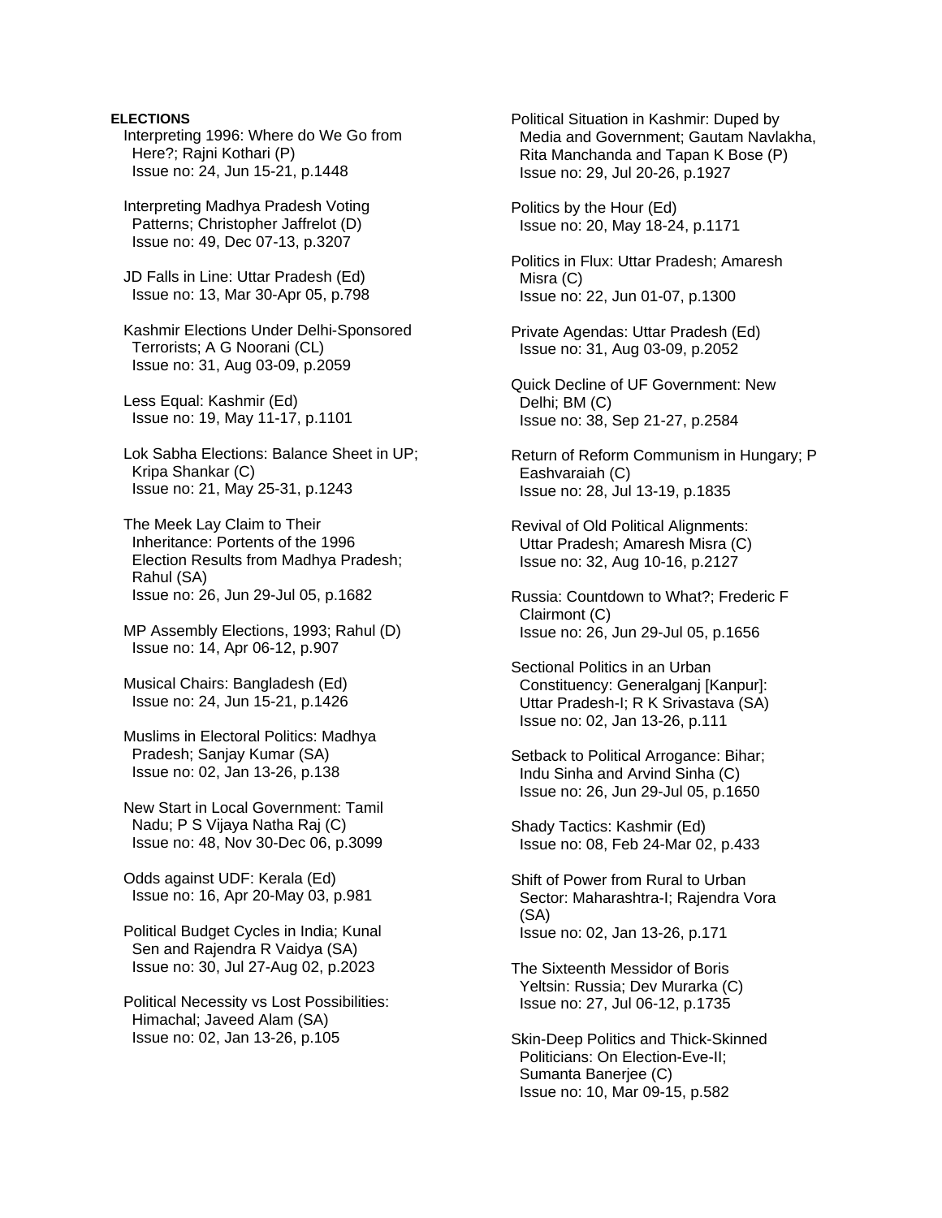**ELECTIONS**

Interpreting 1996: Where do We Go from Here?; Rajni Kothari (P)
Issue no: 24, Jun 15-21, p.1448

Interpreting Madhya Pradesh Voting Patterns; Christopher Jaffrelot (D)
Issue no: 49, Dec 07-13, p.3207

JD Falls in Line: Uttar Pradesh (Ed)
Issue no: 13, Mar 30-Apr 05, p.798

Kashmir Elections Under Delhi-Sponsored Terrorists; A G Noorani (CL)
Issue no: 31, Aug 03-09, p.2059

Less Equal: Kashmir (Ed)
Issue no: 19, May 11-17, p.1101

Lok Sabha Elections: Balance Sheet in UP; Kripa Shankar (C)
Issue no: 21, May 25-31, p.1243

The Meek Lay Claim to Their Inheritance: Portents of the 1996 Election Results from Madhya Pradesh; Rahul (SA)
Issue no: 26, Jun 29-Jul 05, p.1682

MP Assembly Elections, 1993; Rahul (D)
Issue no: 14, Apr 06-12, p.907

Musical Chairs: Bangladesh (Ed)
Issue no: 24, Jun 15-21, p.1426

Muslims in Electoral Politics: Madhya Pradesh; Sanjay Kumar (SA)
Issue no: 02, Jan 13-26, p.138

New Start in Local Government: Tamil Nadu; P S Vijaya Natha Raj (C)
Issue no: 48, Nov 30-Dec 06, p.3099

Odds against UDF: Kerala (Ed)
Issue no: 16, Apr 20-May 03, p.981

Political Budget Cycles in India; Kunal Sen and Rajendra R Vaidya (SA)
Issue no: 30, Jul 27-Aug 02, p.2023

Political Necessity vs Lost Possibilities: Himachal; Javeed Alam (SA)
Issue no: 02, Jan 13-26, p.105

Political Situation in Kashmir: Duped by Media and Government; Gautam Navlakha, Rita Manchanda and Tapan K Bose (P)
Issue no: 29, Jul 20-26, p.1927

Politics by the Hour (Ed)
Issue no: 20, May 18-24, p.1171

Politics in Flux: Uttar Pradesh; Amaresh Misra (C)
Issue no: 22, Jun 01-07, p.1300

Private Agendas: Uttar Pradesh (Ed)
Issue no: 31, Aug 03-09, p.2052

Quick Decline of UF Government: New Delhi; BM (C)
Issue no: 38, Sep 21-27, p.2584

Return of Reform Communism in Hungary; P Eashvaraiah (C)
Issue no: 28, Jul 13-19, p.1835

Revival of Old Political Alignments: Uttar Pradesh; Amaresh Misra (C)
Issue no: 32, Aug 10-16, p.2127

Russia: Countdown to What?; Frederic F Clairmont (C)
Issue no: 26, Jun 29-Jul 05, p.1656

Sectional Politics in an Urban Constituency: Generalganj [Kanpur]: Uttar Pradesh-I; R K Srivastava (SA)
Issue no: 02, Jan 13-26, p.111

Setback to Political Arrogance: Bihar; Indu Sinha and Arvind Sinha (C)
Issue no: 26, Jun 29-Jul 05, p.1650

Shady Tactics: Kashmir (Ed)
Issue no: 08, Feb 24-Mar 02, p.433

Shift of Power from Rural to Urban Sector: Maharashtra-I; Rajendra Vora (SA)
Issue no: 02, Jan 13-26, p.171

The Sixteenth Messidor of Boris Yeltsin: Russia; Dev Murarka (C)
Issue no: 27, Jul 06-12, p.1735

Skin-Deep Politics and Thick-Skinned Politicians: On Election-Eve-II; Sumanta Banerjee (C)
Issue no: 10, Mar 09-15, p.582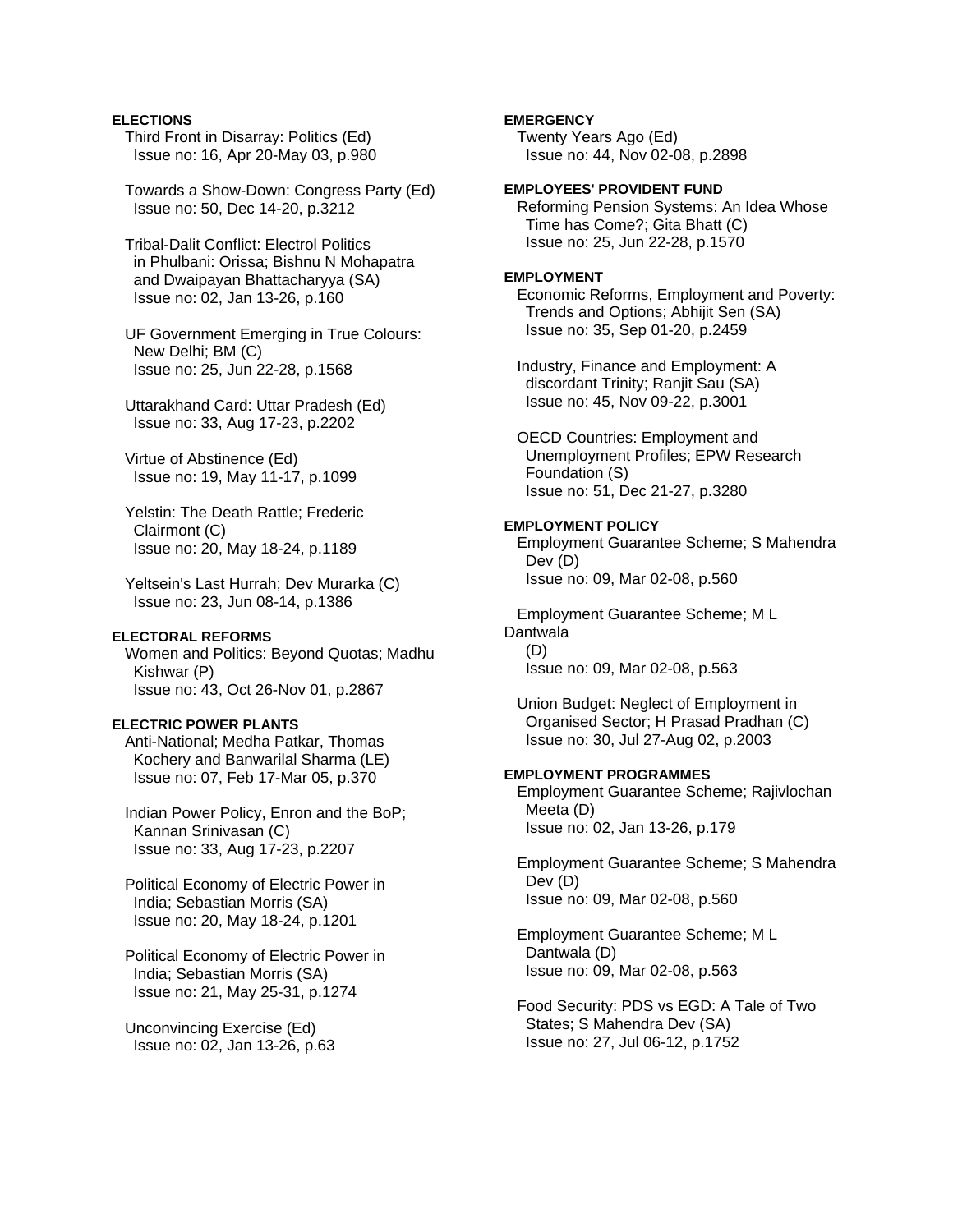**ELECTIONS**

Third Front in Disarray: Politics (Ed)
Issue no: 16, Apr 20-May 03, p.980

Towards a Show-Down: Congress Party (Ed)
Issue no: 50, Dec 14-20, p.3212

Tribal-Dalit Conflict: Electrol Politics in Phulbani: Orissa; Bishnu N Mohapatra and Dwaipayan Bhattacharyya (SA)
Issue no: 02, Jan 13-26, p.160

UF Government Emerging in True Colours: New Delhi; BM (C)
Issue no: 25, Jun 22-28, p.1568

Uttarakhand Card: Uttar Pradesh (Ed)
Issue no: 33, Aug 17-23, p.2202

Virtue of Abstinence (Ed)
Issue no: 19, May 11-17, p.1099

Yelstin: The Death Rattle; Frederic Clairmont (C)
Issue no: 20, May 18-24, p.1189

Yeltsein's Last Hurrah; Dev Murarka (C)
Issue no: 23, Jun 08-14, p.1386

**ELECTORAL REFORMS**

Women and Politics: Beyond Quotas; Madhu Kishwar (P)
Issue no: 43, Oct 26-Nov 01, p.2867

**ELECTRIC POWER PLANTS**

Anti-National; Medha Patkar, Thomas Kochery and Banwarilal Sharma (LE)
Issue no: 07, Feb 17-Mar 05, p.370

Indian Power Policy, Enron and the BoP; Kannan Srinivasan (C)
Issue no: 33, Aug 17-23, p.2207

Political Economy of Electric Power in India; Sebastian Morris (SA)
Issue no: 20, May 18-24, p.1201

Political Economy of Electric Power in India; Sebastian Morris (SA)
Issue no: 21, May 25-31, p.1274

Unconvincing Exercise (Ed)
Issue no: 02, Jan 13-26, p.63

**EMERGENCY**

Twenty Years Ago (Ed)
Issue no: 44, Nov 02-08, p.2898

**EMPLOYEES' PROVIDENT FUND**

Reforming Pension Systems: An Idea Whose Time has Come?; Gita Bhatt (C)
Issue no: 25, Jun 22-28, p.1570

**EMPLOYMENT**

Economic Reforms, Employment and Poverty: Trends and Options; Abhijit Sen (SA)
Issue no: 35, Sep 01-20, p.2459

Industry, Finance and Employment: A discordant Trinity; Ranjit Sau (SA)
Issue no: 45, Nov 09-22, p.3001

OECD Countries: Employment and Unemployment Profiles; EPW Research Foundation (S)
Issue no: 51, Dec 21-27, p.3280

**EMPLOYMENT POLICY**

Employment Guarantee Scheme; S Mahendra Dev (D)
Issue no: 09, Mar 02-08, p.560

Employment Guarantee Scheme; M L Dantwala (D)
Issue no: 09, Mar 02-08, p.563

Union Budget: Neglect of Employment in Organised Sector; H Prasad Pradhan (C)
Issue no: 30, Jul 27-Aug 02, p.2003

**EMPLOYMENT PROGRAMMES**

Employment Guarantee Scheme; Rajivlochan Meeta (D)
Issue no: 02, Jan 13-26, p.179

Employment Guarantee Scheme; S Mahendra Dev (D)
Issue no: 09, Mar 02-08, p.560

Employment Guarantee Scheme; M L Dantwala (D)
Issue no: 09, Mar 02-08, p.563

Food Security: PDS vs EGD: A Tale of Two States; S Mahendra Dev (SA)
Issue no: 27, Jul 06-12, p.1752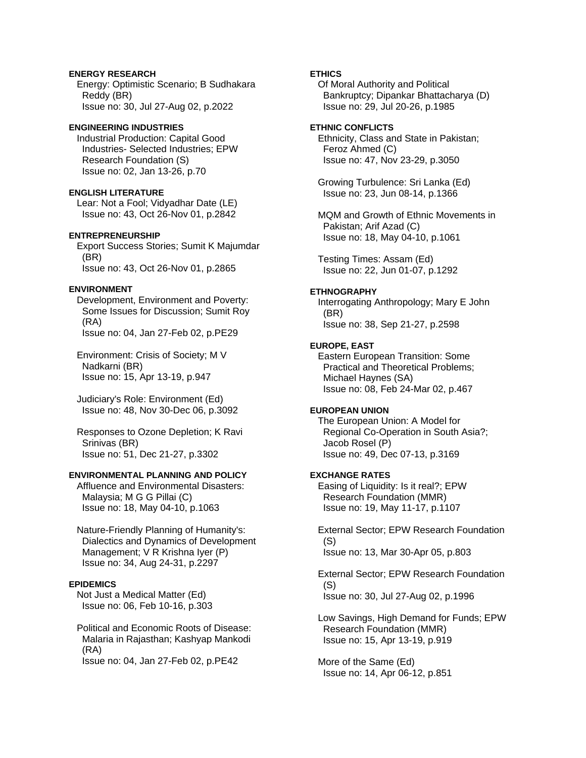**ENERGY RESEARCH**

Energy: Optimistic Scenario; B Sudhakara Reddy (BR)
Issue no: 30, Jul 27-Aug 02, p.2022

**ENGINEERING INDUSTRIES**

Industrial Production: Capital Good Industries- Selected Industries; EPW Research Foundation (S)
Issue no: 02, Jan 13-26, p.70

**ENGLISH LITERATURE**

Lear: Not a Fool; Vidyadhar Date (LE)
Issue no: 43, Oct 26-Nov 01, p.2842

**ENTREPRENEURSHIP**

Export Success Stories; Sumit K Majumdar (BR)
Issue no: 43, Oct 26-Nov 01, p.2865

**ENVIRONMENT**

Development, Environment and Poverty: Some Issues for Discussion; Sumit Roy (RA)
Issue no: 04, Jan 27-Feb 02, p.PE29

Environment: Crisis of Society; M V Nadkarni (BR)
Issue no: 15, Apr 13-19, p.947

Judiciary's Role: Environment (Ed)
Issue no: 48, Nov 30-Dec 06, p.3092

Responses to Ozone Depletion; K Ravi Srinivas (BR)
Issue no: 51, Dec 21-27, p.3302

**ENVIRONMENTAL PLANNING AND POLICY**

Affluence and Environmental Disasters: Malaysia; M G G Pillai (C)
Issue no: 18, May 04-10, p.1063

Nature-Friendly Planning of Humanity's: Dialectics and Dynamics of Development Management; V R Krishna Iyer (P)
Issue no: 34, Aug 24-31, p.2297

**EPIDEMICS**

Not Just a Medical Matter (Ed)
Issue no: 06, Feb 10-16, p.303

Political and Economic Roots of Disease: Malaria in Rajasthan; Kashyap Mankodi (RA)
Issue no: 04, Jan 27-Feb 02, p.PE42

**ETHICS**

Of Moral Authority and Political Bankruptcy; Dipankar Bhattacharya (D)
Issue no: 29, Jul 20-26, p.1985

**ETHNIC CONFLICTS**

Ethnicity, Class and State in Pakistan; Feroz Ahmed (C)
Issue no: 47, Nov 23-29, p.3050

Growing Turbulence: Sri Lanka (Ed)
Issue no: 23, Jun 08-14, p.1366

MQM and Growth of Ethnic Movements in Pakistan; Arif Azad (C)
Issue no: 18, May 04-10, p.1061

Testing Times: Assam (Ed)
Issue no: 22, Jun 01-07, p.1292

**ETHNOGRAPHY**

Interrogating Anthropology; Mary E John (BR)
Issue no: 38, Sep 21-27, p.2598

**EUROPE, EAST**

Eastern European Transition: Some Practical and Theoretical Problems; Michael Haynes (SA)
Issue no: 08, Feb 24-Mar 02, p.467

**EUROPEAN UNION**

The European Union: A Model for Regional Co-Operation in South Asia?; Jacob Rosel (P)
Issue no: 49, Dec 07-13, p.3169

**EXCHANGE RATES**

Easing of Liquidity: Is it real?; EPW Research Foundation (MMR)
Issue no: 19, May 11-17, p.1107

External Sector; EPW Research Foundation (S)
Issue no: 13, Mar 30-Apr 05, p.803

External Sector; EPW Research Foundation (S)
Issue no: 30, Jul 27-Aug 02, p.1996

Low Savings, High Demand for Funds; EPW Research Foundation (MMR)
Issue no: 15, Apr 13-19, p.919

More of the Same (Ed)
Issue no: 14, Apr 06-12, p.851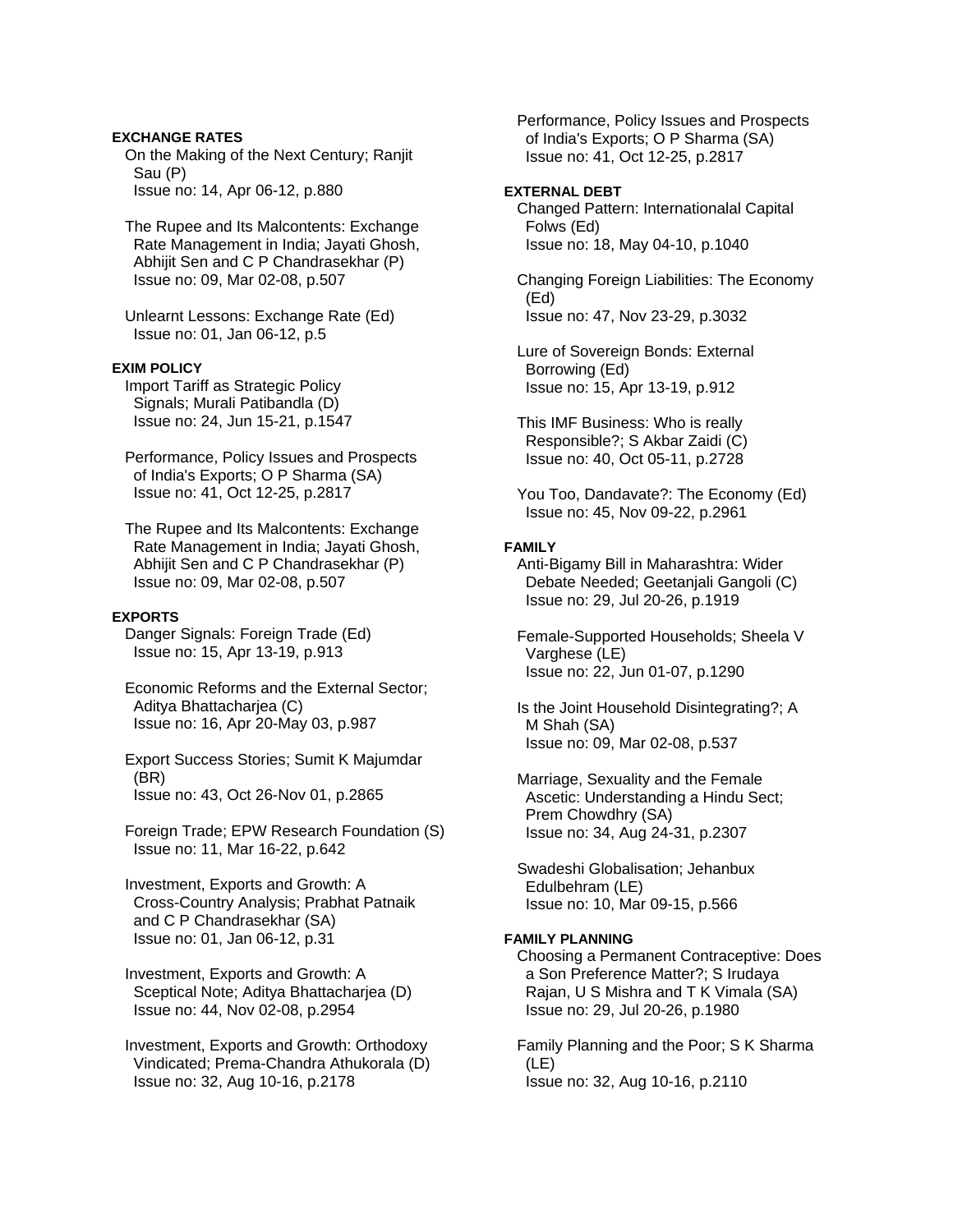**EXCHANGE RATES**

On the Making of the Next Century; Ranjit Sau (P)
Issue no: 14, Apr 06-12, p.880

The Rupee and Its Malcontents: Exchange Rate Management in India; Jayati Ghosh, Abhijit Sen and C P Chandrasekhar (P)
Issue no: 09, Mar 02-08, p.507

Unlearnt Lessons: Exchange Rate (Ed)
Issue no: 01, Jan 06-12, p.5

**EXIM POLICY**

Import Tariff as Strategic Policy Signals; Murali Patibandla (D)
Issue no: 24, Jun 15-21, p.1547

Performance, Policy Issues and Prospects of India's Exports; O P Sharma (SA)
Issue no: 41, Oct 12-25, p.2817

The Rupee and Its Malcontents: Exchange Rate Management in India; Jayati Ghosh, Abhijit Sen and C P Chandrasekhar (P)
Issue no: 09, Mar 02-08, p.507

**EXPORTS**

Danger Signals: Foreign Trade (Ed)
Issue no: 15, Apr 13-19, p.913

Economic Reforms and the External Sector; Aditya Bhattacharjea (C)
Issue no: 16, Apr 20-May 03, p.987

Export Success Stories; Sumit K Majumdar (BR)
Issue no: 43, Oct 26-Nov 01, p.2865

Foreign Trade; EPW Research Foundation (S)
Issue no: 11, Mar 16-22, p.642

Investment, Exports and Growth: A Cross-Country Analysis; Prabhat Patnaik and C P Chandrasekhar (SA)
Issue no: 01, Jan 06-12, p.31

Investment, Exports and Growth: A Sceptical Note; Aditya Bhattacharjea (D)
Issue no: 44, Nov 02-08, p.2954

Investment, Exports and Growth: Orthodoxy Vindicated; Prema-Chandra Athukorala (D)
Issue no: 32, Aug 10-16, p.2178

Performance, Policy Issues and Prospects of India's Exports; O P Sharma (SA)
Issue no: 41, Oct 12-25, p.2817

**EXTERNAL DEBT**

Changed Pattern: Internationalal Capital Folws (Ed)
Issue no: 18, May 04-10, p.1040

Changing Foreign Liabilities: The Economy (Ed)
Issue no: 47, Nov 23-29, p.3032

Lure of Sovereign Bonds: External Borrowing (Ed)
Issue no: 15, Apr 13-19, p.912

This IMF Business: Who is really Responsible?; S Akbar Zaidi (C)
Issue no: 40, Oct 05-11, p.2728

You Too, Dandavate?: The Economy (Ed)
Issue no: 45, Nov 09-22, p.2961

**FAMILY**

Anti-Bigamy Bill in Maharashtra: Wider Debate Needed; Geetanjali Gangoli (C)
Issue no: 29, Jul 20-26, p.1919

Female-Supported Households; Sheela V Varghese (LE)
Issue no: 22, Jun 01-07, p.1290

Is the Joint Household Disintegrating?; A M Shah (SA)
Issue no: 09, Mar 02-08, p.537

Marriage, Sexuality and the Female Ascetic: Understanding a Hindu Sect; Prem Chowdhry (SA)
Issue no: 34, Aug 24-31, p.2307

Swadeshi Globalisation; Jehanbux Edulbehram (LE)
Issue no: 10, Mar 09-15, p.566

**FAMILY PLANNING**

Choosing a Permanent Contraceptive: Does a Son Preference Matter?; S Irudaya Rajan, U S Mishra and T K Vimala (SA)
Issue no: 29, Jul 20-26, p.1980

Family Planning and the Poor; S K Sharma (LE)
Issue no: 32, Aug 10-16, p.2110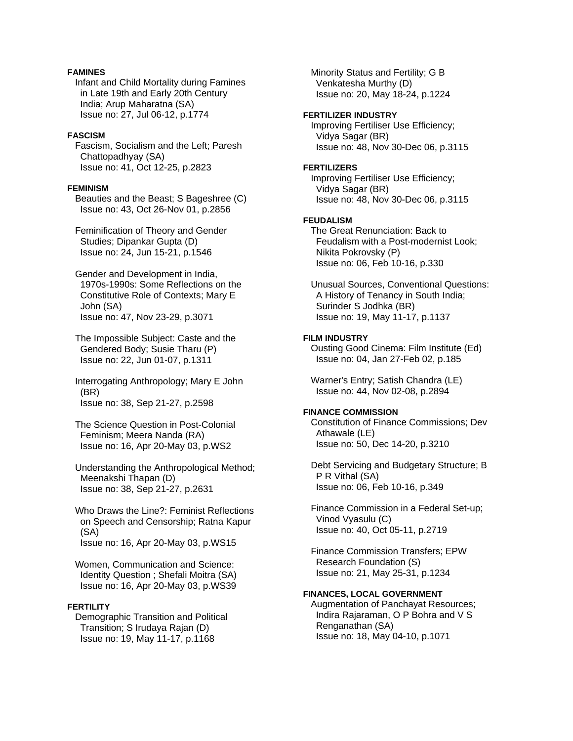**FAMINES**

Infant and Child Mortality during Famines in Late 19th and Early 20th Century India; Arup Maharatna (SA)
Issue no: 27, Jul 06-12, p.1774

**FASCISM**

Fascism, Socialism and the Left; Paresh Chattopadhyay (SA)
Issue no: 41, Oct 12-25, p.2823

**FEMINISM**

Beauties and the Beast; S Bageshree (C)
Issue no: 43, Oct 26-Nov 01, p.2856

Feminification of Theory and Gender Studies; Dipankar Gupta (D)
Issue no: 24, Jun 15-21, p.1546

Gender and Development in India, 1970s-1990s: Some Reflections on the Constitutive Role of Contexts; Mary E John (SA)
Issue no: 47, Nov 23-29, p.3071

The Impossible Subject: Caste and the Gendered Body; Susie Tharu (P)
Issue no: 22, Jun 01-07, p.1311

Interrogating Anthropology; Mary E John (BR)
Issue no: 38, Sep 21-27, p.2598

The Science Question in Post-Colonial Feminism; Meera Nanda (RA)
Issue no: 16, Apr 20-May 03, p.WS2

Understanding the Anthropological Method; Meenakshi Thapan (D)
Issue no: 38, Sep 21-27, p.2631

Who Draws the Line?: Feminist Reflections on Speech and Censorship; Ratna Kapur (SA)
Issue no: 16, Apr 20-May 03, p.WS15

Women, Communication and Science: Identity Question ; Shefali Moitra (SA)
Issue no: 16, Apr 20-May 03, p.WS39

**FERTILITY**

Demographic Transition and Political Transition; S Irudaya Rajan (D)
Issue no: 19, May 11-17, p.1168

Minority Status and Fertility; G B Venkatesha Murthy (D)
Issue no: 20, May 18-24, p.1224

**FERTILIZER INDUSTRY**

Improving Fertiliser Use Efficiency; Vidya Sagar (BR)
Issue no: 48, Nov 30-Dec 06, p.3115

**FERTILIZERS**

Improving Fertiliser Use Efficiency; Vidya Sagar (BR)
Issue no: 48, Nov 30-Dec 06, p.3115

**FEUDALISM**

The Great Renunciation: Back to Feudalism with a Post-modernist Look; Nikita Pokrovsky (P)
Issue no: 06, Feb 10-16, p.330

Unusual Sources, Conventional Questions: A History of Tenancy in South India; Surinder S Jodhka (BR)
Issue no: 19, May 11-17, p.1137

**FILM INDUSTRY**

Ousting Good Cinema: Film Institute (Ed)
Issue no: 04, Jan 27-Feb 02, p.185

Warner's Entry; Satish Chandra (LE)
Issue no: 44, Nov 02-08, p.2894

**FINANCE COMMISSION**

Constitution of Finance Commissions; Dev Athawale (LE)
Issue no: 50, Dec 14-20, p.3210

Debt Servicing and Budgetary Structure; B P R Vithal (SA)
Issue no: 06, Feb 10-16, p.349

Finance Commission in a Federal Set-up; Vinod Vyasulu (C)
Issue no: 40, Oct 05-11, p.2719

Finance Commission Transfers; EPW Research Foundation (S)
Issue no: 21, May 25-31, p.1234

**FINANCES, LOCAL GOVERNMENT**

Augmentation of Panchayat Resources; Indira Rajaraman, O P Bohra and V S Renganathan (SA)
Issue no: 18, May 04-10, p.1071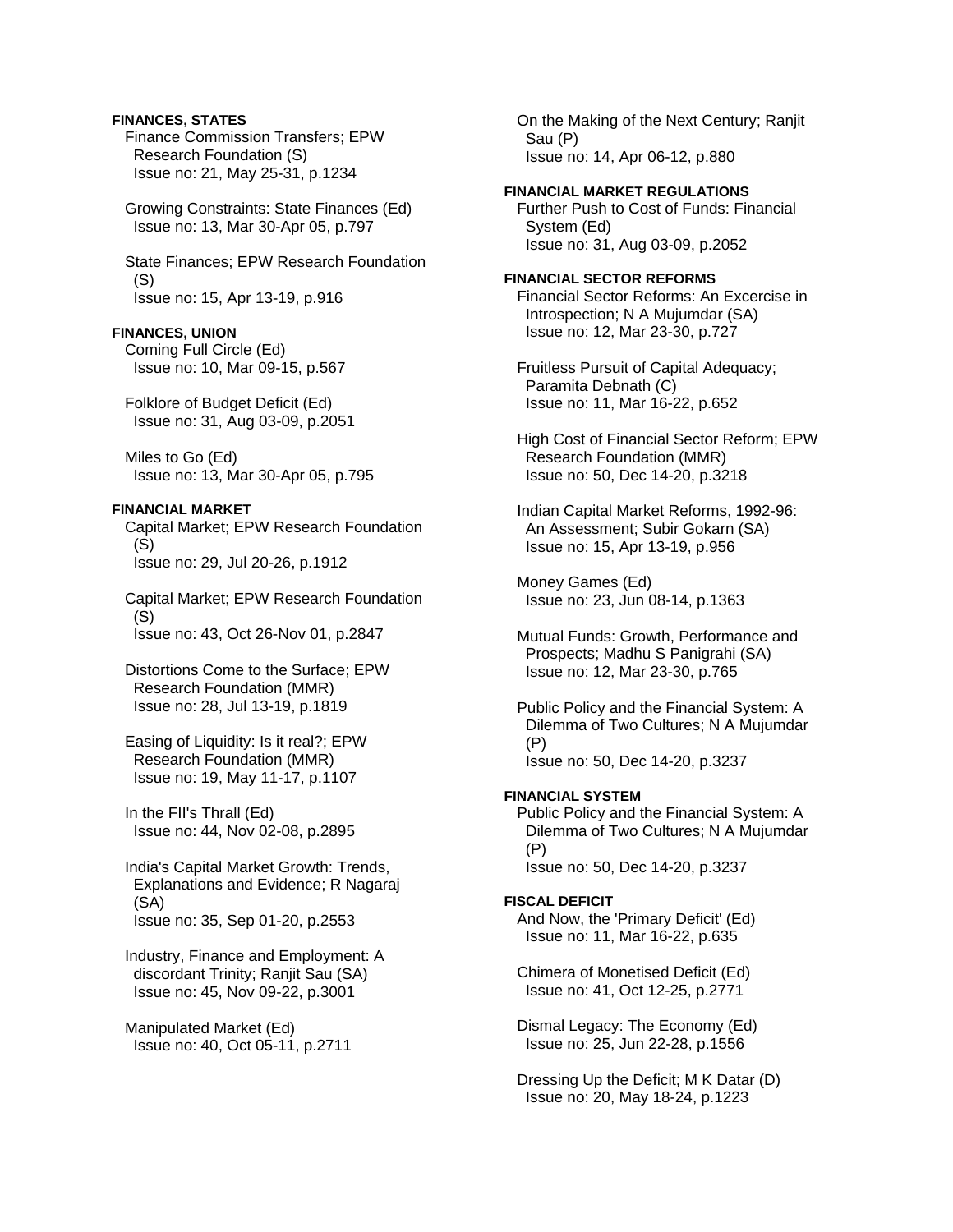**FINANCES, STATES**

Finance Commission Transfers; EPW Research Foundation (S)
Issue no: 21, May 25-31, p.1234

Growing Constraints: State Finances (Ed)
Issue no: 13, Mar 30-Apr 05, p.797

State Finances; EPW Research Foundation (S)
Issue no: 15, Apr 13-19, p.916

**FINANCES, UNION**

Coming Full Circle (Ed)
Issue no: 10, Mar 09-15, p.567

Folklore of Budget Deficit (Ed)
Issue no: 31, Aug 03-09, p.2051

Miles to Go (Ed)
Issue no: 13, Mar 30-Apr 05, p.795

**FINANCIAL MARKET**

Capital Market; EPW Research Foundation (S)
Issue no: 29, Jul 20-26, p.1912

Capital Market; EPW Research Foundation (S)
Issue no: 43, Oct 26-Nov 01, p.2847

Distortions Come to the Surface; EPW Research Foundation (MMR)
Issue no: 28, Jul 13-19, p.1819

Easing of Liquidity: Is it real?; EPW Research Foundation (MMR)
Issue no: 19, May 11-17, p.1107

In the FII's Thrall (Ed)
Issue no: 44, Nov 02-08, p.2895

India's Capital Market Growth: Trends, Explanations and Evidence; R Nagaraj (SA)
Issue no: 35, Sep 01-20, p.2553

Industry, Finance and Employment: A discordant Trinity; Ranjit Sau (SA)
Issue no: 45, Nov 09-22, p.3001

Manipulated Market (Ed)
Issue no: 40, Oct 05-11, p.2711

On the Making of the Next Century; Ranjit Sau (P)
Issue no: 14, Apr 06-12, p.880

**FINANCIAL MARKET REGULATIONS**

Further Push to Cost of Funds: Financial System (Ed)
Issue no: 31, Aug 03-09, p.2052

**FINANCIAL SECTOR REFORMS**

Financial Sector Reforms: An Excercise in Introspection; N A Mujumdar (SA)
Issue no: 12, Mar 23-30, p.727

Fruitless Pursuit of Capital Adequacy; Paramita Debnath (C)
Issue no: 11, Mar 16-22, p.652

High Cost of Financial Sector Reform; EPW Research Foundation (MMR)
Issue no: 50, Dec 14-20, p.3218

Indian Capital Market Reforms, 1992-96: An Assessment; Subir Gokarn (SA)
Issue no: 15, Apr 13-19, p.956

Money Games (Ed)
Issue no: 23, Jun 08-14, p.1363

Mutual Funds: Growth, Performance and Prospects; Madhu S Panigrahi (SA)
Issue no: 12, Mar 23-30, p.765

Public Policy and the Financial System: A Dilemma of Two Cultures; N A Mujumdar (P)
Issue no: 50, Dec 14-20, p.3237

**FINANCIAL SYSTEM**

Public Policy and the Financial System: A Dilemma of Two Cultures; N A Mujumdar (P)
Issue no: 50, Dec 14-20, p.3237

**FISCAL DEFICIT**

And Now, the 'Primary Deficit' (Ed)
Issue no: 11, Mar 16-22, p.635

Chimera of Monetised Deficit (Ed)
Issue no: 41, Oct 12-25, p.2771

Dismal Legacy: The Economy (Ed)
Issue no: 25, Jun 22-28, p.1556

Dressing Up the Deficit; M K Datar (D)
Issue no: 20, May 18-24, p.1223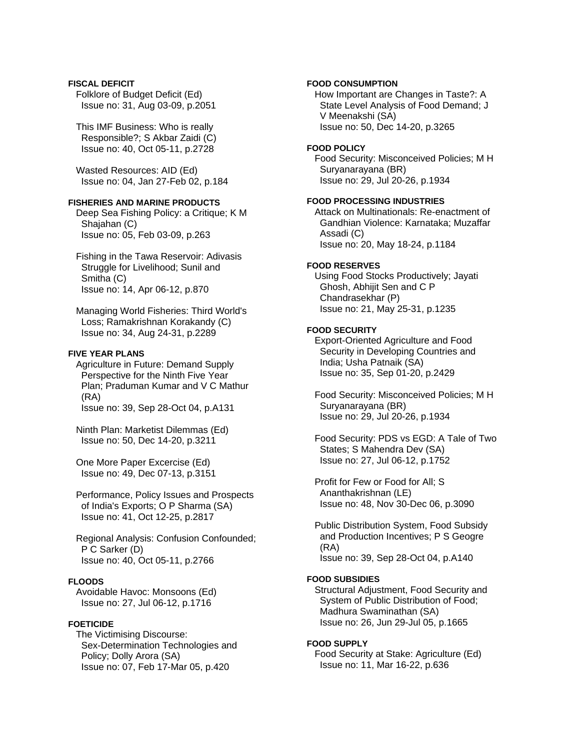**FISCAL DEFICIT**

Folklore of Budget Deficit (Ed)
Issue no: 31, Aug 03-09, p.2051

This IMF Business: Who is really Responsible?; S Akbar Zaidi (C)
Issue no: 40, Oct 05-11, p.2728

Wasted Resources: AID (Ed)
Issue no: 04, Jan 27-Feb 02, p.184

**FISHERIES AND MARINE PRODUCTS**

Deep Sea Fishing Policy: a Critique; K M Shajahan (C)
Issue no: 05, Feb 03-09, p.263

Fishing in the Tawa Reservoir: Adivasis Struggle for Livelihood; Sunil and Smitha (C)
Issue no: 14, Apr 06-12, p.870

Managing World Fisheries: Third World's Loss; Ramakrishnan Korakandy (C)
Issue no: 34, Aug 24-31, p.2289

**FIVE YEAR PLANS**

Agriculture in Future: Demand Supply Perspective for the Ninth Five Year Plan; Praduman Kumar and V C Mathur (RA)
Issue no: 39, Sep 28-Oct 04, p.A131

Ninth Plan: Marketist Dilemmas (Ed)
Issue no: 50, Dec 14-20, p.3211

One More Paper Excercise (Ed)
Issue no: 49, Dec 07-13, p.3151

Performance, Policy Issues and Prospects of India's Exports; O P Sharma (SA)
Issue no: 41, Oct 12-25, p.2817

Regional Analysis: Confusion Confounded; P C Sarker (D)
Issue no: 40, Oct 05-11, p.2766

**FLOODS**

Avoidable Havoc: Monsoons (Ed)
Issue no: 27, Jul 06-12, p.1716

**FOETICIDE**

The Victimising Discourse: Sex-Determination Technologies and Policy; Dolly Arora (SA)
Issue no: 07, Feb 17-Mar 05, p.420

**FOOD CONSUMPTION**

How Important are Changes in Taste?: A State Level Analysis of Food Demand; J V Meenakshi (SA)
Issue no: 50, Dec 14-20, p.3265

**FOOD POLICY**

Food Security: Misconceived Policies; M H Suryanarayana (BR)
Issue no: 29, Jul 20-26, p.1934

**FOOD PROCESSING INDUSTRIES**

Attack on Multinationals: Re-enactment of Gandhian Violence: Karnataka; Muzaffar Assadi (C)
Issue no: 20, May 18-24, p.1184

**FOOD RESERVES**

Using Food Stocks Productively; Jayati Ghosh, Abhijit Sen and C P Chandrasekhar (P)
Issue no: 21, May 25-31, p.1235

**FOOD SECURITY**

Export-Oriented Agriculture and Food Security in Developing Countries and India; Usha Patnaik (SA)
Issue no: 35, Sep 01-20, p.2429

Food Security: Misconceived Policies; M H Suryanarayana (BR)
Issue no: 29, Jul 20-26, p.1934

Food Security: PDS vs EGD: A Tale of Two States; S Mahendra Dev (SA)
Issue no: 27, Jul 06-12, p.1752

Profit for Few or Food for All; S Ananthakrishnan (LE)
Issue no: 48, Nov 30-Dec 06, p.3090

Public Distribution System, Food Subsidy and Production Incentives; P S Geogre (RA)
Issue no: 39, Sep 28-Oct 04, p.A140

**FOOD SUBSIDIES**

Structural Adjustment, Food Security and System of Public Distribution of Food; Madhura Swaminathan (SA)
Issue no: 26, Jun 29-Jul 05, p.1665

**FOOD SUPPLY**

Food Security at Stake: Agriculture (Ed)
Issue no: 11, Mar 16-22, p.636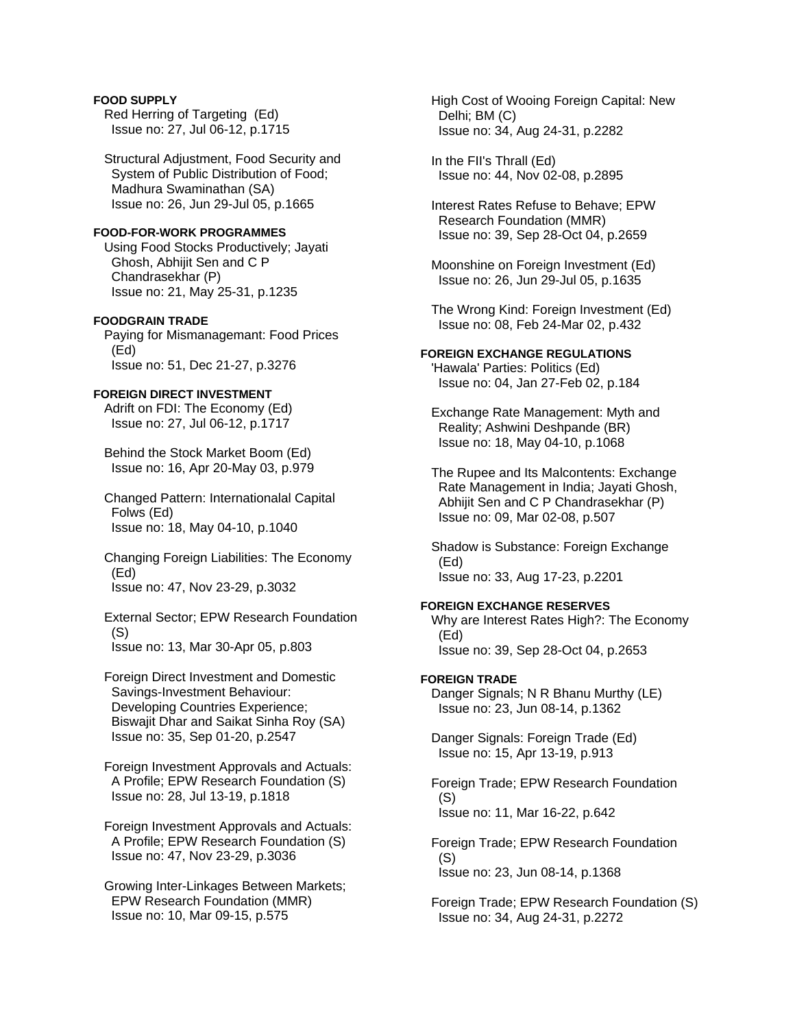**FOOD SUPPLY**

Red Herring of Targeting (Ed)
Issue no: 27, Jul 06-12, p.1715

Structural Adjustment, Food Security and System of Public Distribution of Food; Madhura Swaminathan (SA)
Issue no: 26, Jun 29-Jul 05, p.1665

**FOOD-FOR-WORK PROGRAMMES**

Using Food Stocks Productively; Jayati Ghosh, Abhijit Sen and C P Chandrasekhar (P)
Issue no: 21, May 25-31, p.1235

**FOODGRAIN TRADE**

Paying for Mismanagemant: Food Prices (Ed)
Issue no: 51, Dec 21-27, p.3276

**FOREIGN DIRECT INVESTMENT**

Adrift on FDI: The Economy (Ed)
Issue no: 27, Jul 06-12, p.1717

Behind the Stock Market Boom (Ed)
Issue no: 16, Apr 20-May 03, p.979

Changed Pattern: Internationalal Capital Folws (Ed)
Issue no: 18, May 04-10, p.1040

Changing Foreign Liabilities: The Economy (Ed)
Issue no: 47, Nov 23-29, p.3032

External Sector; EPW Research Foundation (S)
Issue no: 13, Mar 30-Apr 05, p.803

Foreign Direct Investment and Domestic Savings-Investment Behaviour: Developing Countries Experience; Biswajit Dhar and Saikat Sinha Roy (SA)
Issue no: 35, Sep 01-20, p.2547

Foreign Investment Approvals and Actuals: A Profile; EPW Research Foundation (S)
Issue no: 28, Jul 13-19, p.1818

Foreign Investment Approvals and Actuals: A Profile; EPW Research Foundation (S)
Issue no: 47, Nov 23-29, p.3036

Growing Inter-Linkages Between Markets; EPW Research Foundation (MMR)
Issue no: 10, Mar 09-15, p.575

High Cost of Wooing Foreign Capital: New Delhi; BM (C)
Issue no: 34, Aug 24-31, p.2282

In the FII's Thrall (Ed)
Issue no: 44, Nov 02-08, p.2895

Interest Rates Refuse to Behave; EPW Research Foundation (MMR)
Issue no: 39, Sep 28-Oct 04, p.2659

Moonshine on Foreign Investment (Ed)
Issue no: 26, Jun 29-Jul 05, p.1635

The Wrong Kind: Foreign Investment (Ed)
Issue no: 08, Feb 24-Mar 02, p.432

**FOREIGN EXCHANGE REGULATIONS**

'Hawala' Parties: Politics (Ed)
Issue no: 04, Jan 27-Feb 02, p.184

Exchange Rate Management: Myth and Reality; Ashwini Deshpande (BR)
Issue no: 18, May 04-10, p.1068

The Rupee and Its Malcontents: Exchange Rate Management in India; Jayati Ghosh, Abhijit Sen and C P Chandrasekhar (P)
Issue no: 09, Mar 02-08, p.507

Shadow is Substance: Foreign Exchange (Ed)
Issue no: 33, Aug 17-23, p.2201

**FOREIGN EXCHANGE RESERVES**

Why are Interest Rates High?: The Economy (Ed)
Issue no: 39, Sep 28-Oct 04, p.2653

**FOREIGN TRADE**

Danger Signals; N R Bhanu Murthy (LE)
Issue no: 23, Jun 08-14, p.1362

Danger Signals: Foreign Trade (Ed)
Issue no: 15, Apr 13-19, p.913

Foreign Trade; EPW Research Foundation (S)
Issue no: 11, Mar 16-22, p.642

Foreign Trade; EPW Research Foundation (S)
Issue no: 23, Jun 08-14, p.1368

Foreign Trade; EPW Research Foundation (S)
Issue no: 34, Aug 24-31, p.2272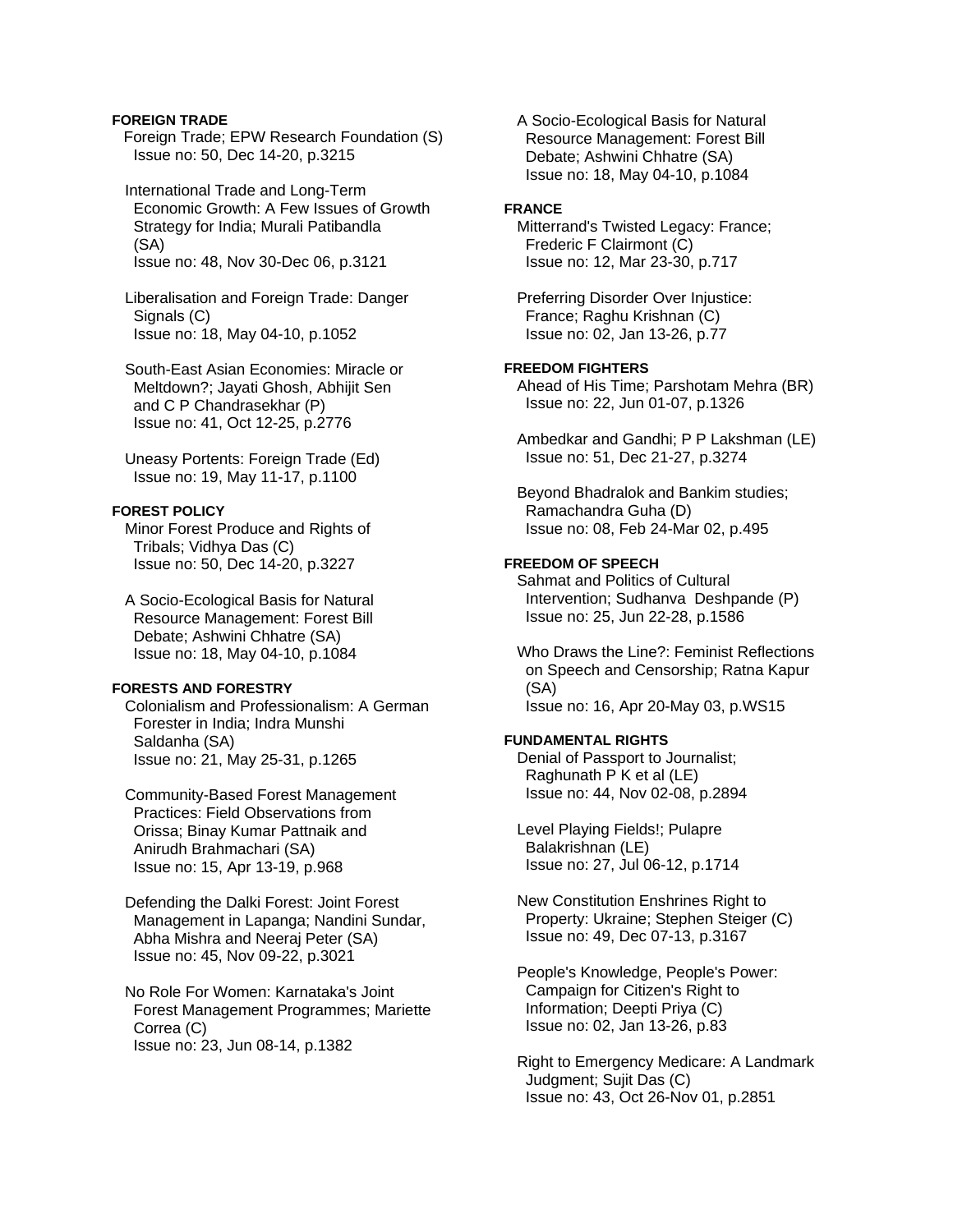**FOREIGN TRADE**

Foreign Trade; EPW Research Foundation (S)
Issue no: 50, Dec 14-20, p.3215

International Trade and Long-Term Economic Growth: A Few Issues of Growth Strategy for India; Murali Patibandla (SA)
Issue no: 48, Nov 30-Dec 06, p.3121

Liberalisation and Foreign Trade: Danger Signals (C)
Issue no: 18, May 04-10, p.1052

South-East Asian Economies: Miracle or Meltdown?; Jayati Ghosh, Abhijit Sen and C P Chandrasekhar (P)
Issue no: 41, Oct 12-25, p.2776

Uneasy Portents: Foreign Trade (Ed)
Issue no: 19, May 11-17, p.1100

**FOREST POLICY**

Minor Forest Produce and Rights of Tribals; Vidhya Das (C)
Issue no: 50, Dec 14-20, p.3227

A Socio-Ecological Basis for Natural Resource Management: Forest Bill Debate; Ashwini Chhatre (SA)
Issue no: 18, May 04-10, p.1084

**FORESTS AND FORESTRY**

Colonialism and Professionalism: A German Forester in India; Indra Munshi Saldanha (SA)
Issue no: 21, May 25-31, p.1265

Community-Based Forest Management Practices: Field Observations from Orissa; Binay Kumar Pattnaik and Anirudh Brahmachari (SA)
Issue no: 15, Apr 13-19, p.968

Defending the Dalki Forest: Joint Forest Management in Lapanga; Nandini Sundar, Abha Mishra and Neeraj Peter (SA)
Issue no: 45, Nov 09-22, p.3021

No Role For Women: Karnataka's Joint Forest Management Programmes; Mariette Correa (C)
Issue no: 23, Jun 08-14, p.1382

A Socio-Ecological Basis for Natural Resource Management: Forest Bill Debate; Ashwini Chhatre (SA)
Issue no: 18, May 04-10, p.1084

**FRANCE**

Mitterrand's Twisted Legacy: France; Frederic F Clairmont (C)
Issue no: 12, Mar 23-30, p.717

Preferring Disorder Over Injustice: France; Raghu Krishnan (C)
Issue no: 02, Jan 13-26, p.77

**FREEDOM FIGHTERS**

Ahead of His Time; Parshotam Mehra (BR)
Issue no: 22, Jun 01-07, p.1326

Ambedkar and Gandhi; P P Lakshman (LE)
Issue no: 51, Dec 21-27, p.3274

Beyond Bhadralok and Bankim studies; Ramachandra Guha (D)
Issue no: 08, Feb 24-Mar 02, p.495

**FREEDOM OF SPEECH**

Sahmat and Politics of Cultural Intervention; Sudhanva Deshpande (P)
Issue no: 25, Jun 22-28, p.1586

Who Draws the Line?: Feminist Reflections on Speech and Censorship; Ratna Kapur (SA)
Issue no: 16, Apr 20-May 03, p.WS15

**FUNDAMENTAL RIGHTS**

Denial of Passport to Journalist; Raghunath P K et al (LE)
Issue no: 44, Nov 02-08, p.2894

Level Playing Fields!; Pulapre Balakrishnan (LE)
Issue no: 27, Jul 06-12, p.1714

New Constitution Enshrines Right to Property: Ukraine; Stephen Steiger (C)
Issue no: 49, Dec 07-13, p.3167

People's Knowledge, People's Power: Campaign for Citizen's Right to Information; Deepti Priya (C)
Issue no: 02, Jan 13-26, p.83

Right to Emergency Medicare: A Landmark Judgment; Sujit Das (C)
Issue no: 43, Oct 26-Nov 01, p.2851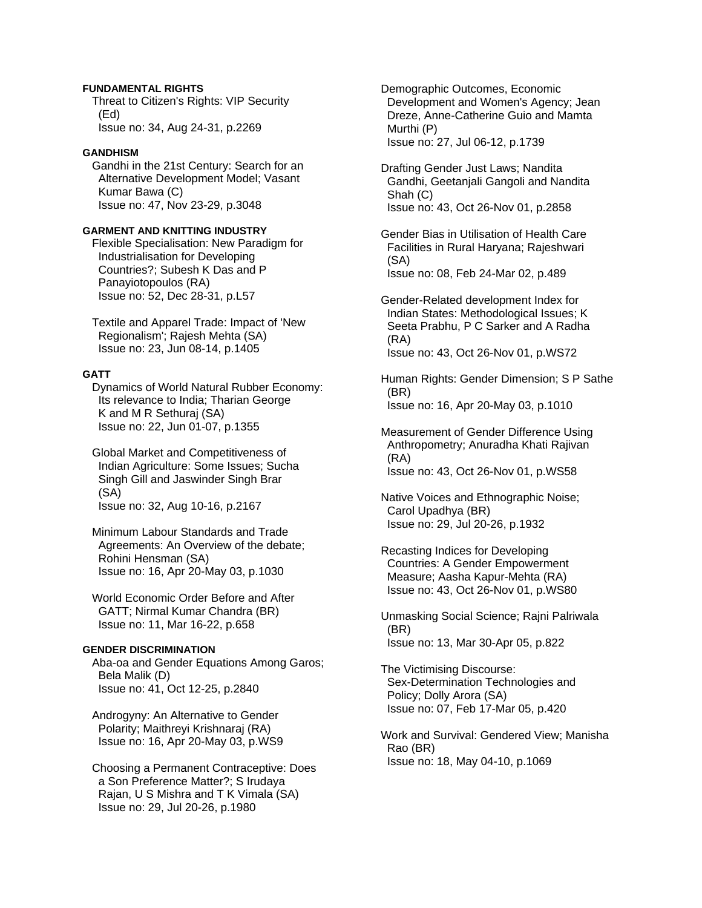**FUNDAMENTAL RIGHTS**

Threat to Citizen's Rights: VIP Security (Ed)
Issue no: 34, Aug 24-31, p.2269

**GANDHISM**

Gandhi in the 21st Century: Search for an Alternative Development Model; Vasant Kumar Bawa (C)
Issue no: 47, Nov 23-29, p.3048

**GARMENT AND KNITTING INDUSTRY**

Flexible Specialisation: New Paradigm for Industrialisation for Developing Countries?; Subesh K Das and P Panayiotopoulos (RA)
Issue no: 52, Dec 28-31, p.L57

Textile and Apparel Trade: Impact of 'New Regionalism'; Rajesh Mehta (SA)
Issue no: 23, Jun 08-14, p.1405

**GATT**

Dynamics of World Natural Rubber Economy: Its relevance to India; Tharian George K and M R Sethuraj (SA)
Issue no: 22, Jun 01-07, p.1355

Global Market and Competitiveness of Indian Agriculture: Some Issues; Sucha Singh Gill and Jaswinder Singh Brar (SA)
Issue no: 32, Aug 10-16, p.2167

Minimum Labour Standards and Trade Agreements: An Overview of the debate; Rohini Hensman (SA)
Issue no: 16, Apr 20-May 03, p.1030

World Economic Order Before and After GATT; Nirmal Kumar Chandra (BR)
Issue no: 11, Mar 16-22, p.658

**GENDER DISCRIMINATION**

Aba-oa and Gender Equations Among Garos; Bela Malik (D)
Issue no: 41, Oct 12-25, p.2840

Androgyny: An Alternative to Gender Polarity; Maithreyi Krishnaraj (RA)
Issue no: 16, Apr 20-May 03, p.WS9

Choosing a Permanent Contraceptive: Does a Son Preference Matter?; S Irudaya Rajan, U S Mishra and T K Vimala (SA)
Issue no: 29, Jul 20-26, p.1980

Demographic Outcomes, Economic Development and Women's Agency; Jean Dreze, Anne-Catherine Guio and Mamta Murthi (P)
Issue no: 27, Jul 06-12, p.1739

Drafting Gender Just Laws; Nandita Gandhi, Geetanjali Gangoli and Nandita Shah (C)
Issue no: 43, Oct 26-Nov 01, p.2858

Gender Bias in Utilisation of Health Care Facilities in Rural Haryana; Rajeshwari (SA)
Issue no: 08, Feb 24-Mar 02, p.489

Gender-Related development Index for Indian States: Methodological Issues; K Seeta Prabhu, P C Sarker and A Radha (RA)
Issue no: 43, Oct 26-Nov 01, p.WS72

Human Rights: Gender Dimension; S P Sathe (BR)
Issue no: 16, Apr 20-May 03, p.1010

Measurement of Gender Difference Using Anthropometry; Anuradha Khati Rajivan (RA)
Issue no: 43, Oct 26-Nov 01, p.WS58

Native Voices and Ethnographic Noise; Carol Upadhya (BR)
Issue no: 29, Jul 20-26, p.1932

Recasting Indices for Developing Countries: A Gender Empowerment Measure; Aasha Kapur-Mehta (RA)
Issue no: 43, Oct 26-Nov 01, p.WS80

Unmasking Social Science; Rajni Palriwala (BR)
Issue no: 13, Mar 30-Apr 05, p.822

The Victimising Discourse: Sex-Determination Technologies and Policy; Dolly Arora (SA)
Issue no: 07, Feb 17-Mar 05, p.420

Work and Survival: Gendered View; Manisha Rao (BR)
Issue no: 18, May 04-10, p.1069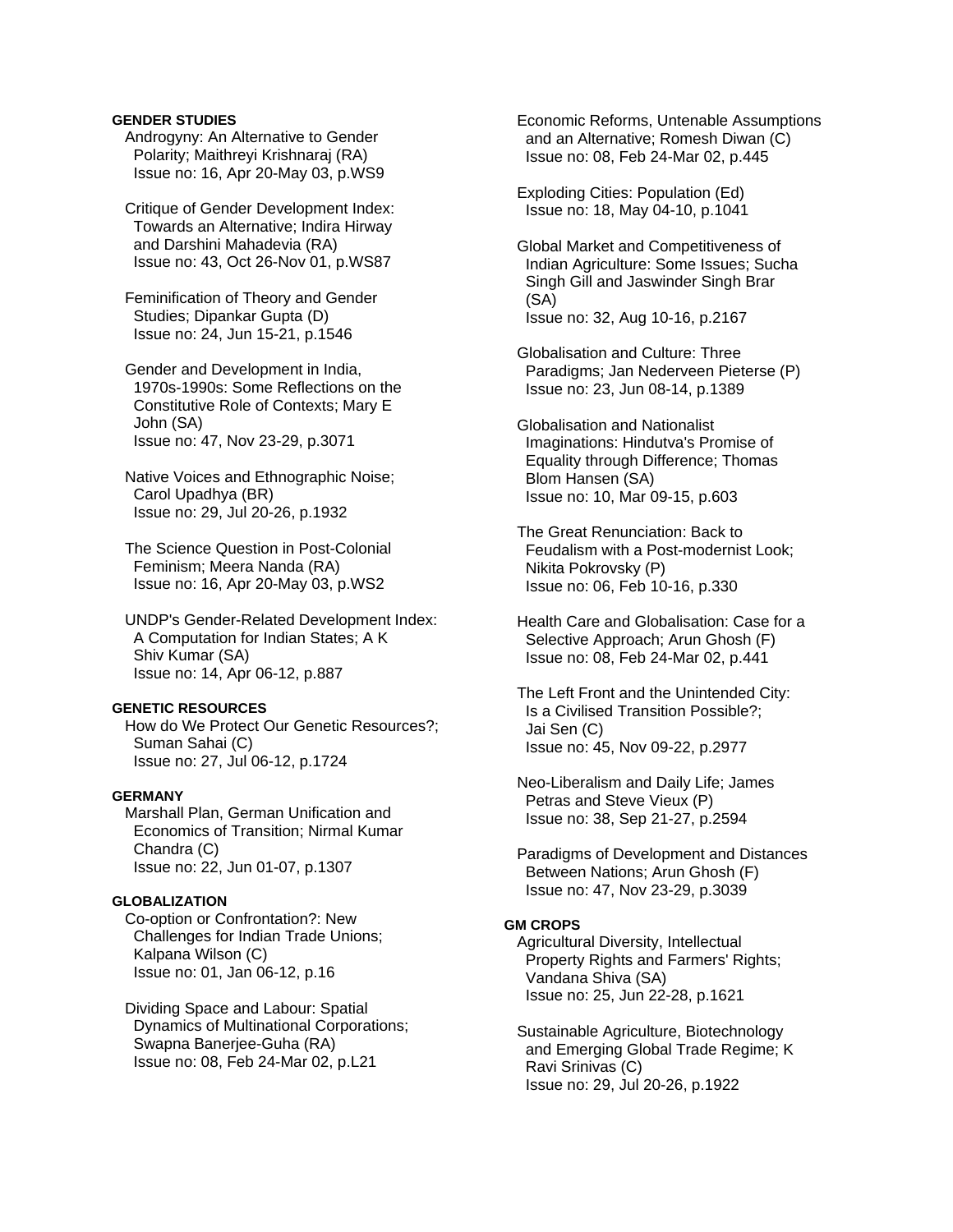### GENDER STUDIES

Androgyny: An Alternative to Gender Polarity; Maithreyi Krishnaraj (RA)
Issue no: 16, Apr 20-May 03, p.WS9

Critique of Gender Development Index: Towards an Alternative; Indira Hirway and Darshini Mahadevia (RA)
Issue no: 43, Oct 26-Nov 01, p.WS87

Feminification of Theory and Gender Studies; Dipankar Gupta (D)
Issue no: 24, Jun 15-21, p.1546

Gender and Development in India, 1970s-1990s: Some Reflections on the Constitutive Role of Contexts; Mary E John (SA)
Issue no: 47, Nov 23-29, p.3071

Native Voices and Ethnographic Noise; Carol Upadhya (BR)
Issue no: 29, Jul 20-26, p.1932

The Science Question in Post-Colonial Feminism; Meera Nanda (RA)
Issue no: 16, Apr 20-May 03, p.WS2

UNDP's Gender-Related Development Index: A Computation for Indian States; A K Shiv Kumar (SA)
Issue no: 14, Apr 06-12, p.887

### GENETIC RESOURCES

How do We Protect Our Genetic Resources?; Suman Sahai (C)
Issue no: 27, Jul 06-12, p.1724

### GERMANY

Marshall Plan, German Unification and Economics of Transition; Nirmal Kumar Chandra (C)
Issue no: 22, Jun 01-07, p.1307

### GLOBALIZATION

Co-option or Confrontation?: New Challenges for Indian Trade Unions; Kalpana Wilson (C)
Issue no: 01, Jan 06-12, p.16

Dividing Space and Labour: Spatial Dynamics of Multinational Corporations; Swapna Banerjee-Guha (RA)
Issue no: 08, Feb 24-Mar 02, p.L21

Economic Reforms, Untenable Assumptions and an Alternative; Romesh Diwan (C)
Issue no: 08, Feb 24-Mar 02, p.445

Exploding Cities: Population (Ed)
Issue no: 18, May 04-10, p.1041

Global Market and Competitiveness of Indian Agriculture: Some Issues; Sucha Singh Gill and Jaswinder Singh Brar (SA)
Issue no: 32, Aug 10-16, p.2167

Globalisation and Culture: Three Paradigms; Jan Nederveen Pieterse (P)
Issue no: 23, Jun 08-14, p.1389

Globalisation and Nationalist Imaginations: Hindutva's Promise of Equality through Difference; Thomas Blom Hansen (SA)
Issue no: 10, Mar 09-15, p.603

The Great Renunciation: Back to Feudalism with a Post-modernist Look; Nikita Pokrovsky (P)
Issue no: 06, Feb 10-16, p.330

Health Care and Globalisation: Case for a Selective Approach; Arun Ghosh (F)
Issue no: 08, Feb 24-Mar 02, p.441

The Left Front and the Unintended City: Is a Civilised Transition Possible?; Jai Sen (C)
Issue no: 45, Nov 09-22, p.2977

Neo-Liberalism and Daily Life; James Petras and Steve Vieux (P)
Issue no: 38, Sep 21-27, p.2594

Paradigms of Development and Distances Between Nations; Arun Ghosh (F)
Issue no: 47, Nov 23-29, p.3039

### GM CROPS

Agricultural Diversity, Intellectual Property Rights and Farmers' Rights; Vandana Shiva (SA)
Issue no: 25, Jun 22-28, p.1621

Sustainable Agriculture, Biotechnology and Emerging Global Trade Regime; K Ravi Srinivas (C)
Issue no: 29, Jul 20-26, p.1922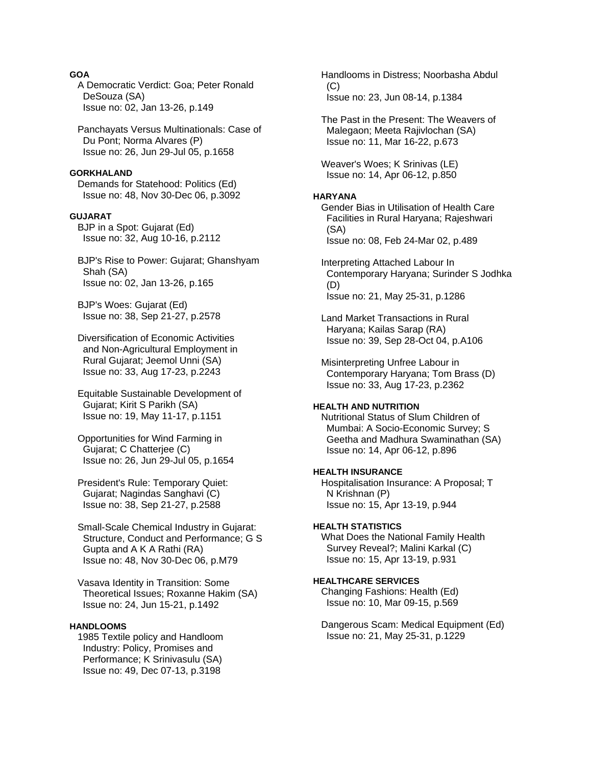**GOA**

A Democratic Verdict: Goa; Peter Ronald DeSouza (SA)
Issue no: 02, Jan 13-26, p.149

Panchayats Versus Multinationals: Case of Du Pont; Norma Alvares (P)
Issue no: 26, Jun 29-Jul 05, p.1658

**GORKHALAND**

Demands for Statehood: Politics (Ed)
Issue no: 48, Nov 30-Dec 06, p.3092

**GUJARAT**

BJP in a Spot: Gujarat (Ed)
Issue no: 32, Aug 10-16, p.2112

BJP's Rise to Power: Gujarat; Ghanshyam Shah (SA)
Issue no: 02, Jan 13-26, p.165

BJP's Woes: Gujarat (Ed)
Issue no: 38, Sep 21-27, p.2578

Diversification of Economic Activities and Non-Agricultural Employment in Rural Gujarat; Jeemol Unni (SA)
Issue no: 33, Aug 17-23, p.2243

Equitable Sustainable Development of Gujarat; Kirit S Parikh (SA)
Issue no: 19, May 11-17, p.1151

Opportunities for Wind Farming in Gujarat; C Chatterjee (C)
Issue no: 26, Jun 29-Jul 05, p.1654

President's Rule: Temporary Quiet: Gujarat; Nagindas Sanghavi (C)
Issue no: 38, Sep 21-27, p.2588

Small-Scale Chemical Industry in Gujarat: Structure, Conduct and Performance; G S Gupta and A K A Rathi (RA)
Issue no: 48, Nov 30-Dec 06, p.M79

Vasava Identity in Transition: Some Theoretical Issues; Roxanne Hakim (SA)
Issue no: 24, Jun 15-21, p.1492

**HANDLOOMS**

1985 Textile policy and Handloom Industry: Policy, Promises and Performance; K Srinivasulu (SA)
Issue no: 49, Dec 07-13, p.3198

Handlooms in Distress; Noorbasha Abdul (C)
Issue no: 23, Jun 08-14, p.1384

The Past in the Present: The Weavers of Malegaon; Meeta Rajivlochan (SA)
Issue no: 11, Mar 16-22, p.673

Weaver's Woes; K Srinivas (LE)
Issue no: 14, Apr 06-12, p.850

**HARYANA**

Gender Bias in Utilisation of Health Care Facilities in Rural Haryana; Rajeshwari (SA)
Issue no: 08, Feb 24-Mar 02, p.489

Interpreting Attached Labour In Contemporary Haryana; Surinder S Jodhka (D)
Issue no: 21, May 25-31, p.1286

Land Market Transactions in Rural Haryana; Kailas Sarap (RA)
Issue no: 39, Sep 28-Oct 04, p.A106

Misinterpreting Unfree Labour in Contemporary Haryana; Tom Brass (D)
Issue no: 33, Aug 17-23, p.2362

**HEALTH AND NUTRITION**

Nutritional Status of Slum Children of Mumbai: A Socio-Economic Survey; S Geetha and Madhura Swaminathan (SA)
Issue no: 14, Apr 06-12, p.896

**HEALTH INSURANCE**

Hospitalisation Insurance: A Proposal; T N Krishnan (P)
Issue no: 15, Apr 13-19, p.944

**HEALTH STATISTICS**

What Does the National Family Health Survey Reveal?; Malini Karkal (C)
Issue no: 15, Apr 13-19, p.931

**HEALTHCARE SERVICES**

Changing Fashions: Health (Ed)
Issue no: 10, Mar 09-15, p.569

Dangerous Scam: Medical Equipment (Ed)
Issue no: 21, May 25-31, p.1229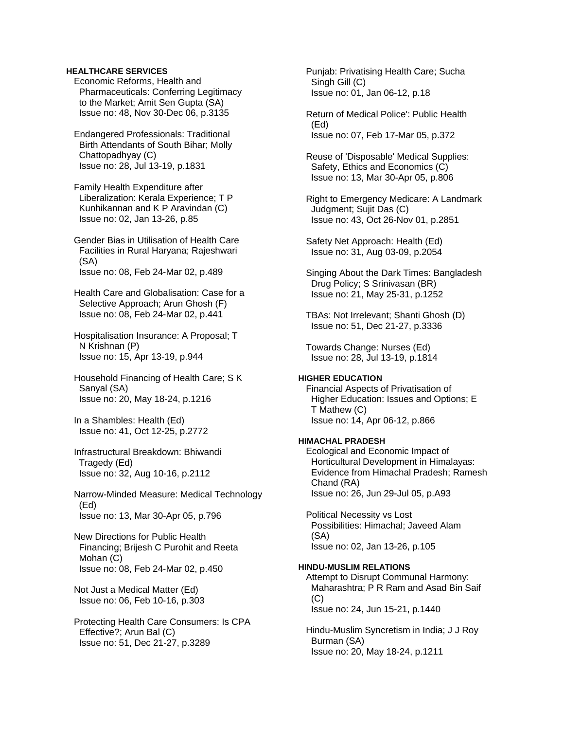**HEALTHCARE SERVICES**

Economic Reforms, Health and Pharmaceuticals: Conferring Legitimacy to the Market; Amit Sen Gupta (SA)
Issue no: 48, Nov 30-Dec 06, p.3135

Endangered Professionals: Traditional Birth Attendants of South Bihar; Molly Chattopadhyay (C)
Issue no: 28, Jul 13-19, p.1831

Family Health Expenditure after Liberalization: Kerala Experience; T P Kunhikannan and K P Aravindan (C)
Issue no: 02, Jan 13-26, p.85

Gender Bias in Utilisation of Health Care Facilities in Rural Haryana; Rajeshwari (SA)
Issue no: 08, Feb 24-Mar 02, p.489

Health Care and Globalisation: Case for a Selective Approach; Arun Ghosh (F)
Issue no: 08, Feb 24-Mar 02, p.441

Hospitalisation Insurance: A Proposal; T N Krishnan (P)
Issue no: 15, Apr 13-19, p.944

Household Financing of Health Care; S K Sanyal (SA)
Issue no: 20, May 18-24, p.1216

In a Shambles: Health (Ed)
Issue no: 41, Oct 12-25, p.2772

Infrastructural Breakdown: Bhiwandi Tragedy (Ed)
Issue no: 32, Aug 10-16, p.2112

Narrow-Minded Measure: Medical Technology (Ed)
Issue no: 13, Mar 30-Apr 05, p.796

New Directions for Public Health Financing; Brijesh C Purohit and Reeta Mohan (C)
Issue no: 08, Feb 24-Mar 02, p.450

Not Just a Medical Matter (Ed)
Issue no: 06, Feb 10-16, p.303

Protecting Health Care Consumers: Is CPA Effective?; Arun Bal (C)
Issue no: 51, Dec 21-27, p.3289

Punjab: Privatising Health Care; Sucha Singh Gill (C)
Issue no: 01, Jan 06-12, p.18

Return of Medical Police': Public Health (Ed)
Issue no: 07, Feb 17-Mar 05, p.372

Reuse of 'Disposable' Medical Supplies: Safety, Ethics and Economics (C)
Issue no: 13, Mar 30-Apr 05, p.806

Right to Emergency Medicare: A Landmark Judgment; Sujit Das (C)
Issue no: 43, Oct 26-Nov 01, p.2851

Safety Net Approach: Health (Ed)
Issue no: 31, Aug 03-09, p.2054

Singing About the Dark Times: Bangladesh Drug Policy; S Srinivasan (BR)
Issue no: 21, May 25-31, p.1252

TBAs: Not Irrelevant; Shanti Ghosh (D)
Issue no: 51, Dec 21-27, p.3336

Towards Change: Nurses (Ed)
Issue no: 28, Jul 13-19, p.1814

**HIGHER EDUCATION**

Financial Aspects of Privatisation of Higher Education: Issues and Options; E T Mathew (C)
Issue no: 14, Apr 06-12, p.866

**HIMACHAL PRADESH**

Ecological and Economic Impact of Horticultural Development in Himalayas: Evidence from Himachal Pradesh; Ramesh Chand (RA)
Issue no: 26, Jun 29-Jul 05, p.A93

Political Necessity vs Lost Possibilities: Himachal; Javeed Alam (SA)
Issue no: 02, Jan 13-26, p.105

**HINDU-MUSLIM RELATIONS**

Attempt to Disrupt Communal Harmony: Maharashtra; P R Ram and Asad Bin Saif (C)
Issue no: 24, Jun 15-21, p.1440

Hindu-Muslim Syncretism in India; J J Roy Burman (SA)
Issue no: 20, May 18-24, p.1211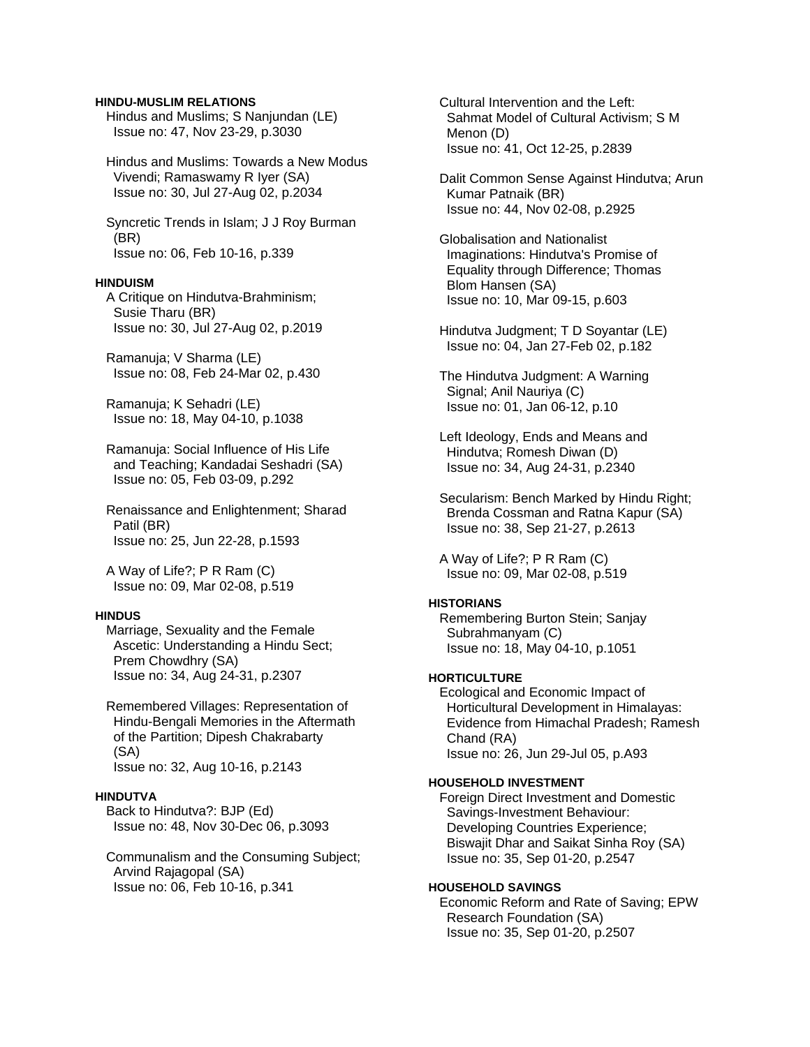**HINDU-MUSLIM RELATIONS**

Hindus and Muslims; S Nanjundan (LE)
Issue no: 47, Nov 23-29, p.3030

Hindus and Muslims: Towards a New Modus Vivendi; Ramaswamy R Iyer (SA)
Issue no: 30, Jul 27-Aug 02, p.2034

Syncretic Trends in Islam; J J Roy Burman (BR)
Issue no: 06, Feb 10-16, p.339

**HINDUISM**

A Critique on Hindutva-Brahminism; Susie Tharu (BR)
Issue no: 30, Jul 27-Aug 02, p.2019

Ramanuja; V Sharma (LE)
Issue no: 08, Feb 24-Mar 02, p.430

Ramanuja; K Sehadri (LE)
Issue no: 18, May 04-10, p.1038

Ramanuja: Social Influence of His Life and Teaching; Kandadai Seshadri (SA)
Issue no: 05, Feb 03-09, p.292

Renaissance and Enlightenment; Sharad Patil (BR)
Issue no: 25, Jun 22-28, p.1593

A Way of Life?; P R Ram (C)
Issue no: 09, Mar 02-08, p.519

**HINDUS**

Marriage, Sexuality and the Female Ascetic: Understanding a Hindu Sect; Prem Chowdhry (SA)
Issue no: 34, Aug 24-31, p.2307

Remembered Villages: Representation of Hindu-Bengali Memories in the Aftermath of the Partition; Dipesh Chakrabarty (SA)
Issue no: 32, Aug 10-16, p.2143

**HINDUTVA**

Back to Hindutva?: BJP (Ed)
Issue no: 48, Nov 30-Dec 06, p.3093

Communalism and the Consuming Subject; Arvind Rajagopal (SA)
Issue no: 06, Feb 10-16, p.341

Cultural Intervention and the Left: Sahmat Model of Cultural Activism; S M Menon (D)
Issue no: 41, Oct 12-25, p.2839

Dalit Common Sense Against Hindutva; Arun Kumar Patnaik (BR)
Issue no: 44, Nov 02-08, p.2925

Globalisation and Nationalist Imaginations: Hindutva's Promise of Equality through Difference; Thomas Blom Hansen (SA)
Issue no: 10, Mar 09-15, p.603

Hindutva Judgment; T D Soyantar (LE)
Issue no: 04, Jan 27-Feb 02, p.182

The Hindutva Judgment: A Warning Signal; Anil Nauriya (C)
Issue no: 01, Jan 06-12, p.10

Left Ideology, Ends and Means and Hindutva; Romesh Diwan (D)
Issue no: 34, Aug 24-31, p.2340

Secularism: Bench Marked by Hindu Right; Brenda Cossman and Ratna Kapur (SA)
Issue no: 38, Sep 21-27, p.2613

A Way of Life?; P R Ram (C)
Issue no: 09, Mar 02-08, p.519

**HISTORIANS**

Remembering Burton Stein; Sanjay Subrahmanyam (C)
Issue no: 18, May 04-10, p.1051

**HORTICULTURE**

Ecological and Economic Impact of Horticultural Development in Himalayas: Evidence from Himachal Pradesh; Ramesh Chand (RA)
Issue no: 26, Jun 29-Jul 05, p.A93

**HOUSEHOLD INVESTMENT**

Foreign Direct Investment and Domestic Savings-Investment Behaviour: Developing Countries Experience; Biswajit Dhar and Saikat Sinha Roy (SA)
Issue no: 35, Sep 01-20, p.2547

**HOUSEHOLD SAVINGS**

Economic Reform and Rate of Saving; EPW Research Foundation (SA)
Issue no: 35, Sep 01-20, p.2507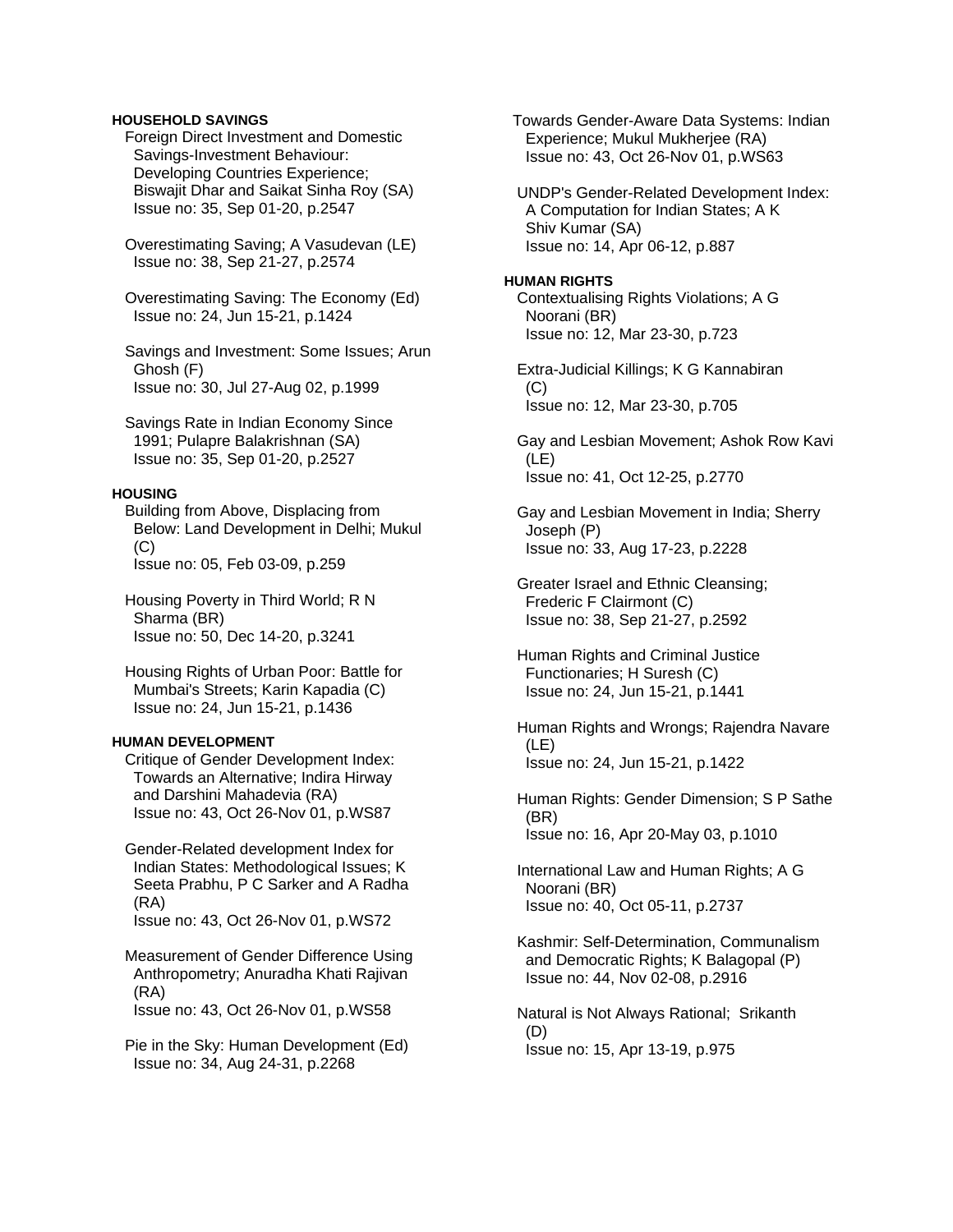**HOUSEHOLD SAVINGS**

Foreign Direct Investment and Domestic Savings-Investment Behaviour: Developing Countries Experience; Biswajit Dhar and Saikat Sinha Roy (SA)
Issue no: 35, Sep 01-20, p.2547

Overestimating Saving; A Vasudevan (LE)
Issue no: 38, Sep 21-27, p.2574

Overestimating Saving: The Economy (Ed)
Issue no: 24, Jun 15-21, p.1424

Savings and Investment: Some Issues; Arun Ghosh (F)
Issue no: 30, Jul 27-Aug 02, p.1999

Savings Rate in Indian Economy Since 1991; Pulapre Balakrishnan (SA)
Issue no: 35, Sep 01-20, p.2527

**HOUSING**

Building from Above, Displacing from Below: Land Development in Delhi; Mukul (C)
Issue no: 05, Feb 03-09, p.259

Housing Poverty in Third World; R N Sharma (BR)
Issue no: 50, Dec 14-20, p.3241

Housing Rights of Urban Poor: Battle for Mumbai's Streets; Karin Kapadia (C)
Issue no: 24, Jun 15-21, p.1436

**HUMAN DEVELOPMENT**

Critique of Gender Development Index: Towards an Alternative; Indira Hirway and Darshini Mahadevia (RA)
Issue no: 43, Oct 26-Nov 01, p.WS87

Gender-Related development Index for Indian States: Methodological Issues; K Seeta Prabhu, P C Sarker and A Radha (RA)
Issue no: 43, Oct 26-Nov 01, p.WS72

Measurement of Gender Difference Using Anthropometry; Anuradha Khati Rajivan (RA)
Issue no: 43, Oct 26-Nov 01, p.WS58

Pie in the Sky: Human Development (Ed)
Issue no: 34, Aug 24-31, p.2268

Towards Gender-Aware Data Systems: Indian Experience; Mukul Mukherjee (RA)
Issue no: 43, Oct 26-Nov 01, p.WS63

UNDP's Gender-Related Development Index: A Computation for Indian States; A K Shiv Kumar (SA)
Issue no: 14, Apr 06-12, p.887

**HUMAN RIGHTS**

Contextualising Rights Violations; A G Noorani (BR)
Issue no: 12, Mar 23-30, p.723

Extra-Judicial Killings; K G Kannabiran (C)
Issue no: 12, Mar 23-30, p.705

Gay and Lesbian Movement; Ashok Row Kavi (LE)
Issue no: 41, Oct 12-25, p.2770

Gay and Lesbian Movement in India; Sherry Joseph (P)
Issue no: 33, Aug 17-23, p.2228

Greater Israel and Ethnic Cleansing; Frederic F Clairmont (C)
Issue no: 38, Sep 21-27, p.2592

Human Rights and Criminal Justice Functionaries; H Suresh (C)
Issue no: 24, Jun 15-21, p.1441

Human Rights and Wrongs; Rajendra Navare (LE)
Issue no: 24, Jun 15-21, p.1422

Human Rights: Gender Dimension; S P Sathe (BR)
Issue no: 16, Apr 20-May 03, p.1010

International Law and Human Rights; A G Noorani (BR)
Issue no: 40, Oct 05-11, p.2737

Kashmir: Self-Determination, Communalism and Democratic Rights; K Balagopal (P)
Issue no: 44, Nov 02-08, p.2916

Natural is Not Always Rational; Srikanth (D)
Issue no: 15, Apr 13-19, p.975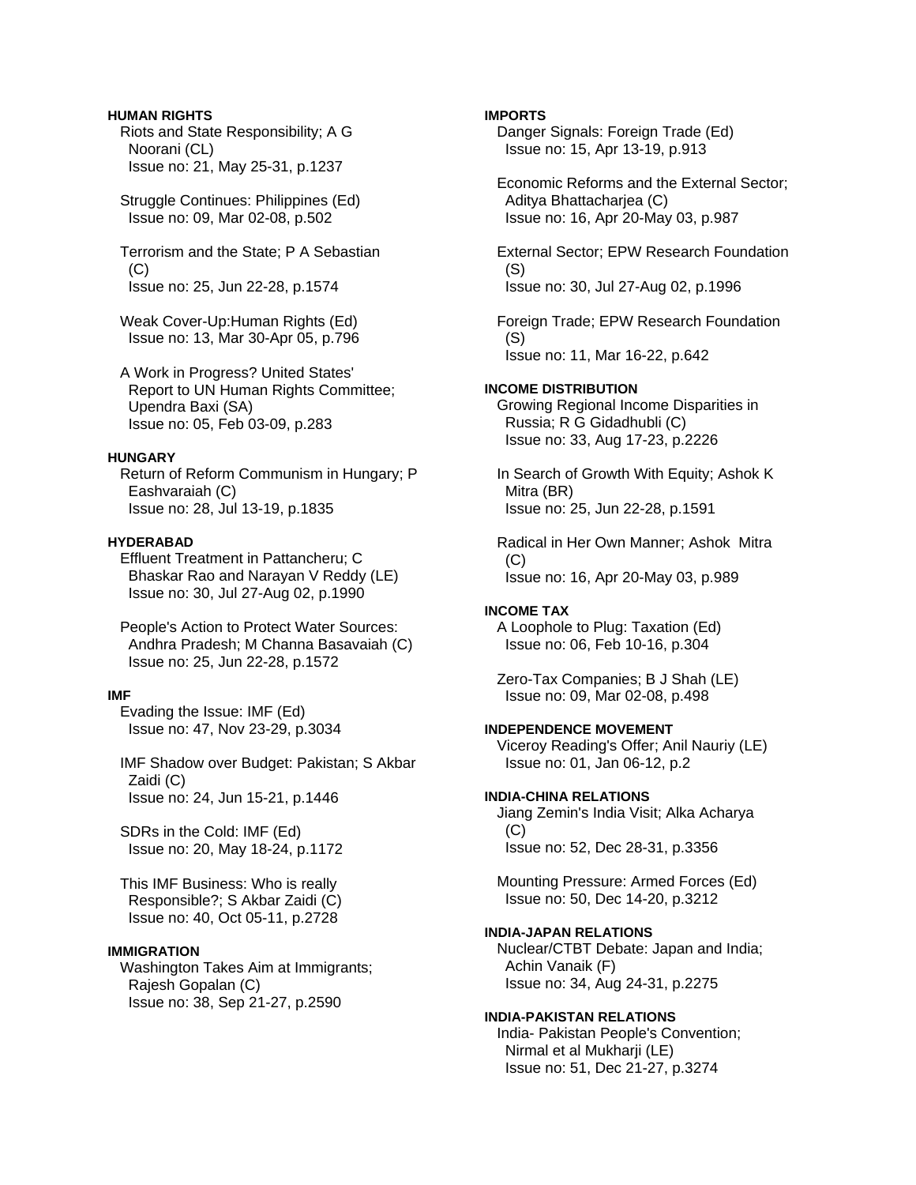**HUMAN RIGHTS**

Riots and State Responsibility; A G Noorani (CL)
Issue no: 21, May 25-31, p.1237

Struggle Continues: Philippines (Ed)
Issue no: 09, Mar 02-08, p.502

Terrorism and the State; P A Sebastian (C)
Issue no: 25, Jun 22-28, p.1574

Weak Cover-Up:Human Rights (Ed)
Issue no: 13, Mar 30-Apr 05, p.796

A Work in Progress? United States' Report to UN Human Rights Committee; Upendra Baxi (SA)
Issue no: 05, Feb 03-09, p.283

**HUNGARY**

Return of Reform Communism in Hungary; P Eashvaraiah (C)
Issue no: 28, Jul 13-19, p.1835

**HYDERABAD**

Effluent Treatment in Pattancheru; C Bhaskar Rao and Narayan V Reddy (LE)
Issue no: 30, Jul 27-Aug 02, p.1990

People's Action to Protect Water Sources: Andhra Pradesh; M Channa Basavaiah (C)
Issue no: 25, Jun 22-28, p.1572

**IMF**

Evading the Issue: IMF (Ed)
Issue no: 47, Nov 23-29, p.3034

IMF Shadow over Budget: Pakistan; S Akbar Zaidi (C)
Issue no: 24, Jun 15-21, p.1446

SDRs in the Cold: IMF (Ed)
Issue no: 20, May 18-24, p.1172

This IMF Business: Who is really Responsible?; S Akbar Zaidi (C)
Issue no: 40, Oct 05-11, p.2728

**IMMIGRATION**

Washington Takes Aim at Immigrants; Rajesh Gopalan (C)
Issue no: 38, Sep 21-27, p.2590

**IMPORTS**

Danger Signals: Foreign Trade (Ed)
Issue no: 15, Apr 13-19, p.913

Economic Reforms and the External Sector; Aditya Bhattacharjea (C)
Issue no: 16, Apr 20-May 03, p.987

External Sector; EPW Research Foundation (S)
Issue no: 30, Jul 27-Aug 02, p.1996

Foreign Trade; EPW Research Foundation (S)
Issue no: 11, Mar 16-22, p.642

**INCOME DISTRIBUTION**

Growing Regional Income Disparities in Russia; R G Gidadhubli (C)
Issue no: 33, Aug 17-23, p.2226

In Search of Growth With Equity; Ashok K Mitra (BR)
Issue no: 25, Jun 22-28, p.1591

Radical in Her Own Manner; Ashok Mitra (C)
Issue no: 16, Apr 20-May 03, p.989

**INCOME TAX**

A Loophole to Plug: Taxation (Ed)
Issue no: 06, Feb 10-16, p.304

Zero-Tax Companies; B J Shah (LE)
Issue no: 09, Mar 02-08, p.498

**INDEPENDENCE MOVEMENT**

Viceroy Reading's Offer; Anil Nauriy (LE)
Issue no: 01, Jan 06-12, p.2

**INDIA-CHINA RELATIONS**

Jiang Zemin's India Visit; Alka Acharya (C)
Issue no: 52, Dec 28-31, p.3356

Mounting Pressure: Armed Forces (Ed)
Issue no: 50, Dec 14-20, p.3212

**INDIA-JAPAN RELATIONS**

Nuclear/CTBT Debate: Japan and India; Achin Vanaik (F)
Issue no: 34, Aug 24-31, p.2275

**INDIA-PAKISTAN RELATIONS**

India- Pakistan People's Convention; Nirmal et al Mukharji (LE)
Issue no: 51, Dec 21-27, p.3274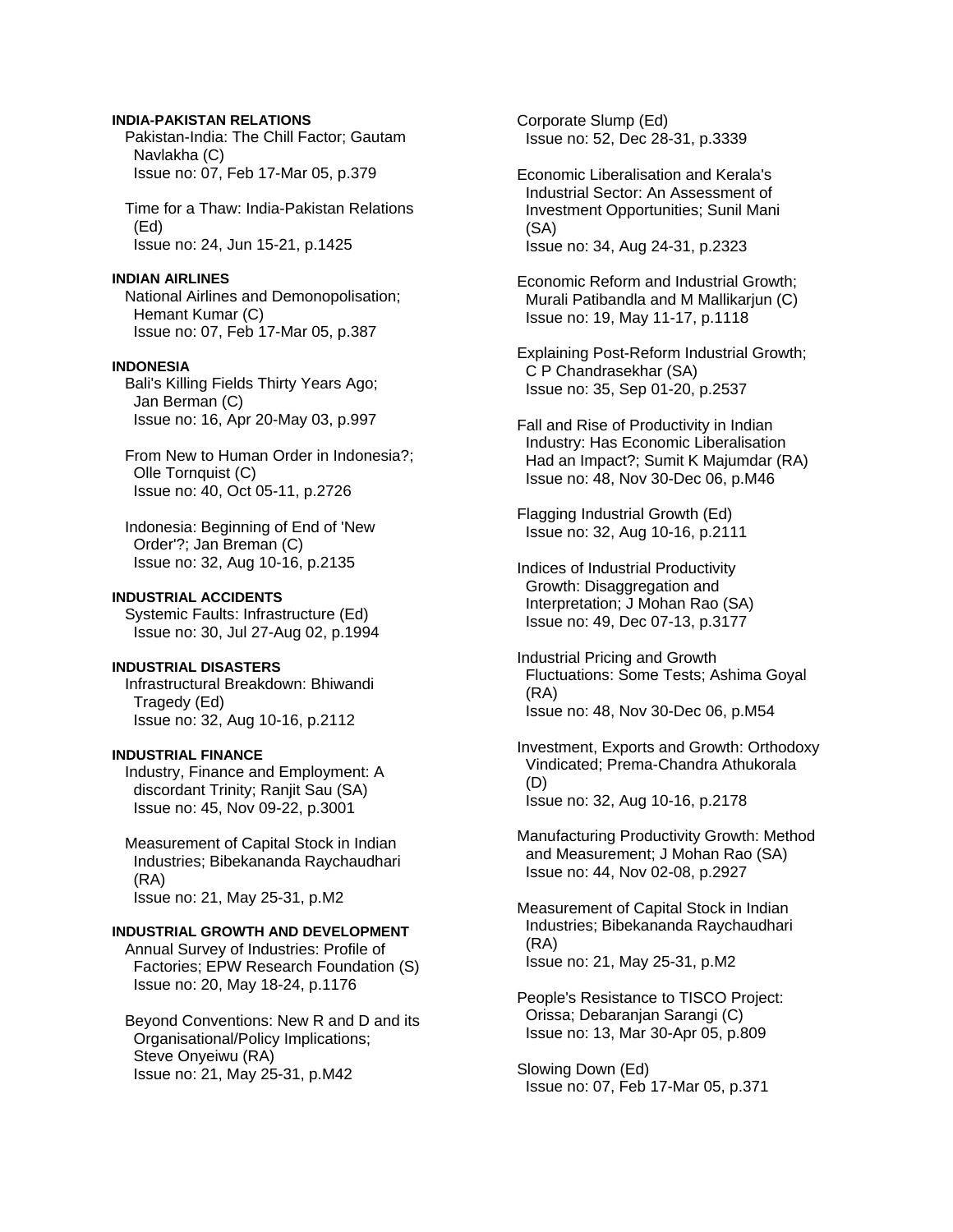**INDIA-PAKISTAN RELATIONS**

Pakistan-India: The Chill Factor; Gautam Navlakha (C)
Issue no: 07, Feb 17-Mar 05, p.379

Time for a Thaw: India-Pakistan Relations (Ed)
Issue no: 24, Jun 15-21, p.1425

**INDIAN AIRLINES**

National Airlines and Demonopolisation; Hemant Kumar (C)
Issue no: 07, Feb 17-Mar 05, p.387

**INDONESIA**

Bali's Killing Fields Thirty Years Ago; Jan Berman (C)
Issue no: 16, Apr 20-May 03, p.997

From New to Human Order in Indonesia?; Olle Tornquist (C)
Issue no: 40, Oct 05-11, p.2726

Indonesia: Beginning of End of 'New Order'?; Jan Breman (C)
Issue no: 32, Aug 10-16, p.2135

**INDUSTRIAL ACCIDENTS**

Systemic Faults: Infrastructure (Ed)
Issue no: 30, Jul 27-Aug 02, p.1994

**INDUSTRIAL DISASTERS**

Infrastructural Breakdown: Bhiwandi Tragedy (Ed)
Issue no: 32, Aug 10-16, p.2112

**INDUSTRIAL FINANCE**

Industry, Finance and Employment: A discordant Trinity; Ranjit Sau (SA)
Issue no: 45, Nov 09-22, p.3001

Measurement of Capital Stock in Indian Industries; Bibekananda Raychaudhari (RA)
Issue no: 21, May 25-31, p.M2

**INDUSTRIAL GROWTH AND DEVELOPMENT**

Annual Survey of Industries: Profile of Factories; EPW Research Foundation (S)
Issue no: 20, May 18-24, p.1176

Beyond Conventions: New R and D and its Organisational/Policy Implications; Steve Onyeiwu (RA)
Issue no: 21, May 25-31, p.M42

Corporate Slump (Ed)
Issue no: 52, Dec 28-31, p.3339

Economic Liberalisation and Kerala's Industrial Sector: An Assessment of Investment Opportunities; Sunil Mani (SA)
Issue no: 34, Aug 24-31, p.2323

Economic Reform and Industrial Growth; Murali Patibandla and M Mallikarjun (C)
Issue no: 19, May 11-17, p.1118

Explaining Post-Reform Industrial Growth; C P Chandrasekhar (SA)
Issue no: 35, Sep 01-20, p.2537

Fall and Rise of Productivity in Indian Industry: Has Economic Liberalisation Had an Impact?; Sumit K Majumdar (RA)
Issue no: 48, Nov 30-Dec 06, p.M46

Flagging Industrial Growth (Ed)
Issue no: 32, Aug 10-16, p.2111

Indices of Industrial Productivity Growth: Disaggregation and Interpretation; J Mohan Rao (SA)
Issue no: 49, Dec 07-13, p.3177

Industrial Pricing and Growth Fluctuations: Some Tests; Ashima Goyal (RA)
Issue no: 48, Nov 30-Dec 06, p.M54

Investment, Exports and Growth: Orthodoxy Vindicated; Prema-Chandra Athukorala (D)
Issue no: 32, Aug 10-16, p.2178

Manufacturing Productivity Growth: Method and Measurement; J Mohan Rao (SA)
Issue no: 44, Nov 02-08, p.2927

Measurement of Capital Stock in Indian Industries; Bibekananda Raychaudhari (RA)
Issue no: 21, May 25-31, p.M2

People's Resistance to TISCO Project: Orissa; Debaranjan Sarangi (C)
Issue no: 13, Mar 30-Apr 05, p.809

Slowing Down (Ed)
Issue no: 07, Feb 17-Mar 05, p.371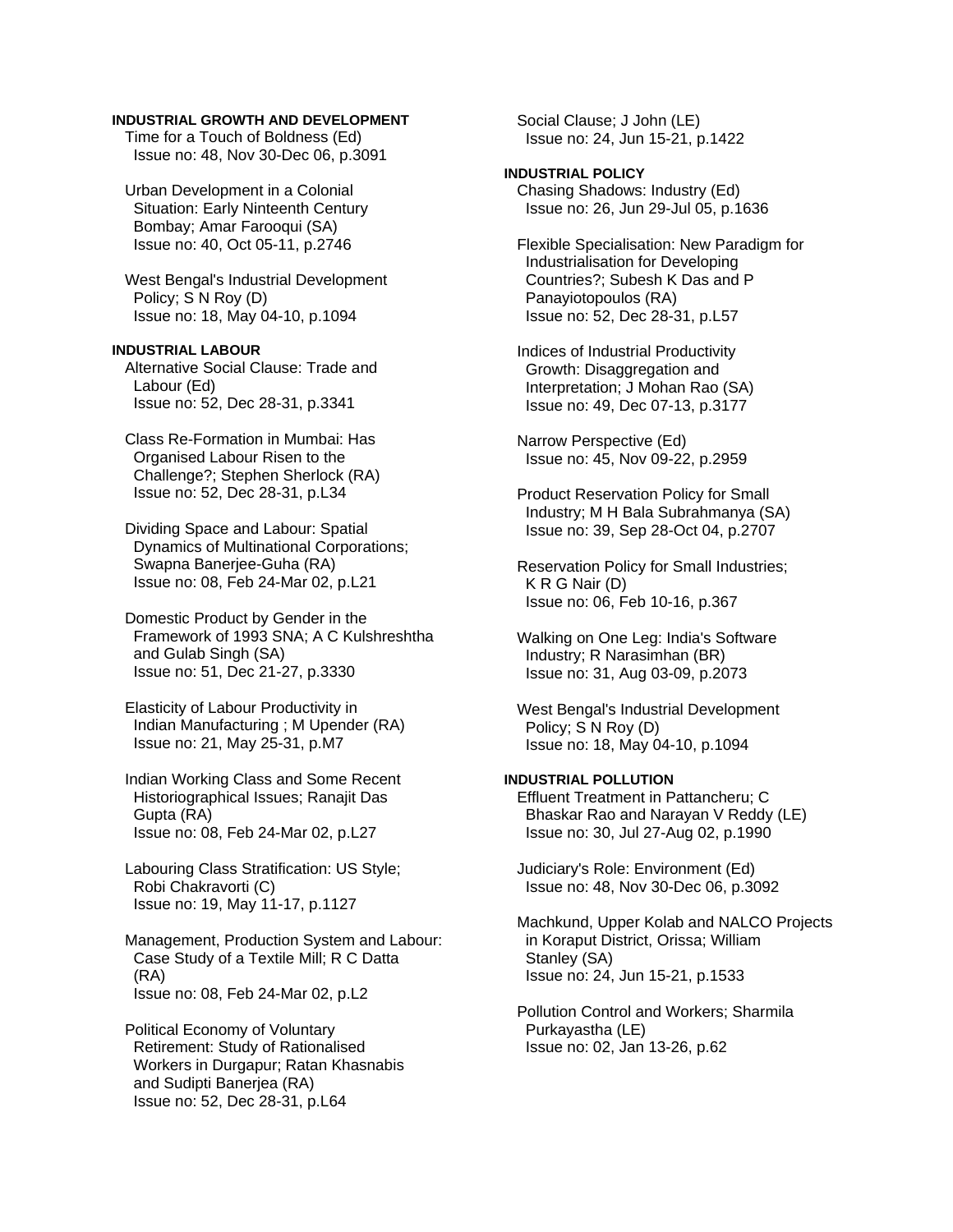**INDUSTRIAL GROWTH AND DEVELOPMENT**

Time for a Touch of Boldness (Ed)
Issue no: 48, Nov 30-Dec 06, p.3091

Urban Development in a Colonial Situation: Early Ninteenth Century Bombay; Amar Farooqui (SA)
Issue no: 40, Oct 05-11, p.2746

West Bengal's Industrial Development Policy; S N Roy (D)
Issue no: 18, May 04-10, p.1094

**INDUSTRIAL LABOUR**

Alternative Social Clause: Trade and Labour (Ed)
Issue no: 52, Dec 28-31, p.3341

Class Re-Formation in Mumbai: Has Organised Labour Risen to the Challenge?; Stephen Sherlock (RA)
Issue no: 52, Dec 28-31, p.L34

Dividing Space and Labour: Spatial Dynamics of Multinational Corporations; Swapna Banerjee-Guha (RA)
Issue no: 08, Feb 24-Mar 02, p.L21

Domestic Product by Gender in the Framework of 1993 SNA; A C Kulshreshtha and Gulab Singh (SA)
Issue no: 51, Dec 21-27, p.3330

Elasticity of Labour Productivity in Indian Manufacturing ; M Upender (RA)
Issue no: 21, May 25-31, p.M7

Indian Working Class and Some Recent Historiographical Issues; Ranajit Das Gupta (RA)
Issue no: 08, Feb 24-Mar 02, p.L27

Labouring Class Stratification: US Style; Robi Chakravorti (C)
Issue no: 19, May 11-17, p.1127

Management, Production System and Labour: Case Study of a Textile Mill; R C Datta (RA)
Issue no: 08, Feb 24-Mar 02, p.L2

Political Economy of Voluntary Retirement: Study of Rationalised Workers in Durgapur; Ratan Khasnabis and Sudipti Banerjea (RA)
Issue no: 52, Dec 28-31, p.L64

Social Clause; J John (LE)
Issue no: 24, Jun 15-21, p.1422

**INDUSTRIAL POLICY**

Chasing Shadows: Industry (Ed)
Issue no: 26, Jun 29-Jul 05, p.1636

Flexible Specialisation: New Paradigm for Industrialisation for Developing Countries?; Subesh K Das and P Panayiotopoulos (RA)
Issue no: 52, Dec 28-31, p.L57

Indices of Industrial Productivity Growth: Disaggregation and Interpretation; J Mohan Rao (SA)
Issue no: 49, Dec 07-13, p.3177

Narrow Perspective (Ed)
Issue no: 45, Nov 09-22, p.2959

Product Reservation Policy for Small Industry; M H Bala Subrahmanya (SA)
Issue no: 39, Sep 28-Oct 04, p.2707

Reservation Policy for Small Industries; K R G Nair (D)
Issue no: 06, Feb 10-16, p.367

Walking on One Leg: India's Software Industry; R Narasimhan (BR)
Issue no: 31, Aug 03-09, p.2073

West Bengal's Industrial Development Policy; S N Roy (D)
Issue no: 18, May 04-10, p.1094

**INDUSTRIAL POLLUTION**

Effluent Treatment in Pattancheru; C Bhaskar Rao and Narayan V Reddy (LE)
Issue no: 30, Jul 27-Aug 02, p.1990

Judiciary's Role: Environment (Ed)
Issue no: 48, Nov 30-Dec 06, p.3092

Machkund, Upper Kolab and NALCO Projects in Koraput District, Orissa; William Stanley (SA)
Issue no: 24, Jun 15-21, p.1533

Pollution Control and Workers; Sharmila Purkayastha (LE)
Issue no: 02, Jan 13-26, p.62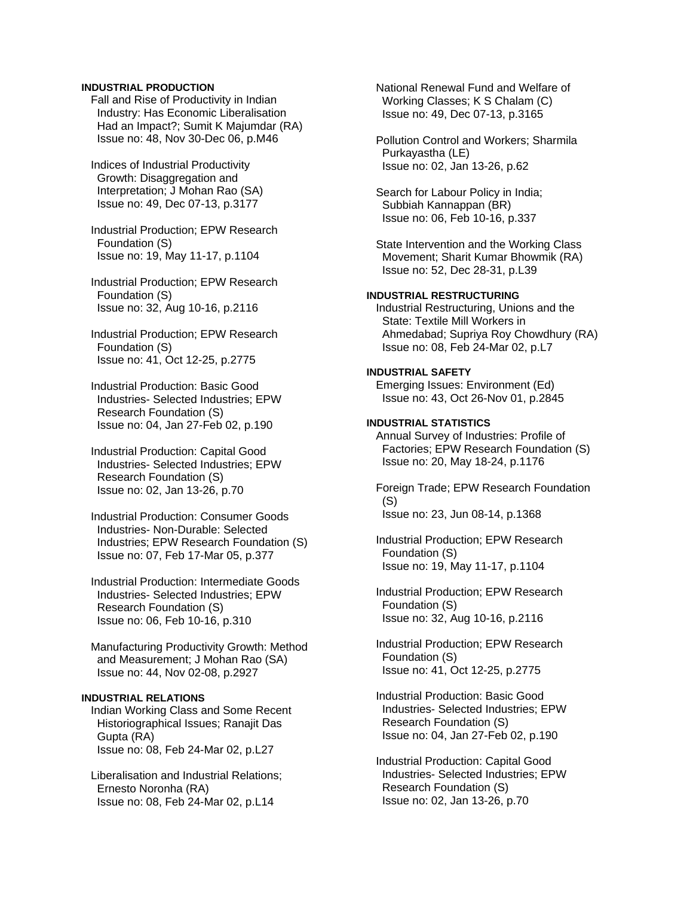**INDUSTRIAL PRODUCTION**

Fall and Rise of Productivity in Indian Industry: Has Economic Liberalisation Had an Impact?; Sumit K Majumdar (RA)
Issue no: 48, Nov 30-Dec 06, p.M46

Indices of Industrial Productivity Growth: Disaggregation and Interpretation; J Mohan Rao (SA)
Issue no: 49, Dec 07-13, p.3177

Industrial Production; EPW Research Foundation (S)
Issue no: 19, May 11-17, p.1104

Industrial Production; EPW Research Foundation (S)
Issue no: 32, Aug 10-16, p.2116

Industrial Production; EPW Research Foundation (S)
Issue no: 41, Oct 12-25, p.2775

Industrial Production: Basic Good Industries- Selected Industries; EPW Research Foundation (S)
Issue no: 04, Jan 27-Feb 02, p.190

Industrial Production: Capital Good Industries- Selected Industries; EPW Research Foundation (S)
Issue no: 02, Jan 13-26, p.70

Industrial Production: Consumer Goods Industries- Non-Durable: Selected Industries; EPW Research Foundation (S)
Issue no: 07, Feb 17-Mar 05, p.377

Industrial Production: Intermediate Goods Industries- Selected Industries; EPW Research Foundation (S)
Issue no: 06, Feb 10-16, p.310

Manufacturing Productivity Growth: Method and Measurement; J Mohan Rao (SA)
Issue no: 44, Nov 02-08, p.2927

**INDUSTRIAL RELATIONS**

Indian Working Class and Some Recent Historiographical Issues; Ranajit Das Gupta (RA)
Issue no: 08, Feb 24-Mar 02, p.L27

Liberalisation and Industrial Relations; Ernesto Noronha (RA)
Issue no: 08, Feb 24-Mar 02, p.L14

National Renewal Fund and Welfare of Working Classes; K S Chalam (C)
Issue no: 49, Dec 07-13, p.3165

Pollution Control and Workers; Sharmila Purkayastha (LE)
Issue no: 02, Jan 13-26, p.62

Search for Labour Policy in India; Subbiah Kannappan (BR)
Issue no: 06, Feb 10-16, p.337

State Intervention and the Working Class Movement; Sharit Kumar Bhowmik (RA)
Issue no: 52, Dec 28-31, p.L39

**INDUSTRIAL RESTRUCTURING**

Industrial Restructuring, Unions and the State: Textile Mill Workers in Ahmedabad; Supriya Roy Chowdhury (RA)
Issue no: 08, Feb 24-Mar 02, p.L7

**INDUSTRIAL SAFETY**

Emerging Issues: Environment (Ed)
Issue no: 43, Oct 26-Nov 01, p.2845

**INDUSTRIAL STATISTICS**

Annual Survey of Industries: Profile of Factories; EPW Research Foundation (S)
Issue no: 20, May 18-24, p.1176

Foreign Trade; EPW Research Foundation (S)
Issue no: 23, Jun 08-14, p.1368

Industrial Production; EPW Research Foundation (S)
Issue no: 19, May 11-17, p.1104

Industrial Production; EPW Research Foundation (S)
Issue no: 32, Aug 10-16, p.2116

Industrial Production; EPW Research Foundation (S)
Issue no: 41, Oct 12-25, p.2775

Industrial Production: Basic Good Industries- Selected Industries; EPW Research Foundation (S)
Issue no: 04, Jan 27-Feb 02, p.190

Industrial Production: Capital Good Industries- Selected Industries; EPW Research Foundation (S)
Issue no: 02, Jan 13-26, p.70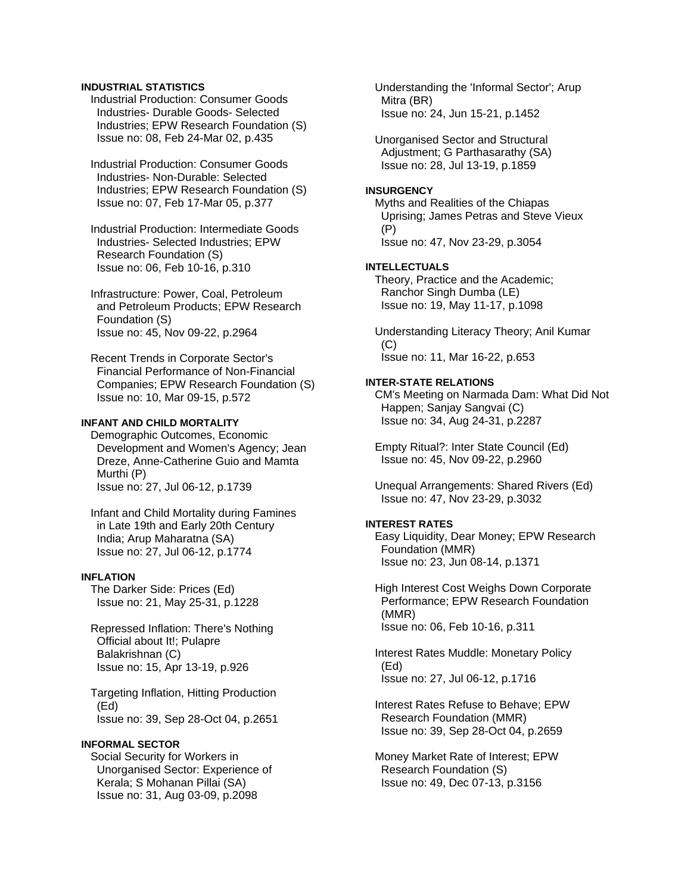**INDUSTRIAL STATISTICS**

Industrial Production: Consumer Goods Industries- Durable Goods- Selected Industries; EPW Research Foundation (S)
Issue no: 08, Feb 24-Mar 02, p.435

Industrial Production: Consumer Goods Industries- Non-Durable: Selected Industries; EPW Research Foundation (S)
Issue no: 07, Feb 17-Mar 05, p.377

Industrial Production: Intermediate Goods Industries- Selected Industries; EPW Research Foundation (S)
Issue no: 06, Feb 10-16, p.310

Infrastructure: Power, Coal, Petroleum and Petroleum Products; EPW Research Foundation (S)
Issue no: 45, Nov 09-22, p.2964

Recent Trends in Corporate Sector's Financial Performance of Non-Financial Companies; EPW Research Foundation (S)
Issue no: 10, Mar 09-15, p.572

**INFANT AND CHILD MORTALITY**

Demographic Outcomes, Economic Development and Women's Agency; Jean Dreze, Anne-Catherine Guio and Mamta Murthi (P)
Issue no: 27, Jul 06-12, p.1739

Infant and Child Mortality during Famines in Late 19th and Early 20th Century India; Arup Maharatna (SA)
Issue no: 27, Jul 06-12, p.1774

**INFLATION**

The Darker Side: Prices (Ed)
Issue no: 21, May 25-31, p.1228

Repressed Inflation: There's Nothing Official about It!; Pulapre Balakrishnan (C)
Issue no: 15, Apr 13-19, p.926

Targeting Inflation, Hitting Production (Ed)
Issue no: 39, Sep 28-Oct 04, p.2651

**INFORMAL SECTOR**

Social Security for Workers in Unorganised Sector: Experience of Kerala; S Mohanan Pillai (SA)
Issue no: 31, Aug 03-09, p.2098

Understanding the 'Informal Sector'; Arup Mitra (BR)
Issue no: 24, Jun 15-21, p.1452

Unorganised Sector and Structural Adjustment; G Parthasarathy (SA)
Issue no: 28, Jul 13-19, p.1859

**INSURGENCY**

Myths and Realities of the Chiapas Uprising; James Petras and Steve Vieux (P)
Issue no: 47, Nov 23-29, p.3054

**INTELLECTUALS**

Theory, Practice and the Academic; Ranchor Singh Dumba (LE)
Issue no: 19, May 11-17, p.1098

Understanding Literacy Theory; Anil Kumar (C)
Issue no: 11, Mar 16-22, p.653

**INTER-STATE RELATIONS**

CM's Meeting on Narmada Dam: What Did Not Happen; Sanjay Sangvai (C)
Issue no: 34, Aug 24-31, p.2287

Empty Ritual?: Inter State Council (Ed)
Issue no: 45, Nov 09-22, p.2960

Unequal Arrangements: Shared Rivers (Ed)
Issue no: 47, Nov 23-29, p.3032

**INTEREST RATES**

Easy Liquidity, Dear Money; EPW Research Foundation (MMR)
Issue no: 23, Jun 08-14, p.1371

High Interest Cost Weighs Down Corporate Performance; EPW Research Foundation (MMR)
Issue no: 06, Feb 10-16, p.311

Interest Rates Muddle: Monetary Policy (Ed)
Issue no: 27, Jul 06-12, p.1716

Interest Rates Refuse to Behave; EPW Research Foundation (MMR)
Issue no: 39, Sep 28-Oct 04, p.2659

Money Market Rate of Interest; EPW Research Foundation (S)
Issue no: 49, Dec 07-13, p.3156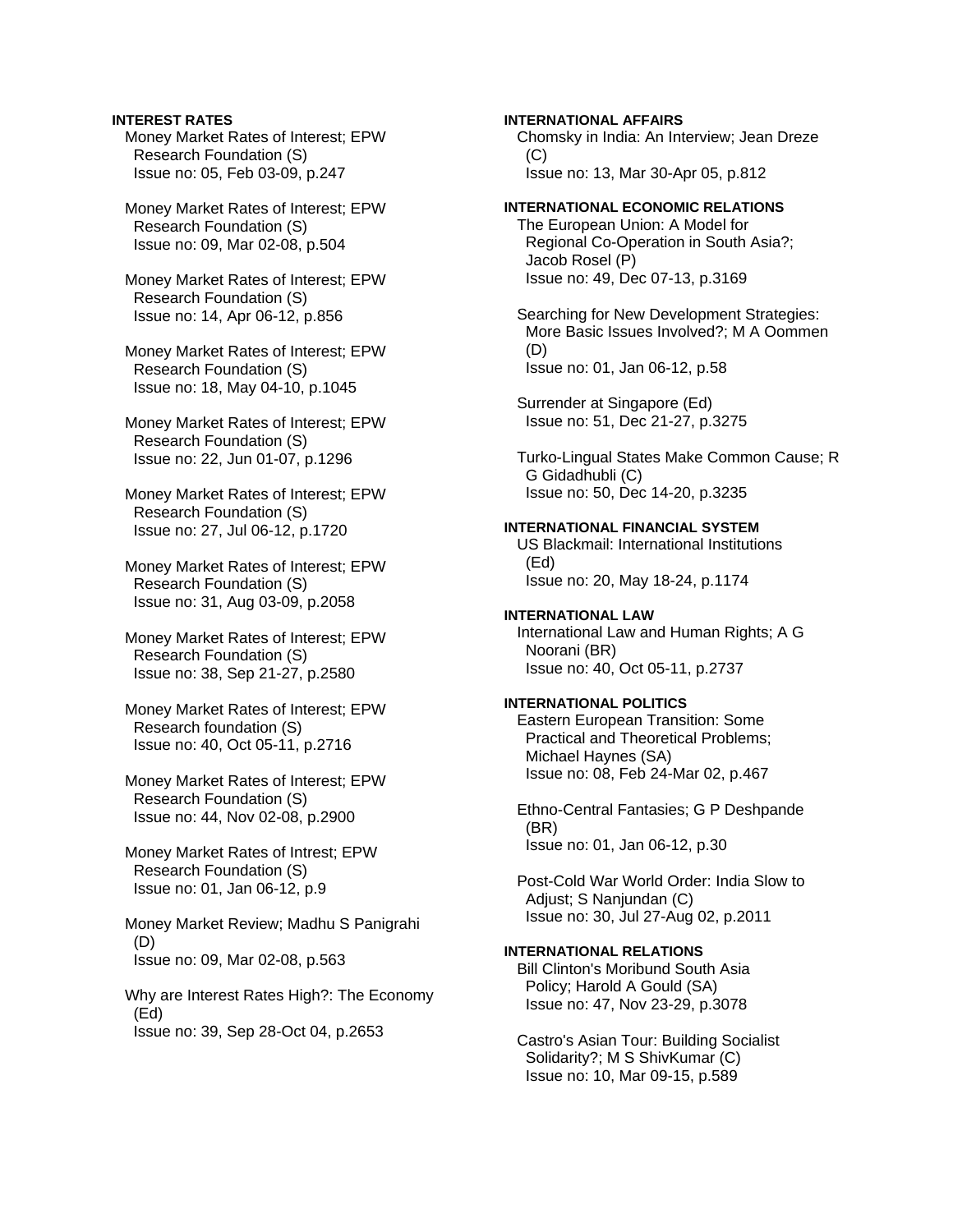**INTEREST RATES**

Money Market Rates of Interest; EPW Research Foundation (S)
Issue no: 05, Feb 03-09, p.247

Money Market Rates of Interest; EPW Research Foundation (S)
Issue no: 09, Mar 02-08, p.504

Money Market Rates of Interest; EPW Research Foundation (S)
Issue no: 14, Apr 06-12, p.856

Money Market Rates of Interest; EPW Research Foundation (S)
Issue no: 18, May 04-10, p.1045

Money Market Rates of Interest; EPW Research Foundation (S)
Issue no: 22, Jun 01-07, p.1296

Money Market Rates of Interest; EPW Research Foundation (S)
Issue no: 27, Jul 06-12, p.1720

Money Market Rates of Interest; EPW Research Foundation (S)
Issue no: 31, Aug 03-09, p.2058

Money Market Rates of Interest; EPW Research Foundation (S)
Issue no: 38, Sep 21-27, p.2580

Money Market Rates of Interest; EPW Research foundation (S)
Issue no: 40, Oct 05-11, p.2716

Money Market Rates of Interest; EPW Research Foundation (S)
Issue no: 44, Nov 02-08, p.2900

Money Market Rates of Intrest; EPW Research Foundation (S)
Issue no: 01, Jan 06-12, p.9

Money Market Review; Madhu S Panigrahi (D)
Issue no: 09, Mar 02-08, p.563

Why are Interest Rates High?: The Economy (Ed)
Issue no: 39, Sep 28-Oct 04, p.2653

**INTERNATIONAL AFFAIRS**

Chomsky in India: An Interview; Jean Dreze (C)
Issue no: 13, Mar 30-Apr 05, p.812

**INTERNATIONAL ECONOMIC RELATIONS**

The European Union: A Model for Regional Co-Operation in South Asia?; Jacob Rosel (P)
Issue no: 49, Dec 07-13, p.3169

Searching for New Development Strategies: More Basic Issues Involved?; M A Oommen (D)
Issue no: 01, Jan 06-12, p.58

Surrender at Singapore (Ed)
Issue no: 51, Dec 21-27, p.3275

Turko-Lingual States Make Common Cause; R G Gidadhubli (C)
Issue no: 50, Dec 14-20, p.3235

**INTERNATIONAL FINANCIAL SYSTEM**

US Blackmail: International Institutions (Ed)
Issue no: 20, May 18-24, p.1174

**INTERNATIONAL LAW**

International Law and Human Rights; A G Noorani (BR)
Issue no: 40, Oct 05-11, p.2737

**INTERNATIONAL POLITICS**

Eastern European Transition: Some Practical and Theoretical Problems; Michael Haynes (SA)
Issue no: 08, Feb 24-Mar 02, p.467

Ethno-Central Fantasies; G P Deshpande (BR)
Issue no: 01, Jan 06-12, p.30

Post-Cold War World Order: India Slow to Adjust; S Nanjundan (C)
Issue no: 30, Jul 27-Aug 02, p.2011

**INTERNATIONAL RELATIONS**

Bill Clinton's Moribund South Asia Policy; Harold A Gould (SA)
Issue no: 47, Nov 23-29, p.3078

Castro's Asian Tour: Building Socialist Solidarity?; M S ShivKumar (C)
Issue no: 10, Mar 09-15, p.589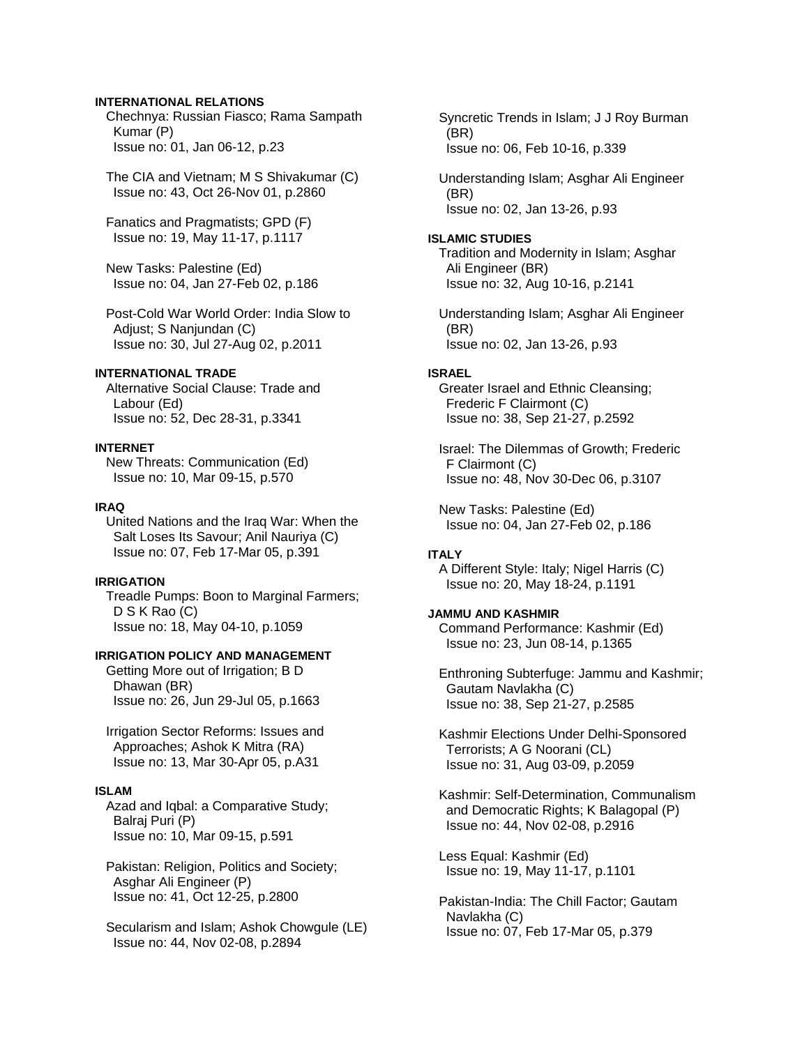**INTERNATIONAL RELATIONS**

Chechnya: Russian Fiasco; Rama Sampath Kumar (P)
Issue no: 01, Jan 06-12, p.23

The CIA and Vietnam; M S Shivakumar (C)
Issue no: 43, Oct 26-Nov 01, p.2860

Fanatics and Pragmatists; GPD (F)
Issue no: 19, May 11-17, p.1117

New Tasks: Palestine (Ed)
Issue no: 04, Jan 27-Feb 02, p.186

Post-Cold War World Order: India Slow to Adjust; S Nanjundan (C)
Issue no: 30, Jul 27-Aug 02, p.2011

**INTERNATIONAL TRADE**

Alternative Social Clause: Trade and Labour (Ed)
Issue no: 52, Dec 28-31, p.3341

**INTERNET**

New Threats: Communication (Ed)
Issue no: 10, Mar 09-15, p.570

**IRAQ**

United Nations and the Iraq War: When the Salt Loses Its Savour; Anil Nauriya (C)
Issue no: 07, Feb 17-Mar 05, p.391

**IRRIGATION**

Treadle Pumps: Boon to Marginal Farmers; D S K Rao (C)
Issue no: 18, May 04-10, p.1059

**IRRIGATION POLICY AND MANAGEMENT**

Getting More out of Irrigation; B D Dhawan (BR)
Issue no: 26, Jun 29-Jul 05, p.1663

Irrigation Sector Reforms: Issues and Approaches; Ashok K Mitra (RA)
Issue no: 13, Mar 30-Apr 05, p.A31

**ISLAM**

Azad and Iqbal: a Comparative Study; Balraj Puri (P)
Issue no: 10, Mar 09-15, p.591

Pakistan: Religion, Politics and Society; Asghar Ali Engineer (P)
Issue no: 41, Oct 12-25, p.2800

Secularism and Islam; Ashok Chowgule (LE)
Issue no: 44, Nov 02-08, p.2894

Syncretic Trends in Islam; J J Roy Burman (BR)
Issue no: 06, Feb 10-16, p.339

Understanding Islam; Asghar Ali Engineer (BR)
Issue no: 02, Jan 13-26, p.93

**ISLAMIC STUDIES**

Tradition and Modernity in Islam; Asghar Ali Engineer (BR)
Issue no: 32, Aug 10-16, p.2141

Understanding Islam; Asghar Ali Engineer (BR)
Issue no: 02, Jan 13-26, p.93

**ISRAEL**

Greater Israel and Ethnic Cleansing; Frederic F Clairmont (C)
Issue no: 38, Sep 21-27, p.2592

Israel: The Dilemmas of Growth; Frederic F Clairmont (C)
Issue no: 48, Nov 30-Dec 06, p.3107

New Tasks: Palestine (Ed)
Issue no: 04, Jan 27-Feb 02, p.186

**ITALY**

A Different Style: Italy; Nigel Harris (C)
Issue no: 20, May 18-24, p.1191

**JAMMU AND KASHMIR**

Command Performance: Kashmir (Ed)
Issue no: 23, Jun 08-14, p.1365

Enthroning Subterfuge: Jammu and Kashmir; Gautam Navlakha (C)
Issue no: 38, Sep 21-27, p.2585

Kashmir Elections Under Delhi-Sponsored Terrorists; A G Noorani (CL)
Issue no: 31, Aug 03-09, p.2059

Kashmir: Self-Determination, Communalism and Democratic Rights; K Balagopal (P)
Issue no: 44, Nov 02-08, p.2916

Less Equal: Kashmir (Ed)
Issue no: 19, May 11-17, p.1101

Pakistan-India: The Chill Factor; Gautam Navlakha (C)
Issue no: 07, Feb 17-Mar 05, p.379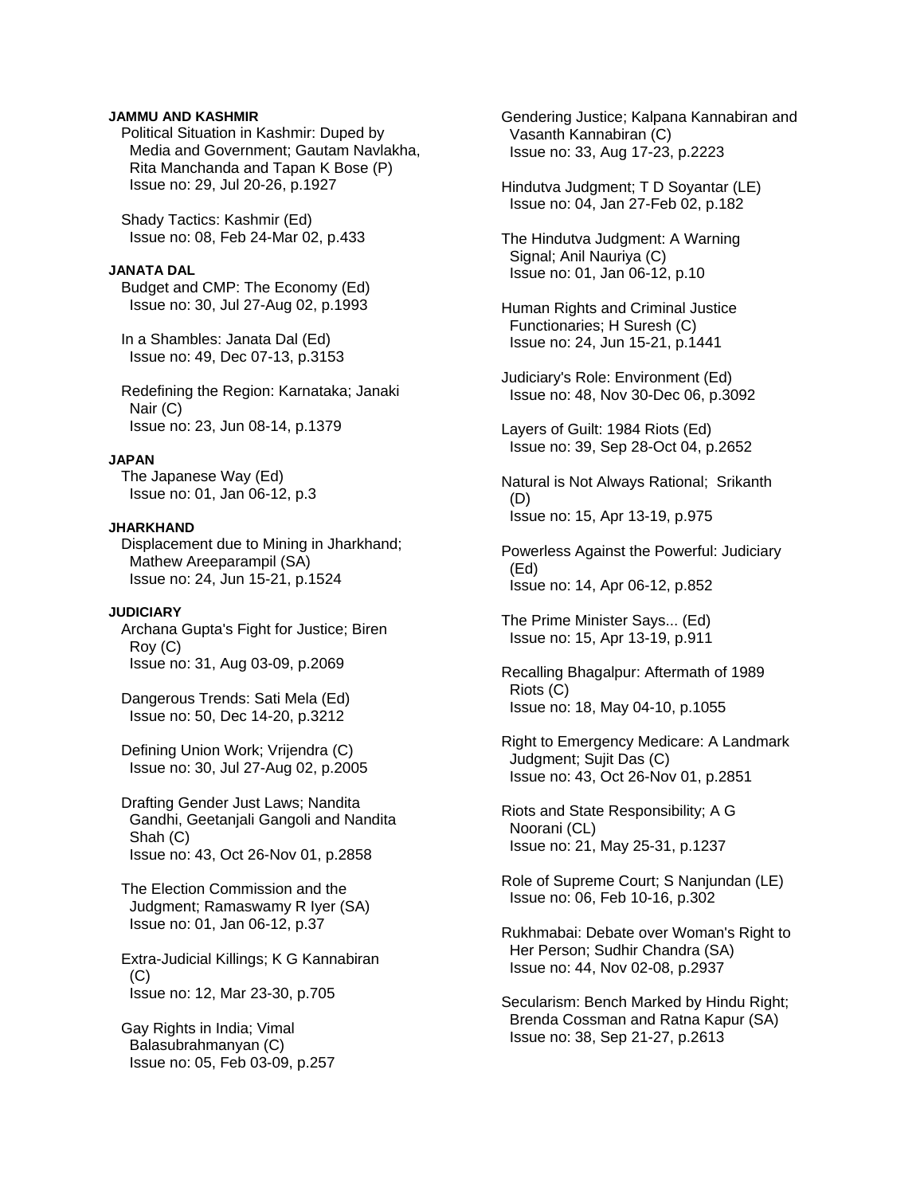**JAMMU AND KASHMIR**

Political Situation in Kashmir: Duped by Media and Government; Gautam Navlakha, Rita Manchanda and Tapan K Bose (P)
Issue no: 29, Jul 20-26, p.1927

Shady Tactics: Kashmir (Ed)
Issue no: 08, Feb 24-Mar 02, p.433

**JANATA DAL**

Budget and CMP: The Economy (Ed)
Issue no: 30, Jul 27-Aug 02, p.1993

In a Shambles: Janata Dal (Ed)
Issue no: 49, Dec 07-13, p.3153

Redefining the Region: Karnataka; Janaki Nair (C)
Issue no: 23, Jun 08-14, p.1379

**JAPAN**

The Japanese Way (Ed)
Issue no: 01, Jan 06-12, p.3

**JHARKHAND**

Displacement due to Mining in Jharkhand; Mathew Areeparampil (SA)
Issue no: 24, Jun 15-21, p.1524

**JUDICIARY**

Archana Gupta's Fight for Justice; Biren Roy (C)
Issue no: 31, Aug 03-09, p.2069

Dangerous Trends: Sati Mela (Ed)
Issue no: 50, Dec 14-20, p.3212

Defining Union Work; Vrijendra (C)
Issue no: 30, Jul 27-Aug 02, p.2005

Drafting Gender Just Laws; Nandita Gandhi, Geetanjali Gangoli and Nandita Shah (C)
Issue no: 43, Oct 26-Nov 01, p.2858

The Election Commission and the Judgment; Ramaswamy R Iyer (SA)
Issue no: 01, Jan 06-12, p.37

Extra-Judicial Killings; K G Kannabiran (C)
Issue no: 12, Mar 23-30, p.705

Gay Rights in India; Vimal Balasubrahmanyan (C)
Issue no: 05, Feb 03-09, p.257

Gendering Justice; Kalpana Kannabiran and Vasanth Kannabiran (C)
Issue no: 33, Aug 17-23, p.2223

Hindutva Judgment; T D Soyantar (LE)
Issue no: 04, Jan 27-Feb 02, p.182

The Hindutva Judgment: A Warning Signal; Anil Nauriya (C)
Issue no: 01, Jan 06-12, p.10

Human Rights and Criminal Justice Functionaries; H Suresh (C)
Issue no: 24, Jun 15-21, p.1441

Judiciary's Role: Environment (Ed)
Issue no: 48, Nov 30-Dec 06, p.3092

Layers of Guilt: 1984 Riots (Ed)
Issue no: 39, Sep 28-Oct 04, p.2652

Natural is Not Always Rational; Srikanth (D)
Issue no: 15, Apr 13-19, p.975

Powerless Against the Powerful: Judiciary (Ed)
Issue no: 14, Apr 06-12, p.852

The Prime Minister Says... (Ed)
Issue no: 15, Apr 13-19, p.911

Recalling Bhagalpur: Aftermath of 1989 Riots (C)
Issue no: 18, May 04-10, p.1055

Right to Emergency Medicare: A Landmark Judgment; Sujit Das (C)
Issue no: 43, Oct 26-Nov 01, p.2851

Riots and State Responsibility; A G Noorani (CL)
Issue no: 21, May 25-31, p.1237

Role of Supreme Court; S Nanjundan (LE)
Issue no: 06, Feb 10-16, p.302

Rukhmabai: Debate over Woman's Right to Her Person; Sudhir Chandra (SA)
Issue no: 44, Nov 02-08, p.2937

Secularism: Bench Marked by Hindu Right; Brenda Cossman and Ratna Kapur (SA)
Issue no: 38, Sep 21-27, p.2613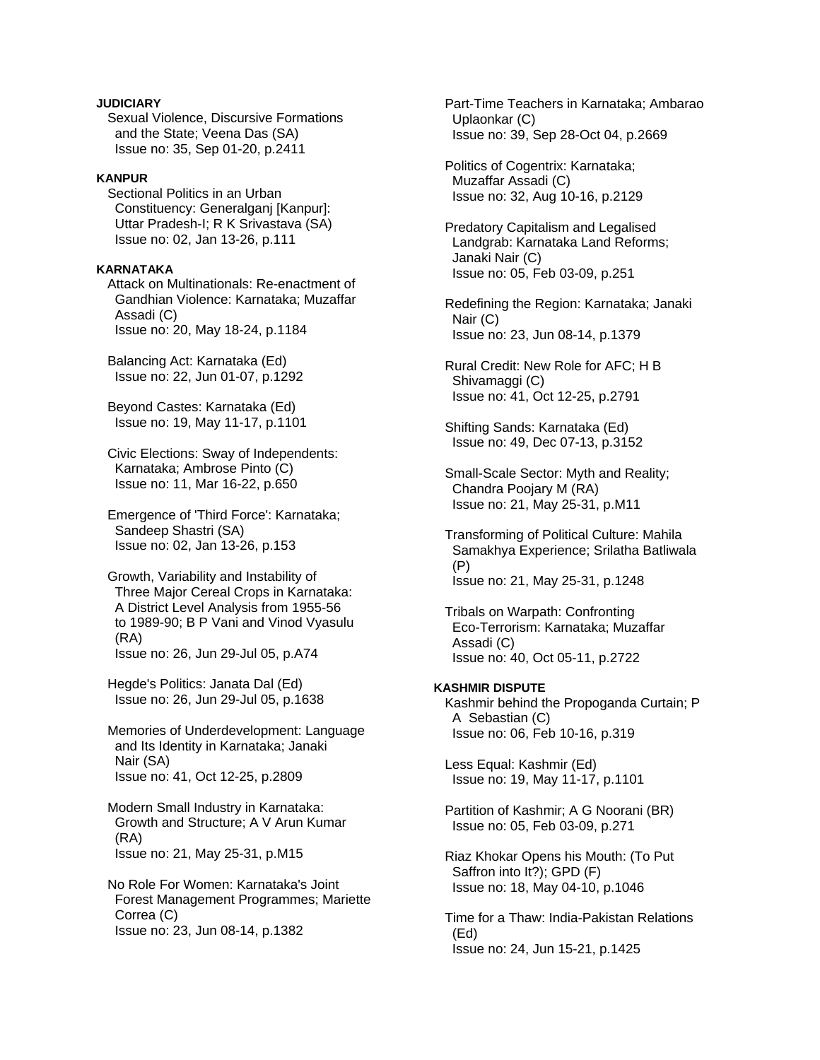**JUDICIARY**

Sexual Violence, Discursive Formations and the State; Veena Das (SA)
Issue no: 35, Sep 01-20, p.2411

**KANPUR**

Sectional Politics in an Urban Constituency: Generalganj [Kanpur]: Uttar Pradesh-I; R K Srivastava (SA)
Issue no: 02, Jan 13-26, p.111

**KARNATAKA**

Attack on Multinationals: Re-enactment of Gandhian Violence: Karnataka; Muzaffar Assadi (C)
Issue no: 20, May 18-24, p.1184

Balancing Act: Karnataka (Ed)
Issue no: 22, Jun 01-07, p.1292

Beyond Castes: Karnataka (Ed)
Issue no: 19, May 11-17, p.1101

Civic Elections: Sway of Independents: Karnataka; Ambrose Pinto (C)
Issue no: 11, Mar 16-22, p.650

Emergence of 'Third Force': Karnataka; Sandeep Shastri (SA)
Issue no: 02, Jan 13-26, p.153

Growth, Variability and Instability of Three Major Cereal Crops in Karnataka: A District Level Analysis from 1955-56 to 1989-90; B P Vani and Vinod Vyasulu (RA)
Issue no: 26, Jun 29-Jul 05, p.A74

Hegde's Politics: Janata Dal (Ed)
Issue no: 26, Jun 29-Jul 05, p.1638

Memories of Underdevelopment: Language and Its Identity in Karnataka; Janaki Nair (SA)
Issue no: 41, Oct 12-25, p.2809

Modern Small Industry in Karnataka: Growth and Structure; A V Arun Kumar (RA)
Issue no: 21, May 25-31, p.M15

No Role For Women: Karnataka's Joint Forest Management Programmes; Mariette Correa (C)
Issue no: 23, Jun 08-14, p.1382

Part-Time Teachers in Karnataka; Ambarao Uplaonkar (C)
Issue no: 39, Sep 28-Oct 04, p.2669

Politics of Cogentrix: Karnataka; Muzaffar Assadi (C)
Issue no: 32, Aug 10-16, p.2129

Predatory Capitalism and Legalised Landgrab: Karnataka Land Reforms; Janaki Nair (C)
Issue no: 05, Feb 03-09, p.251

Redefining the Region: Karnataka; Janaki Nair (C)
Issue no: 23, Jun 08-14, p.1379

Rural Credit: New Role for AFC; H B Shivamaggi (C)
Issue no: 41, Oct 12-25, p.2791

Shifting Sands: Karnataka (Ed)
Issue no: 49, Dec 07-13, p.3152

Small-Scale Sector: Myth and Reality; Chandra Poojary M (RA)
Issue no: 21, May 25-31, p.M11

Transforming of Political Culture: Mahila Samakhya Experience; Srilatha Batliwala (P)
Issue no: 21, May 25-31, p.1248

Tribals on Warpath: Confronting Eco-Terrorism: Karnataka; Muzaffar Assadi (C)
Issue no: 40, Oct 05-11, p.2722

**KASHMIR DISPUTE**

Kashmir behind the Propoganda Curtain; P A Sebastian (C)
Issue no: 06, Feb 10-16, p.319

Less Equal: Kashmir (Ed)
Issue no: 19, May 11-17, p.1101

Partition of Kashmir; A G Noorani (BR)
Issue no: 05, Feb 03-09, p.271

Riaz Khokar Opens his Mouth: (To Put Saffron into It?); GPD (F)
Issue no: 18, May 04-10, p.1046

Time for a Thaw: India-Pakistan Relations (Ed)
Issue no: 24, Jun 15-21, p.1425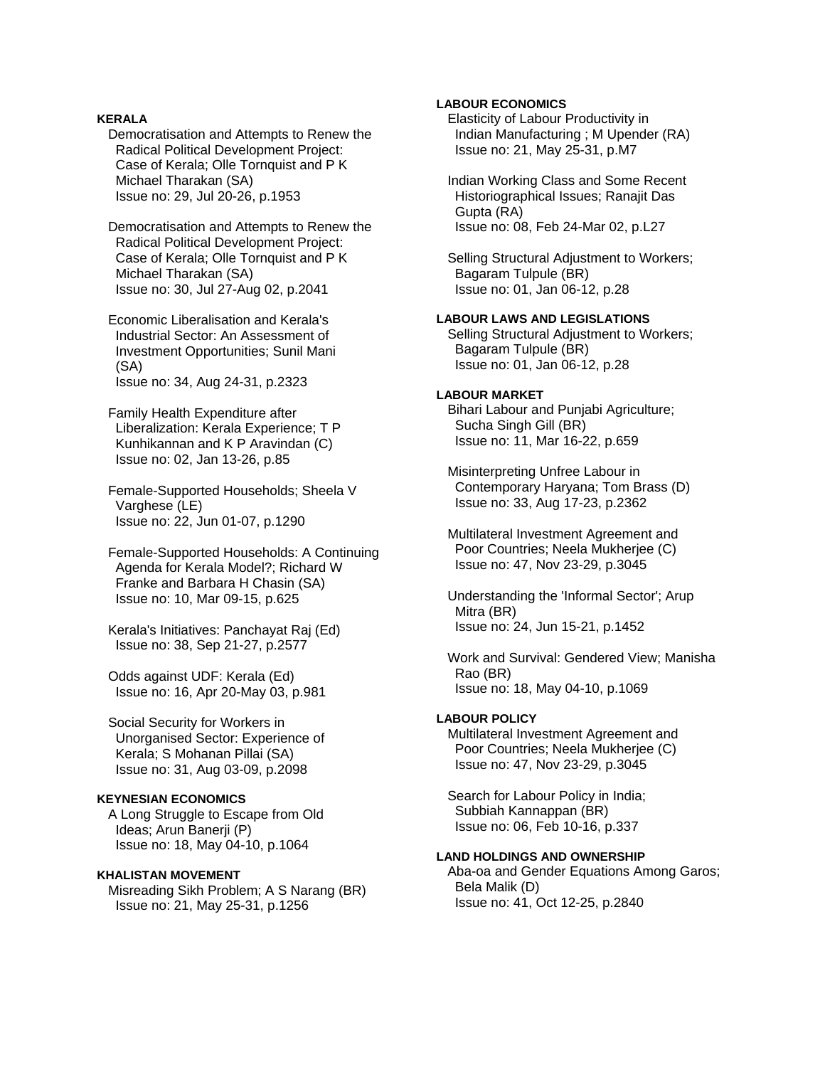**KERALA**

Democratisation and Attempts to Renew the Radical Political Development Project: Case of Kerala; Olle Tornquist and P K Michael Tharakan (SA)
Issue no: 29, Jul 20-26, p.1953

Democratisation and Attempts to Renew the Radical Political Development Project: Case of Kerala; Olle Tornquist and P K Michael Tharakan (SA)
Issue no: 30, Jul 27-Aug 02, p.2041

Economic Liberalisation and Kerala's Industrial Sector: An Assessment of Investment Opportunities; Sunil Mani (SA)
Issue no: 34, Aug 24-31, p.2323

Family Health Expenditure after Liberalization: Kerala Experience; T P Kunhikannan and K P Aravindan (C)
Issue no: 02, Jan 13-26, p.85

Female-Supported Households; Sheela V Varghese (LE)
Issue no: 22, Jun 01-07, p.1290

Female-Supported Households: A Continuing Agenda for Kerala Model?; Richard W Franke and Barbara H Chasin (SA)
Issue no: 10, Mar 09-15, p.625

Kerala's Initiatives: Panchayat Raj (Ed)
Issue no: 38, Sep 21-27, p.2577

Odds against UDF: Kerala (Ed)
Issue no: 16, Apr 20-May 03, p.981

Social Security for Workers in Unorganised Sector: Experience of Kerala; S Mohanan Pillai (SA)
Issue no: 31, Aug 03-09, p.2098

**KEYNESIAN ECONOMICS**

A Long Struggle to Escape from Old Ideas; Arun Banerji (P)
Issue no: 18, May 04-10, p.1064

**KHALISTAN MOVEMENT**

Misreading Sikh Problem; A S Narang (BR)
Issue no: 21, May 25-31, p.1256

**LABOUR ECONOMICS**

Elasticity of Labour Productivity in Indian Manufacturing ; M Upender (RA)
Issue no: 21, May 25-31, p.M7

Indian Working Class and Some Recent Historiographical Issues; Ranajit Das Gupta (RA)
Issue no: 08, Feb 24-Mar 02, p.L27

Selling Structural Adjustment to Workers; Bagaram Tulpule (BR)
Issue no: 01, Jan 06-12, p.28

**LABOUR LAWS AND LEGISLATIONS**

Selling Structural Adjustment to Workers; Bagaram Tulpule (BR)
Issue no: 01, Jan 06-12, p.28

**LABOUR MARKET**

Bihari Labour and Punjabi Agriculture; Sucha Singh Gill (BR)
Issue no: 11, Mar 16-22, p.659

Misinterpreting Unfree Labour in Contemporary Haryana; Tom Brass (D)
Issue no: 33, Aug 17-23, p.2362

Multilateral Investment Agreement and Poor Countries; Neela Mukherjee (C)
Issue no: 47, Nov 23-29, p.3045

Understanding the 'Informal Sector'; Arup Mitra (BR)
Issue no: 24, Jun 15-21, p.1452

Work and Survival: Gendered View; Manisha Rao (BR)
Issue no: 18, May 04-10, p.1069

**LABOUR POLICY**

Multilateral Investment Agreement and Poor Countries; Neela Mukherjee (C)
Issue no: 47, Nov 23-29, p.3045

Search for Labour Policy in India; Subbiah Kannappan (BR)
Issue no: 06, Feb 10-16, p.337

**LAND HOLDINGS AND OWNERSHIP**

Aba-oa and Gender Equations Among Garos; Bela Malik (D)
Issue no: 41, Oct 12-25, p.2840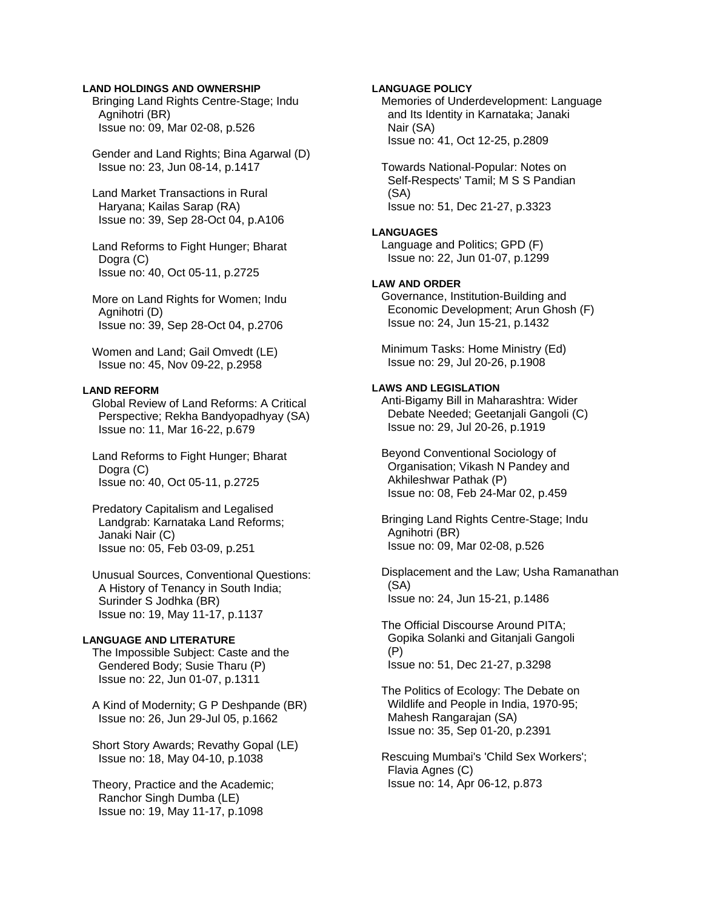**LAND HOLDINGS AND OWNERSHIP**

Bringing Land Rights Centre-Stage; Indu Agnihotri (BR)
Issue no: 09, Mar 02-08, p.526

Gender and Land Rights; Bina Agarwal (D)
Issue no: 23, Jun 08-14, p.1417

Land Market Transactions in Rural Haryana; Kailas Sarap (RA)
Issue no: 39, Sep 28-Oct 04, p.A106

Land Reforms to Fight Hunger; Bharat Dogra (C)
Issue no: 40, Oct 05-11, p.2725

More on Land Rights for Women; Indu Agnihotri (D)
Issue no: 39, Sep 28-Oct 04, p.2706

Women and Land; Gail Omvedt (LE)
Issue no: 45, Nov 09-22, p.2958

**LAND REFORM**

Global Review of Land Reforms: A Critical Perspective; Rekha Bandyopadhyay (SA)
Issue no: 11, Mar 16-22, p.679

Land Reforms to Fight Hunger; Bharat Dogra (C)
Issue no: 40, Oct 05-11, p.2725

Predatory Capitalism and Legalised Landgrab: Karnataka Land Reforms; Janaki Nair (C)
Issue no: 05, Feb 03-09, p.251

Unusual Sources, Conventional Questions: A History of Tenancy in South India; Surinder S Jodhka (BR)
Issue no: 19, May 11-17, p.1137

**LANGUAGE AND LITERATURE**

The Impossible Subject: Caste and the Gendered Body; Susie Tharu (P)
Issue no: 22, Jun 01-07, p.1311

A Kind of Modernity; G P Deshpande (BR)
Issue no: 26, Jun 29-Jul 05, p.1662

Short Story Awards; Revathy Gopal (LE)
Issue no: 18, May 04-10, p.1038

Theory, Practice and the Academic; Ranchor Singh Dumba (LE)
Issue no: 19, May 11-17, p.1098

**LANGUAGE POLICY**

Memories of Underdevelopment: Language and Its Identity in Karnataka; Janaki Nair (SA)
Issue no: 41, Oct 12-25, p.2809

Towards National-Popular: Notes on Self-Respects' Tamil; M S S Pandian (SA)
Issue no: 51, Dec 21-27, p.3323

**LANGUAGES**

Language and Politics; GPD (F)
Issue no: 22, Jun 01-07, p.1299

**LAW AND ORDER**

Governance, Institution-Building and Economic Development; Arun Ghosh (F)
Issue no: 24, Jun 15-21, p.1432

Minimum Tasks: Home Ministry (Ed)
Issue no: 29, Jul 20-26, p.1908

**LAWS AND LEGISLATION**

Anti-Bigamy Bill in Maharashtra: Wider Debate Needed; Geetanjali Gangoli (C)
Issue no: 29, Jul 20-26, p.1919

Beyond Conventional Sociology of Organisation; Vikash N Pandey and Akhileshwar Pathak (P)
Issue no: 08, Feb 24-Mar 02, p.459

Bringing Land Rights Centre-Stage; Indu Agnihotri (BR)
Issue no: 09, Mar 02-08, p.526

Displacement and the Law; Usha Ramanathan (SA)
Issue no: 24, Jun 15-21, p.1486

The Official Discourse Around PITA; Gopika Solanki and Gitanjali Gangoli (P)
Issue no: 51, Dec 21-27, p.3298

The Politics of Ecology: The Debate on Wildlife and People in India, 1970-95; Mahesh Rangarajan (SA)
Issue no: 35, Sep 01-20, p.2391

Rescuing Mumbai's 'Child Sex Workers'; Flavia Agnes (C)
Issue no: 14, Apr 06-12, p.873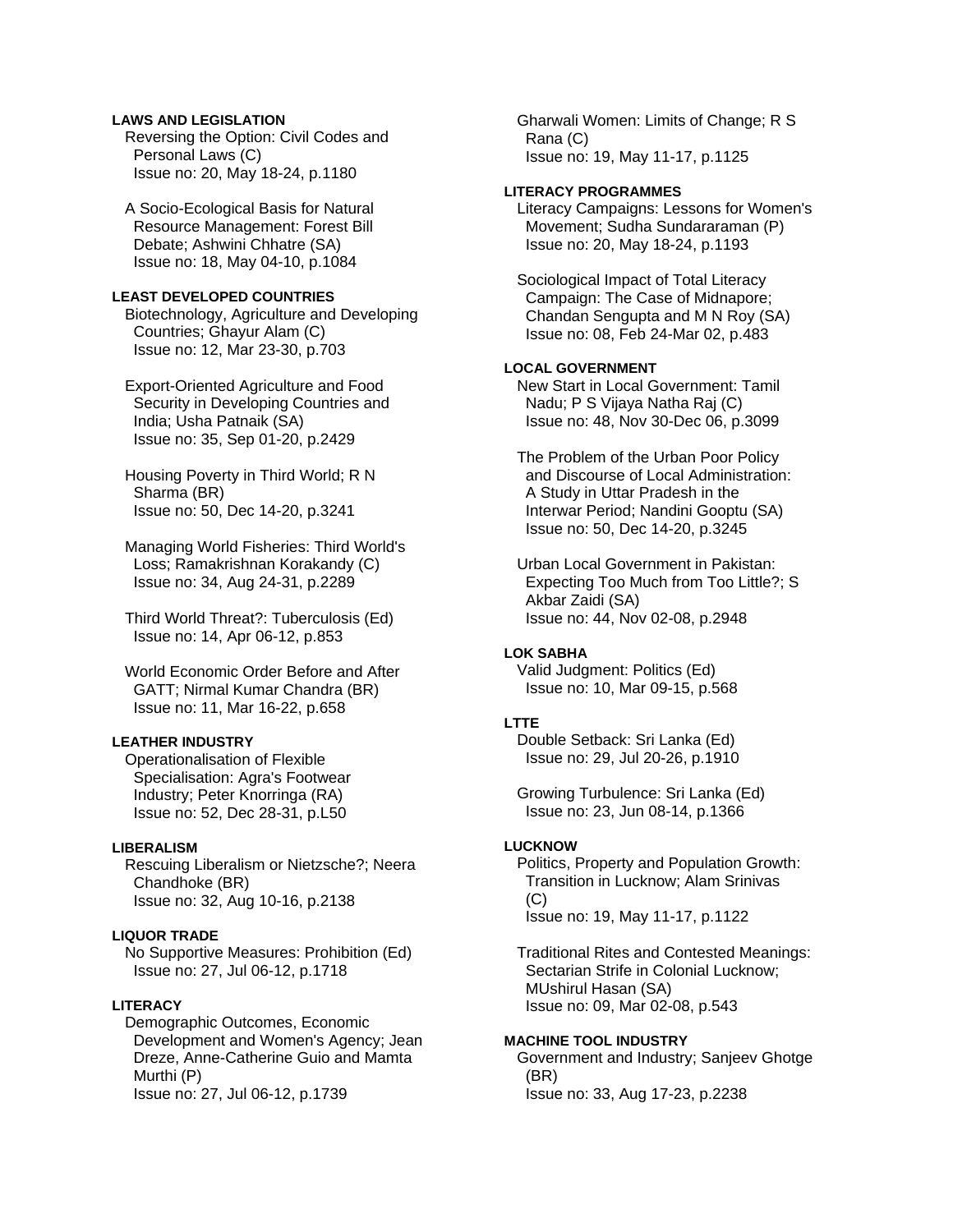**LAWS AND LEGISLATION**

Reversing the Option: Civil Codes and Personal Laws (C)
Issue no: 20, May 18-24, p.1180

A Socio-Ecological Basis for Natural Resource Management: Forest Bill Debate; Ashwini Chhatre (SA)
Issue no: 18, May 04-10, p.1084

**LEAST DEVELOPED COUNTRIES**

Biotechnology, Agriculture and Developing Countries; Ghayur Alam (C)
Issue no: 12, Mar 23-30, p.703

Export-Oriented Agriculture and Food Security in Developing Countries and India; Usha Patnaik (SA)
Issue no: 35, Sep 01-20, p.2429

Housing Poverty in Third World; R N Sharma (BR)
Issue no: 50, Dec 14-20, p.3241

Managing World Fisheries: Third World's Loss; Ramakrishnan Korakandy (C)
Issue no: 34, Aug 24-31, p.2289

Third World Threat?: Tuberculosis (Ed)
Issue no: 14, Apr 06-12, p.853

World Economic Order Before and After GATT; Nirmal Kumar Chandra (BR)
Issue no: 11, Mar 16-22, p.658

**LEATHER INDUSTRY**

Operationalisation of Flexible Specialisation: Agra's Footwear Industry; Peter Knorringa (RA)
Issue no: 52, Dec 28-31, p.L50

**LIBERALISM**

Rescuing Liberalism or Nietzsche?; Neera Chandhoke (BR)
Issue no: 32, Aug 10-16, p.2138

**LIQUOR TRADE**

No Supportive Measures: Prohibition (Ed)
Issue no: 27, Jul 06-12, p.1718

**LITERACY**

Demographic Outcomes, Economic Development and Women's Agency; Jean Dreze, Anne-Catherine Guio and Mamta Murthi (P)
Issue no: 27, Jul 06-12, p.1739

Gharwali Women: Limits of Change; R S Rana (C)
Issue no: 19, May 11-17, p.1125

**LITERACY PROGRAMMES**

Literacy Campaigns: Lessons for Women's Movement; Sudha Sundararaman (P)
Issue no: 20, May 18-24, p.1193

Sociological Impact of Total Literacy Campaign: The Case of Midnapore; Chandan Sengupta and M N Roy (SA)
Issue no: 08, Feb 24-Mar 02, p.483

**LOCAL GOVERNMENT**

New Start in Local Government: Tamil Nadu; P S Vijaya Natha Raj (C)
Issue no: 48, Nov 30-Dec 06, p.3099

The Problem of the Urban Poor Policy and Discourse of Local Administration: A Study in Uttar Pradesh in the Interwar Period; Nandini Gooptu (SA)
Issue no: 50, Dec 14-20, p.3245

Urban Local Government in Pakistan: Expecting Too Much from Too Little?; S Akbar Zaidi (SA)
Issue no: 44, Nov 02-08, p.2948

**LOK SABHA**

Valid Judgment: Politics (Ed)
Issue no: 10, Mar 09-15, p.568

**LTTE**

Double Setback: Sri Lanka (Ed)
Issue no: 29, Jul 20-26, p.1910

Growing Turbulence: Sri Lanka (Ed)
Issue no: 23, Jun 08-14, p.1366

**LUCKNOW**

Politics, Property and Population Growth: Transition in Lucknow; Alam Srinivas (C)
Issue no: 19, May 11-17, p.1122

Traditional Rites and Contested Meanings: Sectarian Strife in Colonial Lucknow; MUshirul Hasan (SA)
Issue no: 09, Mar 02-08, p.543

**MACHINE TOOL INDUSTRY**

Government and Industry; Sanjeev Ghotge (BR)
Issue no: 33, Aug 17-23, p.2238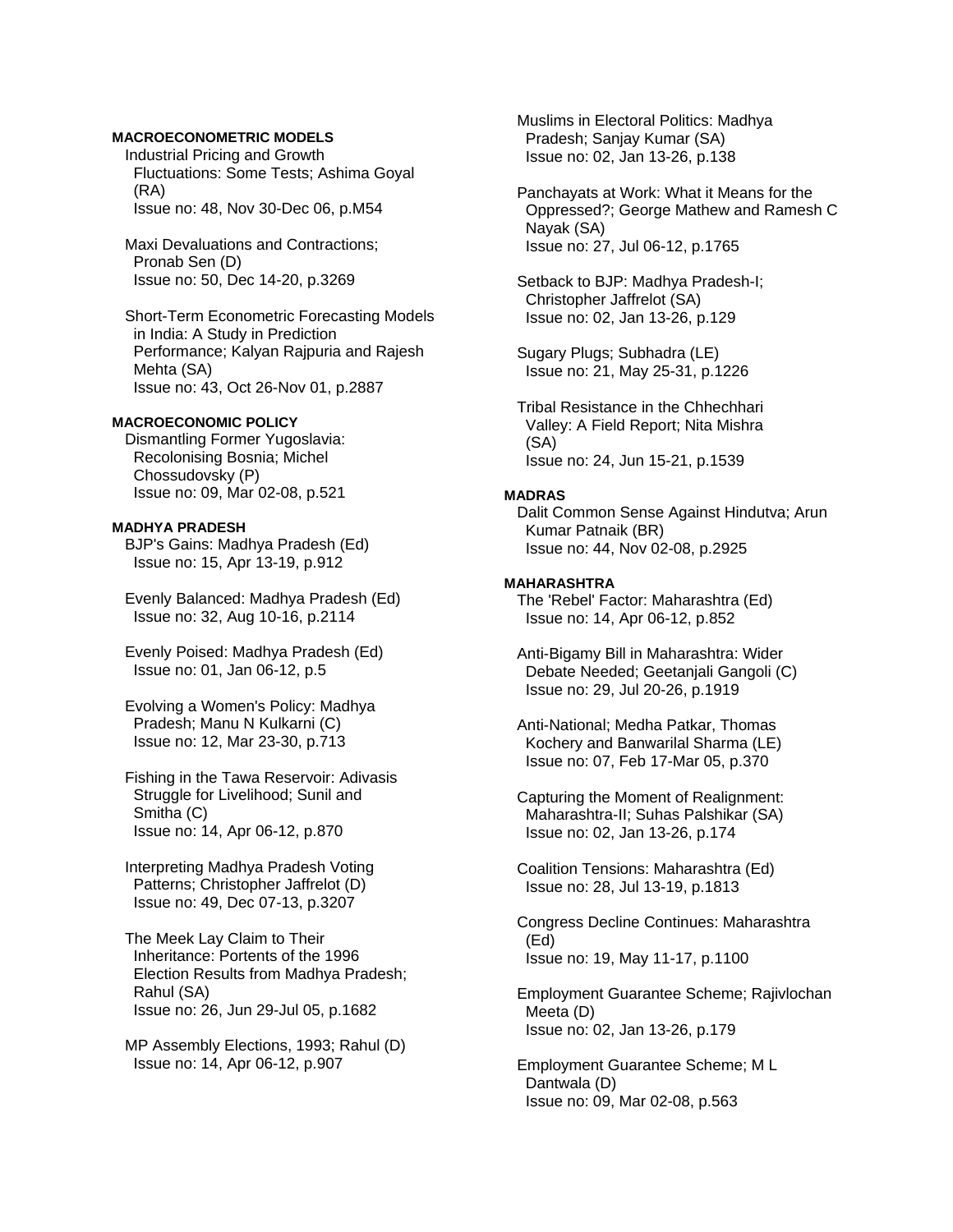**MACROECONOMETRIC MODELS**

Industrial Pricing and Growth Fluctuations: Some Tests; Ashima Goyal (RA)
Issue no: 48, Nov 30-Dec 06, p.M54

Maxi Devaluations and Contractions; Pronab Sen (D)
Issue no: 50, Dec 14-20, p.3269

Short-Term Econometric Forecasting Models in India: A Study in Prediction Performance; Kalyan Rajpuria and Rajesh Mehta (SA)
Issue no: 43, Oct 26-Nov 01, p.2887

**MACROECONOMIC POLICY**

Dismantling Former Yugoslavia: Recolonising Bosnia; Michel Chossudovsky (P)
Issue no: 09, Mar 02-08, p.521

**MADHYA PRADESH**

BJP's Gains: Madhya Pradesh (Ed)
Issue no: 15, Apr 13-19, p.912

Evenly Balanced: Madhya Pradesh (Ed)
Issue no: 32, Aug 10-16, p.2114

Evenly Poised: Madhya Pradesh (Ed)
Issue no: 01, Jan 06-12, p.5

Evolving a Women's Policy: Madhya Pradesh; Manu N Kulkarni (C)
Issue no: 12, Mar 23-30, p.713

Fishing in the Tawa Reservoir: Adivasis Struggle for Livelihood; Sunil and Smitha (C)
Issue no: 14, Apr 06-12, p.870

Interpreting Madhya Pradesh Voting Patterns; Christopher Jaffrelot (D)
Issue no: 49, Dec 07-13, p.3207

The Meek Lay Claim to Their Inheritance: Portents of the 1996 Election Results from Madhya Pradesh; Rahul (SA)
Issue no: 26, Jun 29-Jul 05, p.1682

MP Assembly Elections, 1993; Rahul (D)
Issue no: 14, Apr 06-12, p.907

Muslims in Electoral Politics: Madhya Pradesh; Sanjay Kumar (SA)
Issue no: 02, Jan 13-26, p.138

Panchayats at Work: What it Means for the Oppressed?; George Mathew and Ramesh C Nayak (SA)
Issue no: 27, Jul 06-12, p.1765

Setback to BJP: Madhya Pradesh-I; Christopher Jaffrelot (SA)
Issue no: 02, Jan 13-26, p.129

Sugary Plugs; Subhadra (LE)
Issue no: 21, May 25-31, p.1226

Tribal Resistance in the Chhechhari Valley: A Field Report; Nita Mishra (SA)
Issue no: 24, Jun 15-21, p.1539

**MADRAS**

Dalit Common Sense Against Hindutva; Arun Kumar Patnaik (BR)
Issue no: 44, Nov 02-08, p.2925

**MAHARASHTRA**

The 'Rebel' Factor: Maharashtra (Ed)
Issue no: 14, Apr 06-12, p.852

Anti-Bigamy Bill in Maharashtra: Wider Debate Needed; Geetanjali Gangoli (C)
Issue no: 29, Jul 20-26, p.1919

Anti-National; Medha Patkar, Thomas Kochery and Banwarilal Sharma (LE)
Issue no: 07, Feb 17-Mar 05, p.370

Capturing the Moment of Realignment: Maharashtra-II; Suhas Palshikar (SA)
Issue no: 02, Jan 13-26, p.174

Coalition Tensions: Maharashtra (Ed)
Issue no: 28, Jul 13-19, p.1813

Congress Decline Continues: Maharashtra (Ed)
Issue no: 19, May 11-17, p.1100

Employment Guarantee Scheme; Rajivlochan Meeta (D)
Issue no: 02, Jan 13-26, p.179

Employment Guarantee Scheme; M L Dantwala (D)
Issue no: 09, Mar 02-08, p.563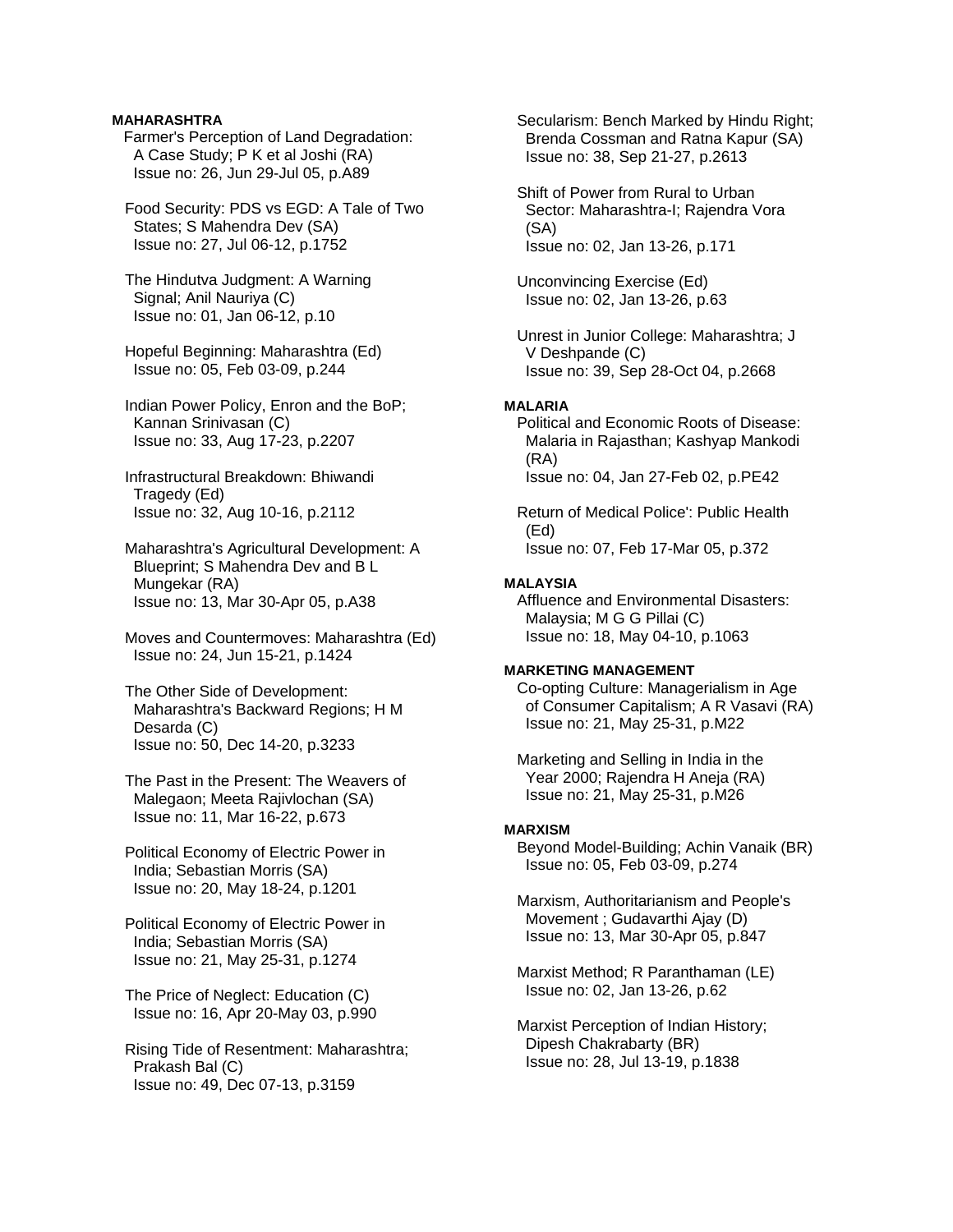**MAHARASHTRA**

Farmer's Perception of Land Degradation: A Case Study; P K et al Joshi (RA)
Issue no: 26, Jun 29-Jul 05, p.A89

Food Security: PDS vs EGD: A Tale of Two States; S Mahendra Dev (SA)
Issue no: 27, Jul 06-12, p.1752

The Hindutva Judgment: A Warning Signal; Anil Nauriya (C)
Issue no: 01, Jan 06-12, p.10

Hopeful Beginning: Maharashtra (Ed)
Issue no: 05, Feb 03-09, p.244

Indian Power Policy, Enron and the BoP; Kannan Srinivasan (C)
Issue no: 33, Aug 17-23, p.2207

Infrastructural Breakdown: Bhiwandi Tragedy (Ed)
Issue no: 32, Aug 10-16, p.2112

Maharashtra's Agricultural Development: A Blueprint; S Mahendra Dev and B L Mungekar (RA)
Issue no: 13, Mar 30-Apr 05, p.A38

Moves and Countermoves: Maharashtra (Ed)
Issue no: 24, Jun 15-21, p.1424

The Other Side of Development: Maharashtra's Backward Regions; H M Desarda (C)
Issue no: 50, Dec 14-20, p.3233

The Past in the Present: The Weavers of Malegaon; Meeta Rajivlochan (SA)
Issue no: 11, Mar 16-22, p.673

Political Economy of Electric Power in India; Sebastian Morris (SA)
Issue no: 20, May 18-24, p.1201

Political Economy of Electric Power in India; Sebastian Morris (SA)
Issue no: 21, May 25-31, p.1274

The Price of Neglect: Education (C)
Issue no: 16, Apr 20-May 03, p.990

Rising Tide of Resentment: Maharashtra; Prakash Bal (C)
Issue no: 49, Dec 07-13, p.3159

Secularism: Bench Marked by Hindu Right; Brenda Cossman and Ratna Kapur (SA)
Issue no: 38, Sep 21-27, p.2613

Shift of Power from Rural to Urban Sector: Maharashtra-I; Rajendra Vora (SA)
Issue no: 02, Jan 13-26, p.171

Unconvincing Exercise (Ed)
Issue no: 02, Jan 13-26, p.63

Unrest in Junior College: Maharashtra; J V Deshpande (C)
Issue no: 39, Sep 28-Oct 04, p.2668

**MALARIA**

Political and Economic Roots of Disease: Malaria in Rajasthan; Kashyap Mankodi (RA)
Issue no: 04, Jan 27-Feb 02, p.PE42

Return of Medical Police': Public Health (Ed)
Issue no: 07, Feb 17-Mar 05, p.372

**MALAYSIA**

Affluence and Environmental Disasters: Malaysia; M G G Pillai (C)
Issue no: 18, May 04-10, p.1063

**MARKETING MANAGEMENT**

Co-opting Culture: Managerialism in Age of Consumer Capitalism; A R Vasavi (RA)
Issue no: 21, May 25-31, p.M22

Marketing and Selling in India in the Year 2000; Rajendra H Aneja (RA)
Issue no: 21, May 25-31, p.M26

**MARXISM**

Beyond Model-Building; Achin Vanaik (BR)
Issue no: 05, Feb 03-09, p.274

Marxism, Authoritarianism and People's Movement ; Gudavarthi Ajay (D)
Issue no: 13, Mar 30-Apr 05, p.847

Marxist Method; R Paranthaman (LE)
Issue no: 02, Jan 13-26, p.62

Marxist Perception of Indian History; Dipesh Chakrabarty (BR)
Issue no: 28, Jul 13-19, p.1838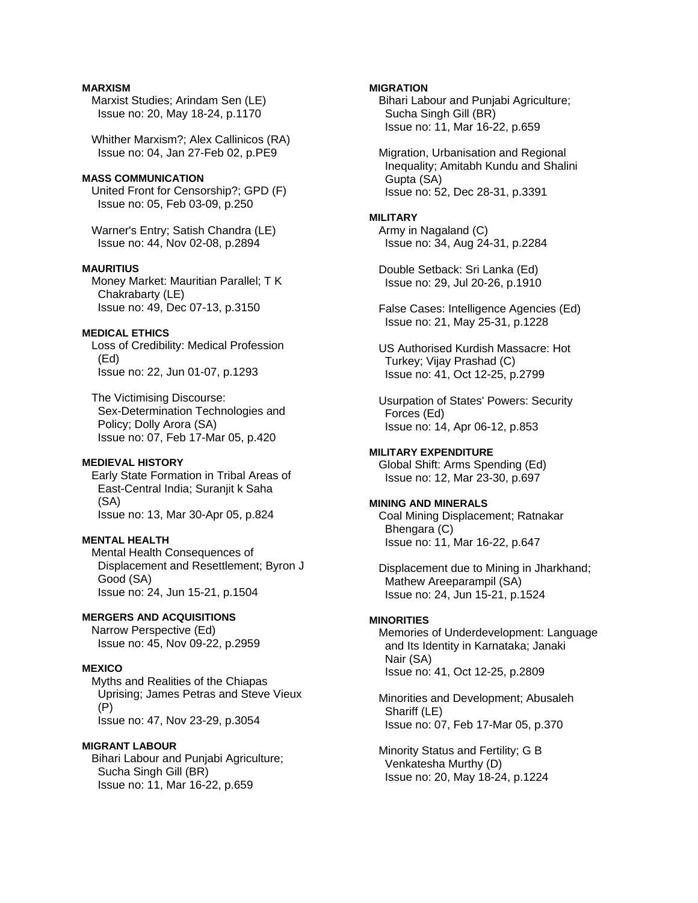**MARXISM**

Marxist Studies; Arindam Sen (LE)
Issue no: 20, May 18-24, p.1170

Whither Marxism?; Alex Callinicos (RA)
Issue no: 04, Jan 27-Feb 02, p.PE9

**MASS COMMUNICATION**

United Front for Censorship?; GPD (F)
Issue no: 05, Feb 03-09, p.250

Warner's Entry; Satish Chandra (LE)
Issue no: 44, Nov 02-08, p.2894

**MAURITIUS**

Money Market: Mauritian Parallel; T K Chakrabarty (LE)
Issue no: 49, Dec 07-13, p.3150

**MEDICAL ETHICS**

Loss of Credibility: Medical Profession (Ed)
Issue no: 22, Jun 01-07, p.1293

The Victimising Discourse: Sex-Determination Technologies and Policy; Dolly Arora (SA)
Issue no: 07, Feb 17-Mar 05, p.420

**MEDIEVAL HISTORY**

Early State Formation in Tribal Areas of East-Central India; Suranjit k Saha (SA)
Issue no: 13, Mar 30-Apr 05, p.824

**MENTAL HEALTH**

Mental Health Consequences of Displacement and Resettlement; Byron J Good (SA)
Issue no: 24, Jun 15-21, p.1504

**MERGERS AND ACQUISITIONS**

Narrow Perspective (Ed)
Issue no: 45, Nov 09-22, p.2959

**MEXICO**

Myths and Realities of the Chiapas Uprising; James Petras and Steve Vieux (P)
Issue no: 47, Nov 23-29, p.3054

**MIGRANT LABOUR**

Bihari Labour and Punjabi Agriculture; Sucha Singh Gill (BR)
Issue no: 11, Mar 16-22, p.659

**MIGRATION**

Bihari Labour and Punjabi Agriculture; Sucha Singh Gill (BR)
Issue no: 11, Mar 16-22, p.659

Migration, Urbanisation and Regional Inequality; Amitabh Kundu and Shalini Gupta (SA)
Issue no: 52, Dec 28-31, p.3391

**MILITARY**

Army in Nagaland (C)
Issue no: 34, Aug 24-31, p.2284

Double Setback: Sri Lanka (Ed)
Issue no: 29, Jul 20-26, p.1910

False Cases: Intelligence Agencies (Ed)
Issue no: 21, May 25-31, p.1228

US Authorised Kurdish Massacre: Hot Turkey; Vijay Prashad (C)
Issue no: 41, Oct 12-25, p.2799

Usurpation of States' Powers: Security Forces (Ed)
Issue no: 14, Apr 06-12, p.853

**MILITARY EXPENDITURE**

Global Shift: Arms Spending (Ed)
Issue no: 12, Mar 23-30, p.697

**MINING AND MINERALS**

Coal Mining Displacement; Ratnakar Bhengara (C)
Issue no: 11, Mar 16-22, p.647

Displacement due to Mining in Jharkhand; Mathew Areeparampil (SA)
Issue no: 24, Jun 15-21, p.1524

**MINORITIES**

Memories of Underdevelopment: Language and Its Identity in Karnataka; Janaki Nair (SA)
Issue no: 41, Oct 12-25, p.2809

Minorities and Development; Abusaleh Shariff (LE)
Issue no: 07, Feb 17-Mar 05, p.370

Minority Status and Fertility; G B Venkatesha Murthy (D)
Issue no: 20, May 18-24, p.1224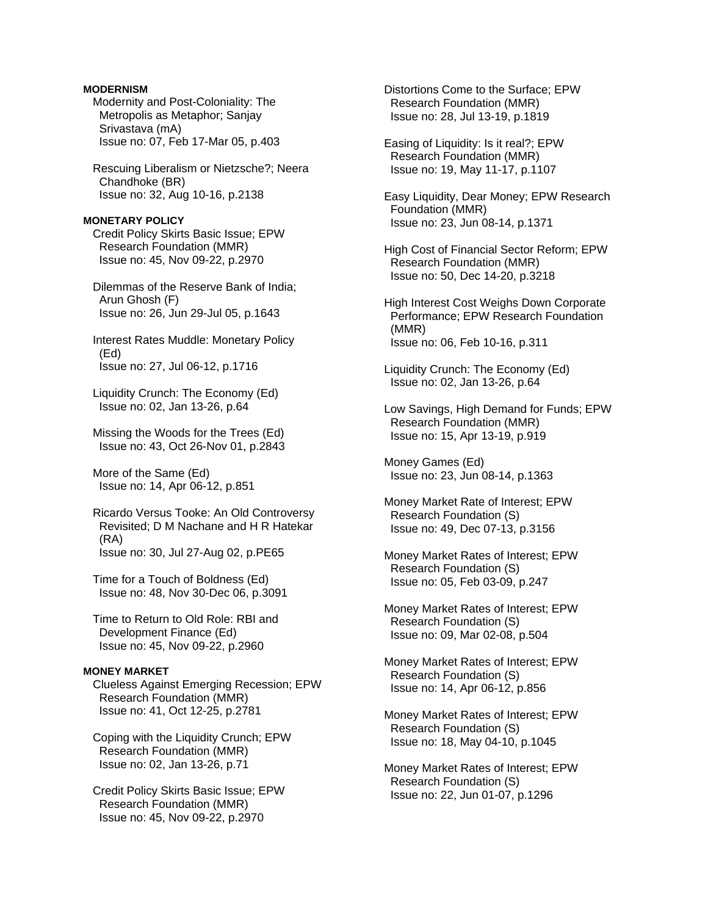**MODERNISM**

Modernity and Post-Coloniality: The Metropolis as Metaphor; Sanjay Srivastava (mA)
Issue no: 07, Feb 17-Mar 05, p.403

Rescuing Liberalism or Nietzsche?; Neera Chandhoke (BR)
Issue no: 32, Aug 10-16, p.2138

**MONETARY POLICY**

Credit Policy Skirts Basic Issue; EPW Research Foundation (MMR)
Issue no: 45, Nov 09-22, p.2970

Dilemmas of the Reserve Bank of India; Arun Ghosh (F)
Issue no: 26, Jun 29-Jul 05, p.1643

Interest Rates Muddle: Monetary Policy (Ed)
Issue no: 27, Jul 06-12, p.1716

Liquidity Crunch: The Economy (Ed)
Issue no: 02, Jan 13-26, p.64

Missing the Woods for the Trees (Ed)
Issue no: 43, Oct 26-Nov 01, p.2843

More of the Same (Ed)
Issue no: 14, Apr 06-12, p.851

Ricardo Versus Tooke: An Old Controversy Revisited; D M Nachane and H R Hatekar (RA)
Issue no: 30, Jul 27-Aug 02, p.PE65

Time for a Touch of Boldness (Ed)
Issue no: 48, Nov 30-Dec 06, p.3091

Time to Return to Old Role: RBI and Development Finance (Ed)
Issue no: 45, Nov 09-22, p.2960

**MONEY MARKET**

Clueless Against Emerging Recession; EPW Research Foundation (MMR)
Issue no: 41, Oct 12-25, p.2781

Coping with the Liquidity Crunch; EPW Research Foundation (MMR)
Issue no: 02, Jan 13-26, p.71

Credit Policy Skirts Basic Issue; EPW Research Foundation (MMR)
Issue no: 45, Nov 09-22, p.2970

Distortions Come to the Surface; EPW Research Foundation (MMR)
Issue no: 28, Jul 13-19, p.1819

Easing of Liquidity: Is it real?; EPW Research Foundation (MMR)
Issue no: 19, May 11-17, p.1107

Easy Liquidity, Dear Money; EPW Research Foundation (MMR)
Issue no: 23, Jun 08-14, p.1371

High Cost of Financial Sector Reform; EPW Research Foundation (MMR)
Issue no: 50, Dec 14-20, p.3218

High Interest Cost Weighs Down Corporate Performance; EPW Research Foundation (MMR)
Issue no: 06, Feb 10-16, p.311

Liquidity Crunch: The Economy (Ed)
Issue no: 02, Jan 13-26, p.64

Low Savings, High Demand for Funds; EPW Research Foundation (MMR)
Issue no: 15, Apr 13-19, p.919

Money Games (Ed)
Issue no: 23, Jun 08-14, p.1363

Money Market Rate of Interest; EPW Research Foundation (S)
Issue no: 49, Dec 07-13, p.3156

Money Market Rates of Interest; EPW Research Foundation (S)
Issue no: 05, Feb 03-09, p.247

Money Market Rates of Interest; EPW Research Foundation (S)
Issue no: 09, Mar 02-08, p.504

Money Market Rates of Interest; EPW Research Foundation (S)
Issue no: 14, Apr 06-12, p.856

Money Market Rates of Interest; EPW Research Foundation (S)
Issue no: 18, May 04-10, p.1045

Money Market Rates of Interest; EPW Research Foundation (S)
Issue no: 22, Jun 01-07, p.1296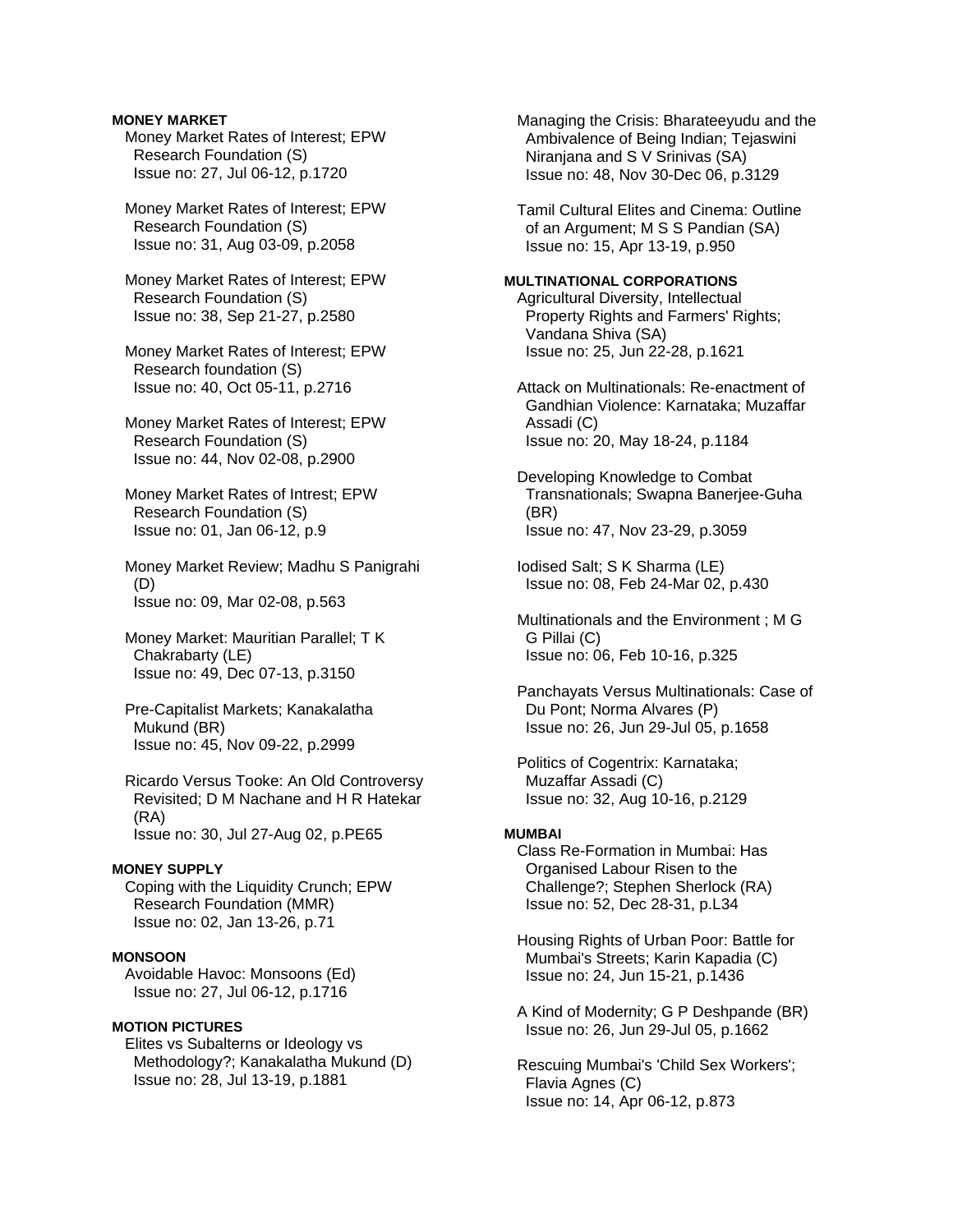**MONEY MARKET**

Money Market Rates of Interest; EPW Research Foundation (S)
Issue no: 27, Jul 06-12, p.1720

Money Market Rates of Interest; EPW Research Foundation (S)
Issue no: 31, Aug 03-09, p.2058

Money Market Rates of Interest; EPW Research Foundation (S)
Issue no: 38, Sep 21-27, p.2580

Money Market Rates of Interest; EPW Research foundation (S)
Issue no: 40, Oct 05-11, p.2716

Money Market Rates of Interest; EPW Research Foundation (S)
Issue no: 44, Nov 02-08, p.2900

Money Market Rates of Intrest; EPW Research Foundation (S)
Issue no: 01, Jan 06-12, p.9

Money Market Review; Madhu S Panigrahi (D)
Issue no: 09, Mar 02-08, p.563

Money Market: Mauritian Parallel; T K Chakrabarty (LE)
Issue no: 49, Dec 07-13, p.3150

Pre-Capitalist Markets; Kanakalatha Mukund (BR)
Issue no: 45, Nov 09-22, p.2999

Ricardo Versus Tooke: An Old Controversy Revisited; D M Nachane and H R Hatekar (RA)
Issue no: 30, Jul 27-Aug 02, p.PE65

**MONEY SUPPLY**

Coping with the Liquidity Crunch; EPW Research Foundation (MMR)
Issue no: 02, Jan 13-26, p.71

**MONSOON**

Avoidable Havoc: Monsoons (Ed)
Issue no: 27, Jul 06-12, p.1716

**MOTION PICTURES**

Elites vs Subalterns or Ideology vs Methodology?; Kanakalatha Mukund (D)
Issue no: 28, Jul 13-19, p.1881

Managing the Crisis: Bharateeyudu and the Ambivalence of Being Indian; Tejaswini Niranjana and S V Srinivas (SA)
Issue no: 48, Nov 30-Dec 06, p.3129

Tamil Cultural Elites and Cinema: Outline of an Argument; M S S Pandian (SA)
Issue no: 15, Apr 13-19, p.950

**MULTINATIONAL CORPORATIONS**

Agricultural Diversity, Intellectual Property Rights and Farmers' Rights; Vandana Shiva (SA)
Issue no: 25, Jun 22-28, p.1621

Attack on Multinationals: Re-enactment of Gandhian Violence: Karnataka; Muzaffar Assadi (C)
Issue no: 20, May 18-24, p.1184

Developing Knowledge to Combat Transnationals; Swapna Banerjee-Guha (BR)
Issue no: 47, Nov 23-29, p.3059

Iodised Salt; S K Sharma (LE)
Issue no: 08, Feb 24-Mar 02, p.430

Multinationals and the Environment ; M G G Pillai (C)
Issue no: 06, Feb 10-16, p.325

Panchayats Versus Multinationals: Case of Du Pont; Norma Alvares (P)
Issue no: 26, Jun 29-Jul 05, p.1658

Politics of Cogentrix: Karnataka; Muzaffar Assadi (C)
Issue no: 32, Aug 10-16, p.2129

**MUMBAI**

Class Re-Formation in Mumbai: Has Organised Labour Risen to the Challenge?; Stephen Sherlock (RA)
Issue no: 52, Dec 28-31, p.L34

Housing Rights of Urban Poor: Battle for Mumbai's Streets; Karin Kapadia (C)
Issue no: 24, Jun 15-21, p.1436

A Kind of Modernity; G P Deshpande (BR)
Issue no: 26, Jun 29-Jul 05, p.1662

Rescuing Mumbai's 'Child Sex Workers'; Flavia Agnes (C)
Issue no: 14, Apr 06-12, p.873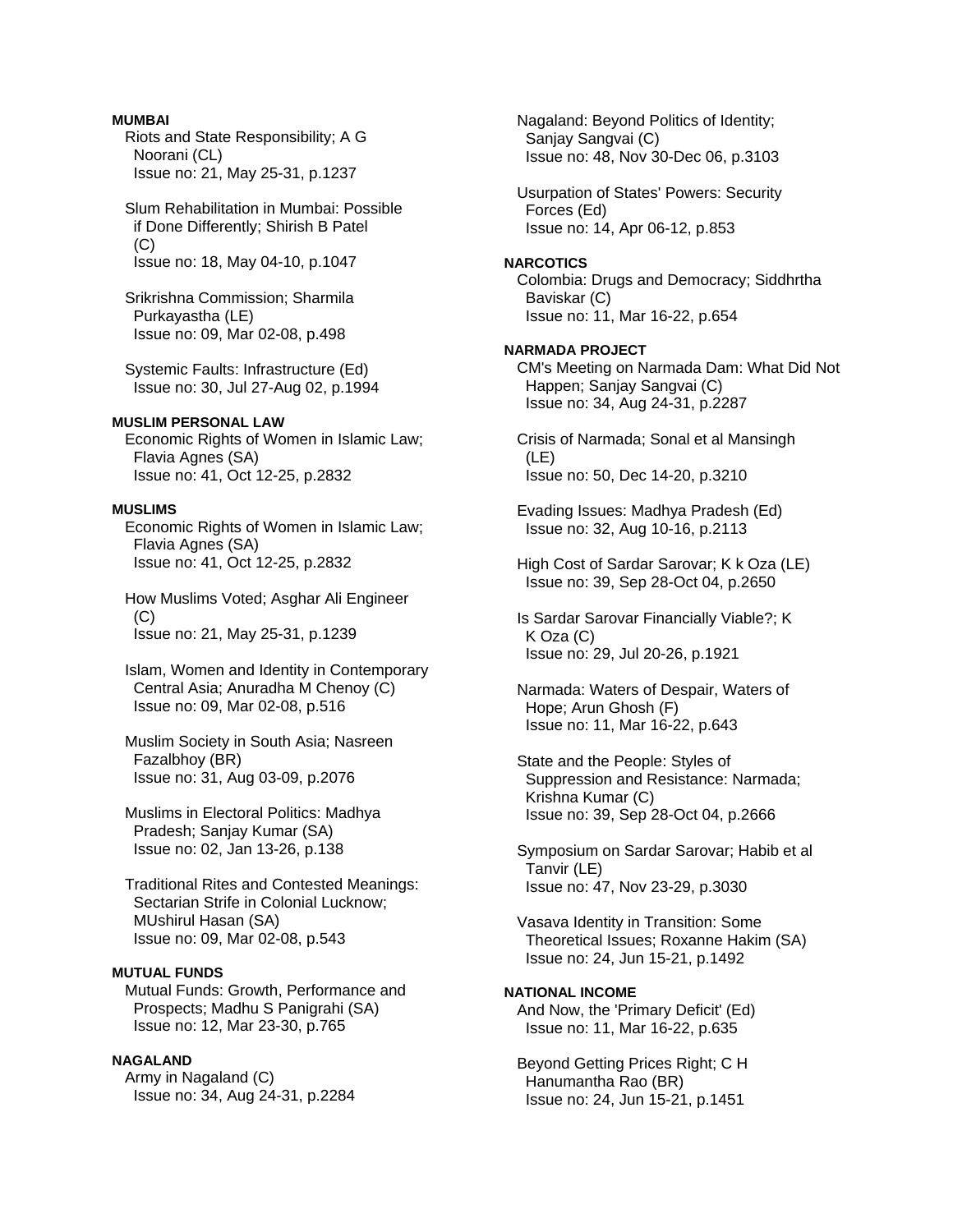**MUMBAI**

Riots and State Responsibility; A G Noorani (CL)
Issue no: 21, May 25-31, p.1237

Slum Rehabilitation in Mumbai: Possible if Done Differently; Shirish B Patel (C)
Issue no: 18, May 04-10, p.1047

Srikrishna Commission; Sharmila Purkayastha (LE)
Issue no: 09, Mar 02-08, p.498

Systemic Faults: Infrastructure (Ed)
Issue no: 30, Jul 27-Aug 02, p.1994

**MUSLIM PERSONAL LAW**

Economic Rights of Women in Islamic Law; Flavia Agnes (SA)
Issue no: 41, Oct 12-25, p.2832

**MUSLIMS**

Economic Rights of Women in Islamic Law; Flavia Agnes (SA)
Issue no: 41, Oct 12-25, p.2832

How Muslims Voted; Asghar Ali Engineer (C)
Issue no: 21, May 25-31, p.1239

Islam, Women and Identity in Contemporary Central Asia; Anuradha M Chenoy (C)
Issue no: 09, Mar 02-08, p.516

Muslim Society in South Asia; Nasreen Fazalbhoy (BR)
Issue no: 31, Aug 03-09, p.2076

Muslims in Electoral Politics: Madhya Pradesh; Sanjay Kumar (SA)
Issue no: 02, Jan 13-26, p.138

Traditional Rites and Contested Meanings: Sectarian Strife in Colonial Lucknow; MUshirul Hasan (SA)
Issue no: 09, Mar 02-08, p.543

**MUTUAL FUNDS**

Mutual Funds: Growth, Performance and Prospects; Madhu S Panigrahi (SA)
Issue no: 12, Mar 23-30, p.765

**NAGALAND**

Army in Nagaland (C)
Issue no: 34, Aug 24-31, p.2284

Nagaland: Beyond Politics of Identity; Sanjay Sangvai (C)
Issue no: 48, Nov 30-Dec 06, p.3103

Usurpation of States' Powers: Security Forces (Ed)
Issue no: 14, Apr 06-12, p.853

**NARCOTICS**

Colombia: Drugs and Democracy; Siddhrtha Baviskar (C)
Issue no: 11, Mar 16-22, p.654

**NARMADA PROJECT**

CM's Meeting on Narmada Dam: What Did Not Happen; Sanjay Sangvai (C)
Issue no: 34, Aug 24-31, p.2287

Crisis of Narmada; Sonal et al Mansingh (LE)
Issue no: 50, Dec 14-20, p.3210

Evading Issues: Madhya Pradesh (Ed)
Issue no: 32, Aug 10-16, p.2113

High Cost of Sardar Sarovar; K k Oza (LE)
Issue no: 39, Sep 28-Oct 04, p.2650

Is Sardar Sarovar Financially Viable?; K K Oza (C)
Issue no: 29, Jul 20-26, p.1921

Narmada: Waters of Despair, Waters of Hope; Arun Ghosh (F)
Issue no: 11, Mar 16-22, p.643

State and the People: Styles of Suppression and Resistance: Narmada; Krishna Kumar (C)
Issue no: 39, Sep 28-Oct 04, p.2666

Symposium on Sardar Sarovar; Habib et al Tanvir (LE)
Issue no: 47, Nov 23-29, p.3030

Vasava Identity in Transition: Some Theoretical Issues; Roxanne Hakim (SA)
Issue no: 24, Jun 15-21, p.1492

**NATIONAL INCOME**

And Now, the 'Primary Deficit' (Ed)
Issue no: 11, Mar 16-22, p.635

Beyond Getting Prices Right; C H Hanumantha Rao (BR)
Issue no: 24, Jun 15-21, p.1451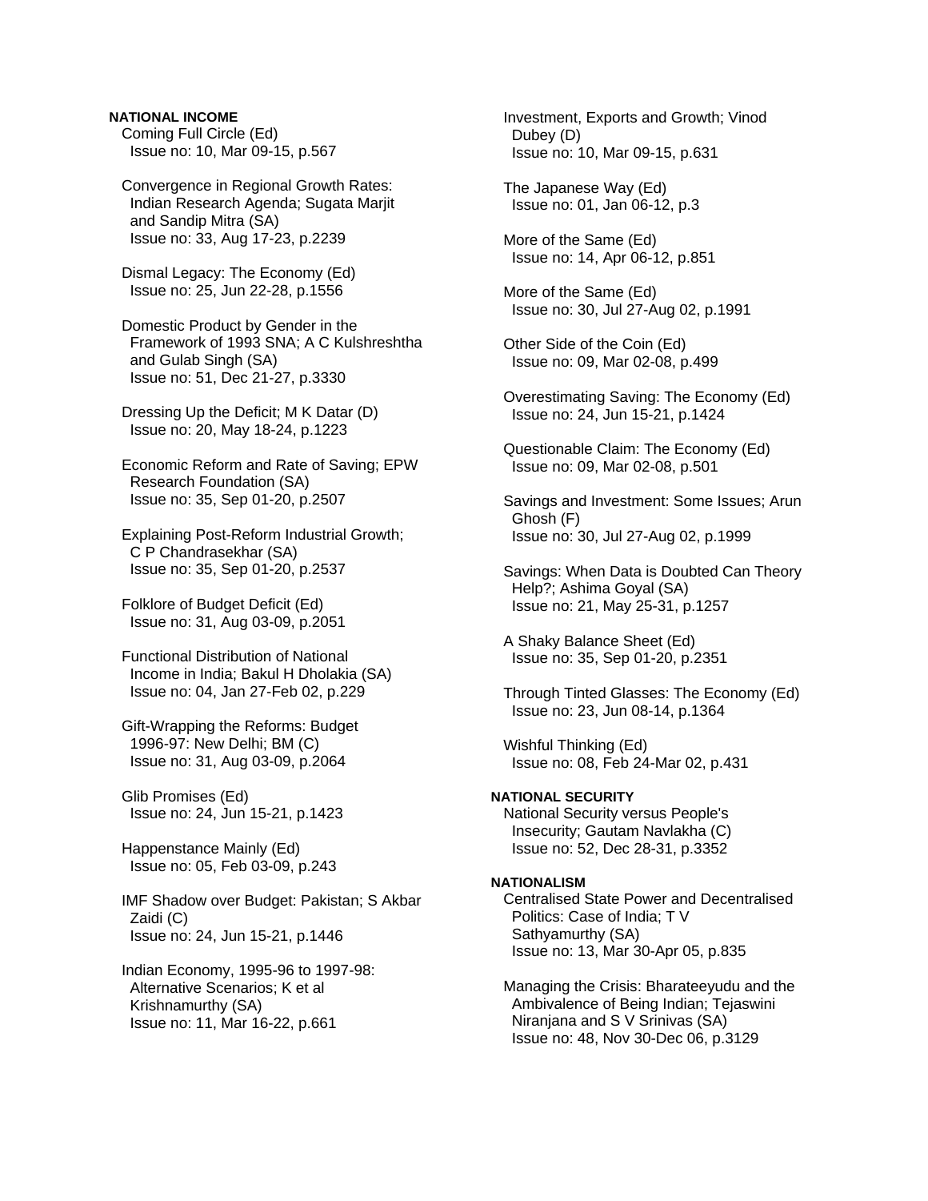**NATIONAL INCOME**

Coming Full Circle (Ed)
Issue no: 10, Mar 09-15, p.567

Convergence in Regional Growth Rates: Indian Research Agenda; Sugata Marjit and Sandip Mitra (SA)
Issue no: 33, Aug 17-23, p.2239

Dismal Legacy: The Economy (Ed)
Issue no: 25, Jun 22-28, p.1556

Domestic Product by Gender in the Framework of 1993 SNA; A C Kulshreshtha and Gulab Singh (SA)
Issue no: 51, Dec 21-27, p.3330

Dressing Up the Deficit; M K Datar (D)
Issue no: 20, May 18-24, p.1223

Economic Reform and Rate of Saving; EPW Research Foundation (SA)
Issue no: 35, Sep 01-20, p.2507

Explaining Post-Reform Industrial Growth; C P Chandrasekhar (SA)
Issue no: 35, Sep 01-20, p.2537

Folklore of Budget Deficit (Ed)
Issue no: 31, Aug 03-09, p.2051

Functional Distribution of National Income in India; Bakul H Dholakia (SA)
Issue no: 04, Jan 27-Feb 02, p.229

Gift-Wrapping the Reforms: Budget 1996-97: New Delhi; BM (C)
Issue no: 31, Aug 03-09, p.2064

Glib Promises (Ed)
Issue no: 24, Jun 15-21, p.1423

Happenstance Mainly (Ed)
Issue no: 05, Feb 03-09, p.243

IMF Shadow over Budget: Pakistan; S Akbar Zaidi (C)
Issue no: 24, Jun 15-21, p.1446

Indian Economy, 1995-96 to 1997-98: Alternative Scenarios; K et al Krishnamurthy (SA)
Issue no: 11, Mar 16-22, p.661

Investment, Exports and Growth; Vinod Dubey (D)
Issue no: 10, Mar 09-15, p.631

The Japanese Way (Ed)
Issue no: 01, Jan 06-12, p.3

More of the Same (Ed)
Issue no: 14, Apr 06-12, p.851

More of the Same (Ed)
Issue no: 30, Jul 27-Aug 02, p.1991

Other Side of the Coin (Ed)
Issue no: 09, Mar 02-08, p.499

Overestimating Saving: The Economy (Ed)
Issue no: 24, Jun 15-21, p.1424

Questionable Claim: The Economy (Ed)
Issue no: 09, Mar 02-08, p.501

Savings and Investment: Some Issues; Arun Ghosh (F)
Issue no: 30, Jul 27-Aug 02, p.1999

Savings: When Data is Doubted Can Theory Help?; Ashima Goyal (SA)
Issue no: 21, May 25-31, p.1257

A Shaky Balance Sheet (Ed)
Issue no: 35, Sep 01-20, p.2351

Through Tinted Glasses: The Economy (Ed)
Issue no: 23, Jun 08-14, p.1364

Wishful Thinking (Ed)
Issue no: 08, Feb 24-Mar 02, p.431

**NATIONAL SECURITY**

National Security versus People's Insecurity; Gautam Navlakha (C)
Issue no: 52, Dec 28-31, p.3352

**NATIONALISM**

Centralised State Power and Decentralised Politics: Case of India; T V Sathyamurthy (SA)
Issue no: 13, Mar 30-Apr 05, p.835

Managing the Crisis: Bharateeyudu and the Ambivalence of Being Indian; Tejaswini Niranjana and S V Srinivas (SA)
Issue no: 48, Nov 30-Dec 06, p.3129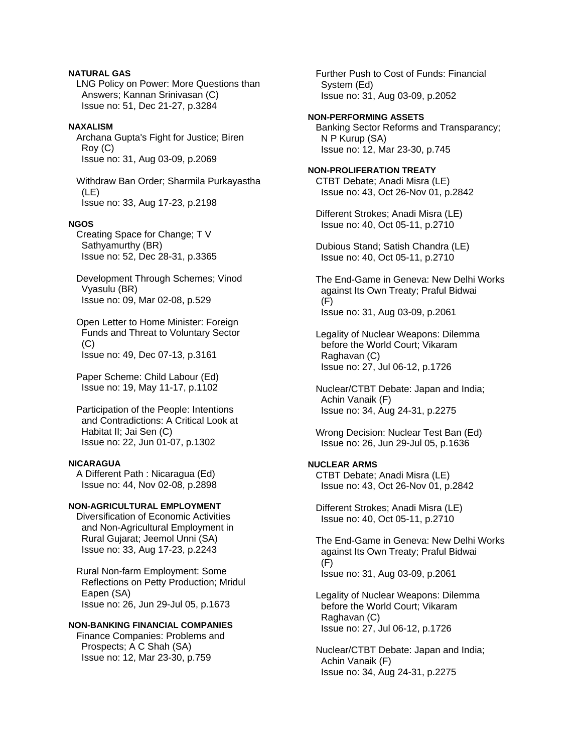**NATURAL GAS**

LNG Policy on Power: More Questions than Answers; Kannan Srinivasan (C)
Issue no: 51, Dec 21-27, p.3284

**NAXALISM**

Archana Gupta's Fight for Justice; Biren Roy (C)
Issue no: 31, Aug 03-09, p.2069

Withdraw Ban Order; Sharmila Purkayastha (LE)
Issue no: 33, Aug 17-23, p.2198

**NGOS**

Creating Space for Change; T V Sathyamurthy (BR)
Issue no: 52, Dec 28-31, p.3365

Development Through Schemes; Vinod Vyasulu (BR)
Issue no: 09, Mar 02-08, p.529

Open Letter to Home Minister: Foreign Funds and Threat to Voluntary Sector (C)
Issue no: 49, Dec 07-13, p.3161

Paper Scheme: Child Labour (Ed)
Issue no: 19, May 11-17, p.1102

Participation of the People: Intentions and Contradictions: A Critical Look at Habitat II; Jai Sen (C)
Issue no: 22, Jun 01-07, p.1302

**NICARAGUA**

A Different Path : Nicaragua (Ed)
Issue no: 44, Nov 02-08, p.2898

**NON-AGRICULTURAL EMPLOYMENT**

Diversification of Economic Activities and Non-Agricultural Employment in Rural Gujarat; Jeemol Unni (SA)
Issue no: 33, Aug 17-23, p.2243

Rural Non-farm Employment: Some Reflections on Petty Production; Mridul Eapen (SA)
Issue no: 26, Jun 29-Jul 05, p.1673

**NON-BANKING FINANCIAL COMPANIES**

Finance Companies: Problems and Prospects; A C Shah (SA)
Issue no: 12, Mar 23-30, p.759

Further Push to Cost of Funds: Financial System (Ed)
Issue no: 31, Aug 03-09, p.2052

**NON-PERFORMING ASSETS**

Banking Sector Reforms and Transparancy; N P Kurup (SA)
Issue no: 12, Mar 23-30, p.745

**NON-PROLIFERATION TREATY**

CTBT Debate; Anadi Misra (LE)
Issue no: 43, Oct 26-Nov 01, p.2842

Different Strokes; Anadi Misra (LE)
Issue no: 40, Oct 05-11, p.2710

Dubious Stand; Satish Chandra (LE)
Issue no: 40, Oct 05-11, p.2710

The End-Game in Geneva: New Delhi Works against Its Own Treaty; Praful Bidwai (F)
Issue no: 31, Aug 03-09, p.2061

Legality of Nuclear Weapons: Dilemma before the World Court; Vikaram Raghavan (C)
Issue no: 27, Jul 06-12, p.1726

Nuclear/CTBT Debate: Japan and India; Achin Vanaik (F)
Issue no: 34, Aug 24-31, p.2275

Wrong Decision: Nuclear Test Ban (Ed)
Issue no: 26, Jun 29-Jul 05, p.1636

**NUCLEAR ARMS**

CTBT Debate; Anadi Misra (LE)
Issue no: 43, Oct 26-Nov 01, p.2842

Different Strokes; Anadi Misra (LE)
Issue no: 40, Oct 05-11, p.2710

The End-Game in Geneva: New Delhi Works against Its Own Treaty; Praful Bidwai (F)
Issue no: 31, Aug 03-09, p.2061

Legality of Nuclear Weapons: Dilemma before the World Court; Vikaram Raghavan (C)
Issue no: 27, Jul 06-12, p.1726

Nuclear/CTBT Debate: Japan and India; Achin Vanaik (F)
Issue no: 34, Aug 24-31, p.2275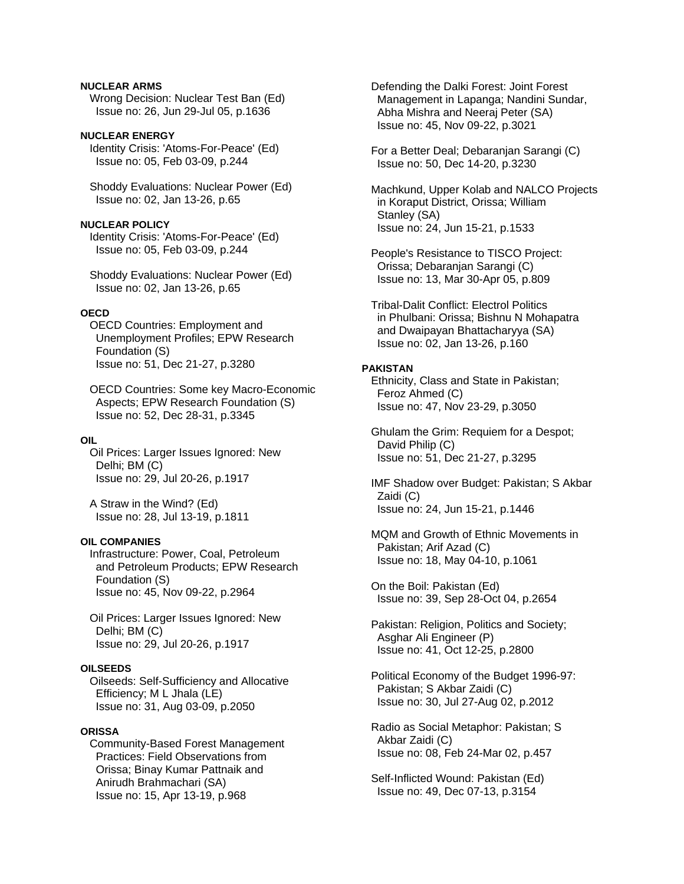**NUCLEAR ARMS**

Wrong Decision: Nuclear Test Ban (Ed)
Issue no: 26, Jun 29-Jul 05, p.1636

**NUCLEAR ENERGY**

Identity Crisis: 'Atoms-For-Peace' (Ed)
Issue no: 05, Feb 03-09, p.244

Shoddy Evaluations: Nuclear Power (Ed)
Issue no: 02, Jan 13-26, p.65

**NUCLEAR POLICY**

Identity Crisis: 'Atoms-For-Peace' (Ed)
Issue no: 05, Feb 03-09, p.244

Shoddy Evaluations: Nuclear Power (Ed)
Issue no: 02, Jan 13-26, p.65

**OECD**

OECD Countries: Employment and Unemployment Profiles; EPW Research Foundation (S)
Issue no: 51, Dec 21-27, p.3280

OECD Countries: Some key Macro-Economic Aspects; EPW Research Foundation (S)
Issue no: 52, Dec 28-31, p.3345

**OIL**

Oil Prices: Larger Issues Ignored: New Delhi; BM (C)
Issue no: 29, Jul 20-26, p.1917

A Straw in the Wind? (Ed)
Issue no: 28, Jul 13-19, p.1811

**OIL COMPANIES**

Infrastructure: Power, Coal, Petroleum and Petroleum Products; EPW Research Foundation (S)
Issue no: 45, Nov 09-22, p.2964

Oil Prices: Larger Issues Ignored: New Delhi; BM (C)
Issue no: 29, Jul 20-26, p.1917

**OILSEEDS**

Oilseeds: Self-Sufficiency and Allocative Efficiency; M L Jhala (LE)
Issue no: 31, Aug 03-09, p.2050

**ORISSA**

Community-Based Forest Management Practices: Field Observations from Orissa; Binay Kumar Pattnaik and Anirudh Brahmachari (SA)
Issue no: 15, Apr 13-19, p.968

Defending the Dalki Forest: Joint Forest Management in Lapanga; Nandini Sundar, Abha Mishra and Neeraj Peter (SA)
Issue no: 45, Nov 09-22, p.3021

For a Better Deal; Debaranjan Sarangi (C)
Issue no: 50, Dec 14-20, p.3230

Machkund, Upper Kolab and NALCO Projects in Koraput District, Orissa; William Stanley (SA)
Issue no: 24, Jun 15-21, p.1533

People's Resistance to TISCO Project: Orissa; Debaranjan Sarangi (C)
Issue no: 13, Mar 30-Apr 05, p.809

Tribal-Dalit Conflict: Electrol Politics in Phulbani: Orissa; Bishnu N Mohapatra and Dwaipayan Bhattacharyya (SA)
Issue no: 02, Jan 13-26, p.160

**PAKISTAN**

Ethnicity, Class and State in Pakistan; Feroz Ahmed (C)
Issue no: 47, Nov 23-29, p.3050

Ghulam the Grim: Requiem for a Despot; David Philip (C)
Issue no: 51, Dec 21-27, p.3295

IMF Shadow over Budget: Pakistan; S Akbar Zaidi (C)
Issue no: 24, Jun 15-21, p.1446

MQM and Growth of Ethnic Movements in Pakistan; Arif Azad (C)
Issue no: 18, May 04-10, p.1061

On the Boil: Pakistan (Ed)
Issue no: 39, Sep 28-Oct 04, p.2654

Pakistan: Religion, Politics and Society; Asghar Ali Engineer (P)
Issue no: 41, Oct 12-25, p.2800

Political Economy of the Budget 1996-97: Pakistan; S Akbar Zaidi (C)
Issue no: 30, Jul 27-Aug 02, p.2012

Radio as Social Metaphor: Pakistan; S Akbar Zaidi (C)
Issue no: 08, Feb 24-Mar 02, p.457

Self-Inflicted Wound: Pakistan (Ed)
Issue no: 49, Dec 07-13, p.3154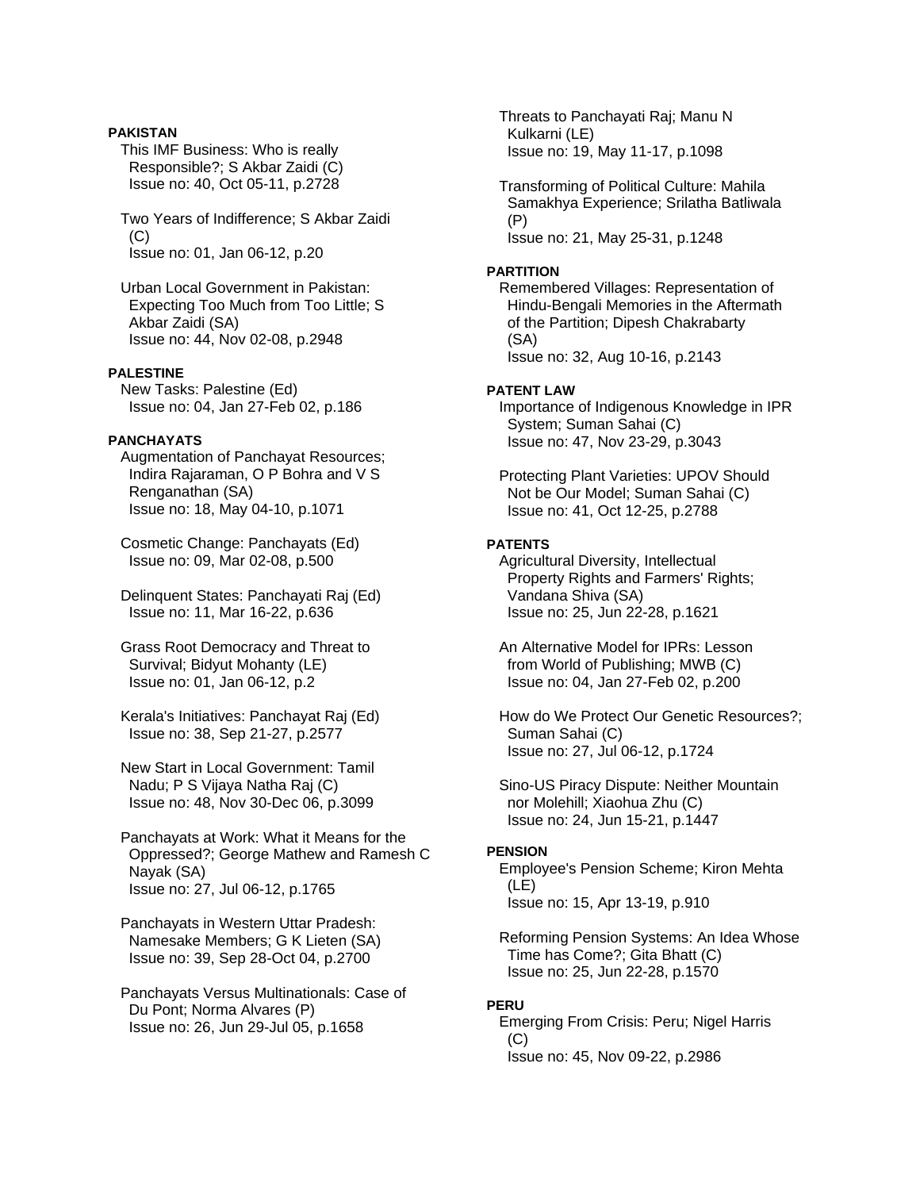**PAKISTAN**

This IMF Business: Who is really Responsible?; S Akbar Zaidi (C)
Issue no: 40, Oct 05-11, p.2728

Two Years of Indifference; S Akbar Zaidi (C)
Issue no: 01, Jan 06-12, p.20

Urban Local Government in Pakistan: Expecting Too Much from Too Little; S Akbar Zaidi (SA)
Issue no: 44, Nov 02-08, p.2948

**PALESTINE**

New Tasks: Palestine (Ed)
Issue no: 04, Jan 27-Feb 02, p.186

**PANCHAYATS**

Augmentation of Panchayat Resources; Indira Rajaraman, O P Bohra and V S Renganathan (SA)
Issue no: 18, May 04-10, p.1071

Cosmetic Change: Panchayats (Ed)
Issue no: 09, Mar 02-08, p.500

Delinquent States: Panchayati Raj (Ed)
Issue no: 11, Mar 16-22, p.636

Grass Root Democracy and Threat to Survival; Bidyut Mohanty (LE)
Issue no: 01, Jan 06-12, p.2

Kerala's Initiatives: Panchayat Raj (Ed)
Issue no: 38, Sep 21-27, p.2577

New Start in Local Government: Tamil Nadu; P S Vijaya Natha Raj (C)
Issue no: 48, Nov 30-Dec 06, p.3099

Panchayats at Work: What it Means for the Oppressed?; George Mathew and Ramesh C Nayak (SA)
Issue no: 27, Jul 06-12, p.1765

Panchayats in Western Uttar Pradesh: Namesake Members; G K Lieten (SA)
Issue no: 39, Sep 28-Oct 04, p.2700

Panchayats Versus Multinationals: Case of Du Pont; Norma Alvares (P)
Issue no: 26, Jun 29-Jul 05, p.1658

Threats to Panchayati Raj; Manu N Kulkarni (LE)
Issue no: 19, May 11-17, p.1098

Transforming of Political Culture: Mahila Samakhya Experience; Srilatha Batliwala (P)
Issue no: 21, May 25-31, p.1248

**PARTITION**

Remembered Villages: Representation of Hindu-Bengali Memories in the Aftermath of the Partition; Dipesh Chakrabarty (SA)
Issue no: 32, Aug 10-16, p.2143

**PATENT LAW**

Importance of Indigenous Knowledge in IPR System; Suman Sahai (C)
Issue no: 47, Nov 23-29, p.3043

Protecting Plant Varieties: UPOV Should Not be Our Model; Suman Sahai (C)
Issue no: 41, Oct 12-25, p.2788

**PATENTS**

Agricultural Diversity, Intellectual Property Rights and Farmers' Rights; Vandana Shiva (SA)
Issue no: 25, Jun 22-28, p.1621

An Alternative Model for IPRs: Lesson from World of Publishing; MWB (C)
Issue no: 04, Jan 27-Feb 02, p.200

How do We Protect Our Genetic Resources?; Suman Sahai (C)
Issue no: 27, Jul 06-12, p.1724

Sino-US Piracy Dispute: Neither Mountain nor Molehill; Xiaohua Zhu (C)
Issue no: 24, Jun 15-21, p.1447

**PENSION**

Employee's Pension Scheme; Kiron Mehta (LE)
Issue no: 15, Apr 13-19, p.910

Reforming Pension Systems: An Idea Whose Time has Come?; Gita Bhatt (C)
Issue no: 25, Jun 22-28, p.1570

**PERU**

Emerging From Crisis: Peru; Nigel Harris (C)
Issue no: 45, Nov 09-22, p.2986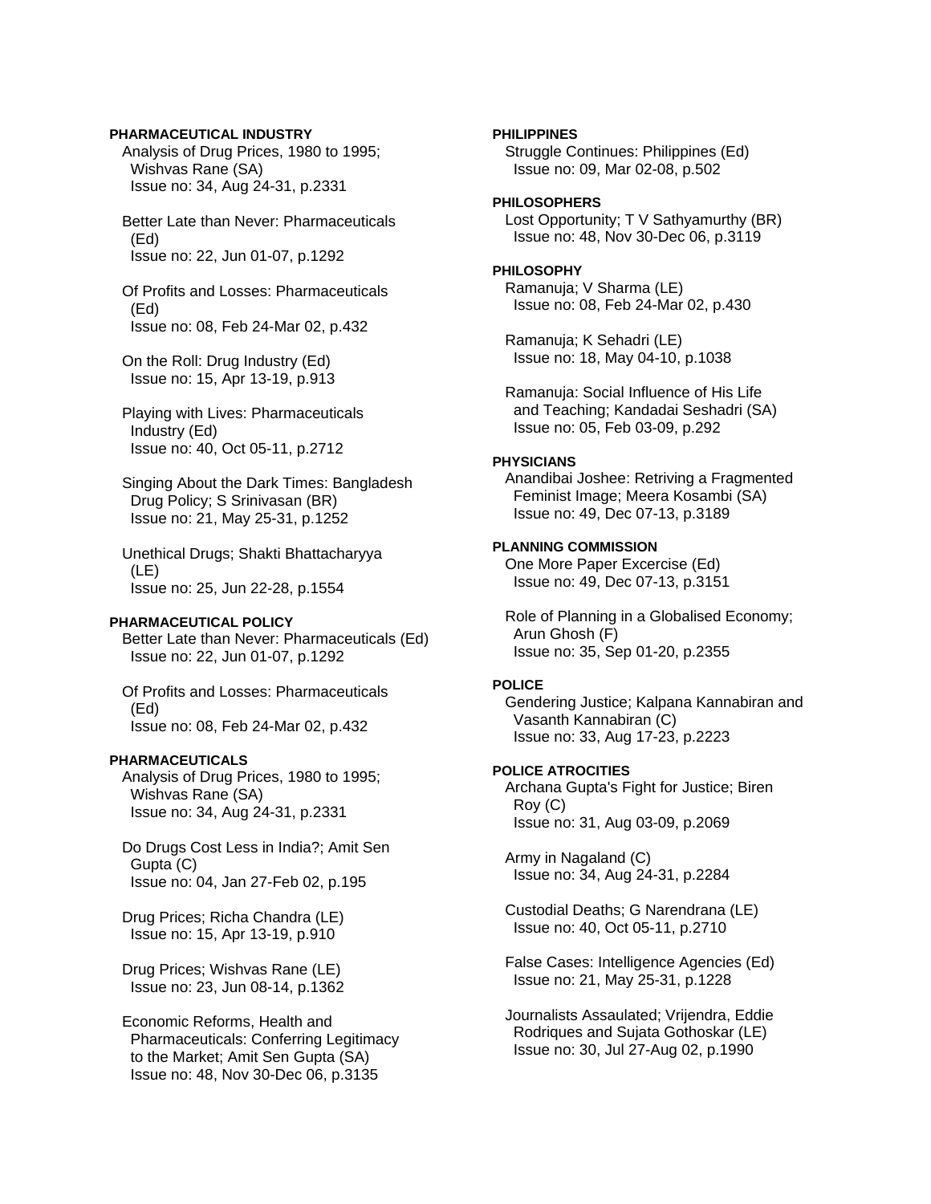**PHARMACEUTICAL INDUSTRY**

Analysis of Drug Prices, 1980 to 1995; Wishvas Rane (SA)
Issue no: 34, Aug 24-31, p.2331

Better Late than Never: Pharmaceuticals (Ed)
Issue no: 22, Jun 01-07, p.1292

Of Profits and Losses: Pharmaceuticals (Ed)
Issue no: 08, Feb 24-Mar 02, p.432

On the Roll: Drug Industry (Ed)
Issue no: 15, Apr 13-19, p.913

Playing with Lives: Pharmaceuticals Industry (Ed)
Issue no: 40, Oct 05-11, p.2712

Singing About the Dark Times: Bangladesh Drug Policy; S Srinivasan (BR)
Issue no: 21, May 25-31, p.1252

Unethical Drugs; Shakti Bhattacharyya (LE)
Issue no: 25, Jun 22-28, p.1554

**PHARMACEUTICAL POLICY**

Better Late than Never: Pharmaceuticals (Ed)
Issue no: 22, Jun 01-07, p.1292

Of Profits and Losses: Pharmaceuticals (Ed)
Issue no: 08, Feb 24-Mar 02, p.432

**PHARMACEUTICALS**

Analysis of Drug Prices, 1980 to 1995; Wishvas Rane (SA)
Issue no: 34, Aug 24-31, p.2331

Do Drugs Cost Less in India?; Amit Sen Gupta (C)
Issue no: 04, Jan 27-Feb 02, p.195

Drug Prices; Richa Chandra (LE)
Issue no: 15, Apr 13-19, p.910

Drug Prices; Wishvas Rane (LE)
Issue no: 23, Jun 08-14, p.1362

Economic Reforms, Health and Pharmaceuticals: Conferring Legitimacy to the Market; Amit Sen Gupta (SA)
Issue no: 48, Nov 30-Dec 06, p.3135

**PHILIPPINES**

Struggle Continues: Philippines (Ed)
Issue no: 09, Mar 02-08, p.502

**PHILOSOPHERS**

Lost Opportunity; T V Sathyamurthy (BR)
Issue no: 48, Nov 30-Dec 06, p.3119

**PHILOSOPHY**

Ramanuja; V Sharma (LE)
Issue no: 08, Feb 24-Mar 02, p.430

Ramanuja; K Sehadri (LE)
Issue no: 18, May 04-10, p.1038

Ramanuja: Social Influence of His Life and Teaching; Kandadai Seshadri (SA)
Issue no: 05, Feb 03-09, p.292

**PHYSICIANS**

Anandibai Joshee: Retriving a Fragmented Feminist Image; Meera Kosambi (SA)
Issue no: 49, Dec 07-13, p.3189

**PLANNING COMMISSION**

One More Paper Excercise (Ed)
Issue no: 49, Dec 07-13, p.3151

Role of Planning in a Globalised Economy; Arun Ghosh (F)
Issue no: 35, Sep 01-20, p.2355

**POLICE**

Gendering Justice; Kalpana Kannabiran and Vasanth Kannabiran (C)
Issue no: 33, Aug 17-23, p.2223

**POLICE ATROCITIES**

Archana Gupta's Fight for Justice; Biren Roy (C)
Issue no: 31, Aug 03-09, p.2069

Army in Nagaland (C)
Issue no: 34, Aug 24-31, p.2284

Custodial Deaths; G Narendrana (LE)
Issue no: 40, Oct 05-11, p.2710

False Cases: Intelligence Agencies (Ed)
Issue no: 21, May 25-31, p.1228

Journalists Assaulated; Vrijendra, Eddie Rodriques and Sujata Gothoskar (LE)
Issue no: 30, Jul 27-Aug 02, p.1990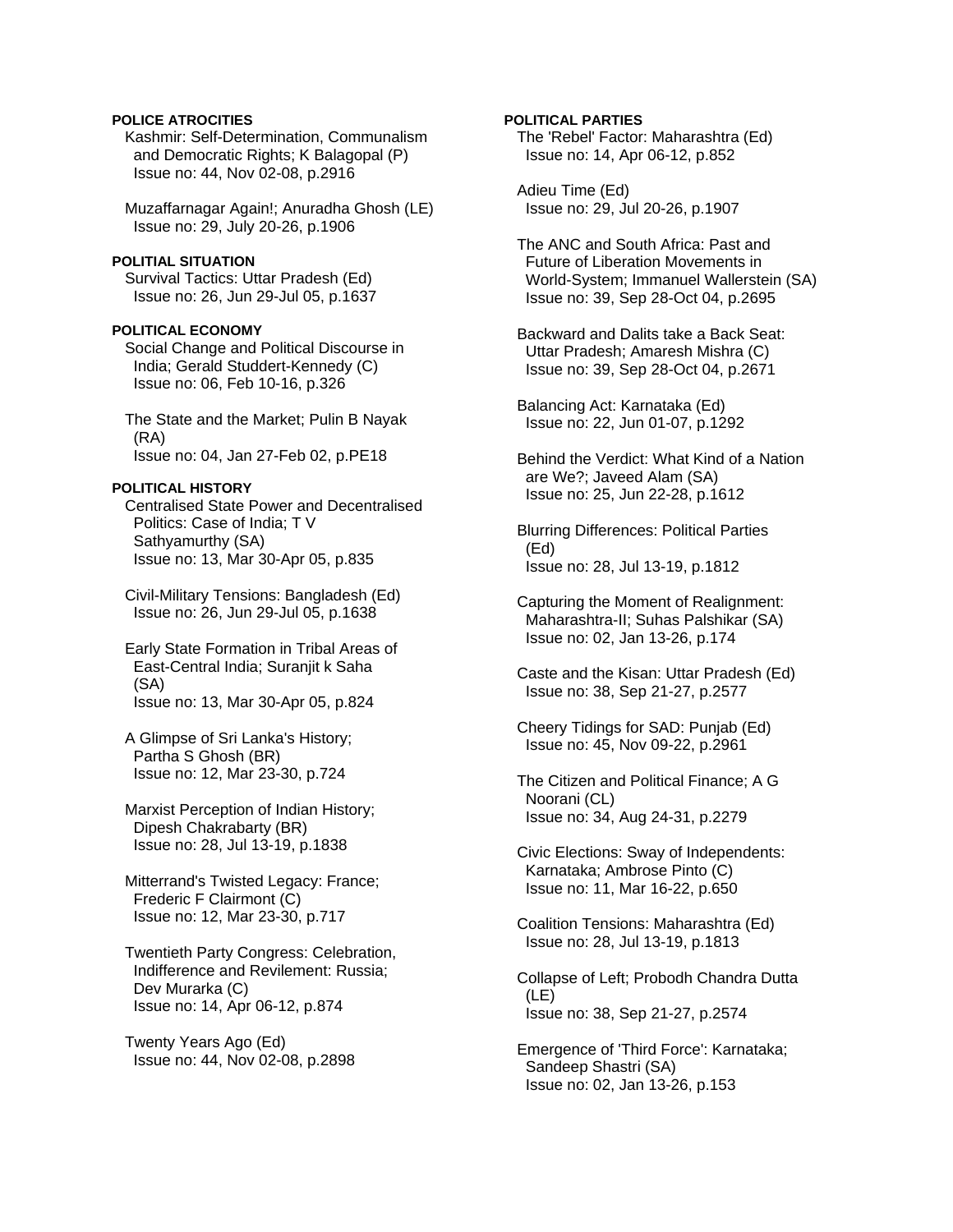**POLICE ATROCITIES**

Kashmir: Self-Determination, Communalism and Democratic Rights; K Balagopal (P)
Issue no: 44, Nov 02-08, p.2916

Muzaffarnagar Again!; Anuradha Ghosh (LE)
Issue no: 29, July 20-26, p.1906

**POLITIAL SITUATION**

Survival Tactics: Uttar Pradesh (Ed)
Issue no: 26, Jun 29-Jul 05, p.1637

**POLITICAL ECONOMY**

Social Change and Political Discourse in India; Gerald Studdert-Kennedy (C)
Issue no: 06, Feb 10-16, p.326

The State and the Market; Pulin B Nayak (RA)
Issue no: 04, Jan 27-Feb 02, p.PE18

**POLITICAL HISTORY**

Centralised State Power and Decentralised Politics: Case of India; T V Sathyamurthy (SA)
Issue no: 13, Mar 30-Apr 05, p.835

Civil-Military Tensions: Bangladesh (Ed)
Issue no: 26, Jun 29-Jul 05, p.1638

Early State Formation in Tribal Areas of East-Central India; Suranjit k Saha (SA)
Issue no: 13, Mar 30-Apr 05, p.824

A Glimpse of Sri Lanka's History; Partha S Ghosh (BR)
Issue no: 12, Mar 23-30, p.724

Marxist Perception of Indian History; Dipesh Chakrabarty (BR)
Issue no: 28, Jul 13-19, p.1838

Mitterrand's Twisted Legacy: France; Frederic F Clairmont (C)
Issue no: 12, Mar 23-30, p.717

Twentieth Party Congress: Celebration, Indifference and Revilement: Russia; Dev Murarka (C)
Issue no: 14, Apr 06-12, p.874

Twenty Years Ago (Ed)
Issue no: 44, Nov 02-08, p.2898

**POLITICAL PARTIES**

The 'Rebel' Factor: Maharashtra (Ed)
Issue no: 14, Apr 06-12, p.852

Adieu Time (Ed)
Issue no: 29, Jul 20-26, p.1907

The ANC and South Africa: Past and Future of Liberation Movements in World-System; Immanuel Wallerstein (SA)
Issue no: 39, Sep 28-Oct 04, p.2695

Backward and Dalits take a Back Seat: Uttar Pradesh; Amaresh Mishra (C)
Issue no: 39, Sep 28-Oct 04, p.2671

Balancing Act: Karnataka (Ed)
Issue no: 22, Jun 01-07, p.1292

Behind the Verdict: What Kind of a Nation are We?; Javeed Alam (SA)
Issue no: 25, Jun 22-28, p.1612

Blurring Differences: Political Parties (Ed)
Issue no: 28, Jul 13-19, p.1812

Capturing the Moment of Realignment: Maharashtra-II; Suhas Palshikar (SA)
Issue no: 02, Jan 13-26, p.174

Caste and the Kisan: Uttar Pradesh (Ed)
Issue no: 38, Sep 21-27, p.2577

Cheery Tidings for SAD: Punjab (Ed)
Issue no: 45, Nov 09-22, p.2961

The Citizen and Political Finance; A G Noorani (CL)
Issue no: 34, Aug 24-31, p.2279

Civic Elections: Sway of Independents: Karnataka; Ambrose Pinto (C)
Issue no: 11, Mar 16-22, p.650

Coalition Tensions: Maharashtra (Ed)
Issue no: 28, Jul 13-19, p.1813

Collapse of Left; Probodh Chandra Dutta (LE)
Issue no: 38, Sep 21-27, p.2574

Emergence of 'Third Force': Karnataka; Sandeep Shastri (SA)
Issue no: 02, Jan 13-26, p.153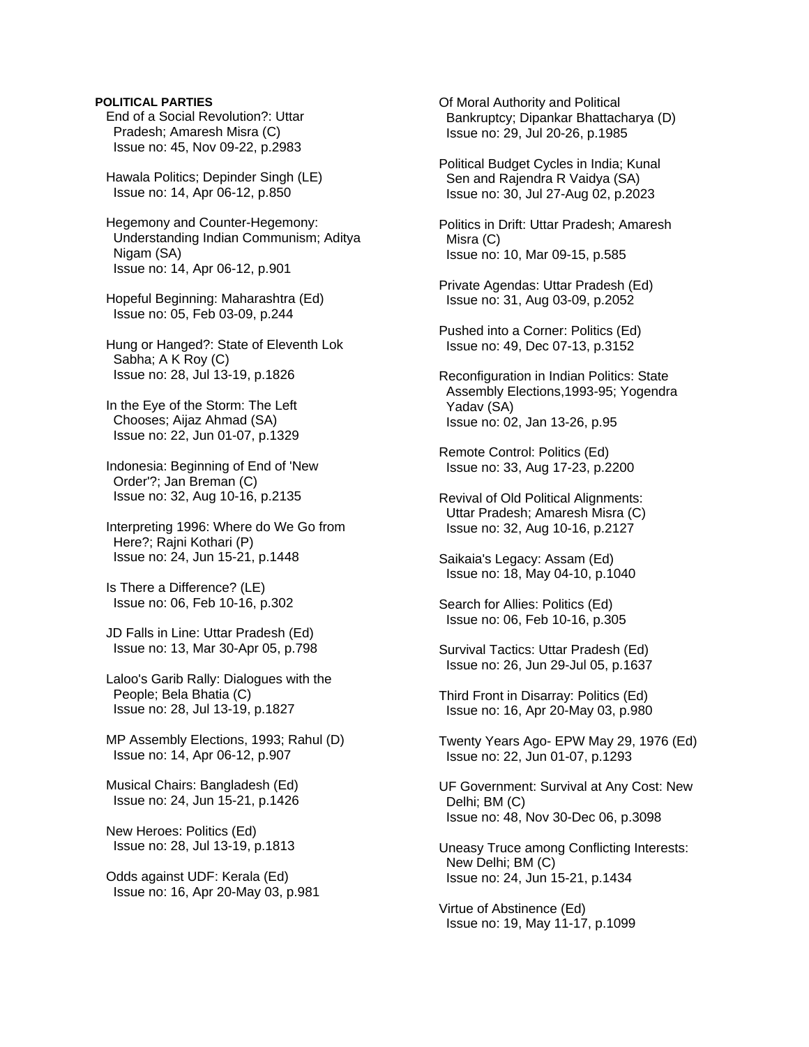**POLITICAL PARTIES**

End of a Social Revolution?: Uttar Pradesh; Amaresh Misra (C)
Issue no: 45, Nov 09-22, p.2983

Hawala Politics; Depinder Singh (LE)
Issue no: 14, Apr 06-12, p.850

Hegemony and Counter-Hegemony: Understanding Indian Communism; Aditya Nigam (SA)
Issue no: 14, Apr 06-12, p.901

Hopeful Beginning: Maharashtra (Ed)
Issue no: 05, Feb 03-09, p.244

Hung or Hanged?: State of Eleventh Lok Sabha; A K Roy (C)
Issue no: 28, Jul 13-19, p.1826

In the Eye of the Storm: The Left Chooses; Aijaz Ahmad (SA)
Issue no: 22, Jun 01-07, p.1329

Indonesia: Beginning of End of 'New Order'?; Jan Breman (C)
Issue no: 32, Aug 10-16, p.2135

Interpreting 1996: Where do We Go from Here?; Rajni Kothari (P)
Issue no: 24, Jun 15-21, p.1448

Is There a Difference? (LE)
Issue no: 06, Feb 10-16, p.302

JD Falls in Line: Uttar Pradesh (Ed)
Issue no: 13, Mar 30-Apr 05, p.798

Laloo's Garib Rally: Dialogues with the People; Bela Bhatia (C)
Issue no: 28, Jul 13-19, p.1827

MP Assembly Elections, 1993; Rahul (D)
Issue no: 14, Apr 06-12, p.907

Musical Chairs: Bangladesh (Ed)
Issue no: 24, Jun 15-21, p.1426

New Heroes: Politics (Ed)
Issue no: 28, Jul 13-19, p.1813

Odds against UDF: Kerala (Ed)
Issue no: 16, Apr 20-May 03, p.981

Of Moral Authority and Political Bankruptcy; Dipankar Bhattacharya (D)
Issue no: 29, Jul 20-26, p.1985

Political Budget Cycles in India; Kunal Sen and Rajendra R Vaidya (SA)
Issue no: 30, Jul 27-Aug 02, p.2023

Politics in Drift: Uttar Pradesh; Amaresh Misra (C)
Issue no: 10, Mar 09-15, p.585

Private Agendas: Uttar Pradesh (Ed)
Issue no: 31, Aug 03-09, p.2052

Pushed into a Corner: Politics (Ed)
Issue no: 49, Dec 07-13, p.3152

Reconfiguration in Indian Politics: State Assembly Elections,1993-95; Yogendra Yadav (SA)
Issue no: 02, Jan 13-26, p.95

Remote Control: Politics (Ed)
Issue no: 33, Aug 17-23, p.2200

Revival of Old Political Alignments: Uttar Pradesh; Amaresh Misra (C)
Issue no: 32, Aug 10-16, p.2127

Saikaia's Legacy: Assam (Ed)
Issue no: 18, May 04-10, p.1040

Search for Allies: Politics (Ed)
Issue no: 06, Feb 10-16, p.305

Survival Tactics: Uttar Pradesh (Ed)
Issue no: 26, Jun 29-Jul 05, p.1637

Third Front in Disarray: Politics (Ed)
Issue no: 16, Apr 20-May 03, p.980

Twenty Years Ago- EPW May 29, 1976 (Ed)
Issue no: 22, Jun 01-07, p.1293

UF Government: Survival at Any Cost: New Delhi; BM (C)
Issue no: 48, Nov 30-Dec 06, p.3098

Uneasy Truce among Conflicting Interests: New Delhi; BM (C)
Issue no: 24, Jun 15-21, p.1434

Virtue of Abstinence (Ed)
Issue no: 19, May 11-17, p.1099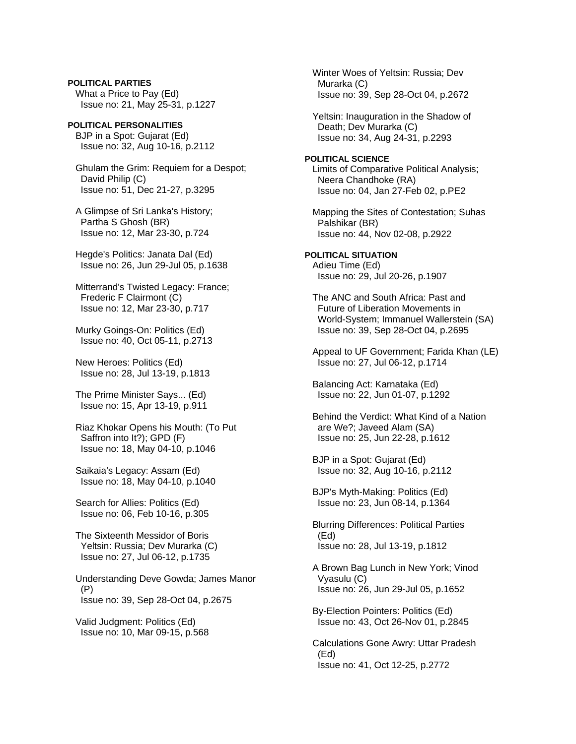**POLITICAL PARTIES**

What a Price to Pay (Ed)
Issue no: 21, May 25-31, p.1227

**POLITICAL PERSONALITIES**

BJP in a Spot: Gujarat (Ed)
Issue no: 32, Aug 10-16, p.2112

Ghulam the Grim: Requiem for a Despot; David Philip (C)
Issue no: 51, Dec 21-27, p.3295

A Glimpse of Sri Lanka's History; Partha S Ghosh (BR)
Issue no: 12, Mar 23-30, p.724

Hegde's Politics: Janata Dal (Ed)
Issue no: 26, Jun 29-Jul 05, p.1638

Mitterrand's Twisted Legacy: France; Frederic F Clairmont (C)
Issue no: 12, Mar 23-30, p.717

Murky Goings-On: Politics (Ed)
Issue no: 40, Oct 05-11, p.2713

New Heroes: Politics (Ed)
Issue no: 28, Jul 13-19, p.1813

The Prime Minister Says... (Ed)
Issue no: 15, Apr 13-19, p.911

Riaz Khokar Opens his Mouth: (To Put Saffron into It?); GPD (F)
Issue no: 18, May 04-10, p.1046

Saikaia's Legacy: Assam (Ed)
Issue no: 18, May 04-10, p.1040

Search for Allies: Politics (Ed)
Issue no: 06, Feb 10-16, p.305

The Sixteenth Messidor of Boris Yeltsin: Russia; Dev Murarka (C)
Issue no: 27, Jul 06-12, p.1735

Understanding Deve Gowda; James Manor (P)
Issue no: 39, Sep 28-Oct 04, p.2675

Valid Judgment: Politics (Ed)
Issue no: 10, Mar 09-15, p.568

Winter Woes of Yeltsin: Russia; Dev Murarka (C)
Issue no: 39, Sep 28-Oct 04, p.2672

Yeltsin: Inauguration in the Shadow of Death; Dev Murarka (C)
Issue no: 34, Aug 24-31, p.2293

**POLITICAL SCIENCE**

Limits of Comparative Political Analysis; Neera Chandhoke (RA)
Issue no: 04, Jan 27-Feb 02, p.PE2

Mapping the Sites of Contestation; Suhas Palshikar (BR)
Issue no: 44, Nov 02-08, p.2922

**POLITICAL SITUATION**

Adieu Time (Ed)
Issue no: 29, Jul 20-26, p.1907

The ANC and South Africa: Past and Future of Liberation Movements in World-System; Immanuel Wallerstein (SA)
Issue no: 39, Sep 28-Oct 04, p.2695

Appeal to UF Government; Farida Khan (LE)
Issue no: 27, Jul 06-12, p.1714

Balancing Act: Karnataka (Ed)
Issue no: 22, Jun 01-07, p.1292

Behind the Verdict: What Kind of a Nation are We?; Javeed Alam (SA)
Issue no: 25, Jun 22-28, p.1612

BJP in a Spot: Gujarat (Ed)
Issue no: 32, Aug 10-16, p.2112

BJP's Myth-Making: Politics (Ed)
Issue no: 23, Jun 08-14, p.1364

Blurring Differences: Political Parties (Ed)
Issue no: 28, Jul 13-19, p.1812

A Brown Bag Lunch in New York; Vinod Vyasulu (C)
Issue no: 26, Jun 29-Jul 05, p.1652

By-Election Pointers: Politics (Ed)
Issue no: 43, Oct 26-Nov 01, p.2845

Calculations Gone Awry: Uttar Pradesh (Ed)
Issue no: 41, Oct 12-25, p.2772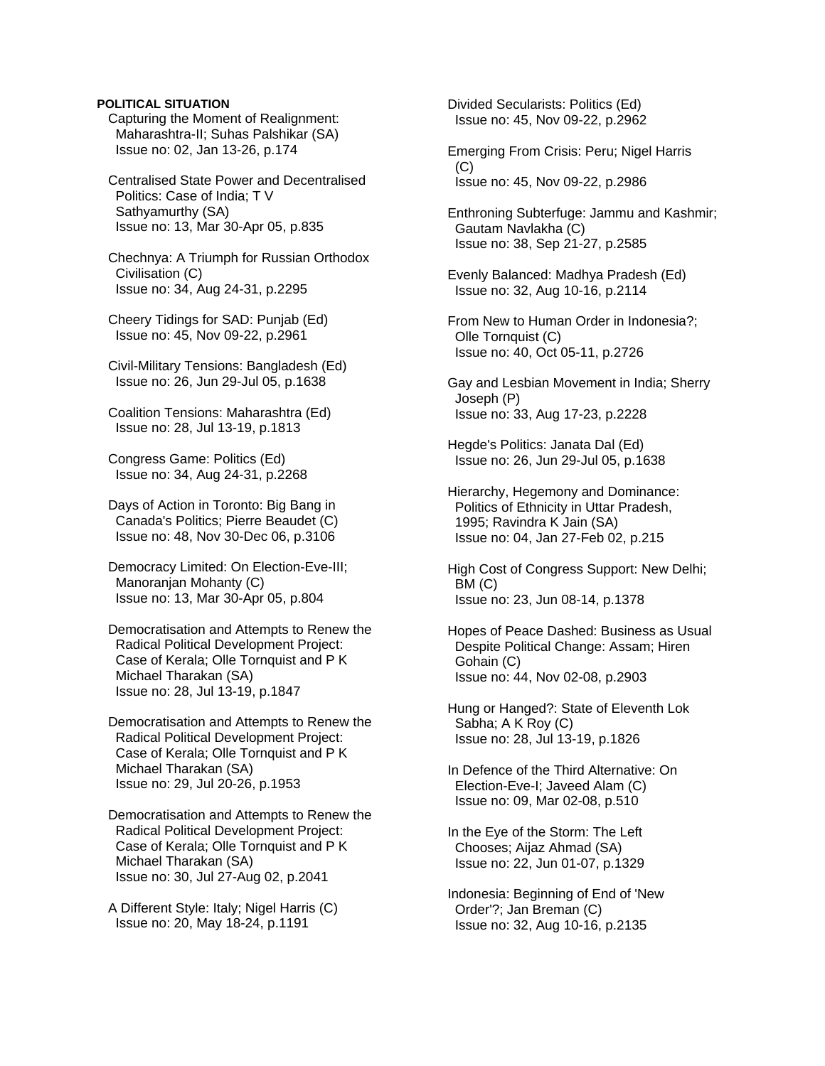**POLITICAL SITUATION**

Capturing the Moment of Realignment: Maharashtra-II; Suhas Palshikar (SA)
Issue no: 02, Jan 13-26, p.174

Centralised State Power and Decentralised Politics: Case of India; T V Sathyamurthy (SA)
Issue no: 13, Mar 30-Apr 05, p.835

Chechnya: A Triumph for Russian Orthodox Civilisation (C)
Issue no: 34, Aug 24-31, p.2295

Cheery Tidings for SAD: Punjab (Ed)
Issue no: 45, Nov 09-22, p.2961

Civil-Military Tensions: Bangladesh (Ed)
Issue no: 26, Jun 29-Jul 05, p.1638

Coalition Tensions: Maharashtra (Ed)
Issue no: 28, Jul 13-19, p.1813

Congress Game: Politics (Ed)
Issue no: 34, Aug 24-31, p.2268

Days of Action in Toronto: Big Bang in Canada's Politics; Pierre Beaudet (C)
Issue no: 48, Nov 30-Dec 06, p.3106

Democracy Limited: On Election-Eve-III; Manoranjan Mohanty (C)
Issue no: 13, Mar 30-Apr 05, p.804

Democratisation and Attempts to Renew the Radical Political Development Project: Case of Kerala; Olle Tornquist and P K Michael Tharakan (SA)
Issue no: 28, Jul 13-19, p.1847

Democratisation and Attempts to Renew the Radical Political Development Project: Case of Kerala; Olle Tornquist and P K Michael Tharakan (SA)
Issue no: 29, Jul 20-26, p.1953

Democratisation and Attempts to Renew the Radical Political Development Project: Case of Kerala; Olle Tornquist and P K Michael Tharakan (SA)
Issue no: 30, Jul 27-Aug 02, p.2041

A Different Style: Italy; Nigel Harris (C)
Issue no: 20, May 18-24, p.1191

Divided Secularists: Politics (Ed)
Issue no: 45, Nov 09-22, p.2962

Emerging From Crisis: Peru; Nigel Harris (C)
Issue no: 45, Nov 09-22, p.2986

Enthroning Subterfuge: Jammu and Kashmir; Gautam Navlakha (C)
Issue no: 38, Sep 21-27, p.2585

Evenly Balanced: Madhya Pradesh (Ed)
Issue no: 32, Aug 10-16, p.2114

From New to Human Order in Indonesia?; Olle Tornquist (C)
Issue no: 40, Oct 05-11, p.2726

Gay and Lesbian Movement in India; Sherry Joseph (P)
Issue no: 33, Aug 17-23, p.2228

Hegde's Politics: Janata Dal (Ed)
Issue no: 26, Jun 29-Jul 05, p.1638

Hierarchy, Hegemony and Dominance: Politics of Ethnicity in Uttar Pradesh, 1995; Ravindra K Jain (SA)
Issue no: 04, Jan 27-Feb 02, p.215

High Cost of Congress Support: New Delhi; BM (C)
Issue no: 23, Jun 08-14, p.1378

Hopes of Peace Dashed: Business as Usual Despite Political Change: Assam; Hiren Gohain (C)
Issue no: 44, Nov 02-08, p.2903

Hung or Hanged?: State of Eleventh Lok Sabha; A K Roy (C)
Issue no: 28, Jul 13-19, p.1826

In Defence of the Third Alternative: On Election-Eve-I; Javeed Alam (C)
Issue no: 09, Mar 02-08, p.510

In the Eye of the Storm: The Left Chooses; Aijaz Ahmad (SA)
Issue no: 22, Jun 01-07, p.1329

Indonesia: Beginning of End of 'New Order'?; Jan Breman (C)
Issue no: 32, Aug 10-16, p.2135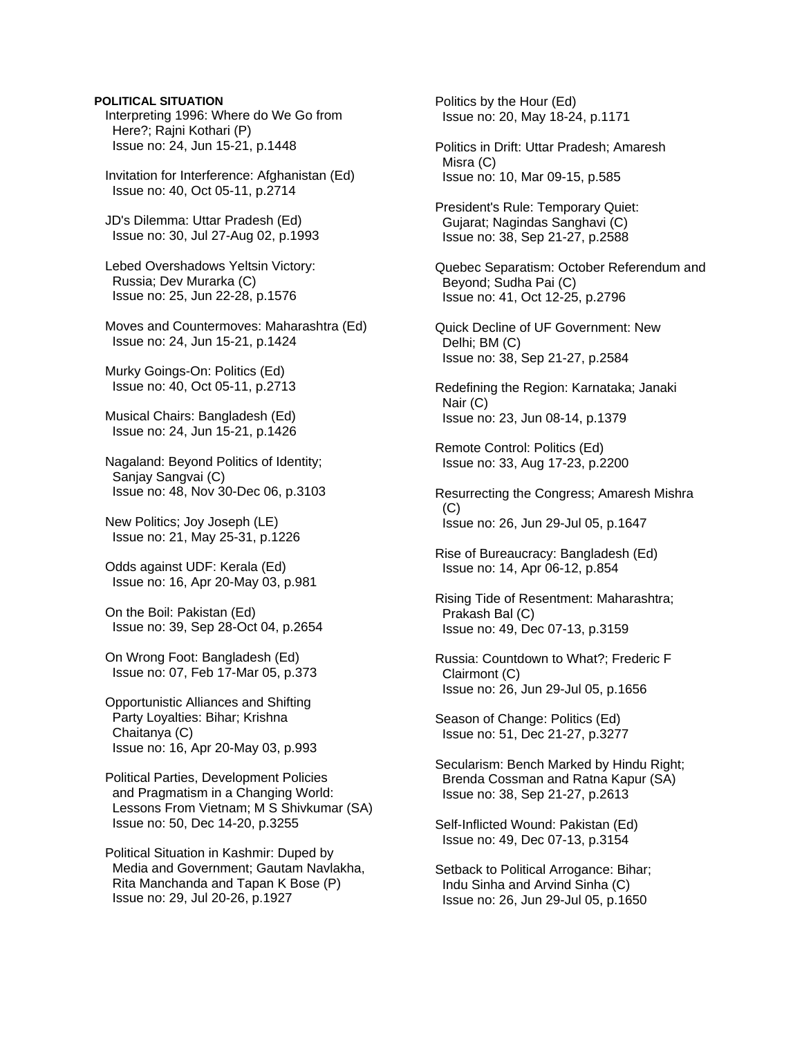**POLITICAL SITUATION**

Interpreting 1996: Where do We Go from Here?; Rajni Kothari (P)
Issue no: 24, Jun 15-21, p.1448

Invitation for Interference: Afghanistan (Ed)
Issue no: 40, Oct 05-11, p.2714

JD's Dilemma: Uttar Pradesh (Ed)
Issue no: 30, Jul 27-Aug 02, p.1993

Lebed Overshadows Yeltsin Victory: Russia; Dev Murarka (C)
Issue no: 25, Jun 22-28, p.1576

Moves and Countermoves: Maharashtra (Ed)
Issue no: 24, Jun 15-21, p.1424

Murky Goings-On: Politics (Ed)
Issue no: 40, Oct 05-11, p.2713

Musical Chairs: Bangladesh (Ed)
Issue no: 24, Jun 15-21, p.1426

Nagaland: Beyond Politics of Identity; Sanjay Sangvai (C)
Issue no: 48, Nov 30-Dec 06, p.3103

New Politics; Joy Joseph (LE)
Issue no: 21, May 25-31, p.1226

Odds against UDF: Kerala (Ed)
Issue no: 16, Apr 20-May 03, p.981

On the Boil: Pakistan (Ed)
Issue no: 39, Sep 28-Oct 04, p.2654

On Wrong Foot: Bangladesh (Ed)
Issue no: 07, Feb 17-Mar 05, p.373

Opportunistic Alliances and Shifting Party Loyalties: Bihar; Krishna Chaitanya (C)
Issue no: 16, Apr 20-May 03, p.993

Political Parties, Development Policies and Pragmatism in a Changing World: Lessons From Vietnam; M S Shivkumar (SA)
Issue no: 50, Dec 14-20, p.3255

Political Situation in Kashmir: Duped by Media and Government; Gautam Navlakha, Rita Manchanda and Tapan K Bose (P)
Issue no: 29, Jul 20-26, p.1927

Politics by the Hour (Ed)
Issue no: 20, May 18-24, p.1171

Politics in Drift: Uttar Pradesh; Amaresh Misra (C)
Issue no: 10, Mar 09-15, p.585

President's Rule: Temporary Quiet: Gujarat; Nagindas Sanghavi (C)
Issue no: 38, Sep 21-27, p.2588

Quebec Separatism: October Referendum and Beyond; Sudha Pai (C)
Issue no: 41, Oct 12-25, p.2796

Quick Decline of UF Government: New Delhi; BM (C)
Issue no: 38, Sep 21-27, p.2584

Redefining the Region: Karnataka; Janaki Nair (C)
Issue no: 23, Jun 08-14, p.1379

Remote Control: Politics (Ed)
Issue no: 33, Aug 17-23, p.2200

Resurrecting the Congress; Amaresh Mishra (C)
Issue no: 26, Jun 29-Jul 05, p.1647

Rise of Bureaucracy: Bangladesh (Ed)
Issue no: 14, Apr 06-12, p.854

Rising Tide of Resentment: Maharashtra; Prakash Bal (C)
Issue no: 49, Dec 07-13, p.3159

Russia: Countdown to What?; Frederic F Clairmont (C)
Issue no: 26, Jun 29-Jul 05, p.1656

Season of Change: Politics (Ed)
Issue no: 51, Dec 21-27, p.3277

Secularism: Bench Marked by Hindu Right; Brenda Cossman and Ratna Kapur (SA)
Issue no: 38, Sep 21-27, p.2613

Self-Inflicted Wound: Pakistan (Ed)
Issue no: 49, Dec 07-13, p.3154

Setback to Political Arrogance: Bihar; Indu Sinha and Arvind Sinha (C)
Issue no: 26, Jun 29-Jul 05, p.1650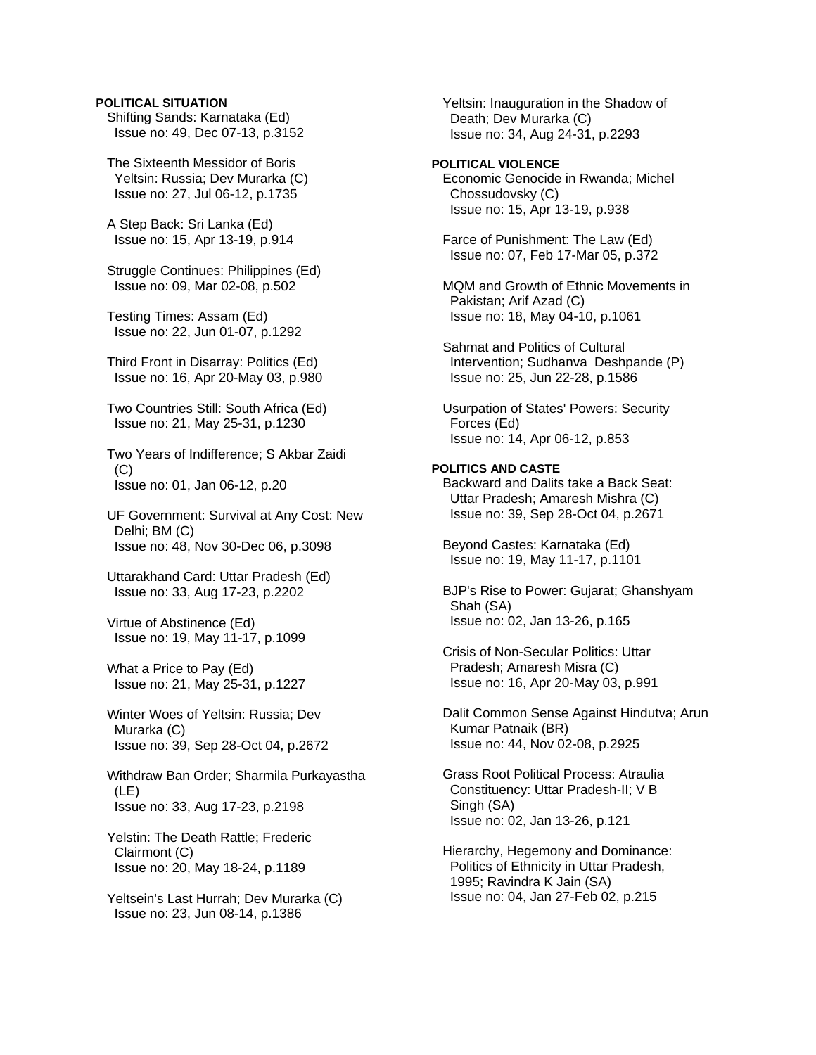**POLITICAL SITUATION**

Shifting Sands: Karnataka (Ed)
Issue no: 49, Dec 07-13, p.3152

The Sixteenth Messidor of Boris Yeltsin: Russia; Dev Murarka (C)
Issue no: 27, Jul 06-12, p.1735

A Step Back: Sri Lanka (Ed)
Issue no: 15, Apr 13-19, p.914

Struggle Continues: Philippines (Ed)
Issue no: 09, Mar 02-08, p.502

Testing Times: Assam (Ed)
Issue no: 22, Jun 01-07, p.1292

Third Front in Disarray: Politics (Ed)
Issue no: 16, Apr 20-May 03, p.980

Two Countries Still: South Africa (Ed)
Issue no: 21, May 25-31, p.1230

Two Years of Indifference; S Akbar Zaidi (C)
Issue no: 01, Jan 06-12, p.20

UF Government: Survival at Any Cost: New Delhi; BM (C)
Issue no: 48, Nov 30-Dec 06, p.3098

Uttarakhand Card: Uttar Pradesh (Ed)
Issue no: 33, Aug 17-23, p.2202

Virtue of Abstinence (Ed)
Issue no: 19, May 11-17, p.1099

What a Price to Pay (Ed)
Issue no: 21, May 25-31, p.1227

Winter Woes of Yeltsin: Russia; Dev Murarka (C)
Issue no: 39, Sep 28-Oct 04, p.2672

Withdraw Ban Order; Sharmila Purkayastha (LE)
Issue no: 33, Aug 17-23, p.2198

Yelstin: The Death Rattle; Frederic Clairmont (C)
Issue no: 20, May 18-24, p.1189

Yeltsein's Last Hurrah; Dev Murarka (C)
Issue no: 23, Jun 08-14, p.1386

Yeltsin: Inauguration in the Shadow of Death; Dev Murarka (C)
Issue no: 34, Aug 24-31, p.2293

**POLITICAL VIOLENCE**

Economic Genocide in Rwanda; Michel Chossudovsky (C)
Issue no: 15, Apr 13-19, p.938

Farce of Punishment: The Law (Ed)
Issue no: 07, Feb 17-Mar 05, p.372

MQM and Growth of Ethnic Movements in Pakistan; Arif Azad (C)
Issue no: 18, May 04-10, p.1061

Sahmat and Politics of Cultural Intervention; Sudhanva Deshpande (P)
Issue no: 25, Jun 22-28, p.1586

Usurpation of States' Powers: Security Forces (Ed)
Issue no: 14, Apr 06-12, p.853

**POLITICS AND CASTE**

Backward and Dalits take a Back Seat: Uttar Pradesh; Amaresh Mishra (C)
Issue no: 39, Sep 28-Oct 04, p.2671

Beyond Castes: Karnataka (Ed)
Issue no: 19, May 11-17, p.1101

BJP's Rise to Power: Gujarat; Ghanshyam Shah (SA)
Issue no: 02, Jan 13-26, p.165

Crisis of Non-Secular Politics: Uttar Pradesh; Amaresh Misra (C)
Issue no: 16, Apr 20-May 03, p.991

Dalit Common Sense Against Hindutva; Arun Kumar Patnaik (BR)
Issue no: 44, Nov 02-08, p.2925

Grass Root Political Process: Atraulia Constituency: Uttar Pradesh-II; V B Singh (SA)
Issue no: 02, Jan 13-26, p.121

Hierarchy, Hegemony and Dominance: Politics of Ethnicity in Uttar Pradesh, 1995; Ravindra K Jain (SA)
Issue no: 04, Jan 27-Feb 02, p.215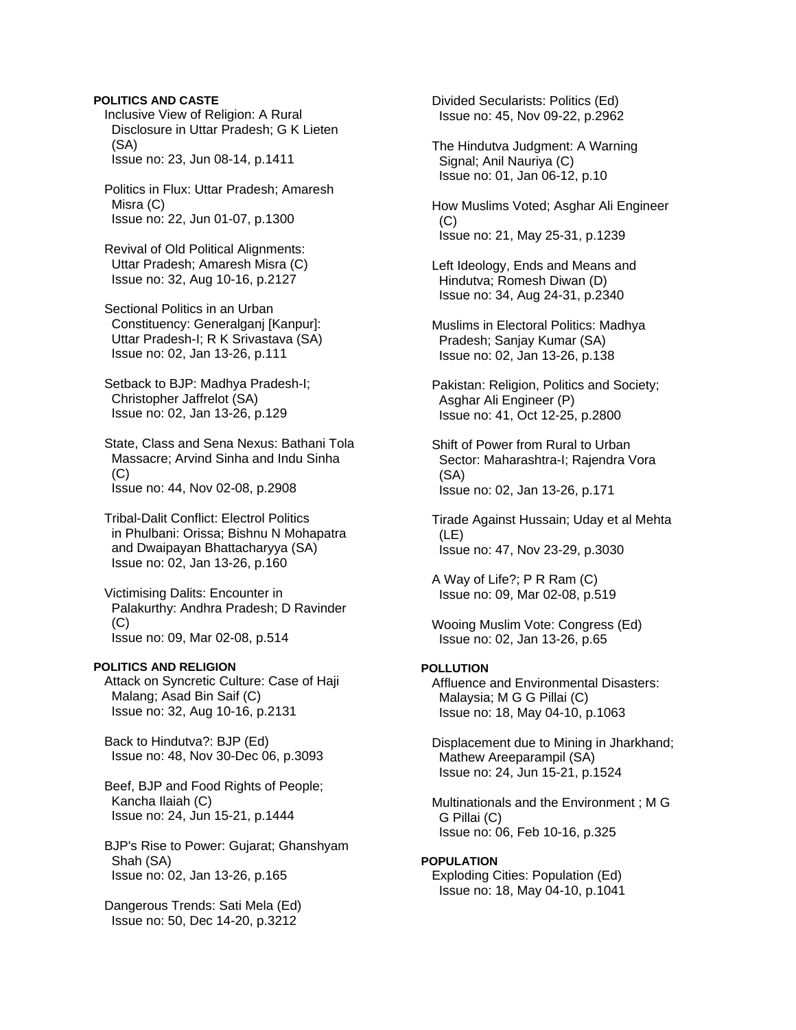**POLITICS AND CASTE**

Inclusive View of Religion: A Rural Disclosure in Uttar Pradesh; G K Lieten (SA)
Issue no: 23, Jun 08-14, p.1411

Politics in Flux: Uttar Pradesh; Amaresh Misra (C)
Issue no: 22, Jun 01-07, p.1300

Revival of Old Political Alignments: Uttar Pradesh; Amaresh Misra (C)
Issue no: 32, Aug 10-16, p.2127

Sectional Politics in an Urban Constituency: Generalganj [Kanpur]: Uttar Pradesh-I; R K Srivastava (SA)
Issue no: 02, Jan 13-26, p.111

Setback to BJP: Madhya Pradesh-I; Christopher Jaffrelot (SA)
Issue no: 02, Jan 13-26, p.129

State, Class and Sena Nexus: Bathani Tola Massacre; Arvind Sinha and Indu Sinha (C)
Issue no: 44, Nov 02-08, p.2908

Tribal-Dalit Conflict: Electrol Politics in Phulbani: Orissa; Bishnu N Mohapatra and Dwaipayan Bhattacharyya (SA)
Issue no: 02, Jan 13-26, p.160

Victimising Dalits: Encounter in Palakurthy: Andhra Pradesh; D Ravinder (C)
Issue no: 09, Mar 02-08, p.514

**POLITICS AND RELIGION**

Attack on Syncretic Culture: Case of Haji Malang; Asad Bin Saif (C)
Issue no: 32, Aug 10-16, p.2131

Back to Hindutva?: BJP (Ed)
Issue no: 48, Nov 30-Dec 06, p.3093

Beef, BJP and Food Rights of People; Kancha Ilaiah (C)
Issue no: 24, Jun 15-21, p.1444

BJP's Rise to Power: Gujarat; Ghanshyam Shah (SA)
Issue no: 02, Jan 13-26, p.165

Dangerous Trends: Sati Mela (Ed)
Issue no: 50, Dec 14-20, p.3212

Divided Secularists: Politics (Ed)
Issue no: 45, Nov 09-22, p.2962

The Hindutva Judgment: A Warning Signal; Anil Nauriya (C)
Issue no: 01, Jan 06-12, p.10

How Muslims Voted; Asghar Ali Engineer (C)
Issue no: 21, May 25-31, p.1239

Left Ideology, Ends and Means and Hindutva; Romesh Diwan (D)
Issue no: 34, Aug 24-31, p.2340

Muslims in Electoral Politics: Madhya Pradesh; Sanjay Kumar (SA)
Issue no: 02, Jan 13-26, p.138

Pakistan: Religion, Politics and Society; Asghar Ali Engineer (P)
Issue no: 41, Oct 12-25, p.2800

Shift of Power from Rural to Urban Sector: Maharashtra-I; Rajendra Vora (SA)
Issue no: 02, Jan 13-26, p.171

Tirade Against Hussain; Uday et al Mehta (LE)
Issue no: 47, Nov 23-29, p.3030

A Way of Life?; P R Ram (C)
Issue no: 09, Mar 02-08, p.519

Wooing Muslim Vote: Congress (Ed)
Issue no: 02, Jan 13-26, p.65

**POLLUTION**

Affluence and Environmental Disasters: Malaysia; M G G Pillai (C)
Issue no: 18, May 04-10, p.1063

Displacement due to Mining in Jharkhand; Mathew Areeparampil (SA)
Issue no: 24, Jun 15-21, p.1524

Multinationals and the Environment ; M G G Pillai (C)
Issue no: 06, Feb 10-16, p.325

**POPULATION**

Exploding Cities: Population (Ed)
Issue no: 18, May 04-10, p.1041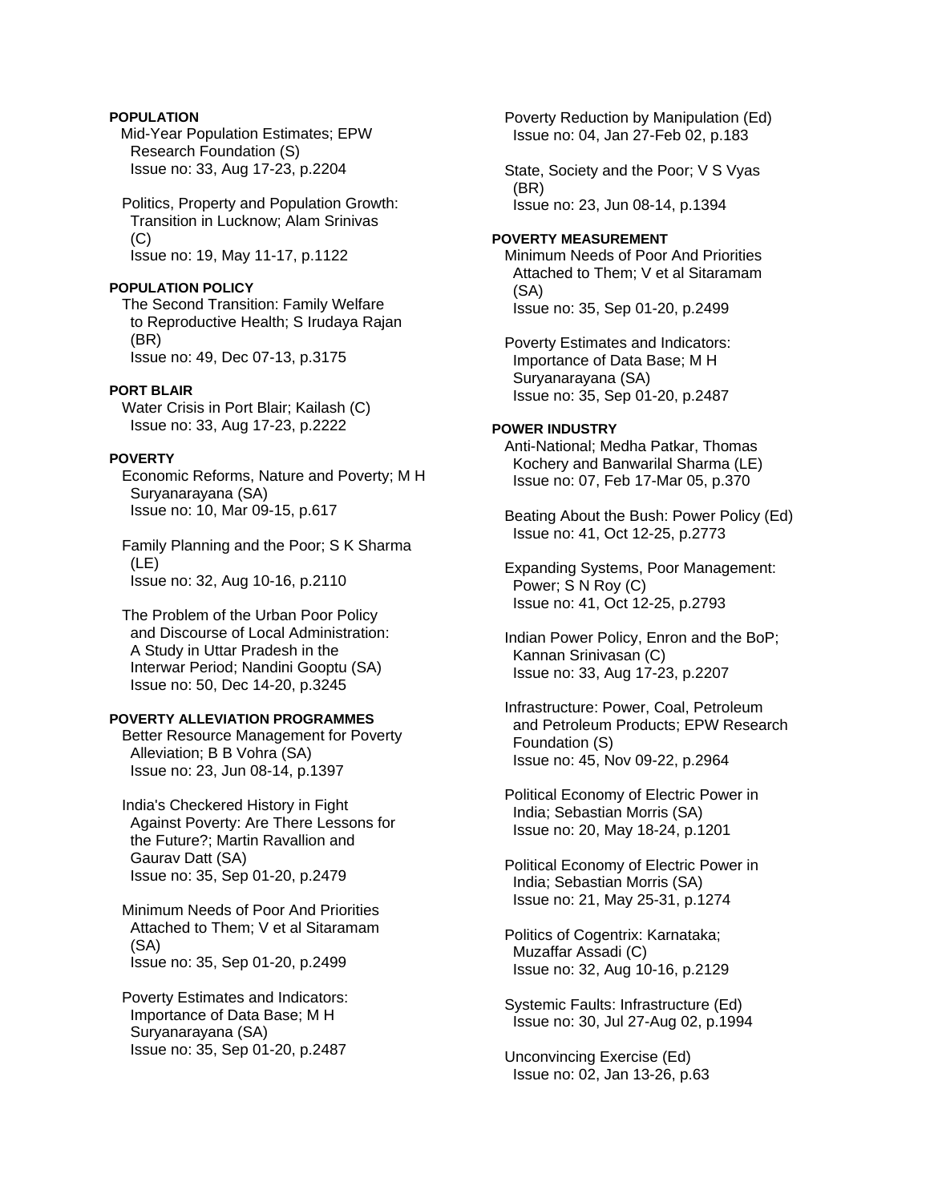**POPULATION**

Mid-Year Population Estimates; EPW Research Foundation (S)
Issue no: 33, Aug 17-23, p.2204

Politics, Property and Population Growth: Transition in Lucknow; Alam Srinivas (C)
Issue no: 19, May 11-17, p.1122

**POPULATION POLICY**

The Second Transition: Family Welfare to Reproductive Health; S Irudaya Rajan (BR)
Issue no: 49, Dec 07-13, p.3175

**PORT BLAIR**

Water Crisis in Port Blair; Kailash (C)
Issue no: 33, Aug 17-23, p.2222

**POVERTY**

Economic Reforms, Nature and Poverty; M H Suryanarayana (SA)
Issue no: 10, Mar 09-15, p.617

Family Planning and the Poor; S K Sharma (LE)
Issue no: 32, Aug 10-16, p.2110

The Problem of the Urban Poor Policy and Discourse of Local Administration: A Study in Uttar Pradesh in the Interwar Period; Nandini Gooptu (SA)
Issue no: 50, Dec 14-20, p.3245

**POVERTY ALLEVIATION PROGRAMMES**

Better Resource Management for Poverty Alleviation; B B Vohra (SA)
Issue no: 23, Jun 08-14, p.1397

India's Checkered History in Fight Against Poverty: Are There Lessons for the Future?; Martin Ravallion and Gaurav Datt (SA)
Issue no: 35, Sep 01-20, p.2479

Minimum Needs of Poor And Priorities Attached to Them; V et al Sitaramam (SA)
Issue no: 35, Sep 01-20, p.2499

Poverty Estimates and Indicators: Importance of Data Base; M H Suryanarayana (SA)
Issue no: 35, Sep 01-20, p.2487

Poverty Reduction by Manipulation (Ed)
Issue no: 04, Jan 27-Feb 02, p.183

State, Society and the Poor; V S Vyas (BR)
Issue no: 23, Jun 08-14, p.1394

**POVERTY MEASUREMENT**

Minimum Needs of Poor And Priorities Attached to Them; V et al Sitaramam (SA)
Issue no: 35, Sep 01-20, p.2499

Poverty Estimates and Indicators: Importance of Data Base; M H Suryanarayana (SA)
Issue no: 35, Sep 01-20, p.2487

**POWER INDUSTRY**

Anti-National; Medha Patkar, Thomas Kochery and Banwarilal Sharma (LE)
Issue no: 07, Feb 17-Mar 05, p.370

Beating About the Bush: Power Policy (Ed)
Issue no: 41, Oct 12-25, p.2773

Expanding Systems, Poor Management: Power; S N Roy (C)
Issue no: 41, Oct 12-25, p.2793

Indian Power Policy, Enron and the BoP; Kannan Srinivasan (C)
Issue no: 33, Aug 17-23, p.2207

Infrastructure: Power, Coal, Petroleum and Petroleum Products; EPW Research Foundation (S)
Issue no: 45, Nov 09-22, p.2964

Political Economy of Electric Power in India; Sebastian Morris (SA)
Issue no: 20, May 18-24, p.1201

Political Economy of Electric Power in India; Sebastian Morris (SA)
Issue no: 21, May 25-31, p.1274

Politics of Cogentrix: Karnataka; Muzaffar Assadi (C)
Issue no: 32, Aug 10-16, p.2129

Systemic Faults: Infrastructure (Ed)
Issue no: 30, Jul 27-Aug 02, p.1994

Unconvincing Exercise (Ed)
Issue no: 02, Jan 13-26, p.63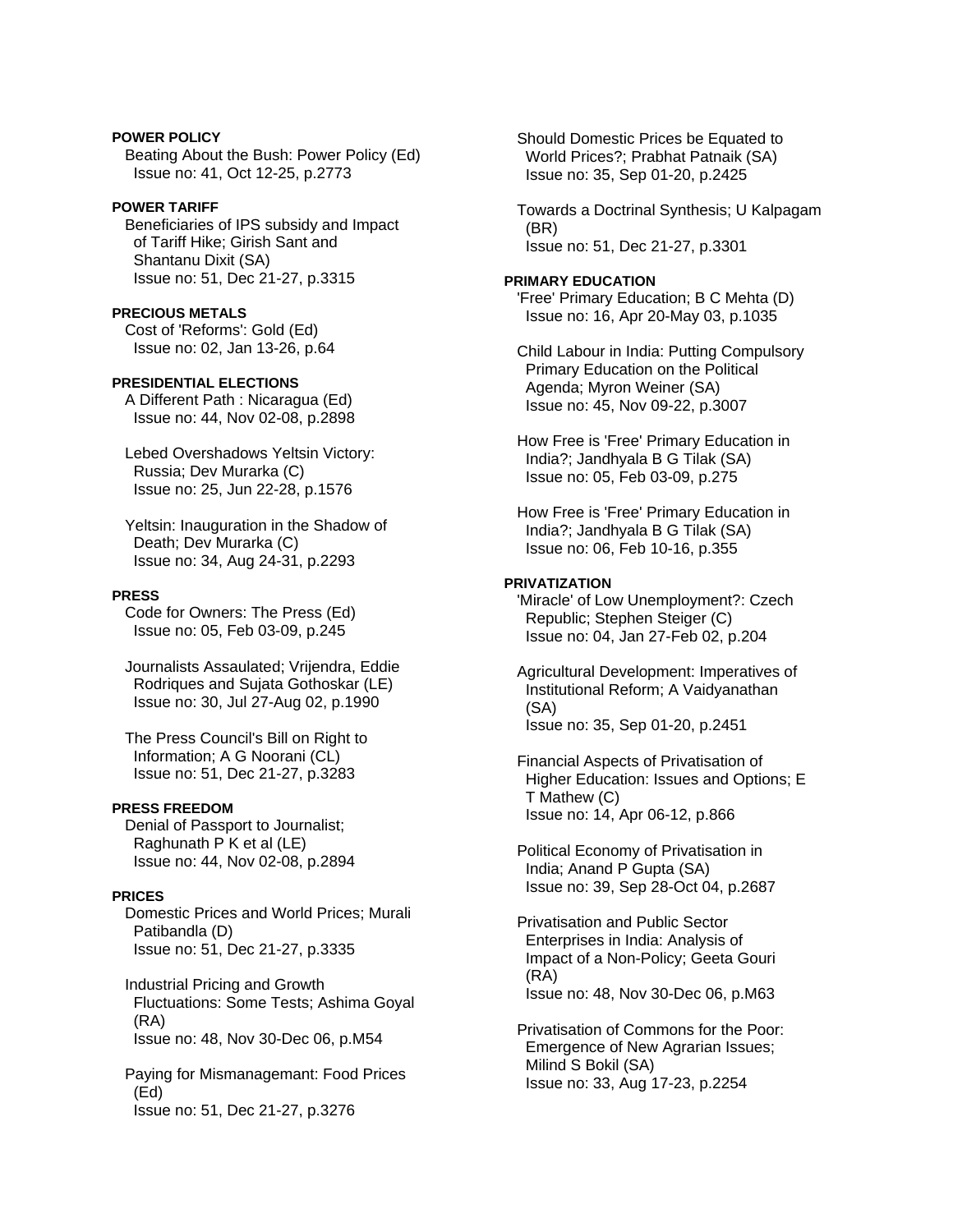**POWER POLICY**

Beating About the Bush: Power Policy (Ed)
Issue no: 41, Oct 12-25, p.2773

**POWER TARIFF**

Beneficiaries of IPS subsidy and Impact of Tariff Hike; Girish Sant and Shantanu Dixit (SA)
Issue no: 51, Dec 21-27, p.3315

**PRECIOUS METALS**

Cost of 'Reforms': Gold (Ed)
Issue no: 02, Jan 13-26, p.64

**PRESIDENTIAL ELECTIONS**

A Different Path : Nicaragua (Ed)
Issue no: 44, Nov 02-08, p.2898

Lebed Overshadows Yeltsin Victory: Russia; Dev Murarka (C)
Issue no: 25, Jun 22-28, p.1576

Yeltsin: Inauguration in the Shadow of Death; Dev Murarka (C)
Issue no: 34, Aug 24-31, p.2293

**PRESS**

Code for Owners: The Press (Ed)
Issue no: 05, Feb 03-09, p.245

Journalists Assaulted; Vrijendra, Eddie Rodriques and Sujata Gothoskar (LE)
Issue no: 30, Jul 27-Aug 02, p.1990

The Press Council's Bill on Right to Information; A G Noorani (CL)
Issue no: 51, Dec 21-27, p.3283

**PRESS FREEDOM**

Denial of Passport to Journalist; Raghunath P K et al (LE)
Issue no: 44, Nov 02-08, p.2894

**PRICES**

Domestic Prices and World Prices; Murali Patibandla (D)
Issue no: 51, Dec 21-27, p.3335

Industrial Pricing and Growth Fluctuations: Some Tests; Ashima Goyal (RA)
Issue no: 48, Nov 30-Dec 06, p.M54

Paying for Mismanagemant: Food Prices (Ed)
Issue no: 51, Dec 21-27, p.3276

Should Domestic Prices be Equated to World Prices?; Prabhat Patnaik (SA)
Issue no: 35, Sep 01-20, p.2425

Towards a Doctrinal Synthesis; U Kalpagam (BR)
Issue no: 51, Dec 21-27, p.3301

**PRIMARY EDUCATION**

'Free' Primary Education; B C Mehta (D)
Issue no: 16, Apr 20-May 03, p.1035

Child Labour in India: Putting Compulsory Primary Education on the Political Agenda; Myron Weiner (SA)
Issue no: 45, Nov 09-22, p.3007

How Free is 'Free' Primary Education in India?; Jandhyala B G Tilak (SA)
Issue no: 05, Feb 03-09, p.275

How Free is 'Free' Primary Education in India?; Jandhyala B G Tilak (SA)
Issue no: 06, Feb 10-16, p.355

**PRIVATIZATION**

'Miracle' of Low Unemployment?: Czech Republic; Stephen Steiger (C)
Issue no: 04, Jan 27-Feb 02, p.204

Agricultural Development: Imperatives of Institutional Reform; A Vaidyanathan (SA)
Issue no: 35, Sep 01-20, p.2451

Financial Aspects of Privatisation of Higher Education: Issues and Options; E T Mathew (C)
Issue no: 14, Apr 06-12, p.866

Political Economy of Privatisation in India; Anand P Gupta (SA)
Issue no: 39, Sep 28-Oct 04, p.2687

Privatisation and Public Sector Enterprises in India: Analysis of Impact of a Non-Policy; Geeta Gouri (RA)
Issue no: 48, Nov 30-Dec 06, p.M63

Privatisation of Commons for the Poor: Emergence of New Agrarian Issues; Milind S Bokil (SA)
Issue no: 33, Aug 17-23, p.2254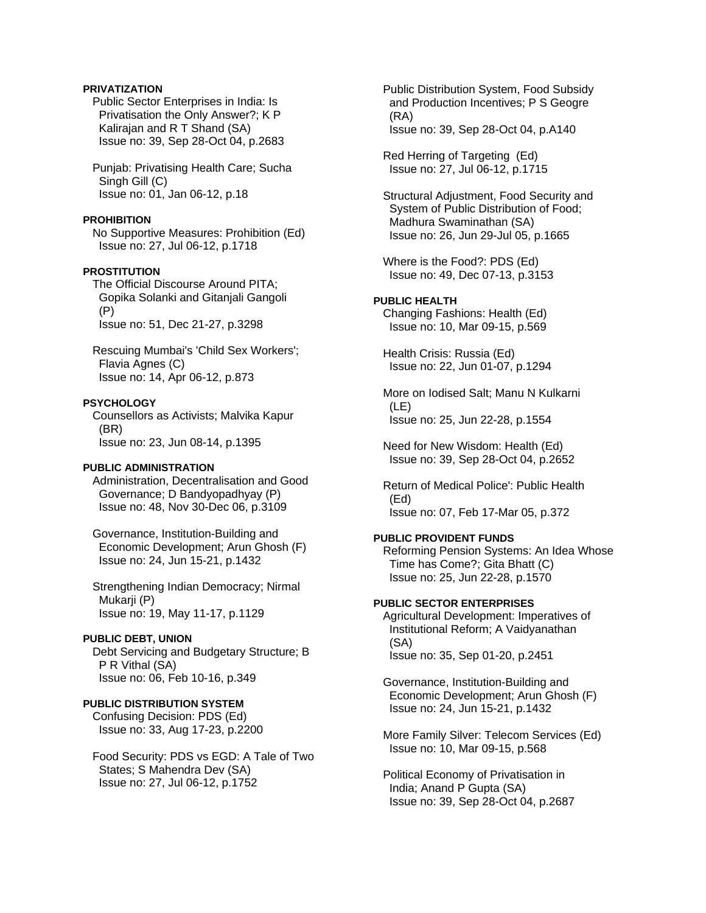**PRIVATIZATION**

Public Sector Enterprises in India: Is Privatisation the Only Answer?; K P Kalirajan and R T Shand (SA)
Issue no: 39, Sep 28-Oct 04, p.2683

Punjab: Privatising Health Care; Sucha Singh Gill (C)
Issue no: 01, Jan 06-12, p.18

**PROHIBITION**

No Supportive Measures: Prohibition (Ed)
Issue no: 27, Jul 06-12, p.1718

**PROSTITUTION**

The Official Discourse Around PITA; Gopika Solanki and Gitanjali Gangoli (P)
Issue no: 51, Dec 21-27, p.3298

Rescuing Mumbai's 'Child Sex Workers'; Flavia Agnes (C)
Issue no: 14, Apr 06-12, p.873

**PSYCHOLOGY**

Counsellors as Activists; Malvika Kapur (BR)
Issue no: 23, Jun 08-14, p.1395

**PUBLIC ADMINISTRATION**

Administration, Decentralisation and Good Governance; D Bandyopadhyay (P)
Issue no: 48, Nov 30-Dec 06, p.3109

Governance, Institution-Building and Economic Development; Arun Ghosh (F)
Issue no: 24, Jun 15-21, p.1432

Strengthening Indian Democracy; Nirmal Mukarji (P)
Issue no: 19, May 11-17, p.1129

**PUBLIC DEBT, UNION**

Debt Servicing and Budgetary Structure; B P R Vithal (SA)
Issue no: 06, Feb 10-16, p.349

**PUBLIC DISTRIBUTION SYSTEM**

Confusing Decision: PDS (Ed)
Issue no: 33, Aug 17-23, p.2200

Food Security: PDS vs EGD: A Tale of Two States; S Mahendra Dev (SA)
Issue no: 27, Jul 06-12, p.1752

Public Distribution System, Food Subsidy and Production Incentives; P S Geogre (RA)
Issue no: 39, Sep 28-Oct 04, p.A140

Red Herring of Targeting (Ed)
Issue no: 27, Jul 06-12, p.1715

Structural Adjustment, Food Security and System of Public Distribution of Food; Madhura Swaminathan (SA)
Issue no: 26, Jun 29-Jul 05, p.1665

Where is the Food?: PDS (Ed)
Issue no: 49, Dec 07-13, p.3153

**PUBLIC HEALTH**

Changing Fashions: Health (Ed)
Issue no: 10, Mar 09-15, p.569

Health Crisis: Russia (Ed)
Issue no: 22, Jun 01-07, p.1294

More on Iodised Salt; Manu N Kulkarni (LE)
Issue no: 25, Jun 22-28, p.1554

Need for New Wisdom: Health (Ed)
Issue no: 39, Sep 28-Oct 04, p.2652

Return of Medical Police': Public Health (Ed)
Issue no: 07, Feb 17-Mar 05, p.372

**PUBLIC PROVIDENT FUNDS**

Reforming Pension Systems: An Idea Whose Time has Come?; Gita Bhatt (C)
Issue no: 25, Jun 22-28, p.1570

**PUBLIC SECTOR ENTERPRISES**

Agricultural Development: Imperatives of Institutional Reform; A Vaidyanathan (SA)
Issue no: 35, Sep 01-20, p.2451

Governance, Institution-Building and Economic Development; Arun Ghosh (F)
Issue no: 24, Jun 15-21, p.1432

More Family Silver: Telecom Services (Ed)
Issue no: 10, Mar 09-15, p.568

Political Economy of Privatisation in India; Anand P Gupta (SA)
Issue no: 39, Sep 28-Oct 04, p.2687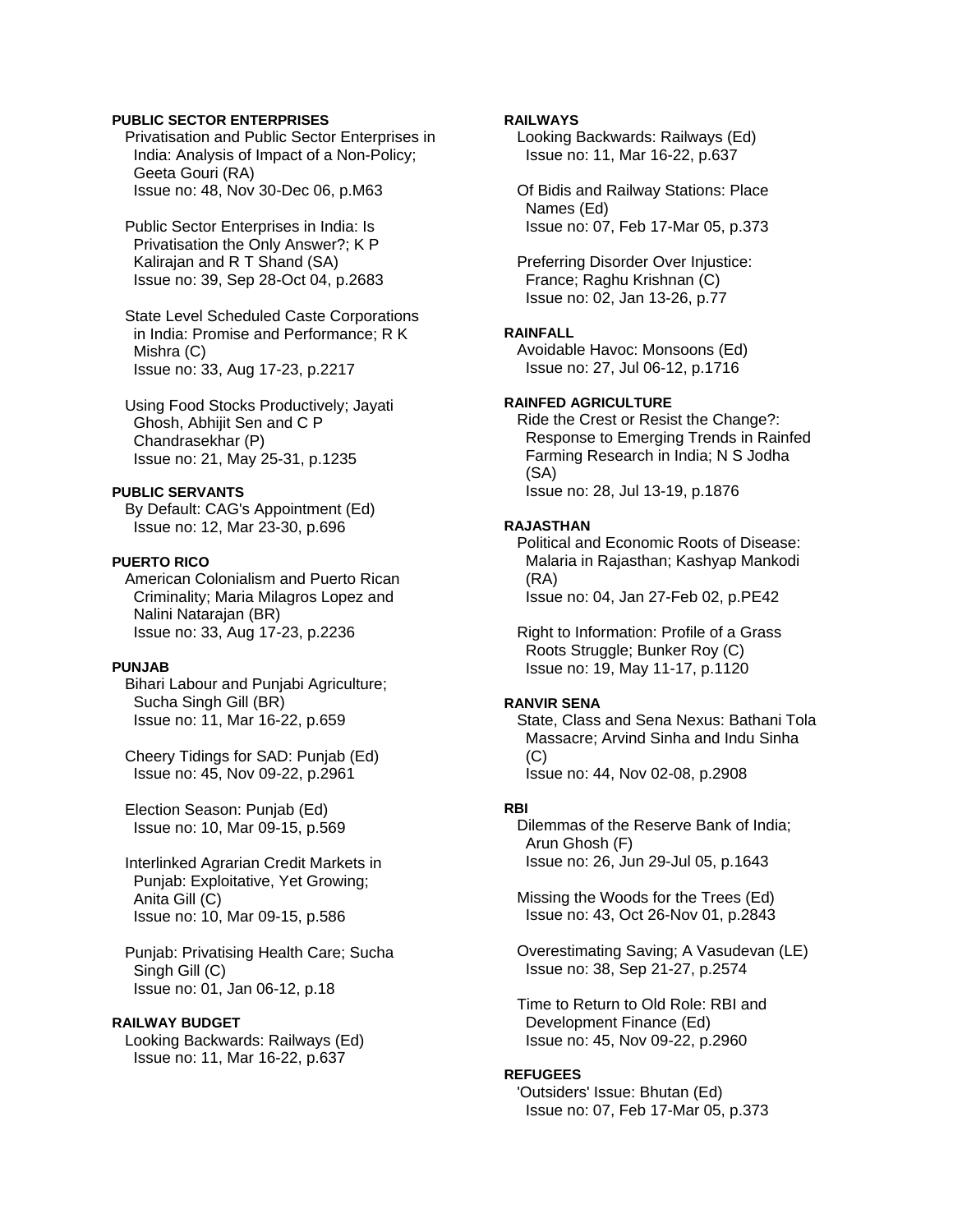**PUBLIC SECTOR ENTERPRISES**

Privatisation and Public Sector Enterprises in India: Analysis of Impact of a Non-Policy; Geeta Gouri (RA)
Issue no: 48, Nov 30-Dec 06, p.M63

Public Sector Enterprises in India: Is Privatisation the Only Answer?; K P Kalirajan and R T Shand (SA)
Issue no: 39, Sep 28-Oct 04, p.2683

State Level Scheduled Caste Corporations in India: Promise and Performance; R K Mishra (C)
Issue no: 33, Aug 17-23, p.2217

Using Food Stocks Productively; Jayati Ghosh, Abhijit Sen and C P Chandrasekhar (P)
Issue no: 21, May 25-31, p.1235

**PUBLIC SERVANTS**

By Default: CAG's Appointment (Ed)
Issue no: 12, Mar 23-30, p.696

**PUERTO RICO**

American Colonialism and Puerto Rican Criminality; Maria Milagros Lopez and Nalini Natarajan (BR)
Issue no: 33, Aug 17-23, p.2236

**PUNJAB**

Bihari Labour and Punjabi Agriculture; Sucha Singh Gill (BR)
Issue no: 11, Mar 16-22, p.659

Cheery Tidings for SAD: Punjab (Ed)
Issue no: 45, Nov 09-22, p.2961

Election Season: Punjab (Ed)
Issue no: 10, Mar 09-15, p.569

Interlinked Agrarian Credit Markets in Punjab: Exploitative, Yet Growing; Anita Gill (C)
Issue no: 10, Mar 09-15, p.586

Punjab: Privatising Health Care; Sucha Singh Gill (C)
Issue no: 01, Jan 06-12, p.18

**RAILWAY BUDGET**

Looking Backwards: Railways (Ed)
Issue no: 11, Mar 16-22, p.637

**RAILWAYS**

Looking Backwards: Railways (Ed)
Issue no: 11, Mar 16-22, p.637

Of Bidis and Railway Stations: Place Names (Ed)
Issue no: 07, Feb 17-Mar 05, p.373

Preferring Disorder Over Injustice: France; Raghu Krishnan (C)
Issue no: 02, Jan 13-26, p.77

**RAINFALL**

Avoidable Havoc: Monsoons (Ed)
Issue no: 27, Jul 06-12, p.1716

**RAINFED AGRICULTURE**

Ride the Crest or Resist the Change?: Response to Emerging Trends in Rainfed Farming Research in India; N S Jodha (SA)
Issue no: 28, Jul 13-19, p.1876

**RAJASTHAN**

Political and Economic Roots of Disease: Malaria in Rajasthan; Kashyap Mankodi (RA)
Issue no: 04, Jan 27-Feb 02, p.PE42

Right to Information: Profile of a Grass Roots Struggle; Bunker Roy (C)
Issue no: 19, May 11-17, p.1120

**RANVIR SENA**

State, Class and Sena Nexus: Bathani Tola Massacre; Arvind Sinha and Indu Sinha (C)
Issue no: 44, Nov 02-08, p.2908

**RBI**

Dilemmas of the Reserve Bank of India; Arun Ghosh (F)
Issue no: 26, Jun 29-Jul 05, p.1643

Missing the Woods for the Trees (Ed)
Issue no: 43, Oct 26-Nov 01, p.2843

Overestimating Saving; A Vasudevan (LE)
Issue no: 38, Sep 21-27, p.2574

Time to Return to Old Role: RBI and Development Finance (Ed)
Issue no: 45, Nov 09-22, p.2960

**REFUGEES**

'Outsiders' Issue: Bhutan (Ed)
Issue no: 07, Feb 17-Mar 05, p.373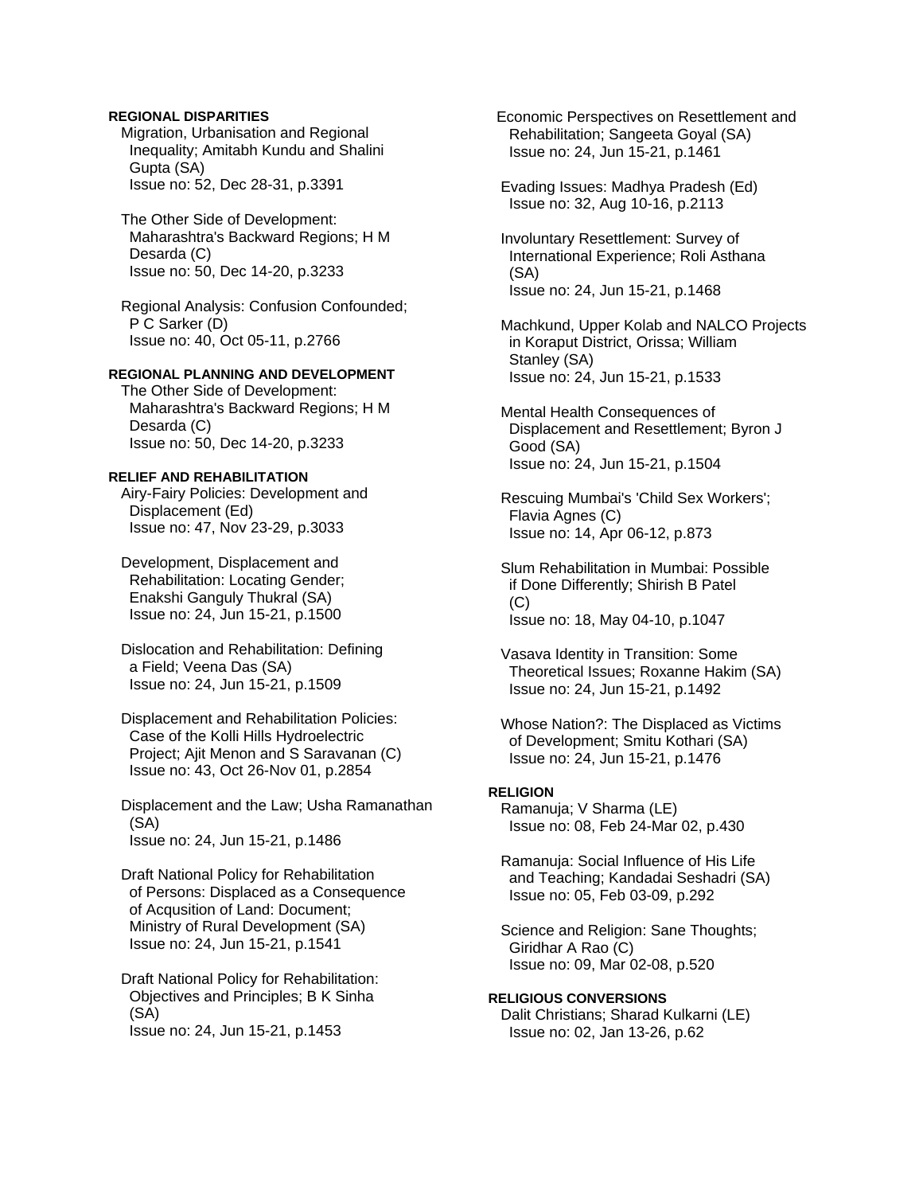**REGIONAL DISPARITIES**

Migration, Urbanisation and Regional Inequality; Amitabh Kundu and Shalini Gupta (SA)
Issue no: 52, Dec 28-31, p.3391

The Other Side of Development: Maharashtra's Backward Regions; H M Desarda (C)
Issue no: 50, Dec 14-20, p.3233

Regional Analysis: Confusion Confounded; P C Sarker (D)
Issue no: 40, Oct 05-11, p.2766

**REGIONAL PLANNING AND DEVELOPMENT**

The Other Side of Development: Maharashtra's Backward Regions; H M Desarda (C)
Issue no: 50, Dec 14-20, p.3233

**RELIEF AND REHABILITATION**

Airy-Fairy Policies: Development and Displacement (Ed)
Issue no: 47, Nov 23-29, p.3033

Development, Displacement and Rehabilitation: Locating Gender; Enakshi Ganguly Thukral (SA)
Issue no: 24, Jun 15-21, p.1500

Dislocation and Rehabilitation: Defining a Field; Veena Das (SA)
Issue no: 24, Jun 15-21, p.1509

Displacement and Rehabilitation Policies: Case of the Kolli Hills Hydroelectric Project; Ajit Menon and S Saravanan (C)
Issue no: 43, Oct 26-Nov 01, p.2854

Displacement and the Law; Usha Ramanathan (SA)
Issue no: 24, Jun 15-21, p.1486

Draft National Policy for Rehabilitation of Persons: Displaced as a Consequence of Acqusition of Land: Document; Ministry of Rural Development (SA)
Issue no: 24, Jun 15-21, p.1541

Draft National Policy for Rehabilitation: Objectives and Principles; B K Sinha (SA)
Issue no: 24, Jun 15-21, p.1453

Economic Perspectives on Resettlement and Rehabilitation; Sangeeta Goyal (SA)
Issue no: 24, Jun 15-21, p.1461

Evading Issues: Madhya Pradesh (Ed)
Issue no: 32, Aug 10-16, p.2113

Involuntary Resettlement: Survey of International Experience; Roli Asthana (SA)
Issue no: 24, Jun 15-21, p.1468

Machkund, Upper Kolab and NALCO Projects in Koraput District, Orissa; William Stanley (SA)
Issue no: 24, Jun 15-21, p.1533

Mental Health Consequences of Displacement and Resettlement; Byron J Good (SA)
Issue no: 24, Jun 15-21, p.1504

Rescuing Mumbai's 'Child Sex Workers'; Flavia Agnes (C)
Issue no: 14, Apr 06-12, p.873

Slum Rehabilitation in Mumbai: Possible if Done Differently; Shirish B Patel (C)
Issue no: 18, May 04-10, p.1047

Vasava Identity in Transition: Some Theoretical Issues; Roxanne Hakim (SA)
Issue no: 24, Jun 15-21, p.1492

Whose Nation?: The Displaced as Victims of Development; Smitu Kothari (SA)
Issue no: 24, Jun 15-21, p.1476

**RELIGION**

Ramanuja; V Sharma (LE)
Issue no: 08, Feb 24-Mar 02, p.430

Ramanuja: Social Influence of His Life and Teaching; Kandadai Seshadri (SA)
Issue no: 05, Feb 03-09, p.292

Science and Religion: Sane Thoughts; Giridhar A Rao (C)
Issue no: 09, Mar 02-08, p.520

**RELIGIOUS CONVERSIONS**

Dalit Christians; Sharad Kulkarni (LE)
Issue no: 02, Jan 13-26, p.62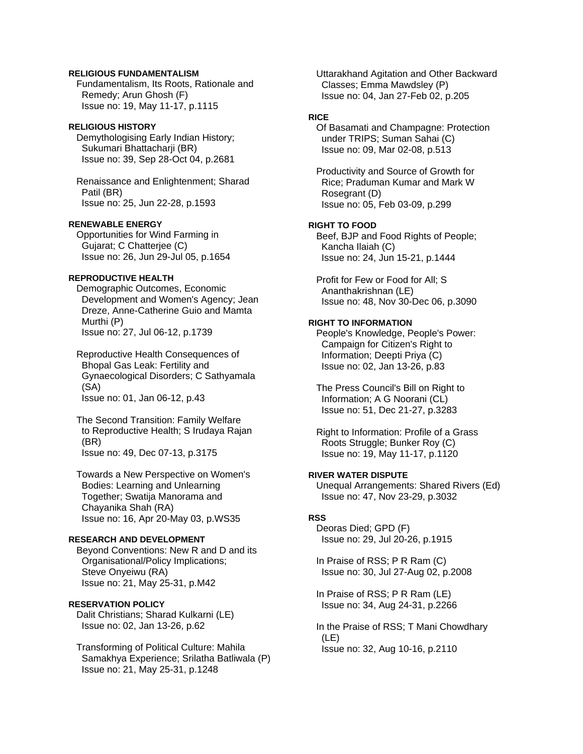**RELIGIOUS FUNDAMENTALISM**

Fundamentalism, Its Roots, Rationale and Remedy; Arun Ghosh (F)
Issue no: 19, May 11-17, p.1115

**RELIGIOUS HISTORY**

Demythologising Early Indian History; Sukumari Bhattacharji (BR)
Issue no: 39, Sep 28-Oct 04, p.2681

Renaissance and Enlightenment; Sharad Patil (BR)
Issue no: 25, Jun 22-28, p.1593

**RENEWABLE ENERGY**

Opportunities for Wind Farming in Gujarat; C Chatterjee (C)
Issue no: 26, Jun 29-Jul 05, p.1654

**REPRODUCTIVE HEALTH**

Demographic Outcomes, Economic Development and Women's Agency; Jean Dreze, Anne-Catherine Guio and Mamta Murthi (P)
Issue no: 27, Jul 06-12, p.1739

Reproductive Health Consequences of Bhopal Gas Leak: Fertility and Gynaecological Disorders; C Sathyamala (SA)
Issue no: 01, Jan 06-12, p.43

The Second Transition: Family Welfare to Reproductive Health; S Irudaya Rajan (BR)
Issue no: 49, Dec 07-13, p.3175

Towards a New Perspective on Women's Bodies: Learning and Unlearning Together; Swatija Manorama and Chayanika Shah (RA)
Issue no: 16, Apr 20-May 03, p.WS35

**RESEARCH AND DEVELOPMENT**

Beyond Conventions: New R and D and its Organisational/Policy Implications; Steve Onyeiwu (RA)
Issue no: 21, May 25-31, p.M42

**RESERVATION POLICY**

Dalit Christians; Sharad Kulkarni (LE)
Issue no: 02, Jan 13-26, p.62

Transforming of Political Culture: Mahila Samakhya Experience; Srilatha Batliwala (P)
Issue no: 21, May 25-31, p.1248

Uttarakhand Agitation and Other Backward Classes; Emma Mawdsley (P)
Issue no: 04, Jan 27-Feb 02, p.205

**RICE**

Of Basamati and Champagne: Protection under TRIPS; Suman Sahai (C)
Issue no: 09, Mar 02-08, p.513

Productivity and Source of Growth for Rice; Praduman Kumar and Mark W Rosegrant (D)
Issue no: 05, Feb 03-09, p.299

**RIGHT TO FOOD**

Beef, BJP and Food Rights of People; Kancha Ilaiah (C)
Issue no: 24, Jun 15-21, p.1444

Profit for Few or Food for All; S Ananthakrishnan (LE)
Issue no: 48, Nov 30-Dec 06, p.3090

**RIGHT TO INFORMATION**

People's Knowledge, People's Power: Campaign for Citizen's Right to Information; Deepti Priya (C)
Issue no: 02, Jan 13-26, p.83

The Press Council's Bill on Right to Information; A G Noorani (CL)
Issue no: 51, Dec 21-27, p.3283

Right to Information: Profile of a Grass Roots Struggle; Bunker Roy (C)
Issue no: 19, May 11-17, p.1120

**RIVER WATER DISPUTE**

Unequal Arrangements: Shared Rivers (Ed)
Issue no: 47, Nov 23-29, p.3032

**RSS**

Deoras Died; GPD (F)
Issue no: 29, Jul 20-26, p.1915

In Praise of RSS; P R Ram (C)
Issue no: 30, Jul 27-Aug 02, p.2008

In Praise of RSS; P R Ram (LE)
Issue no: 34, Aug 24-31, p.2266

In the Praise of RSS; T Mani Chowdhary (LE)
Issue no: 32, Aug 10-16, p.2110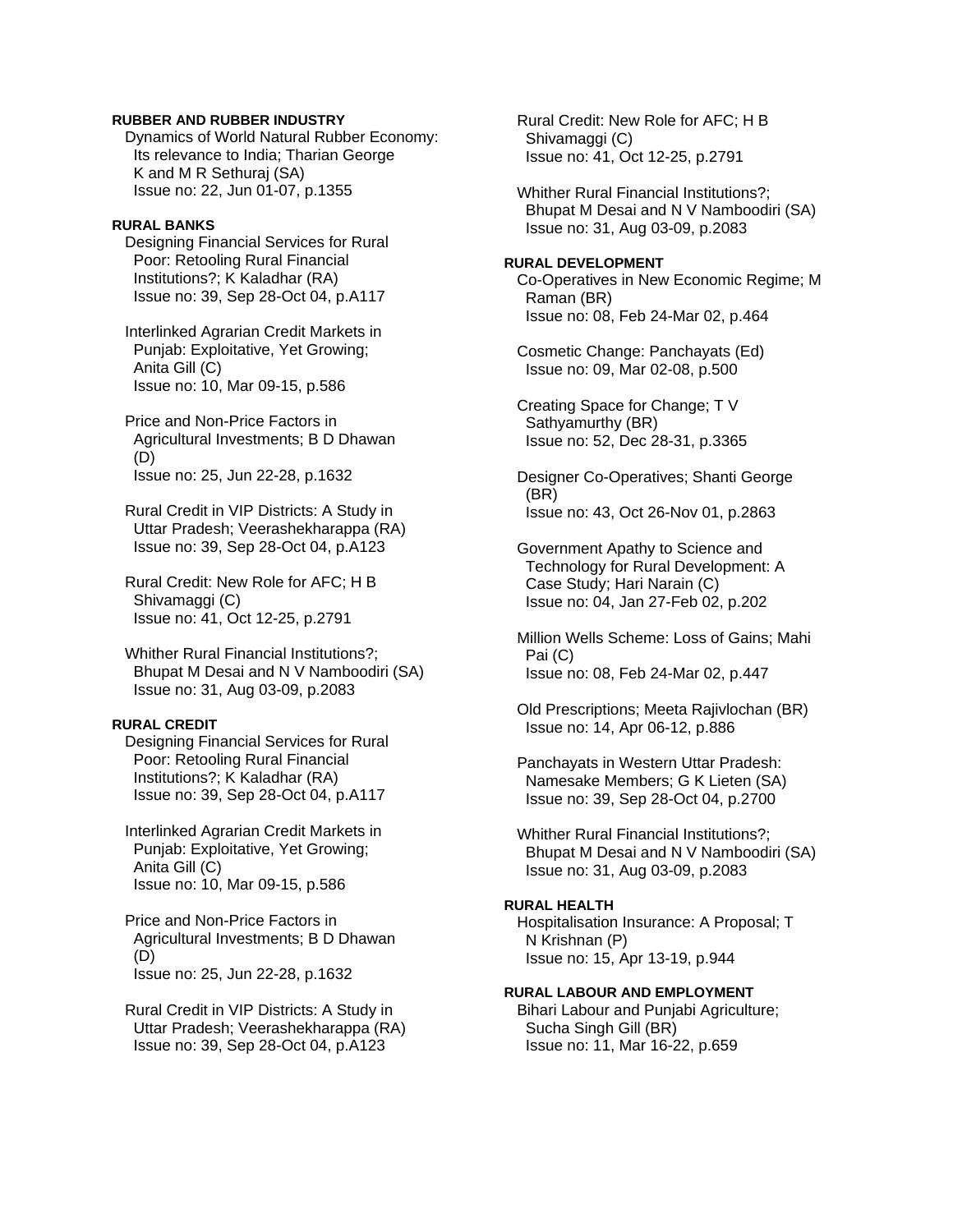**RUBBER AND RUBBER INDUSTRY**

Dynamics of World Natural Rubber Economy: Its relevance to India; Tharian George K and M R Sethuraj (SA)
Issue no: 22, Jun 01-07, p.1355

**RURAL BANKS**

Designing Financial Services for Rural Poor: Retooling Rural Financial Institutions?; K Kaladhar (RA)
Issue no: 39, Sep 28-Oct 04, p.A117

Interlinked Agrarian Credit Markets in Punjab: Exploitative, Yet Growing; Anita Gill (C)
Issue no: 10, Mar 09-15, p.586

Price and Non-Price Factors in Agricultural Investments; B D Dhawan (D)
Issue no: 25, Jun 22-28, p.1632

Rural Credit in VIP Districts: A Study in Uttar Pradesh; Veerashekharappa (RA)
Issue no: 39, Sep 28-Oct 04, p.A123

Rural Credit: New Role for AFC; H B Shivamaggi (C)
Issue no: 41, Oct 12-25, p.2791

Whither Rural Financial Institutions?; Bhupat M Desai and N V Namboodiri (SA)
Issue no: 31, Aug 03-09, p.2083

**RURAL CREDIT**

Designing Financial Services for Rural Poor: Retooling Rural Financial Institutions?; K Kaladhar (RA)
Issue no: 39, Sep 28-Oct 04, p.A117

Interlinked Agrarian Credit Markets in Punjab: Exploitative, Yet Growing; Anita Gill (C)
Issue no: 10, Mar 09-15, p.586

Price and Non-Price Factors in Agricultural Investments; B D Dhawan (D)
Issue no: 25, Jun 22-28, p.1632

Rural Credit in VIP Districts: A Study in Uttar Pradesh; Veerashekharappa (RA)
Issue no: 39, Sep 28-Oct 04, p.A123

Rural Credit: New Role for AFC; H B Shivamaggi (C)
Issue no: 41, Oct 12-25, p.2791

Whither Rural Financial Institutions?; Bhupat M Desai and N V Namboodiri (SA)
Issue no: 31, Aug 03-09, p.2083

**RURAL DEVELOPMENT**

Co-Operatives in New Economic Regime; M Raman (BR)
Issue no: 08, Feb 24-Mar 02, p.464

Cosmetic Change: Panchayats (Ed)
Issue no: 09, Mar 02-08, p.500

Creating Space for Change; T V Sathyamurthy (BR)
Issue no: 52, Dec 28-31, p.3365

Designer Co-Operatives; Shanti George (BR)
Issue no: 43, Oct 26-Nov 01, p.2863

Government Apathy to Science and Technology for Rural Development: A Case Study; Hari Narain (C)
Issue no: 04, Jan 27-Feb 02, p.202

Million Wells Scheme: Loss of Gains; Mahi Pai (C)
Issue no: 08, Feb 24-Mar 02, p.447

Old Prescriptions; Meeta Rajivlochan (BR)
Issue no: 14, Apr 06-12, p.886

Panchayats in Western Uttar Pradesh: Namesake Members; G K Lieten (SA)
Issue no: 39, Sep 28-Oct 04, p.2700

Whither Rural Financial Institutions?; Bhupat M Desai and N V Namboodiri (SA)
Issue no: 31, Aug 03-09, p.2083

**RURAL HEALTH**

Hospitalisation Insurance: A Proposal; T N Krishnan (P)
Issue no: 15, Apr 13-19, p.944

**RURAL LABOUR AND EMPLOYMENT**

Bihari Labour and Punjabi Agriculture; Sucha Singh Gill (BR)
Issue no: 11, Mar 16-22, p.659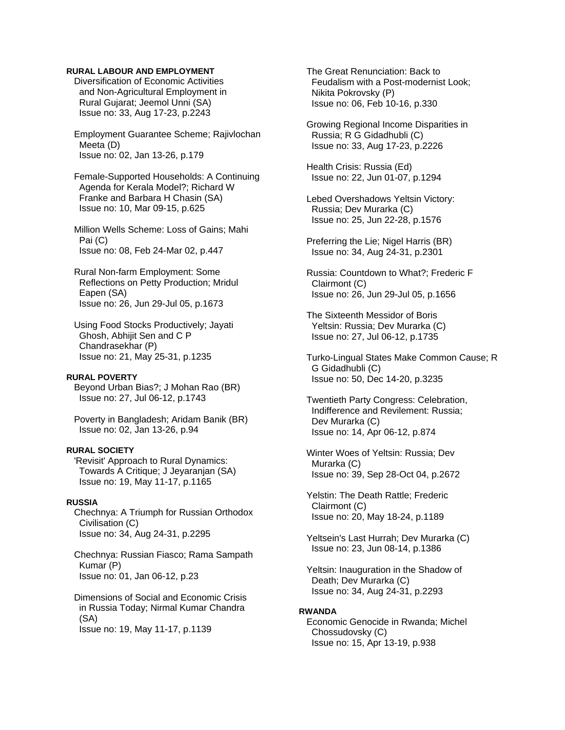**RURAL LABOUR AND EMPLOYMENT**

Diversification of Economic Activities and Non-Agricultural Employment in Rural Gujarat; Jeemol Unni (SA)
Issue no: 33, Aug 17-23, p.2243

Employment Guarantee Scheme; Rajivlochan Meeta (D)
Issue no: 02, Jan 13-26, p.179

Female-Supported Households: A Continuing Agenda for Kerala Model?; Richard W Franke and Barbara H Chasin (SA)
Issue no: 10, Mar 09-15, p.625

Million Wells Scheme: Loss of Gains; Mahi Pai (C)
Issue no: 08, Feb 24-Mar 02, p.447

Rural Non-farm Employment: Some Reflections on Petty Production; Mridul Eapen (SA)
Issue no: 26, Jun 29-Jul 05, p.1673

Using Food Stocks Productively; Jayati Ghosh, Abhijit Sen and C P Chandrasekhar (P)
Issue no: 21, May 25-31, p.1235

**RURAL POVERTY**

Beyond Urban Bias?; J Mohan Rao (BR)
Issue no: 27, Jul 06-12, p.1743

Poverty in Bangladesh; Aridam Banik (BR)
Issue no: 02, Jan 13-26, p.94

**RURAL SOCIETY**

'Revisit' Approach to Rural Dynamics: Towards A Critique; J Jeyaranjan (SA)
Issue no: 19, May 11-17, p.1165

**RUSSIA**

Chechnya: A Triumph for Russian Orthodox Civilisation (C)
Issue no: 34, Aug 24-31, p.2295

Chechnya: Russian Fiasco; Rama Sampath Kumar (P)
Issue no: 01, Jan 06-12, p.23

Dimensions of Social and Economic Crisis in Russia Today; Nirmal Kumar Chandra (SA)
Issue no: 19, May 11-17, p.1139

The Great Renunciation: Back to Feudalism with a Post-modernist Look; Nikita Pokrovsky (P)
Issue no: 06, Feb 10-16, p.330

Growing Regional Income Disparities in Russia; R G Gidadhubli (C)
Issue no: 33, Aug 17-23, p.2226

Health Crisis: Russia (Ed)
Issue no: 22, Jun 01-07, p.1294

Lebed Overshadows Yeltsin Victory: Russia; Dev Murarka (C)
Issue no: 25, Jun 22-28, p.1576

Preferring the Lie; Nigel Harris (BR)
Issue no: 34, Aug 24-31, p.2301

Russia: Countdown to What?; Frederic F Clairmont (C)
Issue no: 26, Jun 29-Jul 05, p.1656

The Sixteenth Messidor of Boris Yeltsin: Russia; Dev Murarka (C)
Issue no: 27, Jul 06-12, p.1735

Turko-Lingual States Make Common Cause; R G Gidadhubli (C)
Issue no: 50, Dec 14-20, p.3235

Twentieth Party Congress: Celebration, Indifference and Revilement: Russia; Dev Murarka (C)
Issue no: 14, Apr 06-12, p.874

Winter Woes of Yeltsin: Russia; Dev Murarka (C)
Issue no: 39, Sep 28-Oct 04, p.2672

Yelstin: The Death Rattle; Frederic Clairmont (C)
Issue no: 20, May 18-24, p.1189

Yeltsein's Last Hurrah; Dev Murarka (C)
Issue no: 23, Jun 08-14, p.1386

Yeltsin: Inauguration in the Shadow of Death; Dev Murarka (C)
Issue no: 34, Aug 24-31, p.2293

**RWANDA**

Economic Genocide in Rwanda; Michel Chossudovsky (C)
Issue no: 15, Apr 13-19, p.938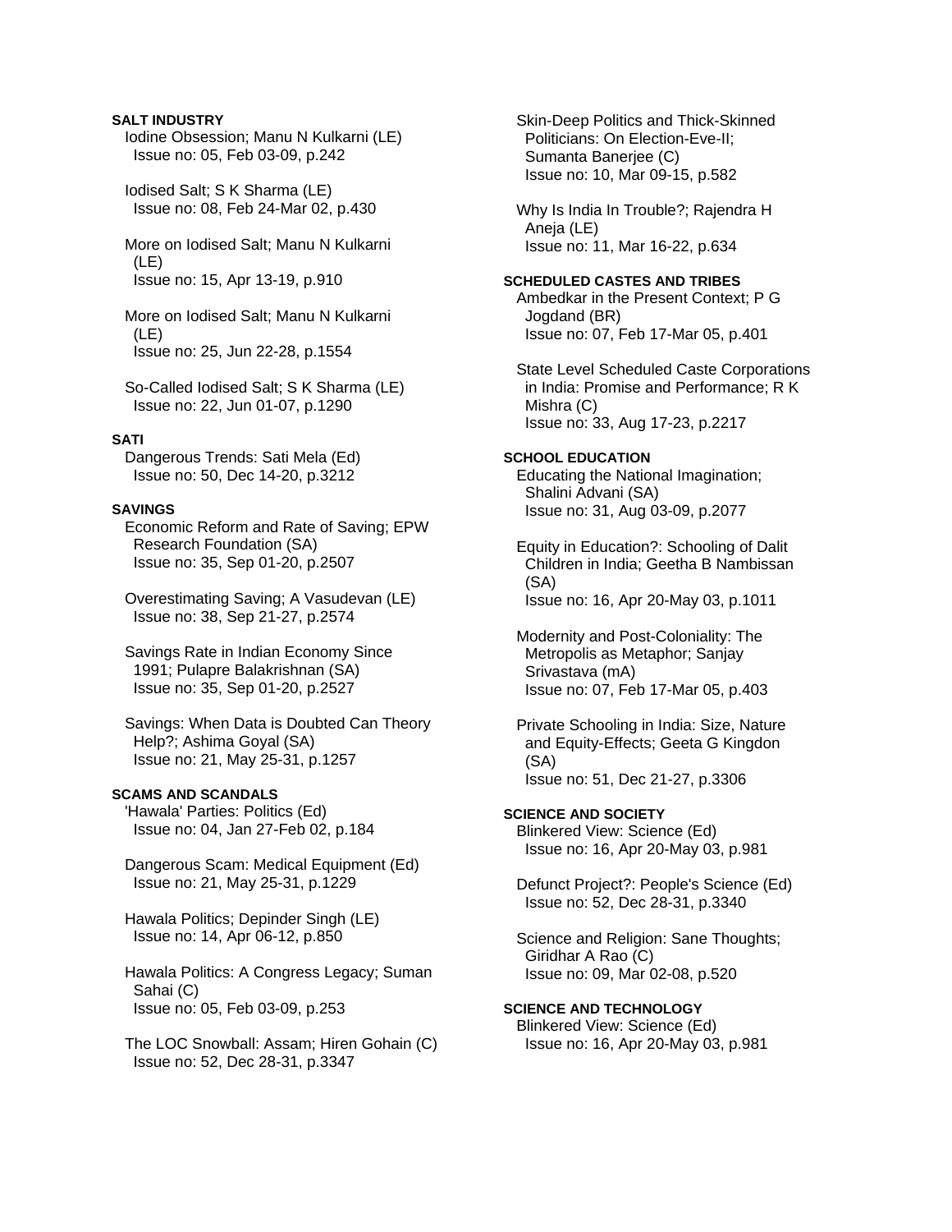**SALT INDUSTRY**

Iodine Obsession; Manu N Kulkarni (LE)
Issue no: 05, Feb 03-09, p.242

Iodised Salt; S K Sharma (LE)
Issue no: 08, Feb 24-Mar 02, p.430

More on Iodised Salt; Manu N Kulkarni (LE)
Issue no: 15, Apr 13-19, p.910

More on Iodised Salt; Manu N Kulkarni (LE)
Issue no: 25, Jun 22-28, p.1554

So-Called Iodised Salt; S K Sharma (LE)
Issue no: 22, Jun 01-07, p.1290

**SATI**

Dangerous Trends: Sati Mela (Ed)
Issue no: 50, Dec 14-20, p.3212

**SAVINGS**

Economic Reform and Rate of Saving; EPW Research Foundation (SA)
Issue no: 35, Sep 01-20, p.2507

Overestimating Saving; A Vasudevan (LE)
Issue no: 38, Sep 21-27, p.2574

Savings Rate in Indian Economy Since 1991; Pulapre Balakrishnan (SA)
Issue no: 35, Sep 01-20, p.2527

Savings: When Data is Doubted Can Theory Help?; Ashima Goyal (SA)
Issue no: 21, May 25-31, p.1257

**SCAMS AND SCANDALS**

'Hawala' Parties: Politics (Ed)
Issue no: 04, Jan 27-Feb 02, p.184

Dangerous Scam: Medical Equipment (Ed)
Issue no: 21, May 25-31, p.1229

Hawala Politics; Depinder Singh (LE)
Issue no: 14, Apr 06-12, p.850

Hawala Politics: A Congress Legacy; Suman Sahai (C)
Issue no: 05, Feb 03-09, p.253

The LOC Snowball: Assam; Hiren Gohain (C)
Issue no: 52, Dec 28-31, p.3347

Skin-Deep Politics and Thick-Skinned Politicians: On Election-Eve-II; Sumanta Banerjee (C)
Issue no: 10, Mar 09-15, p.582

Why Is India In Trouble?; Rajendra H Aneja (LE)
Issue no: 11, Mar 16-22, p.634

**SCHEDULED CASTES AND TRIBES**

Ambedkar in the Present Context; P G Jogdand (BR)
Issue no: 07, Feb 17-Mar 05, p.401

State Level Scheduled Caste Corporations in India: Promise and Performance; R K Mishra (C)
Issue no: 33, Aug 17-23, p.2217

**SCHOOL EDUCATION**

Educating the National Imagination; Shalini Advani (SA)
Issue no: 31, Aug 03-09, p.2077

Equity in Education?: Schooling of Dalit Children in India; Geetha B Nambissan (SA)
Issue no: 16, Apr 20-May 03, p.1011

Modernity and Post-Coloniality: The Metropolis as Metaphor; Sanjay Srivastava (mA)
Issue no: 07, Feb 17-Mar 05, p.403

Private Schooling in India: Size, Nature and Equity-Effects; Geeta G Kingdon (SA)
Issue no: 51, Dec 21-27, p.3306

**SCIENCE AND SOCIETY**

Blinkered View: Science (Ed)
Issue no: 16, Apr 20-May 03, p.981

Defunct Project?: People's Science (Ed)
Issue no: 52, Dec 28-31, p.3340

Science and Religion: Sane Thoughts; Giridhar A Rao (C)
Issue no: 09, Mar 02-08, p.520

**SCIENCE AND TECHNOLOGY**

Blinkered View: Science (Ed)
Issue no: 16, Apr 20-May 03, p.981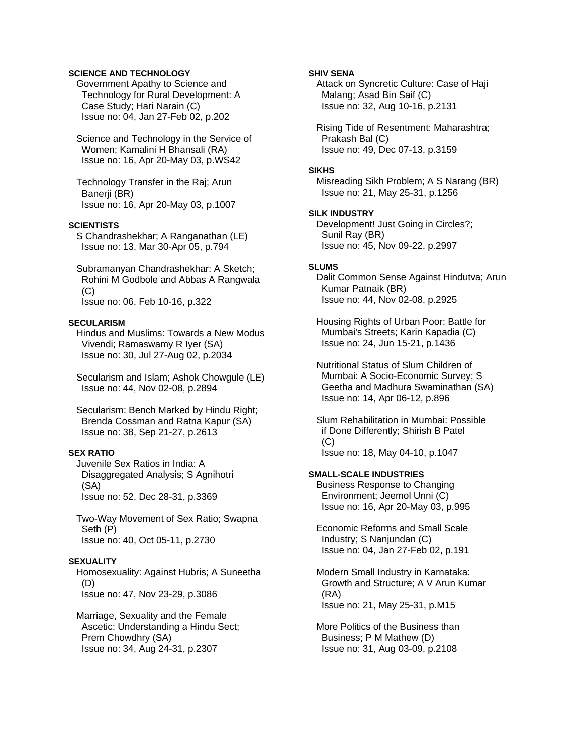**SCIENCE AND TECHNOLOGY**

Government Apathy to Science and Technology for Rural Development: A Case Study; Hari Narain (C)
Issue no: 04, Jan 27-Feb 02, p.202

Science and Technology in the Service of Women; Kamalini H Bhansali (RA)
Issue no: 16, Apr 20-May 03, p.WS42

Technology Transfer in the Raj; Arun Banerji (BR)
Issue no: 16, Apr 20-May 03, p.1007

**SCIENTISTS**

S Chandrashekhar; A Ranganathan (LE)
Issue no: 13, Mar 30-Apr 05, p.794

Subramanyan Chandrashekhar: A Sketch; Rohini M Godbole and Abbas A Rangwala (C)
Issue no: 06, Feb 10-16, p.322

**SECULARISM**

Hindus and Muslims: Towards a New Modus Vivendi; Ramaswamy R Iyer (SA)
Issue no: 30, Jul 27-Aug 02, p.2034

Secularism and Islam; Ashok Chowgule (LE)
Issue no: 44, Nov 02-08, p.2894

Secularism: Bench Marked by Hindu Right; Brenda Cossman and Ratna Kapur (SA)
Issue no: 38, Sep 21-27, p.2613

**SEX RATIO**

Juvenile Sex Ratios in India: A Disaggregated Analysis; S Agnihotri (SA)
Issue no: 52, Dec 28-31, p.3369

Two-Way Movement of Sex Ratio; Swapna Seth (P)
Issue no: 40, Oct 05-11, p.2730

**SEXUALITY**

Homosexuality: Against Hubris; A Suneetha (D)
Issue no: 47, Nov 23-29, p.3086

Marriage, Sexuality and the Female Ascetic: Understanding a Hindu Sect; Prem Chowdhry (SA)
Issue no: 34, Aug 24-31, p.2307

**SHIV SENA**

Attack on Syncretic Culture: Case of Haji Malang; Asad Bin Saif (C)
Issue no: 32, Aug 10-16, p.2131

Rising Tide of Resentment: Maharashtra; Prakash Bal (C)
Issue no: 49, Dec 07-13, p.3159

**SIKHS**

Misreading Sikh Problem; A S Narang (BR)
Issue no: 21, May 25-31, p.1256

**SILK INDUSTRY**

Development! Just Going in Circles?; Sunil Ray (BR)
Issue no: 45, Nov 09-22, p.2997

**SLUMS**

Dalit Common Sense Against Hindutva; Arun Kumar Patnaik (BR)
Issue no: 44, Nov 02-08, p.2925

Housing Rights of Urban Poor: Battle for Mumbai's Streets; Karin Kapadia (C)
Issue no: 24, Jun 15-21, p.1436

Nutritional Status of Slum Children of Mumbai: A Socio-Economic Survey; S Geetha and Madhura Swaminathan (SA)
Issue no: 14, Apr 06-12, p.896

Slum Rehabilitation in Mumbai: Possible if Done Differently; Shirish B Patel (C)
Issue no: 18, May 04-10, p.1047

**SMALL-SCALE INDUSTRIES**

Business Response to Changing Environment; Jeemol Unni (C)
Issue no: 16, Apr 20-May 03, p.995

Economic Reforms and Small Scale Industry; S Nanjundan (C)
Issue no: 04, Jan 27-Feb 02, p.191

Modern Small Industry in Karnataka: Growth and Structure; A V Arun Kumar (RA)
Issue no: 21, May 25-31, p.M15

More Politics of the Business than Business; P M Mathew (D)
Issue no: 31, Aug 03-09, p.2108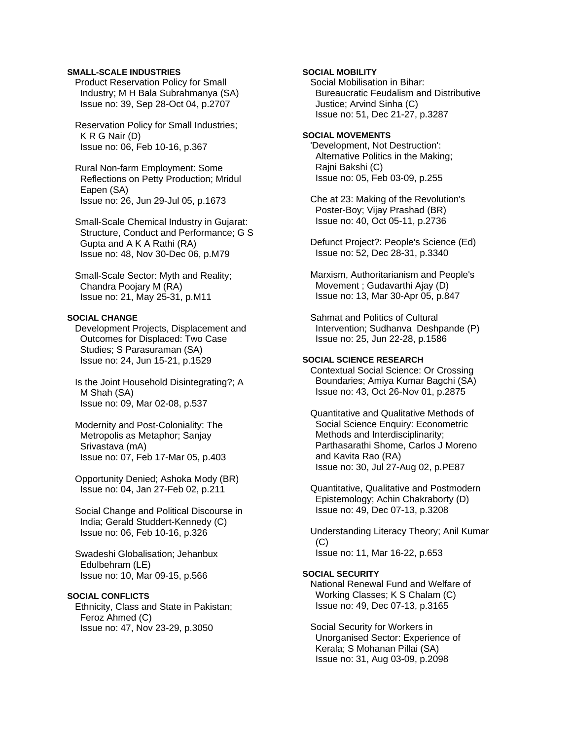**SMALL-SCALE INDUSTRIES**

Product Reservation Policy for Small Industry; M H Bala Subrahmanya (SA)
Issue no: 39, Sep 28-Oct 04, p.2707

Reservation Policy for Small Industries; K R G Nair (D)
Issue no: 06, Feb 10-16, p.367

Rural Non-farm Employment: Some Reflections on Petty Production; Mridul Eapen (SA)
Issue no: 26, Jun 29-Jul 05, p.1673

Small-Scale Chemical Industry in Gujarat: Structure, Conduct and Performance; G S Gupta and A K A Rathi (RA)
Issue no: 48, Nov 30-Dec 06, p.M79

Small-Scale Sector: Myth and Reality; Chandra Poojary M (RA)
Issue no: 21, May 25-31, p.M11

**SOCIAL CHANGE**

Development Projects, Displacement and Outcomes for Displaced: Two Case Studies; S Parasuraman (SA)
Issue no: 24, Jun 15-21, p.1529

Is the Joint Household Disintegrating?; A M Shah (SA)
Issue no: 09, Mar 02-08, p.537

Modernity and Post-Coloniality: The Metropolis as Metaphor; Sanjay Srivastava (mA)
Issue no: 07, Feb 17-Mar 05, p.403

Opportunity Denied; Ashoka Mody (BR)
Issue no: 04, Jan 27-Feb 02, p.211

Social Change and Political Discourse in India; Gerald Studdert-Kennedy (C)
Issue no: 06, Feb 10-16, p.326

Swadeshi Globalisation; Jehanbux Edulbehram (LE)
Issue no: 10, Mar 09-15, p.566

**SOCIAL CONFLICTS**

Ethnicity, Class and State in Pakistan; Feroz Ahmed (C)
Issue no: 47, Nov 23-29, p.3050

**SOCIAL MOBILITY**

Social Mobilisation in Bihar: Bureaucratic Feudalism and Distributive Justice; Arvind Sinha (C)
Issue no: 51, Dec 21-27, p.3287

**SOCIAL MOVEMENTS**

'Development, Not Destruction': Alternative Politics in the Making; Rajni Bakshi (C)
Issue no: 05, Feb 03-09, p.255

Che at 23: Making of the Revolution's Poster-Boy; Vijay Prashad (BR)
Issue no: 40, Oct 05-11, p.2736

Defunct Project?: People's Science (Ed)
Issue no: 52, Dec 28-31, p.3340

Marxism, Authoritarianism and People's Movement ; Gudavarthi Ajay (D)
Issue no: 13, Mar 30-Apr 05, p.847

Sahmat and Politics of Cultural Intervention; Sudhanva Deshpande (P)
Issue no: 25, Jun 22-28, p.1586

**SOCIAL SCIENCE RESEARCH**

Contextual Social Science: Or Crossing Boundaries; Amiya Kumar Bagchi (SA)
Issue no: 43, Oct 26-Nov 01, p.2875

Quantitative and Qualitative Methods of Social Science Enquiry: Econometric Methods and Interdisciplinarity; Parthasarathi Shome, Carlos J Moreno and Kavita Rao (RA)
Issue no: 30, Jul 27-Aug 02, p.PE87

Quantitative, Qualitative and Postmodern Epistemology; Achin Chakraborty (D)
Issue no: 49, Dec 07-13, p.3208

Understanding Literacy Theory; Anil Kumar (C)
Issue no: 11, Mar 16-22, p.653

**SOCIAL SECURITY**

National Renewal Fund and Welfare of Working Classes; K S Chalam (C)
Issue no: 49, Dec 07-13, p.3165

Social Security for Workers in Unorganised Sector: Experience of Kerala; S Mohanan Pillai (SA)
Issue no: 31, Aug 03-09, p.2098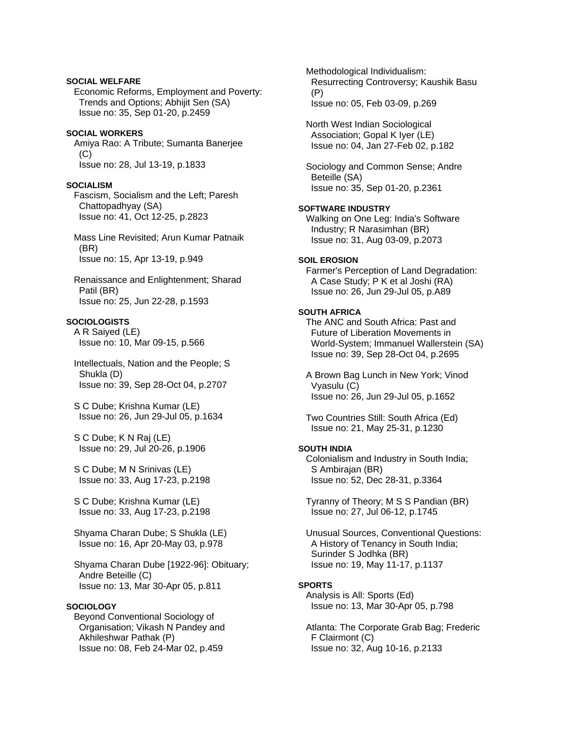**SOCIAL WELFARE**

Economic Reforms, Employment and Poverty: Trends and Options; Abhijit Sen (SA)
Issue no: 35, Sep 01-20, p.2459

**SOCIAL WORKERS**

Amiya Rao: A Tribute; Sumanta Banerjee (C)
Issue no: 28, Jul 13-19, p.1833

**SOCIALISM**

Fascism, Socialism and the Left; Paresh Chattopadhyay (SA)
Issue no: 41, Oct 12-25, p.2823

Mass Line Revisited; Arun Kumar Patnaik (BR)
Issue no: 15, Apr 13-19, p.949

Renaissance and Enlightenment; Sharad Patil (BR)
Issue no: 25, Jun 22-28, p.1593

**SOCIOLOGISTS**

A R Saiyed (LE)
Issue no: 10, Mar 09-15, p.566

Intellectuals, Nation and the People; S Shukla (D)
Issue no: 39, Sep 28-Oct 04, p.2707

S C Dube; Krishna Kumar (LE)
Issue no: 26, Jun 29-Jul 05, p.1634

S C Dube; K N Raj (LE)
Issue no: 29, Jul 20-26, p.1906

S C Dube; M N Srinivas (LE)
Issue no: 33, Aug 17-23, p.2198

S C Dube; Krishna Kumar (LE)
Issue no: 33, Aug 17-23, p.2198

Shyama Charan Dube; S Shukla (LE)
Issue no: 16, Apr 20-May 03, p.978

Shyama Charan Dube [1922-96]: Obituary; Andre Beteille (C)
Issue no: 13, Mar 30-Apr 05, p.811

**SOCIOLOGY**

Beyond Conventional Sociology of Organisation; Vikash N Pandey and Akhileshwar Pathak (P)
Issue no: 08, Feb 24-Mar 02, p.459

Methodological Individualism: Resurrecting Controversy; Kaushik Basu (P)
Issue no: 05, Feb 03-09, p.269

North West Indian Sociological Association; Gopal K Iyer (LE)
Issue no: 04, Jan 27-Feb 02, p.182

Sociology and Common Sense; Andre Beteille (SA)
Issue no: 35, Sep 01-20, p.2361

**SOFTWARE INDUSTRY**

Walking on One Leg: India's Software Industry; R Narasimhan (BR)
Issue no: 31, Aug 03-09, p.2073

**SOIL EROSION**

Farmer's Perception of Land Degradation: A Case Study; P K et al Joshi (RA)
Issue no: 26, Jun 29-Jul 05, p.A89

**SOUTH AFRICA**

The ANC and South Africa: Past and Future of Liberation Movements in World-System; Immanuel Wallerstein (SA)
Issue no: 39, Sep 28-Oct 04, p.2695

A Brown Bag Lunch in New York; Vinod Vyasulu (C)
Issue no: 26, Jun 29-Jul 05, p.1652

Two Countries Still: South Africa (Ed)
Issue no: 21, May 25-31, p.1230

**SOUTH INDIA**

Colonialism and Industry in South India; S Ambirajan (BR)
Issue no: 52, Dec 28-31, p.3364

Tyranny of Theory; M S S Pandian (BR)
Issue no: 27, Jul 06-12, p.1745

Unusual Sources, Conventional Questions: A History of Tenancy in South India; Surinder S Jodhka (BR)
Issue no: 19, May 11-17, p.1137

**SPORTS**

Analysis is All: Sports (Ed)
Issue no: 13, Mar 30-Apr 05, p.798

Atlanta: The Corporate Grab Bag; Frederic F Clairmont (C)
Issue no: 32, Aug 10-16, p.2133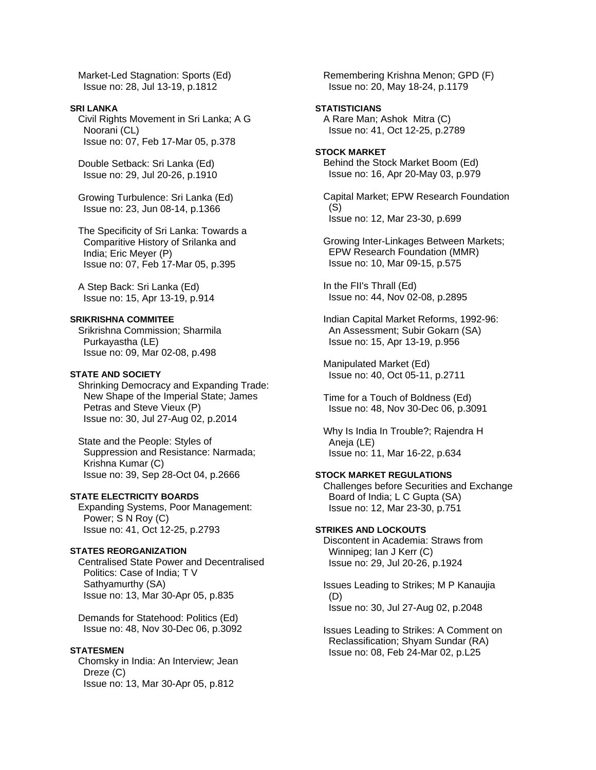Market-Led Stagnation: Sports (Ed)
Issue no: 28, Jul 13-19, p.1812

**SRI LANKA**

Civil Rights Movement in Sri Lanka; A G Noorani (CL)
Issue no: 07, Feb 17-Mar 05, p.378

Double Setback: Sri Lanka (Ed)
Issue no: 29, Jul 20-26, p.1910

Growing Turbulence: Sri Lanka (Ed)
Issue no: 23, Jun 08-14, p.1366

The Specificity of Sri Lanka: Towards a Comparitive History of Srilanka and India; Eric Meyer (P)
Issue no: 07, Feb 17-Mar 05, p.395

A Step Back: Sri Lanka (Ed)
Issue no: 15, Apr 13-19, p.914

**SRIKRISHNA COMMITEE**

Srikrishna Commission; Sharmila Purkayastha (LE)
Issue no: 09, Mar 02-08, p.498

**STATE AND SOCIETY**

Shrinking Democracy and Expanding Trade: New Shape of the Imperial State; James Petras and Steve Vieux (P)
Issue no: 30, Jul 27-Aug 02, p.2014

State and the People: Styles of Suppression and Resistance: Narmada; Krishna Kumar (C)
Issue no: 39, Sep 28-Oct 04, p.2666

**STATE ELECTRICITY BOARDS**

Expanding Systems, Poor Management: Power; S N Roy (C)
Issue no: 41, Oct 12-25, p.2793

**STATES REORGANIZATION**

Centralised State Power and Decentralised Politics: Case of India; T V Sathyamurthy (SA)
Issue no: 13, Mar 30-Apr 05, p.835

Demands for Statehood: Politics (Ed)
Issue no: 48, Nov 30-Dec 06, p.3092

**STATESMEN**

Chomsky in India: An Interview; Jean Dreze (C)
Issue no: 13, Mar 30-Apr 05, p.812

Remembering Krishna Menon; GPD (F)
Issue no: 20, May 18-24, p.1179

**STATISTICIANS**

A Rare Man; Ashok Mitra (C)
Issue no: 41, Oct 12-25, p.2789

**STOCK MARKET**

Behind the Stock Market Boom (Ed)
Issue no: 16, Apr 20-May 03, p.979

Capital Market; EPW Research Foundation (S)
Issue no: 12, Mar 23-30, p.699

Growing Inter-Linkages Between Markets; EPW Research Foundation (MMR)
Issue no: 10, Mar 09-15, p.575

In the FII's Thrall (Ed)
Issue no: 44, Nov 02-08, p.2895

Indian Capital Market Reforms, 1992-96: An Assessment; Subir Gokarn (SA)
Issue no: 15, Apr 13-19, p.956

Manipulated Market (Ed)
Issue no: 40, Oct 05-11, p.2711

Time for a Touch of Boldness (Ed)
Issue no: 48, Nov 30-Dec 06, p.3091

Why Is India In Trouble?; Rajendra H Aneja (LE)
Issue no: 11, Mar 16-22, p.634

**STOCK MARKET REGULATIONS**

Challenges before Securities and Exchange Board of India; L C Gupta (SA)
Issue no: 12, Mar 23-30, p.751

**STRIKES AND LOCKOUTS**

Discontent in Academia: Straws from Winnipeg; Ian J Kerr (C)
Issue no: 29, Jul 20-26, p.1924

Issues Leading to Strikes; M P Kanaujia (D)
Issue no: 30, Jul 27-Aug 02, p.2048

Issues Leading to Strikes: A Comment on Reclassification; Shyam Sundar (RA)
Issue no: 08, Feb 24-Mar 02, p.L25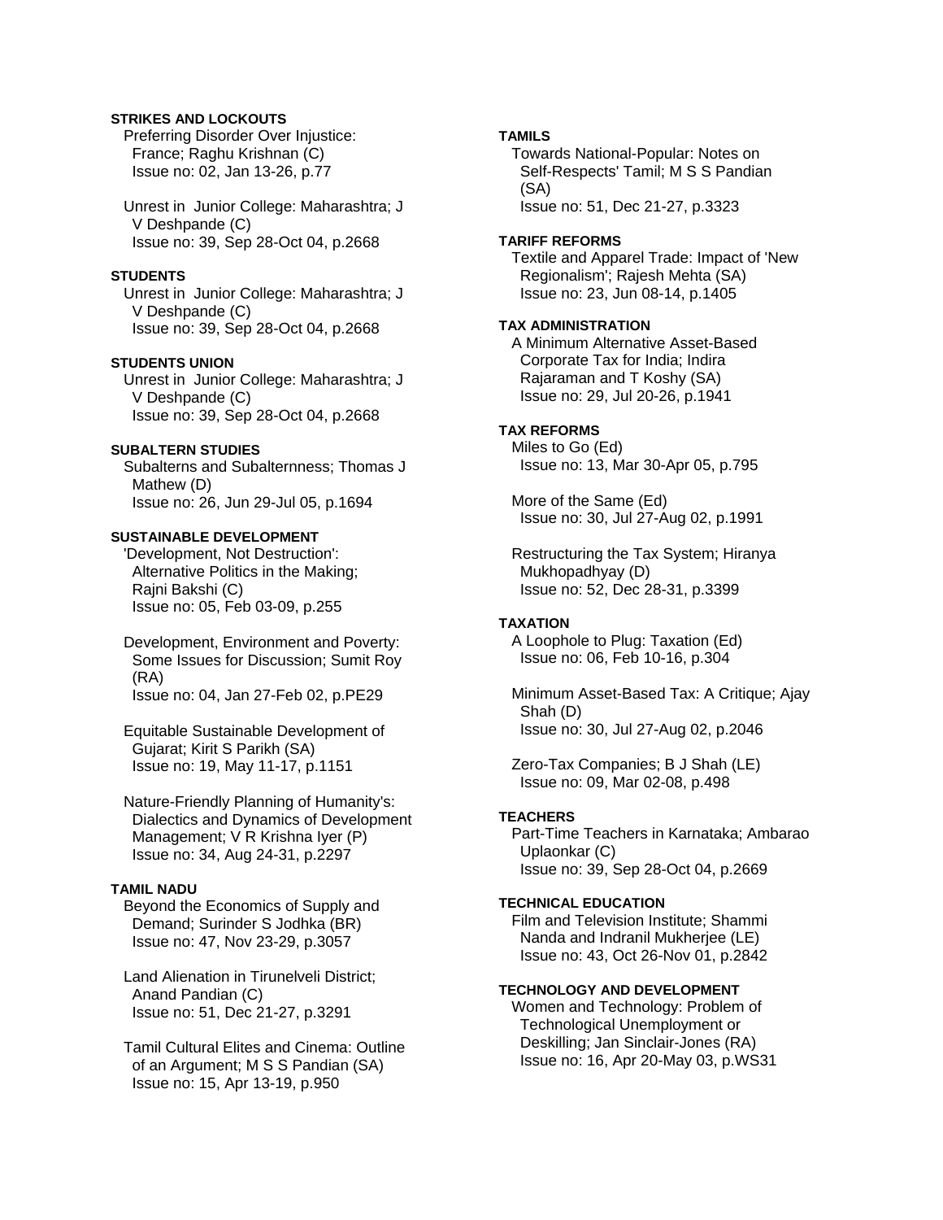**STRIKES AND LOCKOUTS**

Preferring Disorder Over Injustice: France; Raghu Krishnan (C)
Issue no: 02, Jan 13-26, p.77

Unrest in Junior College: Maharashtra; J V Deshpande (C)
Issue no: 39, Sep 28-Oct 04, p.2668

**STUDENTS**

Unrest in Junior College: Maharashtra; J V Deshpande (C)
Issue no: 39, Sep 28-Oct 04, p.2668

**STUDENTS UNION**

Unrest in Junior College: Maharashtra; J V Deshpande (C)
Issue no: 39, Sep 28-Oct 04, p.2668

**SUBALTERN STUDIES**

Subalterns and Subalternness; Thomas J Mathew (D)
Issue no: 26, Jun 29-Jul 05, p.1694

**SUSTAINABLE DEVELOPMENT**

'Development, Not Destruction': Alternative Politics in the Making; Rajni Bakshi (C)
Issue no: 05, Feb 03-09, p.255

Development, Environment and Poverty: Some Issues for Discussion; Sumit Roy (RA)
Issue no: 04, Jan 27-Feb 02, p.PE29

Equitable Sustainable Development of Gujarat; Kirit S Parikh (SA)
Issue no: 19, May 11-17, p.1151

Nature-Friendly Planning of Humanity's: Dialectics and Dynamics of Development Management; V R Krishna Iyer (P)
Issue no: 34, Aug 24-31, p.2297

**TAMIL NADU**

Beyond the Economics of Supply and Demand; Surinder S Jodhka (BR)
Issue no: 47, Nov 23-29, p.3057

Land Alienation in Tirunelveli District; Anand Pandian (C)
Issue no: 51, Dec 21-27, p.3291

Tamil Cultural Elites and Cinema: Outline of an Argument; M S S Pandian (SA)
Issue no: 15, Apr 13-19, p.950

**TAMILS**

Towards National-Popular: Notes on Self-Respects' Tamil; M S S Pandian (SA)
Issue no: 51, Dec 21-27, p.3323

**TARIFF REFORMS**

Textile and Apparel Trade: Impact of 'New Regionalism'; Rajesh Mehta (SA)
Issue no: 23, Jun 08-14, p.1405

**TAX ADMINISTRATION**

A Minimum Alternative Asset-Based Corporate Tax for India; Indira Rajaraman and T Koshy (SA)
Issue no: 29, Jul 20-26, p.1941

**TAX REFORMS**

Miles to Go (Ed)
Issue no: 13, Mar 30-Apr 05, p.795

More of the Same (Ed)
Issue no: 30, Jul 27-Aug 02, p.1991

Restructuring the Tax System; Hiranya Mukhopadhyay (D)
Issue no: 52, Dec 28-31, p.3399

**TAXATION**

A Loophole to Plug: Taxation (Ed)
Issue no: 06, Feb 10-16, p.304

Minimum Asset-Based Tax: A Critique; Ajay Shah (D)
Issue no: 30, Jul 27-Aug 02, p.2046

Zero-Tax Companies; B J Shah (LE)
Issue no: 09, Mar 02-08, p.498

**TEACHERS**

Part-Time Teachers in Karnataka; Ambarao Uplaonkar (C)
Issue no: 39, Sep 28-Oct 04, p.2669

**TECHNICAL EDUCATION**

Film and Television Institute; Shammi Nanda and Indranil Mukherjee (LE)
Issue no: 43, Oct 26-Nov 01, p.2842

**TECHNOLOGY AND DEVELOPMENT**

Women and Technology: Problem of Technological Unemployment or Deskilling; Jan Sinclair-Jones (RA)
Issue no: 16, Apr 20-May 03, p.WS31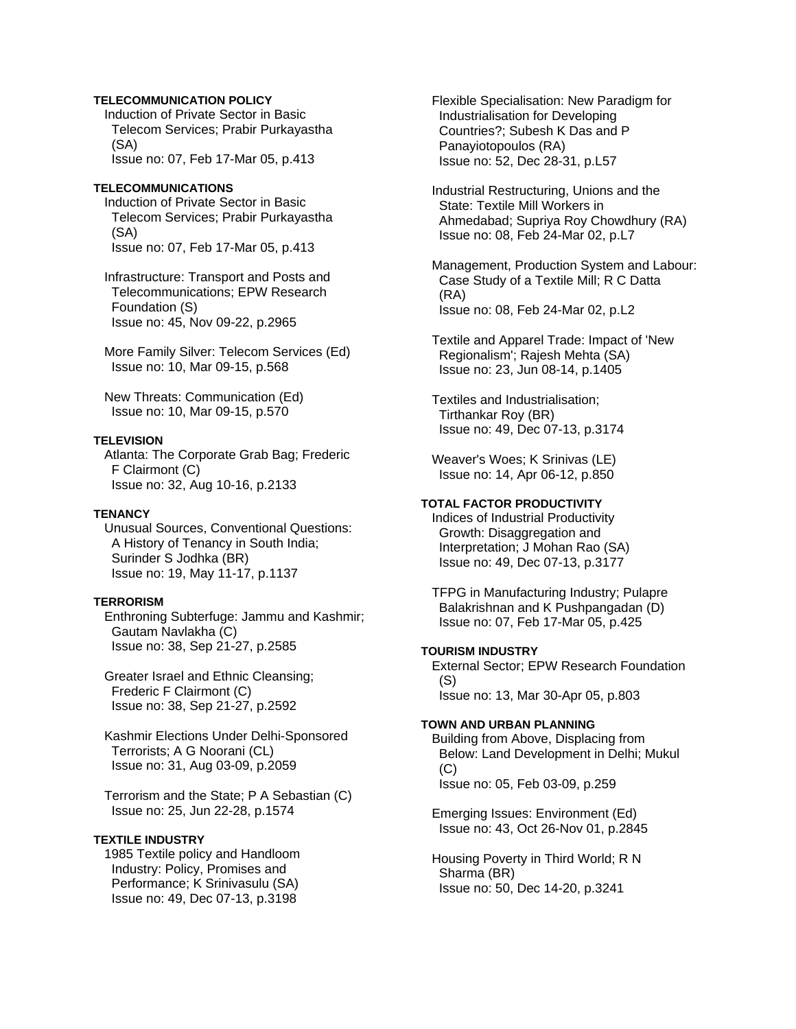**TELECOMMUNICATION POLICY**

Induction of Private Sector in Basic Telecom Services; Prabir Purkayastha (SA)
Issue no: 07, Feb 17-Mar 05, p.413

**TELECOMMUNICATIONS**

Induction of Private Sector in Basic Telecom Services; Prabir Purkayastha (SA)
Issue no: 07, Feb 17-Mar 05, p.413

Infrastructure: Transport and Posts and Telecommunications; EPW Research Foundation (S)
Issue no: 45, Nov 09-22, p.2965

More Family Silver: Telecom Services (Ed)
Issue no: 10, Mar 09-15, p.568

New Threats: Communication (Ed)
Issue no: 10, Mar 09-15, p.570

**TELEVISION**

Atlanta: The Corporate Grab Bag; Frederic F Clairmont (C)
Issue no: 32, Aug 10-16, p.2133

**TENANCY**

Unusual Sources, Conventional Questions: A History of Tenancy in South India; Surinder S Jodhka (BR)
Issue no: 19, May 11-17, p.1137

**TERRORISM**

Enthroning Subterfuge: Jammu and Kashmir; Gautam Navlakha (C)
Issue no: 38, Sep 21-27, p.2585

Greater Israel and Ethnic Cleansing; Frederic F Clairmont (C)
Issue no: 38, Sep 21-27, p.2592

Kashmir Elections Under Delhi-Sponsored Terrorists; A G Noorani (CL)
Issue no: 31, Aug 03-09, p.2059

Terrorism and the State; P A Sebastian (C)
Issue no: 25, Jun 22-28, p.1574

**TEXTILE INDUSTRY**

1985 Textile policy and Handloom Industry: Policy, Promises and Performance; K Srinivasulu (SA)
Issue no: 49, Dec 07-13, p.3198

Flexible Specialisation: New Paradigm for Industrialisation for Developing Countries?; Subesh K Das and P Panayiotopoulos (RA)
Issue no: 52, Dec 28-31, p.L57

Industrial Restructuring, Unions and the State: Textile Mill Workers in Ahmedabad; Supriya Roy Chowdhury (RA)
Issue no: 08, Feb 24-Mar 02, p.L7

Management, Production System and Labour: Case Study of a Textile Mill; R C Datta (RA)
Issue no: 08, Feb 24-Mar 02, p.L2

Textile and Apparel Trade: Impact of 'New Regionalism'; Rajesh Mehta (SA)
Issue no: 23, Jun 08-14, p.1405

Textiles and Industrialisation; Tirthankar Roy (BR)
Issue no: 49, Dec 07-13, p.3174

Weaver's Woes; K Srinivas (LE)
Issue no: 14, Apr 06-12, p.850

**TOTAL FACTOR PRODUCTIVITY**

Indices of Industrial Productivity Growth: Disaggregation and Interpretation; J Mohan Rao (SA)
Issue no: 49, Dec 07-13, p.3177

TFPG in Manufacturing Industry; Pulapre Balakrishnan and K Pushpangadan (D)
Issue no: 07, Feb 17-Mar 05, p.425

**TOURISM INDUSTRY**

External Sector; EPW Research Foundation (S)
Issue no: 13, Mar 30-Apr 05, p.803

**TOWN AND URBAN PLANNING**

Building from Above, Displacing from Below: Land Development in Delhi; Mukul (C)
Issue no: 05, Feb 03-09, p.259

Emerging Issues: Environment (Ed)
Issue no: 43, Oct 26-Nov 01, p.2845

Housing Poverty in Third World; R N Sharma (BR)
Issue no: 50, Dec 14-20, p.3241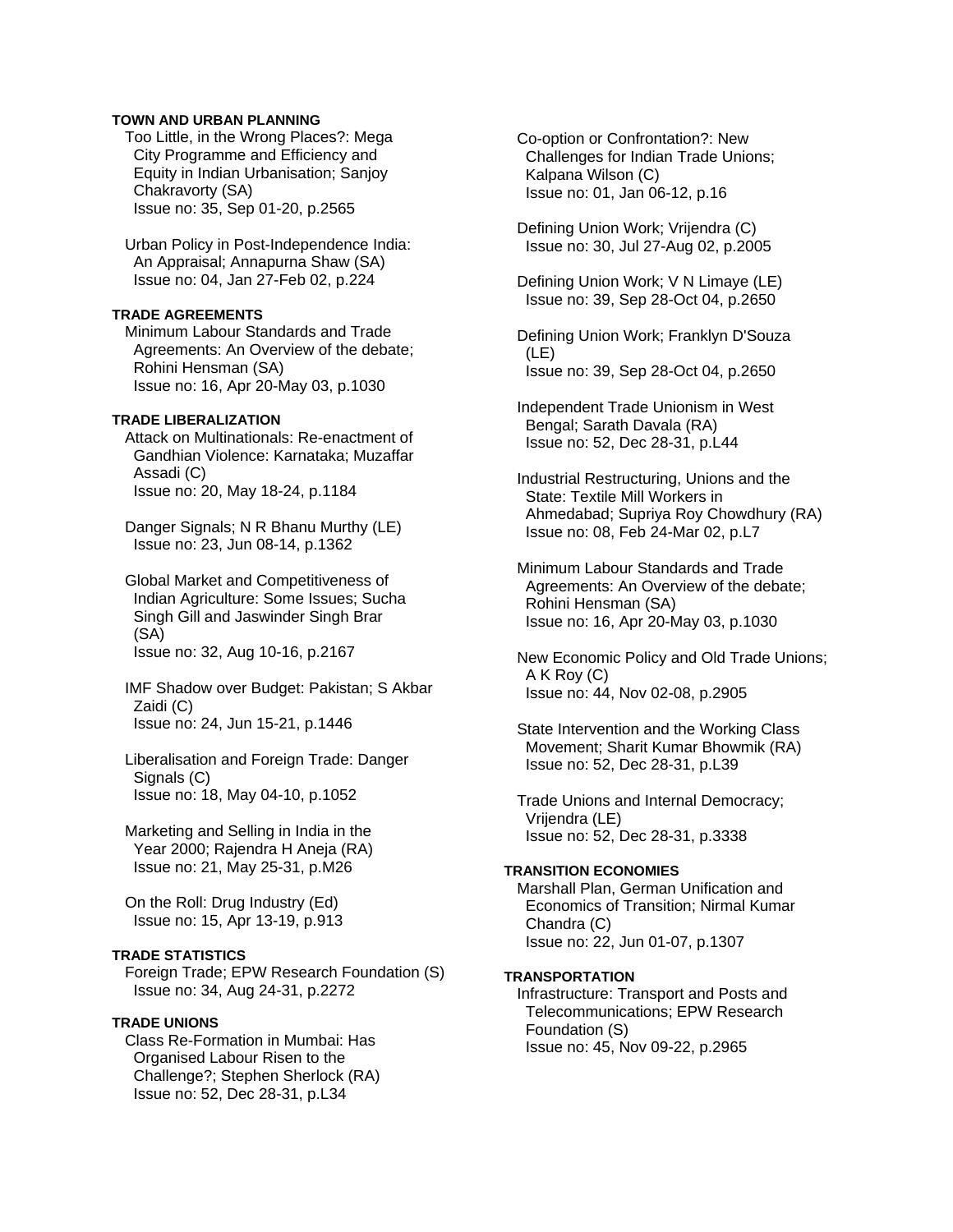**TOWN AND URBAN PLANNING**

Too Little, in the Wrong Places?: Mega City Programme and Efficiency and Equity in Indian Urbanisation; Sanjoy Chakravorty (SA)
Issue no: 35, Sep 01-20, p.2565

Urban Policy in Post-Independence India: An Appraisal; Annapurna Shaw (SA)
Issue no: 04, Jan 27-Feb 02, p.224

**TRADE AGREEMENTS**

Minimum Labour Standards and Trade Agreements: An Overview of the debate; Rohini Hensman (SA)
Issue no: 16, Apr 20-May 03, p.1030

**TRADE LIBERALIZATION**

Attack on Multinationals: Re-enactment of Gandhian Violence: Karnataka; Muzaffar Assadi (C)
Issue no: 20, May 18-24, p.1184

Danger Signals; N R Bhanu Murthy (LE)
Issue no: 23, Jun 08-14, p.1362

Global Market and Competitiveness of Indian Agriculture: Some Issues; Sucha Singh Gill and Jaswinder Singh Brar (SA)
Issue no: 32, Aug 10-16, p.2167

IMF Shadow over Budget: Pakistan; S Akbar Zaidi (C)
Issue no: 24, Jun 15-21, p.1446

Liberalisation and Foreign Trade: Danger Signals (C)
Issue no: 18, May 04-10, p.1052

Marketing and Selling in India in the Year 2000; Rajendra H Aneja (RA)
Issue no: 21, May 25-31, p.M26

On the Roll: Drug Industry (Ed)
Issue no: 15, Apr 13-19, p.913

**TRADE STATISTICS**

Foreign Trade; EPW Research Foundation (S)
Issue no: 34, Aug 24-31, p.2272

**TRADE UNIONS**

Class Re-Formation in Mumbai: Has Organised Labour Risen to the Challenge?; Stephen Sherlock (RA)
Issue no: 52, Dec 28-31, p.L34

Co-option or Confrontation?: New Challenges for Indian Trade Unions; Kalpana Wilson (C)
Issue no: 01, Jan 06-12, p.16

Defining Union Work; Vrijendra (C)
Issue no: 30, Jul 27-Aug 02, p.2005

Defining Union Work; V N Limaye (LE)
Issue no: 39, Sep 28-Oct 04, p.2650

Defining Union Work; Franklyn D'Souza (LE)
Issue no: 39, Sep 28-Oct 04, p.2650

Independent Trade Unionism in West Bengal; Sarath Davala (RA)
Issue no: 52, Dec 28-31, p.L44

Industrial Restructuring, Unions and the State: Textile Mill Workers in Ahmedabad; Supriya Roy Chowdhury (RA)
Issue no: 08, Feb 24-Mar 02, p.L7

Minimum Labour Standards and Trade Agreements: An Overview of the debate; Rohini Hensman (SA)
Issue no: 16, Apr 20-May 03, p.1030

New Economic Policy and Old Trade Unions; A K Roy (C)
Issue no: 44, Nov 02-08, p.2905

State Intervention and the Working Class Movement; Sharit Kumar Bhowmik (RA)
Issue no: 52, Dec 28-31, p.L39

Trade Unions and Internal Democracy; Vrijendra (LE)
Issue no: 52, Dec 28-31, p.3338

**TRANSITION ECONOMIES**

Marshall Plan, German Unification and Economics of Transition; Nirmal Kumar Chandra (C)
Issue no: 22, Jun 01-07, p.1307

**TRANSPORTATION**

Infrastructure: Transport and Posts and Telecommunications; EPW Research Foundation (S)
Issue no: 45, Nov 09-22, p.2965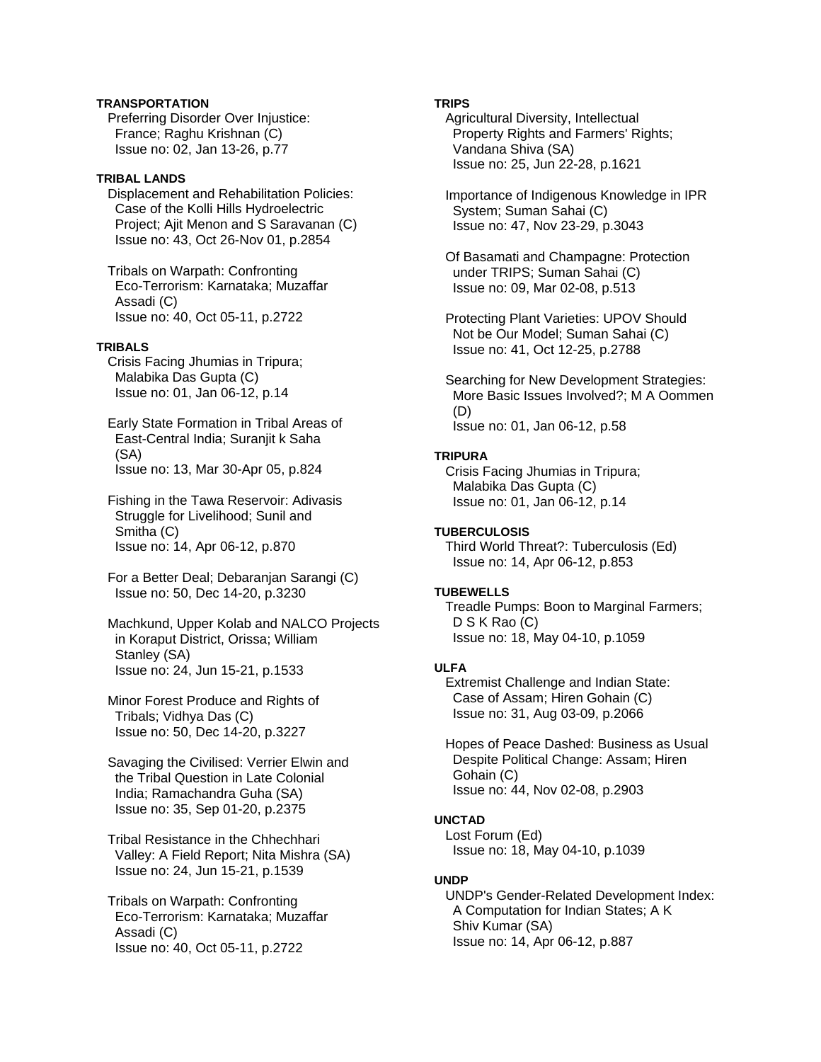**TRANSPORTATION**

Preferring Disorder Over Injustice: France; Raghu Krishnan (C)
Issue no: 02, Jan 13-26, p.77

**TRIBAL LANDS**

Displacement and Rehabilitation Policies: Case of the Kolli Hills Hydroelectric Project; Ajit Menon and S Saravanan (C)
Issue no: 43, Oct 26-Nov 01, p.2854

Tribals on Warpath: Confronting Eco-Terrorism: Karnataka; Muzaffar Assadi (C)
Issue no: 40, Oct 05-11, p.2722

**TRIBALS**

Crisis Facing Jhumias in Tripura; Malabika Das Gupta (C)
Issue no: 01, Jan 06-12, p.14

Early State Formation in Tribal Areas of East-Central India; Suranjit k Saha (SA)
Issue no: 13, Mar 30-Apr 05, p.824

Fishing in the Tawa Reservoir: Adivasis Struggle for Livelihood; Sunil and Smitha (C)
Issue no: 14, Apr 06-12, p.870

For a Better Deal; Debaranjan Sarangi (C)
Issue no: 50, Dec 14-20, p.3230

Machkund, Upper Kolab and NALCO Projects in Koraput District, Orissa; William Stanley (SA)
Issue no: 24, Jun 15-21, p.1533

Minor Forest Produce and Rights of Tribals; Vidhya Das (C)
Issue no: 50, Dec 14-20, p.3227

Savaging the Civilised: Verrier Elwin and the Tribal Question in Late Colonial India; Ramachandra Guha (SA)
Issue no: 35, Sep 01-20, p.2375

Tribal Resistance in the Chhechhari Valley: A Field Report; Nita Mishra (SA)
Issue no: 24, Jun 15-21, p.1539

Tribals on Warpath: Confronting Eco-Terrorism: Karnataka; Muzaffar Assadi (C)
Issue no: 40, Oct 05-11, p.2722

**TRIPS**

Agricultural Diversity, Intellectual Property Rights and Farmers' Rights; Vandana Shiva (SA)
Issue no: 25, Jun 22-28, p.1621

Importance of Indigenous Knowledge in IPR System; Suman Sahai (C)
Issue no: 47, Nov 23-29, p.3043

Of Basamati and Champagne: Protection under TRIPS; Suman Sahai (C)
Issue no: 09, Mar 02-08, p.513

Protecting Plant Varieties: UPOV Should Not be Our Model; Suman Sahai (C)
Issue no: 41, Oct 12-25, p.2788

Searching for New Development Strategies: More Basic Issues Involved?; M A Oommen (D)
Issue no: 01, Jan 06-12, p.58

**TRIPURA**

Crisis Facing Jhumias in Tripura; Malabika Das Gupta (C)
Issue no: 01, Jan 06-12, p.14

**TUBERCULOSIS**

Third World Threat?: Tuberculosis (Ed)
Issue no: 14, Apr 06-12, p.853

**TUBEWELLS**

Treadle Pumps: Boon to Marginal Farmers; D S K Rao (C)
Issue no: 18, May 04-10, p.1059

**ULFA**

Extremist Challenge and Indian State: Case of Assam; Hiren Gohain (C)
Issue no: 31, Aug 03-09, p.2066

Hopes of Peace Dashed: Business as Usual Despite Political Change: Assam; Hiren Gohain (C)
Issue no: 44, Nov 02-08, p.2903

**UNCTAD**

Lost Forum (Ed)
Issue no: 18, May 04-10, p.1039

**UNDP**

UNDP's Gender-Related Development Index: A Computation for Indian States; A K Shiv Kumar (SA)
Issue no: 14, Apr 06-12, p.887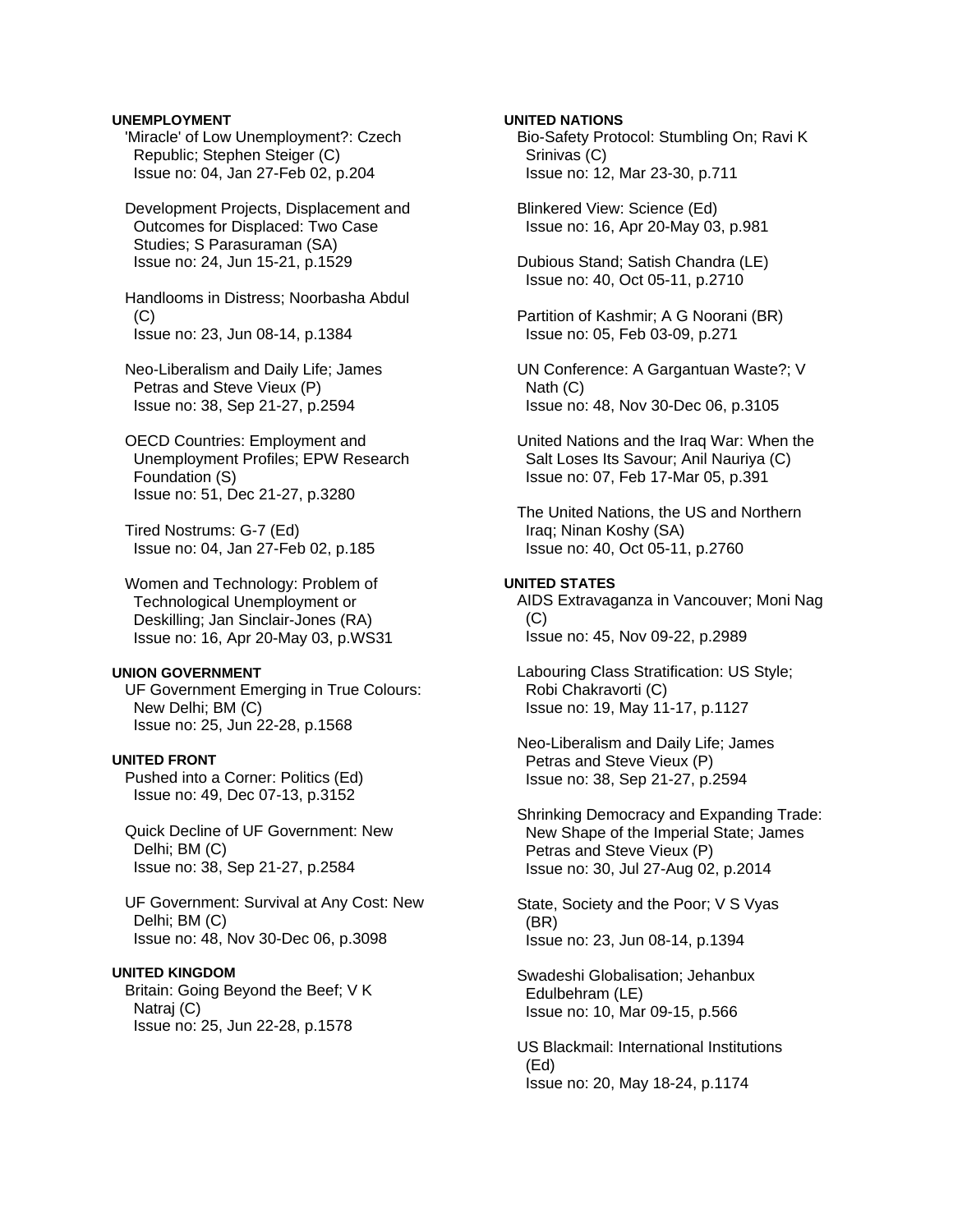**UNEMPLOYMENT**

'Miracle' of Low Unemployment?: Czech Republic; Stephen Steiger (C)
Issue no: 04, Jan 27-Feb 02, p.204

Development Projects, Displacement and Outcomes for Displaced: Two Case Studies; S Parasuraman (SA)
Issue no: 24, Jun 15-21, p.1529

Handlooms in Distress; Noorbasha Abdul (C)
Issue no: 23, Jun 08-14, p.1384

Neo-Liberalism and Daily Life; James Petras and Steve Vieux (P)
Issue no: 38, Sep 21-27, p.2594

OECD Countries: Employment and Unemployment Profiles; EPW Research Foundation (S)
Issue no: 51, Dec 21-27, p.3280

Tired Nostrums: G-7 (Ed)
Issue no: 04, Jan 27-Feb 02, p.185

Women and Technology: Problem of Technological Unemployment or Deskilling; Jan Sinclair-Jones (RA)
Issue no: 16, Apr 20-May 03, p.WS31

**UNION GOVERNMENT**

UF Government Emerging in True Colours: New Delhi; BM (C)
Issue no: 25, Jun 22-28, p.1568

**UNITED FRONT**

Pushed into a Corner: Politics (Ed)
Issue no: 49, Dec 07-13, p.3152

Quick Decline of UF Government: New Delhi; BM (C)
Issue no: 38, Sep 21-27, p.2584

UF Government: Survival at Any Cost: New Delhi; BM (C)
Issue no: 48, Nov 30-Dec 06, p.3098

**UNITED KINGDOM**

Britain: Going Beyond the Beef; V K Natraj (C)
Issue no: 25, Jun 22-28, p.1578

**UNITED NATIONS**

Bio-Safety Protocol: Stumbling On; Ravi K Srinivas (C)
Issue no: 12, Mar 23-30, p.711

Blinkered View: Science (Ed)
Issue no: 16, Apr 20-May 03, p.981

Dubious Stand; Satish Chandra (LE)
Issue no: 40, Oct 05-11, p.2710

Partition of Kashmir; A G Noorani (BR)
Issue no: 05, Feb 03-09, p.271

UN Conference: A Gargantuan Waste?; V Nath (C)
Issue no: 48, Nov 30-Dec 06, p.3105

United Nations and the Iraq War: When the Salt Loses Its Savour; Anil Nauriya (C)
Issue no: 07, Feb 17-Mar 05, p.391

The United Nations, the US and Northern Iraq; Ninan Koshy (SA)
Issue no: 40, Oct 05-11, p.2760

**UNITED STATES**

AIDS Extravaganza in Vancouver; Moni Nag (C)
Issue no: 45, Nov 09-22, p.2989

Labouring Class Stratification: US Style; Robi Chakravorti (C)
Issue no: 19, May 11-17, p.1127

Neo-Liberalism and Daily Life; James Petras and Steve Vieux (P)
Issue no: 38, Sep 21-27, p.2594

Shrinking Democracy and Expanding Trade: New Shape of the Imperial State; James Petras and Steve Vieux (P)
Issue no: 30, Jul 27-Aug 02, p.2014

State, Society and the Poor; V S Vyas (BR)
Issue no: 23, Jun 08-14, p.1394

Swadeshi Globalisation; Jehanbux Edulbehram (LE)
Issue no: 10, Mar 09-15, p.566

US Blackmail: International Institutions (Ed)
Issue no: 20, May 18-24, p.1174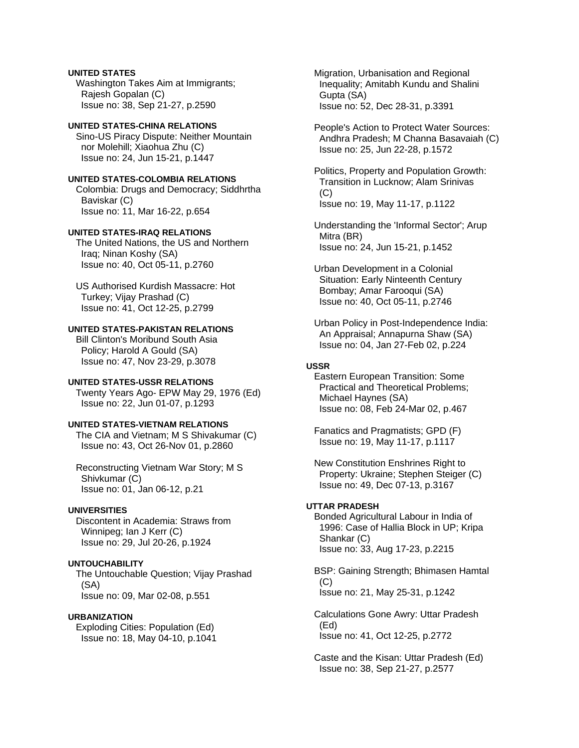**UNITED STATES**

Washington Takes Aim at Immigrants; Rajesh Gopalan (C)
Issue no: 38, Sep 21-27, p.2590

**UNITED STATES-CHINA RELATIONS**

Sino-US Piracy Dispute: Neither Mountain nor Molehill; Xiaohua Zhu (C)
Issue no: 24, Jun 15-21, p.1447

**UNITED STATES-COLOMBIA RELATIONS**

Colombia: Drugs and Democracy; Siddhrtha Baviskar (C)
Issue no: 11, Mar 16-22, p.654

**UNITED STATES-IRAQ RELATIONS**

The United Nations, the US and Northern Iraq; Ninan Koshy (SA)
Issue no: 40, Oct 05-11, p.2760

US Authorised Kurdish Massacre: Hot Turkey; Vijay Prashad (C)
Issue no: 41, Oct 12-25, p.2799

**UNITED STATES-PAKISTAN RELATIONS**

Bill Clinton's Moribund South Asia Policy; Harold A Gould (SA)
Issue no: 47, Nov 23-29, p.3078

**UNITED STATES-USSR RELATIONS**

Twenty Years Ago- EPW May 29, 1976 (Ed)
Issue no: 22, Jun 01-07, p.1293

**UNITED STATES-VIETNAM RELATIONS**

The CIA and Vietnam; M S Shivakumar (C)
Issue no: 43, Oct 26-Nov 01, p.2860

Reconstructing Vietnam War Story; M S Shivkumar (C)
Issue no: 01, Jan 06-12, p.21

**UNIVERSITIES**

Discontent in Academia: Straws from Winnipeg; Ian J Kerr (C)
Issue no: 29, Jul 20-26, p.1924

**UNTOUCHABILITY**

The Untouchable Question; Vijay Prashad (SA)
Issue no: 09, Mar 02-08, p.551

**URBANIZATION**

Exploding Cities: Population (Ed)
Issue no: 18, May 04-10, p.1041

Migration, Urbanisation and Regional Inequality; Amitabh Kundu and Shalini Gupta (SA)
Issue no: 52, Dec 28-31, p.3391

People's Action to Protect Water Sources: Andhra Pradesh; M Channa Basavaiah (C)
Issue no: 25, Jun 22-28, p.1572

Politics, Property and Population Growth: Transition in Lucknow; Alam Srinivas (C)
Issue no: 19, May 11-17, p.1122

Understanding the 'Informal Sector'; Arup Mitra (BR)
Issue no: 24, Jun 15-21, p.1452

Urban Development in a Colonial Situation: Early Nintheenth Century Bombay; Amar Farooqui (SA)
Issue no: 40, Oct 05-11, p.2746

Urban Policy in Post-Independence India: An Appraisal; Annapurna Shaw (SA)
Issue no: 04, Jan 27-Feb 02, p.224

**USSR**

Eastern European Transition: Some Practical and Theoretical Problems; Michael Haynes (SA)
Issue no: 08, Feb 24-Mar 02, p.467

Fanatics and Pragmatists; GPD (F)
Issue no: 19, May 11-17, p.1117

New Constitution Enshrines Right to Property: Ukraine; Stephen Steiger (C)
Issue no: 49, Dec 07-13, p.3167

**UTTAR PRADESH**

Bonded Agricultural Labour in India of 1996: Case of Hallia Block in UP; Kripa Shankar (C)
Issue no: 33, Aug 17-23, p.2215

BSP: Gaining Strength; Bhimasen Hamtal (C)
Issue no: 21, May 25-31, p.1242

Calculations Gone Awry: Uttar Pradesh (Ed)
Issue no: 41, Oct 12-25, p.2772

Caste and the Kisan: Uttar Pradesh (Ed)
Issue no: 38, Sep 21-27, p.2577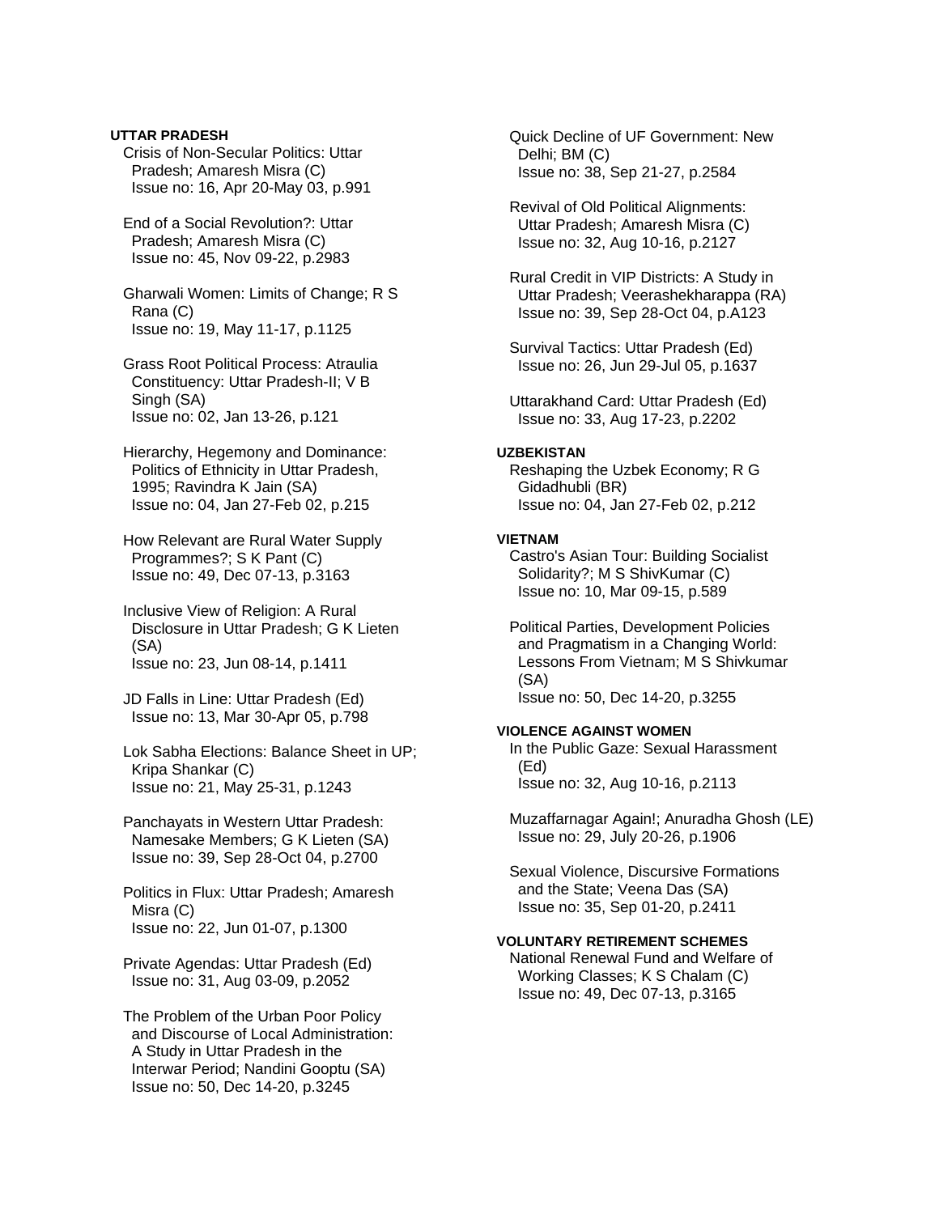**UTTAR PRADESH**

Crisis of Non-Secular Politics: Uttar Pradesh; Amaresh Misra (C)
Issue no: 16, Apr 20-May 03, p.991

End of a Social Revolution?: Uttar Pradesh; Amaresh Misra (C)
Issue no: 45, Nov 09-22, p.2983

Gharwali Women: Limits of Change; R S Rana (C)
Issue no: 19, May 11-17, p.1125

Grass Root Political Process: Atraulia Constituency: Uttar Pradesh-II; V B Singh (SA)
Issue no: 02, Jan 13-26, p.121

Hierarchy, Hegemony and Dominance: Politics of Ethnicity in Uttar Pradesh, 1995; Ravindra K Jain (SA)
Issue no: 04, Jan 27-Feb 02, p.215

How Relevant are Rural Water Supply Programmes?; S K Pant (C)
Issue no: 49, Dec 07-13, p.3163

Inclusive View of Religion: A Rural Disclosure in Uttar Pradesh; G K Lieten (SA)
Issue no: 23, Jun 08-14, p.1411

JD Falls in Line: Uttar Pradesh (Ed)
Issue no: 13, Mar 30-Apr 05, p.798

Lok Sabha Elections: Balance Sheet in UP; Kripa Shankar (C)
Issue no: 21, May 25-31, p.1243

Panchayats in Western Uttar Pradesh: Namesake Members; G K Lieten (SA)
Issue no: 39, Sep 28-Oct 04, p.2700

Politics in Flux: Uttar Pradesh; Amaresh Misra (C)
Issue no: 22, Jun 01-07, p.1300

Private Agendas: Uttar Pradesh (Ed)
Issue no: 31, Aug 03-09, p.2052

The Problem of the Urban Poor Policy and Discourse of Local Administration: A Study in Uttar Pradesh in the Interwar Period; Nandini Gooptu (SA)
Issue no: 50, Dec 14-20, p.3245

Quick Decline of UF Government: New Delhi; BM (C)
Issue no: 38, Sep 21-27, p.2584

Revival of Old Political Alignments: Uttar Pradesh; Amaresh Misra (C)
Issue no: 32, Aug 10-16, p.2127

Rural Credit in VIP Districts: A Study in Uttar Pradesh; Veerashekharappa (RA)
Issue no: 39, Sep 28-Oct 04, p.A123

Survival Tactics: Uttar Pradesh (Ed)
Issue no: 26, Jun 29-Jul 05, p.1637

Uttarakhand Card: Uttar Pradesh (Ed)
Issue no: 33, Aug 17-23, p.2202

**UZBEKISTAN**

Reshaping the Uzbek Economy; R G Gidadhubli (BR)
Issue no: 04, Jan 27-Feb 02, p.212

**VIETNAM**

Castro's Asian Tour: Building Socialist Solidarity?; M S ShivKumar (C)
Issue no: 10, Mar 09-15, p.589

Political Parties, Development Policies and Pragmatism in a Changing World: Lessons From Vietnam; M S Shivkumar (SA)
Issue no: 50, Dec 14-20, p.3255

**VIOLENCE AGAINST WOMEN**

In the Public Gaze: Sexual Harassment (Ed)
Issue no: 32, Aug 10-16, p.2113

Muzaffarnagar Again!; Anuradha Ghosh (LE)
Issue no: 29, July 20-26, p.1906

Sexual Violence, Discursive Formations and the State; Veena Das (SA)
Issue no: 35, Sep 01-20, p.2411

**VOLUNTARY RETIREMENT SCHEMES**

National Renewal Fund and Welfare of Working Classes; K S Chalam (C)
Issue no: 49, Dec 07-13, p.3165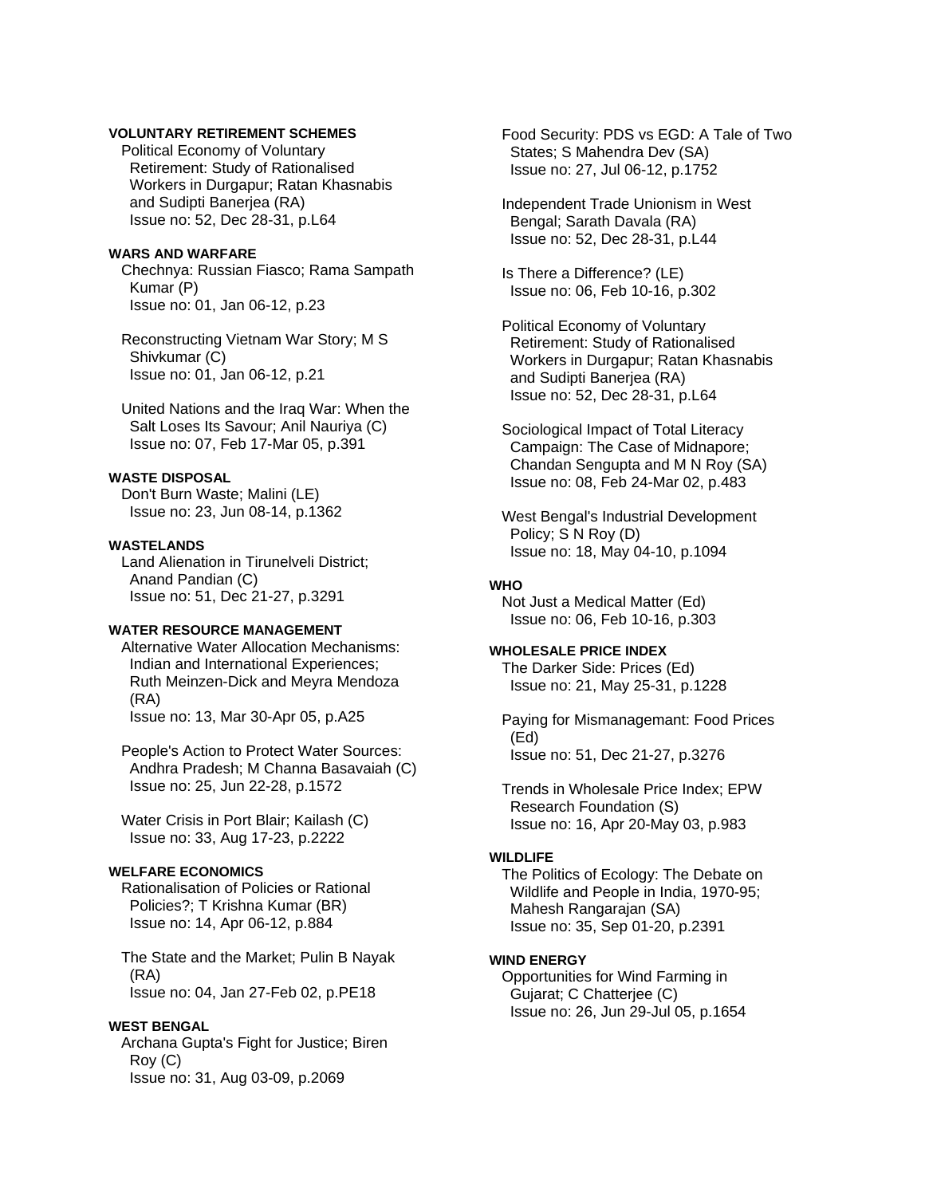**VOLUNTARY RETIREMENT SCHEMES**

Political Economy of Voluntary Retirement: Study of Rationalised Workers in Durgapur; Ratan Khasnabis and Sudipti Banerjea (RA)
Issue no: 52, Dec 28-31, p.L64

**WARS AND WARFARE**

Chechnya: Russian Fiasco; Rama Sampath Kumar (P)
Issue no: 01, Jan 06-12, p.23

Reconstructing Vietnam War Story; M S Shivkumar (C)
Issue no: 01, Jan 06-12, p.21

United Nations and the Iraq War: When the Salt Loses Its Savour; Anil Nauriya (C)
Issue no: 07, Feb 17-Mar 05, p.391

**WASTE DISPOSAL**

Don't Burn Waste; Malini (LE)
Issue no: 23, Jun 08-14, p.1362

**WASTELANDS**

Land Alienation in Tirunelveli District; Anand Pandian (C)
Issue no: 51, Dec 21-27, p.3291

**WATER RESOURCE MANAGEMENT**

Alternative Water Allocation Mechanisms: Indian and International Experiences; Ruth Meinzen-Dick and Meyra Mendoza (RA)
Issue no: 13, Mar 30-Apr 05, p.A25

People's Action to Protect Water Sources: Andhra Pradesh; M Channa Basavaiah (C)
Issue no: 25, Jun 22-28, p.1572

Water Crisis in Port Blair; Kailash (C)
Issue no: 33, Aug 17-23, p.2222

**WELFARE ECONOMICS**

Rationalisation of Policies or Rational Policies?; T Krishna Kumar (BR)
Issue no: 14, Apr 06-12, p.884

The State and the Market; Pulin B Nayak (RA)
Issue no: 04, Jan 27-Feb 02, p.PE18

**WEST BENGAL**

Archana Gupta's Fight for Justice; Biren Roy (C)
Issue no: 31, Aug 03-09, p.2069

Food Security: PDS vs EGD: A Tale of Two States; S Mahendra Dev (SA)
Issue no: 27, Jul 06-12, p.1752

Independent Trade Unionism in West Bengal; Sarath Davala (RA)
Issue no: 52, Dec 28-31, p.L44

Is There a Difference? (LE)
Issue no: 06, Feb 10-16, p.302

Political Economy of Voluntary Retirement: Study of Rationalised Workers in Durgapur; Ratan Khasnabis and Sudipti Banerjea (RA)
Issue no: 52, Dec 28-31, p.L64

Sociological Impact of Total Literacy Campaign: The Case of Midnapore; Chandan Sengupta and M N Roy (SA)
Issue no: 08, Feb 24-Mar 02, p.483

West Bengal's Industrial Development Policy; S N Roy (D)
Issue no: 18, May 04-10, p.1094

**WHO**

Not Just a Medical Matter (Ed)
Issue no: 06, Feb 10-16, p.303

**WHOLESALE PRICE INDEX**

The Darker Side: Prices (Ed)
Issue no: 21, May 25-31, p.1228

Paying for Mismanagemant: Food Prices (Ed)
Issue no: 51, Dec 21-27, p.3276

Trends in Wholesale Price Index; EPW Research Foundation (S)
Issue no: 16, Apr 20-May 03, p.983

**WILDLIFE**

The Politics of Ecology: The Debate on Wildlife and People in India, 1970-95; Mahesh Rangarajan (SA)
Issue no: 35, Sep 01-20, p.2391

**WIND ENERGY**

Opportunities for Wind Farming in Gujarat; C Chatterjee (C)
Issue no: 26, Jun 29-Jul 05, p.1654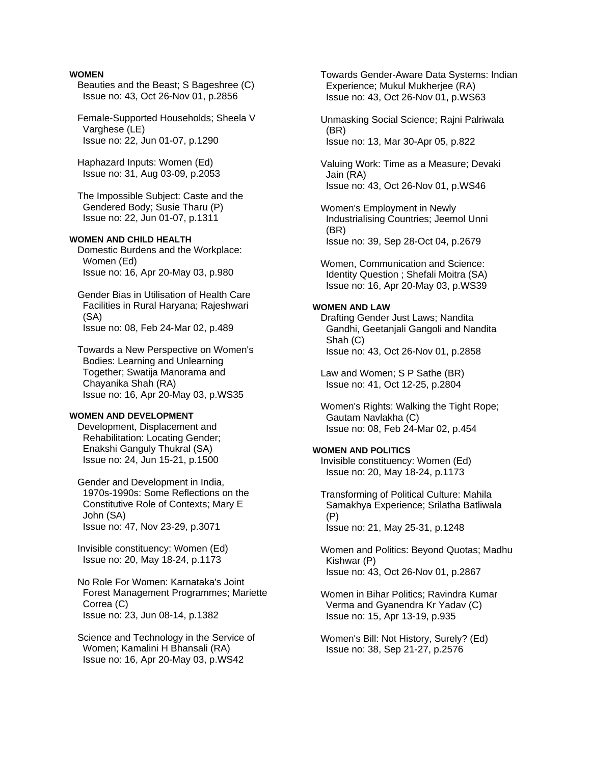**WOMEN**

Beauties and the Beast; S Bageshree (C)
Issue no: 43, Oct 26-Nov 01, p.2856

Female-Supported Households; Sheela V Varghese (LE)
Issue no: 22, Jun 01-07, p.1290

Haphazard Inputs: Women (Ed)
Issue no: 31, Aug 03-09, p.2053

The Impossible Subject: Caste and the Gendered Body; Susie Tharu (P)
Issue no: 22, Jun 01-07, p.1311

**WOMEN AND CHILD HEALTH**

Domestic Burdens and the Workplace: Women (Ed)
Issue no: 16, Apr 20-May 03, p.980

Gender Bias in Utilisation of Health Care Facilities in Rural Haryana; Rajeshwari (SA)
Issue no: 08, Feb 24-Mar 02, p.489

Towards a New Perspective on Women's Bodies: Learning and Unlearning Together; Swatija Manorama and Chayanika Shah (RA)
Issue no: 16, Apr 20-May 03, p.WS35

**WOMEN AND DEVELOPMENT**

Development, Displacement and Rehabilitation: Locating Gender; Enakshi Ganguly Thukral (SA)
Issue no: 24, Jun 15-21, p.1500

Gender and Development in India, 1970s-1990s: Some Reflections on the Constitutive Role of Contexts; Mary E John (SA)
Issue no: 47, Nov 23-29, p.3071

Invisible constituency: Women (Ed)
Issue no: 20, May 18-24, p.1173

No Role For Women: Karnataka's Joint Forest Management Programmes; Mariette Correa (C)
Issue no: 23, Jun 08-14, p.1382

Science and Technology in the Service of Women; Kamalini H Bhansali (RA)
Issue no: 16, Apr 20-May 03, p.WS42

Towards Gender-Aware Data Systems: Indian Experience; Mukul Mukherjee (RA)
Issue no: 43, Oct 26-Nov 01, p.WS63

Unmasking Social Science; Rajni Palriwala (BR)
Issue no: 13, Mar 30-Apr 05, p.822

Valuing Work: Time as a Measure; Devaki Jain (RA)
Issue no: 43, Oct 26-Nov 01, p.WS46

Women's Employment in Newly Industrialising Countries; Jeemol Unni (BR)
Issue no: 39, Sep 28-Oct 04, p.2679

Women, Communication and Science: Identity Question ; Shefali Moitra (SA)
Issue no: 16, Apr 20-May 03, p.WS39

**WOMEN AND LAW**

Drafting Gender Just Laws; Nandita Gandhi, Geetanjali Gangoli and Nandita Shah (C)
Issue no: 43, Oct 26-Nov 01, p.2858

Law and Women; S P Sathe (BR)
Issue no: 41, Oct 12-25, p.2804

Women's Rights: Walking the Tight Rope; Gautam Navlakha (C)
Issue no: 08, Feb 24-Mar 02, p.454

**WOMEN AND POLITICS**

Invisible constituency: Women (Ed)
Issue no: 20, May 18-24, p.1173

Transforming of Political Culture: Mahila Samakhya Experience; Srilatha Batliwala (P)
Issue no: 21, May 25-31, p.1248

Women and Politics: Beyond Quotas; Madhu Kishwar (P)
Issue no: 43, Oct 26-Nov 01, p.2867

Women in Bihar Politics; Ravindra Kumar Verma and Gyanendra Kr Yadav (C)
Issue no: 15, Apr 13-19, p.935

Women's Bill: Not History, Surely? (Ed)
Issue no: 38, Sep 21-27, p.2576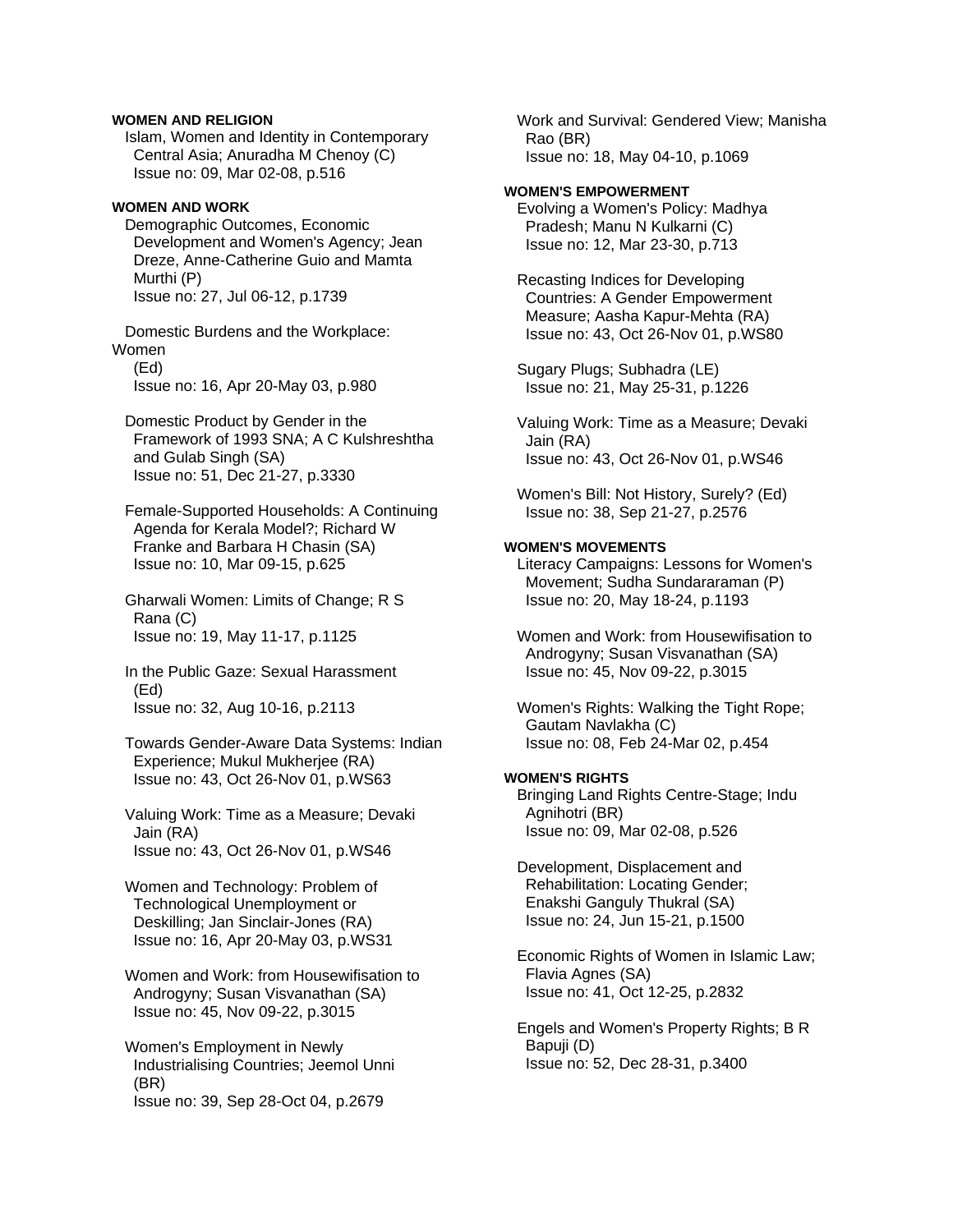**WOMEN AND RELIGION**

Islam, Women and Identity in Contemporary Central Asia; Anuradha M Chenoy (C)
Issue no: 09, Mar 02-08, p.516

**WOMEN AND WORK**

Demographic Outcomes, Economic Development and Women's Agency; Jean Dreze, Anne-Catherine Guio and Mamta Murthi (P)
Issue no: 27, Jul 06-12, p.1739

Domestic Burdens and the Workplace: Women (Ed)
Issue no: 16, Apr 20-May 03, p.980

Domestic Product by Gender in the Framework of 1993 SNA; A C Kulshreshtha and Gulab Singh (SA)
Issue no: 51, Dec 21-27, p.3330

Female-Supported Households: A Continuing Agenda for Kerala Model?; Richard W Franke and Barbara H Chasin (SA)
Issue no: 10, Mar 09-15, p.625

Gharwali Women: Limits of Change; R S Rana (C)
Issue no: 19, May 11-17, p.1125

In the Public Gaze: Sexual Harassment (Ed)
Issue no: 32, Aug 10-16, p.2113

Towards Gender-Aware Data Systems: Indian Experience; Mukul Mukherjee (RA)
Issue no: 43, Oct 26-Nov 01, p.WS63

Valuing Work: Time as a Measure; Devaki Jain (RA)
Issue no: 43, Oct 26-Nov 01, p.WS46

Women and Technology: Problem of Technological Unemployment or Deskilling; Jan Sinclair-Jones (RA)
Issue no: 16, Apr 20-May 03, p.WS31

Women and Work: from Housewifisation to Androgyny; Susan Visvanathan (SA)
Issue no: 45, Nov 09-22, p.3015

Women's Employment in Newly Industrialising Countries; Jeemol Unni (BR)
Issue no: 39, Sep 28-Oct 04, p.2679

Work and Survival: Gendered View; Manisha Rao (BR)
Issue no: 18, May 04-10, p.1069

**WOMEN'S EMPOWERMENT**

Evolving a Women's Policy: Madhya Pradesh; Manu N Kulkarni (C)
Issue no: 12, Mar 23-30, p.713

Recasting Indices for Developing Countries: A Gender Empowerment Measure; Aasha Kapur-Mehta (RA)
Issue no: 43, Oct 26-Nov 01, p.WS80

Sugary Plugs; Subhadra (LE)
Issue no: 21, May 25-31, p.1226

Valuing Work: Time as a Measure; Devaki Jain (RA)
Issue no: 43, Oct 26-Nov 01, p.WS46

Women's Bill: Not History, Surely? (Ed)
Issue no: 38, Sep 21-27, p.2576

**WOMEN'S MOVEMENTS**

Literacy Campaigns: Lessons for Women's Movement; Sudha Sundararaman (P)
Issue no: 20, May 18-24, p.1193

Women and Work: from Housewifisation to Androgyny; Susan Visvanathan (SA)
Issue no: 45, Nov 09-22, p.3015

Women's Rights: Walking the Tight Rope; Gautam Navlakha (C)
Issue no: 08, Feb 24-Mar 02, p.454

**WOMEN'S RIGHTS**

Bringing Land Rights Centre-Stage; Indu Agnihotri (BR)
Issue no: 09, Mar 02-08, p.526

Development, Displacement and Rehabilitation: Locating Gender; Enakshi Ganguly Thukral (SA)
Issue no: 24, Jun 15-21, p.1500

Economic Rights of Women in Islamic Law; Flavia Agnes (SA)
Issue no: 41, Oct 12-25, p.2832

Engels and Women's Property Rights; B R Bapuji (D)
Issue no: 52, Dec 28-31, p.3400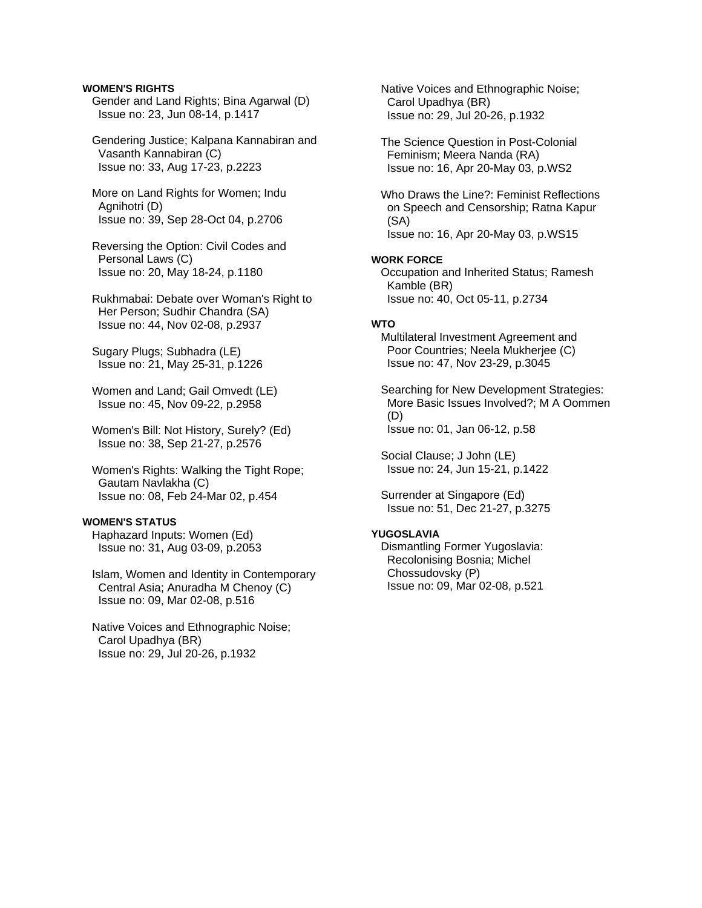**WOMEN'S RIGHTS**

Gender and Land Rights; Bina Agarwal (D)
Issue no: 23, Jun 08-14, p.1417

Gendering Justice; Kalpana Kannabiran and Vasanth Kannabiran (C)
Issue no: 33, Aug 17-23, p.2223

More on Land Rights for Women; Indu Agnihotri (D)
Issue no: 39, Sep 28-Oct 04, p.2706

Reversing the Option: Civil Codes and Personal Laws (C)
Issue no: 20, May 18-24, p.1180

Rukhmabai: Debate over Woman's Right to Her Person; Sudhir Chandra (SA)
Issue no: 44, Nov 02-08, p.2937

Sugary Plugs; Subhadra (LE)
Issue no: 21, May 25-31, p.1226

Women and Land; Gail Omvedt (LE)
Issue no: 45, Nov 09-22, p.2958

Women's Bill: Not History, Surely? (Ed)
Issue no: 38, Sep 21-27, p.2576

Women's Rights: Walking the Tight Rope; Gautam Navlakha (C)
Issue no: 08, Feb 24-Mar 02, p.454

**WOMEN'S STATUS**

Haphazard Inputs: Women (Ed)
Issue no: 31, Aug 03-09, p.2053

Islam, Women and Identity in Contemporary Central Asia; Anuradha M Chenoy (C)
Issue no: 09, Mar 02-08, p.516

Native Voices and Ethnographic Noise; Carol Upadhya (BR)
Issue no: 29, Jul 20-26, p.1932

Native Voices and Ethnographic Noise; Carol Upadhya (BR)
Issue no: 29, Jul 20-26, p.1932

The Science Question in Post-Colonial Feminism; Meera Nanda (RA)
Issue no: 16, Apr 20-May 03, p.WS2

Who Draws the Line?: Feminist Reflections on Speech and Censorship; Ratna Kapur (SA)
Issue no: 16, Apr 20-May 03, p.WS15

**WORK FORCE**

Occupation and Inherited Status; Ramesh Kamble (BR)
Issue no: 40, Oct 05-11, p.2734

**WTO**

Multilateral Investment Agreement and Poor Countries; Neela Mukherjee (C)
Issue no: 47, Nov 23-29, p.3045

Searching for New Development Strategies: More Basic Issues Involved?; M A Oommen (D)
Issue no: 01, Jan 06-12, p.58

Social Clause; J John (LE)
Issue no: 24, Jun 15-21, p.1422

Surrender at Singapore (Ed)
Issue no: 51, Dec 21-27, p.3275

**YUGOSLAVIA**

Dismantling Former Yugoslavia: Recolonising Bosnia; Michel Chossudovsky (P)
Issue no: 09, Mar 02-08, p.521